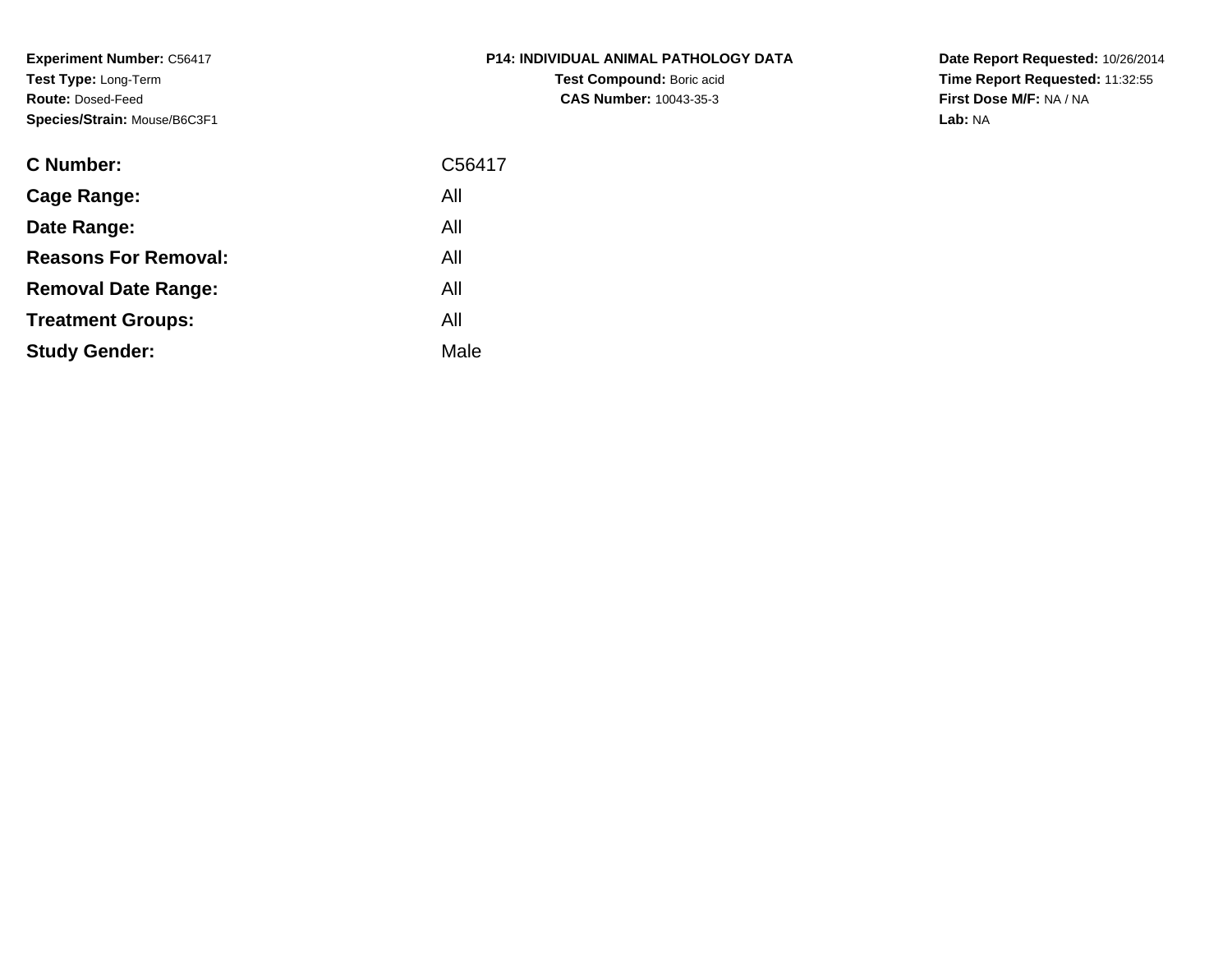**Experiment Number:** C56417
**Test Type:** Long-Term
**Route:** Dosed-Feed
**Species/Strain:** Mouse/B6C3F1

**P14: INDIVIDUAL ANIMAL PATHOLOGY DATA**
**Test Compound:** Boric acid
**CAS Number:** 10043-35-3

**Date Report Requested:** 10/26/2014
**Time Report Requested:** 11:32:55
**First Dose M/F:** NA / NA
**Lab:** NA

| | |
|---|---|
| **C Number:** | C56417 |
| **Cage Range:** | All |
| **Date Range:** | All |
| **Reasons For Removal:** | All |
| **Removal Date Range:** | All |
| **Treatment Groups:** | All |
| **Study Gender:** | Male |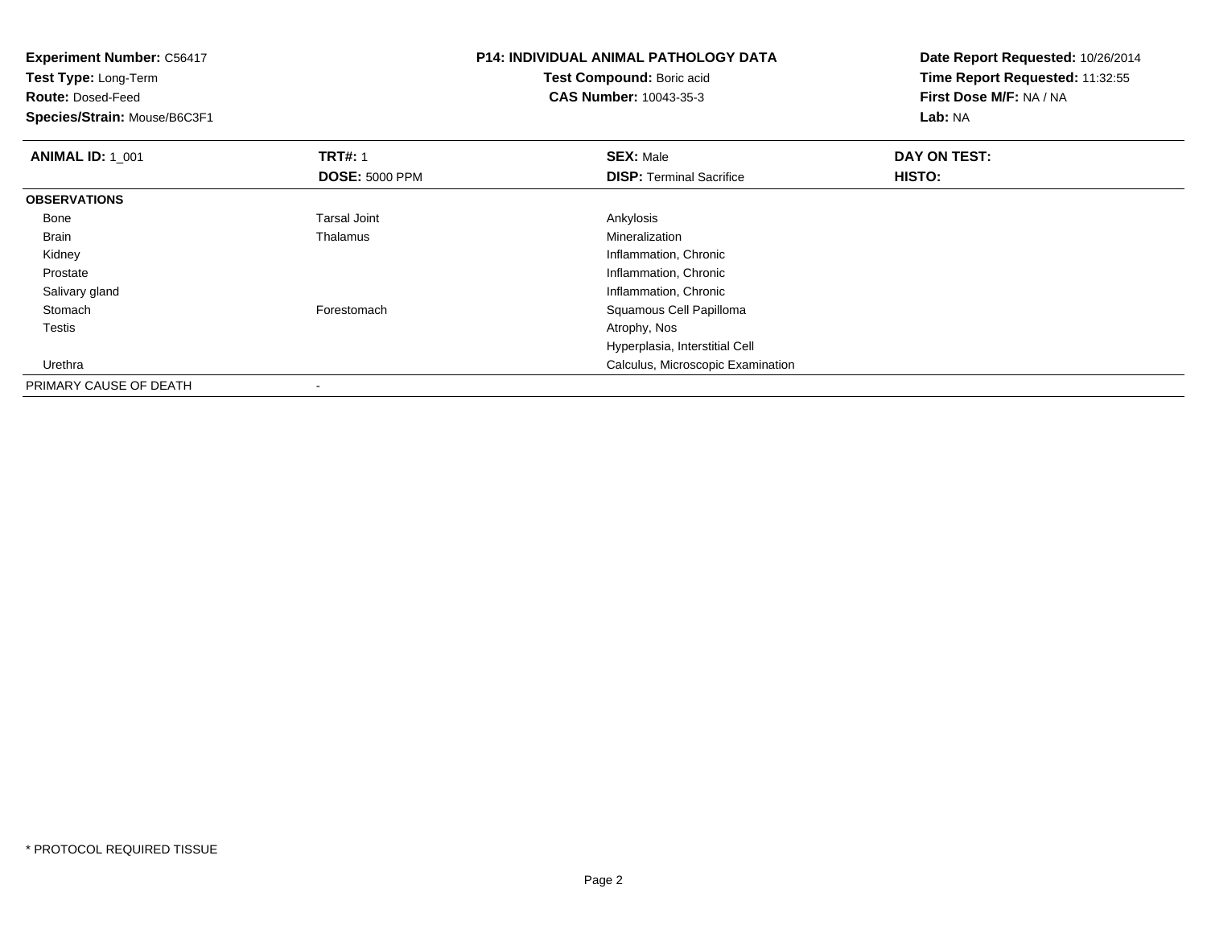**Experiment Number:** C56417
**Test Type:** Long-Term
**Route:** Dosed-Feed
**Species/Strain:** Mouse/B6C3F1

**P14: INDIVIDUAL ANIMAL PATHOLOGY DATA**
**Test Compound:** Boric acid
**CAS Number:** 10043-35-3

**Date Report Requested:** 10/26/2014
**Time Report Requested:** 11:32:55
**First Dose M/F:** NA / NA
**Lab:** NA

| **ANIMAL ID:** 1_001 | **TRT#:** 1 | **SEX:** Male | **DAY ON TEST:** |
|---|---|---|---|
| | **DOSE:** 5000 PPM | **DISP:** Terminal Sacrifice | **HISTO:** |
| **OBSERVATIONS** | | | |
| Bone | Tarsal Joint | Ankylosis | |
| Brain | Thalamus | Mineralization | |
| Kidney | | Inflammation, Chronic | |
| Prostate | | Inflammation, Chronic | |
| Salivary gland | | Inflammation, Chronic | |
| Stomach | Forestomach | Squamous Cell Papilloma | |
| Testis | | Atrophy, Nos | |
| | | Hyperplasia, Interstitial Cell | |
| Urethra | | Calculus, Microscopic Examination | |
| PRIMARY CAUSE OF DEATH | - | | |

* PROTOCOL REQUIRED TISSUE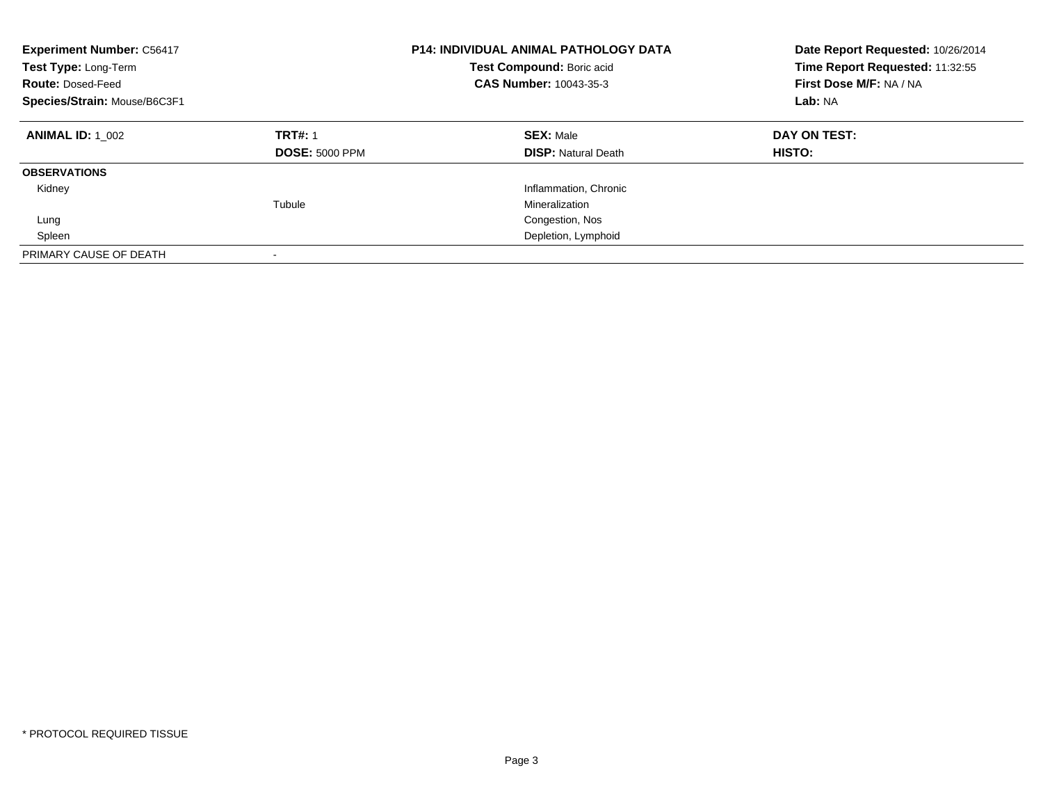**Experiment Number:** C56417
**Test Type:** Long-Term
**Route:** Dosed-Feed
**Species/Strain:** Mouse/B6C3F1

**P14: INDIVIDUAL ANIMAL PATHOLOGY DATA**
**Test Compound:** Boric acid
**CAS Number:** 10043-35-3

**Date Report Requested:** 10/26/2014
**Time Report Requested:** 11:32:55
**First Dose M/F:** NA / NA
**Lab:** NA

| **ANIMAL ID:** 1_002 | **TRT#:** 1 | **SEX:** Male | **DAY ON TEST:** |
|---|---|---|---|
| | **DOSE:** 5000 PPM | **DISP:** Natural Death | **HISTO:** |
| **OBSERVATIONS** | | | |
| Kidney | | Inflammation, Chronic | |
| | Tubule | Mineralization | |
| Lung | | Congestion, Nos | |
| Spleen | | Depletion, Lymphoid | |
| PRIMARY CAUSE OF DEATH | - | | |

\* PROTOCOL REQUIRED TISSUE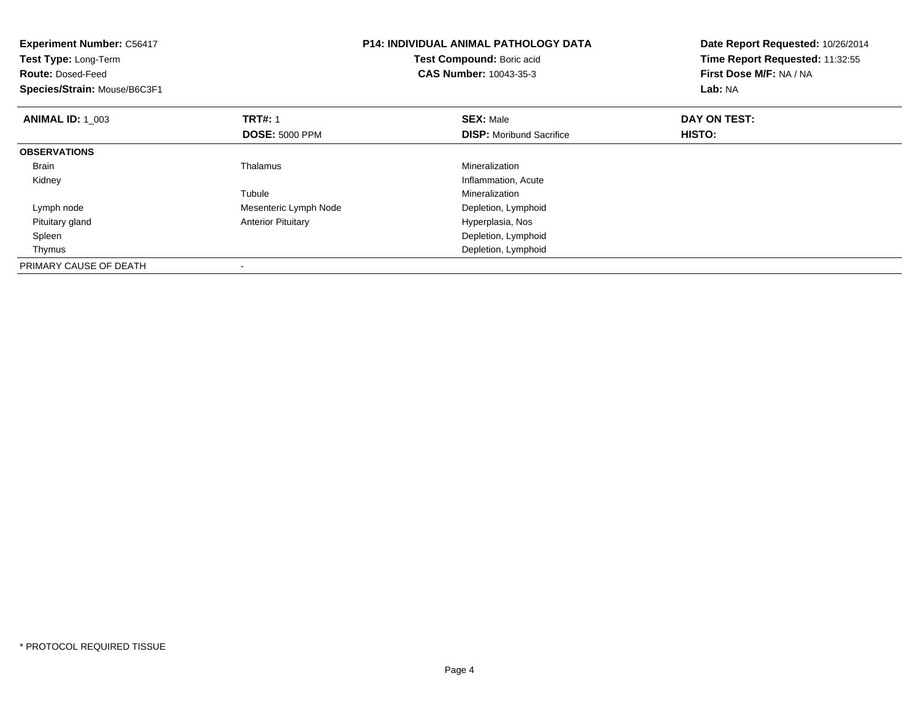**Experiment Number:** C56417
**Test Type:** Long-Term
**Route:** Dosed-Feed
**Species/Strain:** Mouse/B6C3F1

**P14: INDIVIDUAL ANIMAL PATHOLOGY DATA**
**Test Compound:** Boric acid
**CAS Number:** 10043-35-3

**Date Report Requested:** 10/26/2014
**Time Report Requested:** 11:32:55
**First Dose M/F:** NA / NA
**Lab:** NA

| **ANIMAL ID:** 1_003 | **TRT#:** 1 | **SEX:** Male | **DAY ON TEST:** |
|---|---|---|---|
| | **DOSE:** 5000 PPM | **DISP:** Moribund Sacrifice | **HISTO:** |
| **OBSERVATIONS** | | | |
| Brain | Thalamus | Mineralization | |
| Kidney | | Inflammation, Acute | |
| | Tubule | Mineralization | |
| Lymph node | Mesenteric Lymph Node | Depletion, Lymphoid | |
| Pituitary gland | Anterior Pituitary | Hyperplasia, Nos | |
| Spleen | | Depletion, Lymphoid | |
| Thymus | | Depletion, Lymphoid | |
| PRIMARY CAUSE OF DEATH | - | | |

* PROTOCOL REQUIRED TISSUE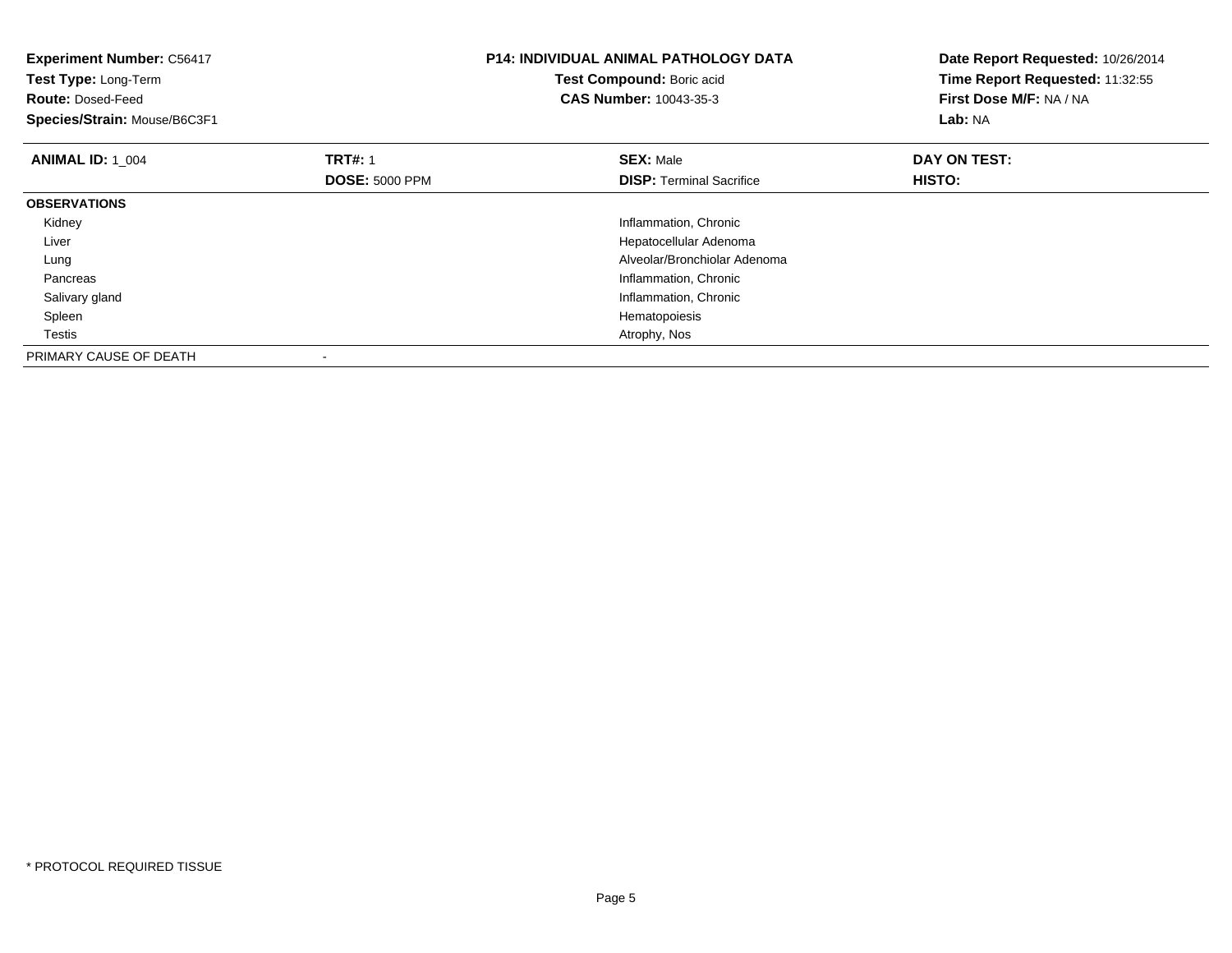**Experiment Number:** C56417
**Test Type:** Long-Term
**Route:** Dosed-Feed
**Species/Strain:** Mouse/B6C3F1

**P14: INDIVIDUAL ANIMAL PATHOLOGY DATA**
**Test Compound:** Boric acid
**CAS Number:** 10043-35-3

**Date Report Requested:** 10/26/2014
**Time Report Requested:** 11:32:55
**First Dose M/F:** NA / NA
**Lab:** NA

| **ANIMAL ID:** 1_004 | **TRT#:** 1 | **SEX:** Male | **DAY ON TEST:** |
|---|---|---|---|
| | **DOSE:** 5000 PPM | **DISP:** Terminal Sacrifice | **HISTO:** |
| **OBSERVATIONS** | | | |
| Kidney | | Inflammation, Chronic | |
| Liver | | Hepatocellular Adenoma | |
| Lung | | Alveolar/Bronchiolar Adenoma | |
| Pancreas | | Inflammation, Chronic | |
| Salivary gland | | Inflammation, Chronic | |
| Spleen | | Hematopoiesis | |
| Testis | | Atrophy, Nos | |
| PRIMARY CAUSE OF DEATH | - | | |

* PROTOCOL REQUIRED TISSUE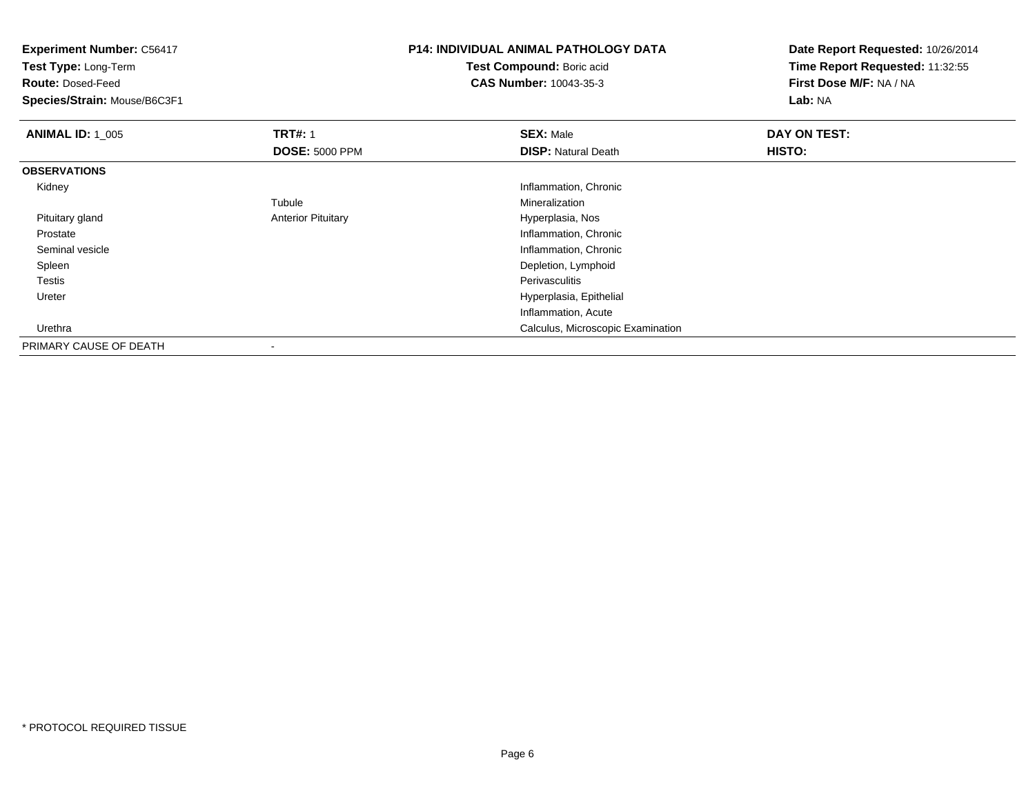**Experiment Number:** C56417
**Test Type:** Long-Term
**Route:** Dosed-Feed
**Species/Strain:** Mouse/B6C3F1

**P14: INDIVIDUAL ANIMAL PATHOLOGY DATA**
**Test Compound:** Boric acid
**CAS Number:** 10043-35-3

**Date Report Requested:** 10/26/2014
**Time Report Requested:** 11:32:55
**First Dose M/F:** NA / NA
**Lab:** NA

| **ANIMAL ID:** 1_005 | **TRT#:** 1 | **SEX:** Male | **DAY ON TEST:** |
|---|---|---|---|
| | **DOSE:** 5000 PPM | **DISP:** Natural Death | **HISTO:** |
| **OBSERVATIONS** | | | |
| Kidney | | Inflammation, Chronic | |
| | Tubule | Mineralization | |
| Pituitary gland | Anterior Pituitary | Hyperplasia, Nos | |
| Prostate | | Inflammation, Chronic | |
| Seminal vesicle | | Inflammation, Chronic | |
| Spleen | | Depletion, Lymphoid | |
| Testis | | Perivasculitis | |
| Ureter | | Hyperplasia, Epithelial | |
| | | Inflammation, Acute | |
| Urethra | | Calculus, Microscopic Examination | |
| PRIMARY CAUSE OF DEATH | - | | |

* PROTOCOL REQUIRED TISSUE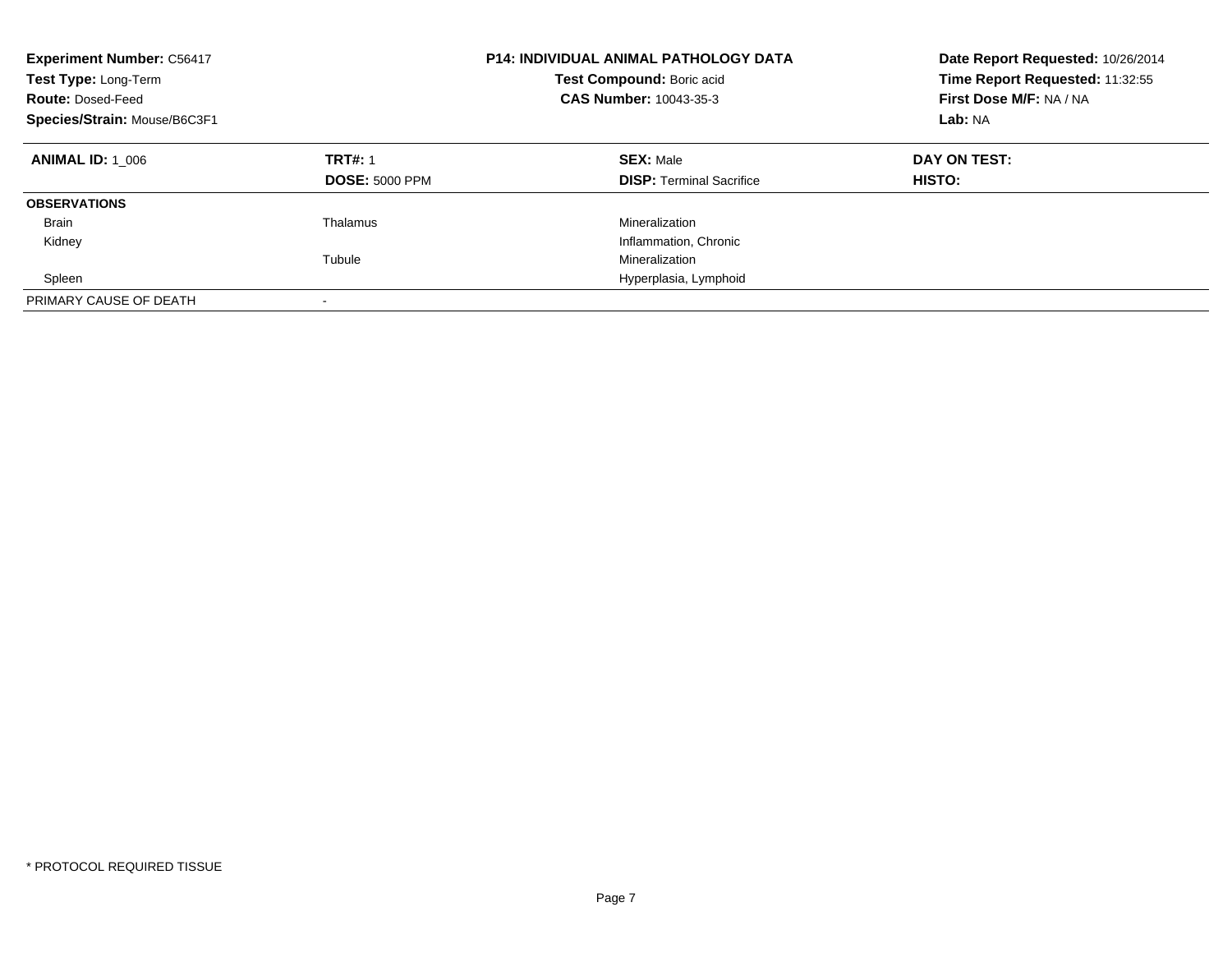| **Experiment Number:** C56417 | **P14: INDIVIDUAL ANIMAL PATHOLOGY DATA** | **Date Report Requested:** 10/26/2014 |
|---|---|---|
| **Test Type:** Long-Term | **Test Compound:** Boric acid | **Time Report Requested:** 11:32:55 |
| **Route:** Dosed-Feed | **CAS Number:** 10043-35-3 | **First Dose M/F:** NA / NA |
| **Species/Strain:** Mouse/B6C3F1 | | **Lab:** NA |

| **ANIMAL ID:** 1_006 | **TRT#:** 1 | **SEX:** Male | **DAY ON TEST:** |
|---|---|---|---|
| | **DOSE:** 5000 PPM | **DISP:** Terminal Sacrifice | **HISTO:** |
| **OBSERVATIONS** | | | |
| Brain | Thalamus | Mineralization | |
| Kidney | | Inflammation, Chronic | |
| | Tubule | Mineralization | |
| Spleen | | Hyperplasia, Lymphoid | |
| PRIMARY CAUSE OF DEATH | - | | |

\* PROTOCOL REQUIRED TISSUE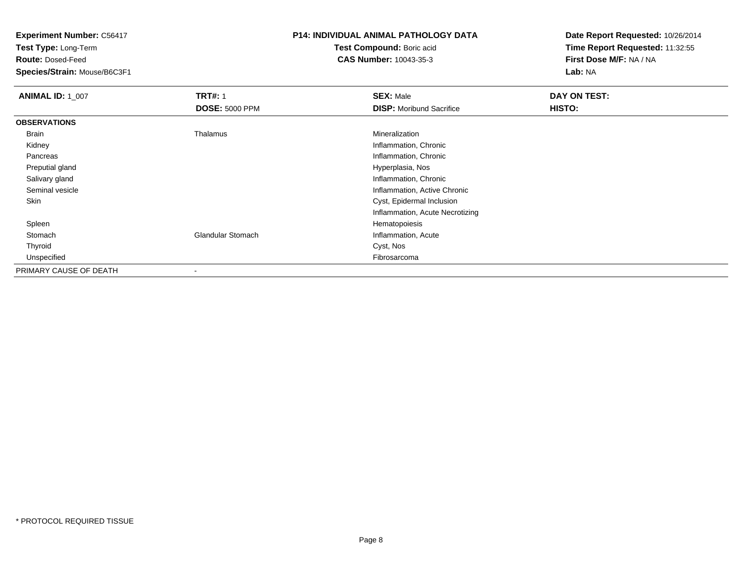**Experiment Number:** C56417
**Test Type:** Long-Term
**Route:** Dosed-Feed
**Species/Strain:** Mouse/B6C3F1

**P14: INDIVIDUAL ANIMAL PATHOLOGY DATA**
**Test Compound:** Boric acid
**CAS Number:** 10043-35-3

**Date Report Requested:** 10/26/2014
**Time Report Requested:** 11:32:55
**First Dose M/F:** NA / NA
**Lab:** NA

| **ANIMAL ID:** 1_007 | **TRT#:** 1 | **SEX:** Male | **DAY ON TEST:** |
|---|---|---|---|
| | **DOSE:** 5000 PPM | **DISP:** Moribund Sacrifice | **HISTO:** |
| **OBSERVATIONS** | | | |
| Brain | Thalamus | Mineralization | |
| Kidney | | Inflammation, Chronic | |
| Pancreas | | Inflammation, Chronic | |
| Preputial gland | | Hyperplasia, Nos | |
| Salivary gland | | Inflammation, Chronic | |
| Seminal vesicle | | Inflammation, Active Chronic | |
| Skin | | Cyst, Epidermal Inclusion | |
| | | Inflammation, Acute Necrotizing | |
| Spleen | | Hematopoiesis | |
| Stomach | Glandular Stomach | Inflammation, Acute | |
| Thyroid | | Cyst, Nos | |
| Unspecified | | Fibrosarcoma | |
| PRIMARY CAUSE OF DEATH | - | | |

\* PROTOCOL REQUIRED TISSUE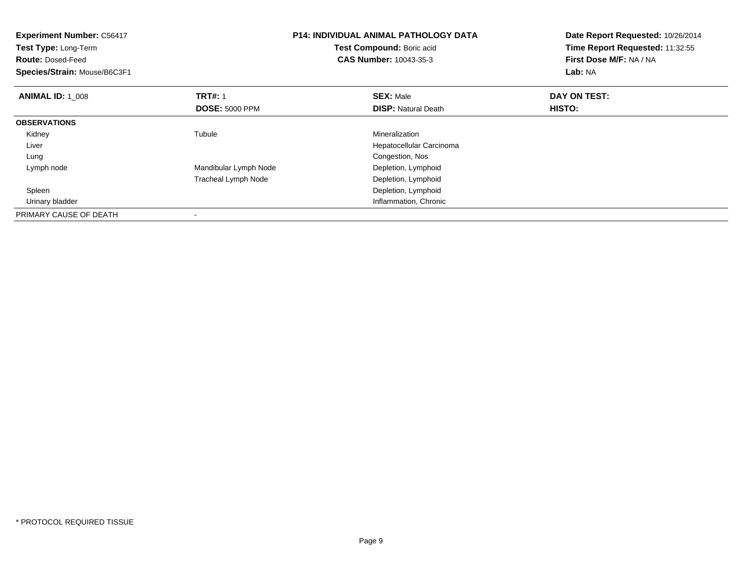**Experiment Number:** C56417
**Test Type:** Long-Term
**Route:** Dosed-Feed
**Species/Strain:** Mouse/B6C3F1

**P14: INDIVIDUAL ANIMAL PATHOLOGY DATA**
**Test Compound:** Boric acid
**CAS Number:** 10043-35-3

**Date Report Requested:** 10/26/2014
**Time Report Requested:** 11:32:55
**First Dose M/F:** NA / NA
**Lab:** NA

| **ANIMAL ID:** 1_008 | **TRT#:** 1 | **SEX:** Male | **DAY ON TEST:** |
|---|---|---|---|
| | **DOSE:** 5000 PPM | **DISP:** Natural Death | **HISTO:** |
| **OBSERVATIONS** | | | |
| Kidney | Tubule | Mineralization | |
| Liver | | Hepatocellular Carcinoma | |
| Lung | | Congestion, Nos | |
| Lymph node | Mandibular Lymph Node | Depletion, Lymphoid | |
| | Tracheal Lymph Node | Depletion, Lymphoid | |
| Spleen | | Depletion, Lymphoid | |
| Urinary bladder | | Inflammation, Chronic | |
| PRIMARY CAUSE OF DEATH | - | | |

* PROTOCOL REQUIRED TISSUE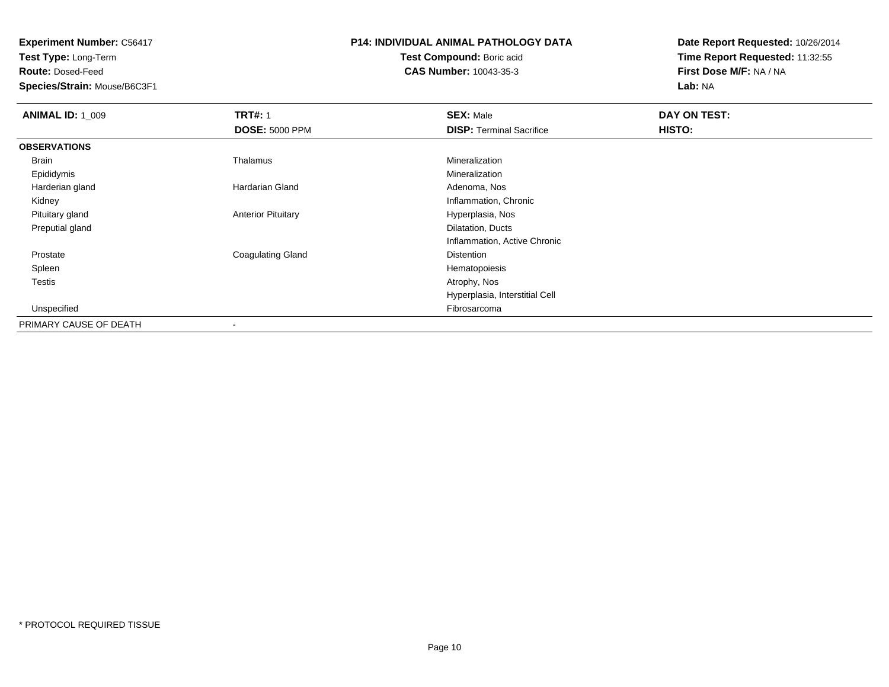**Experiment Number:** C56417
**Test Type:** Long-Term
**Route:** Dosed-Feed
**Species/Strain:** Mouse/B6C3F1

**P14: INDIVIDUAL ANIMAL PATHOLOGY DATA**
**Test Compound:** Boric acid
**CAS Number:** 10043-35-3

**Date Report Requested:** 10/26/2014
**Time Report Requested:** 11:32:55
**First Dose M/F:** NA / NA
**Lab:** NA

| **ANIMAL ID:** 1_009 | **TRT#:** 1 | **SEX:** Male | **DAY ON TEST:** |
|---|---|---|---|
| | **DOSE:** 5000 PPM | **DISP:** Terminal Sacrifice | **HISTO:** |
| **OBSERVATIONS** | | | |
| Brain | Thalamus | Mineralization | |
| Epididymis | | Mineralization | |
| Harderian gland | Hardarian Gland | Adenoma, Nos | |
| Kidney | | Inflammation, Chronic | |
| Pituitary gland | Anterior Pituitary | Hyperplasia, Nos | |
| Preputial gland | | Dilatation, Ducts | |
| | | Inflammation, Active Chronic | |
| Prostate | Coagulating Gland | Distention | |
| Spleen | | Hematopoiesis | |
| Testis | | Atrophy, Nos | |
| | | Hyperplasia, Interstitial Cell | |
| Unspecified | | Fibrosarcoma | |
| PRIMARY CAUSE OF DEATH | - | | |

\* PROTOCOL REQUIRED TISSUE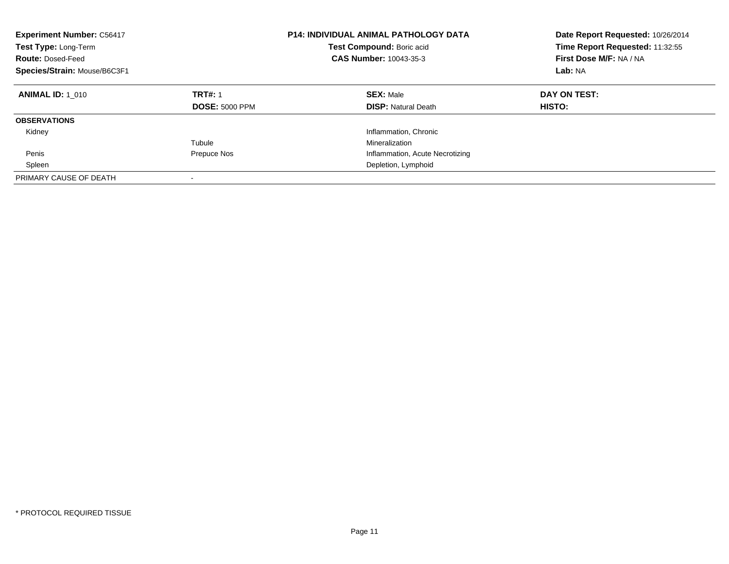**Experiment Number:** C56417
**Test Type:** Long-Term
**Route:** Dosed-Feed
**Species/Strain:** Mouse/B6C3F1

**P14: INDIVIDUAL ANIMAL PATHOLOGY DATA**
**Test Compound:** Boric acid
**CAS Number:** 10043-35-3

**Date Report Requested:** 10/26/2014
**Time Report Requested:** 11:32:55
**First Dose M/F:** NA / NA
**Lab:** NA

| **ANIMAL ID:** 1_010 | **TRT#:** 1 | **SEX:** Male | **DAY ON TEST:** |
|---|---|---|---|
| | **DOSE:** 5000 PPM | **DISP:** Natural Death | **HISTO:** |
| **OBSERVATIONS** | | | |
| Kidney | | Inflammation, Chronic | |
| | Tubule | Mineralization | |
| Penis | Prepuce Nos | Inflammation, Acute Necrotizing | |
| Spleen | | Depletion, Lymphoid | |
| PRIMARY CAUSE OF DEATH | - | | |

\* PROTOCOL REQUIRED TISSUE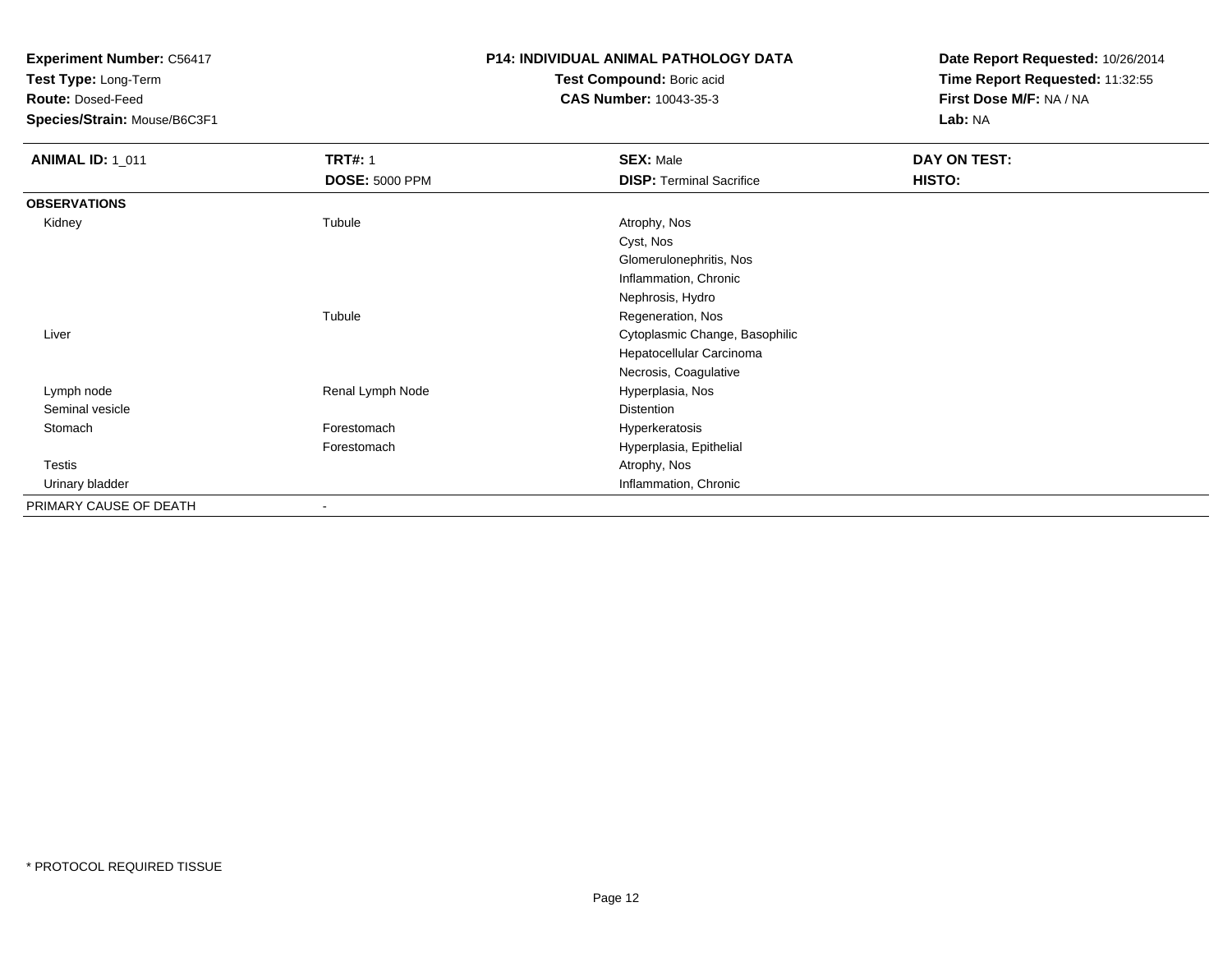**Experiment Number:** C56417
**Test Type:** Long-Term
**Route:** Dosed-Feed
**Species/Strain:** Mouse/B6C3F1

**P14: INDIVIDUAL ANIMAL PATHOLOGY DATA**
**Test Compound:** Boric acid
**CAS Number:** 10043-35-3

**Date Report Requested:** 10/26/2014
**Time Report Requested:** 11:32:55
**First Dose M/F:** NA / NA
**Lab:** NA

| **ANIMAL ID:** 1_011 | **TRT#:** 1 | **SEX:** Male | **DAY ON TEST:** |
|---|---|---|---|
| | **DOSE:** 5000 PPM | **DISP:** Terminal Sacrifice | **HISTO:** |
| **OBSERVATIONS** | | | |
| Kidney | Tubule | Atrophy, Nos | |
| | | Cyst, Nos | |
| | | Glomerulonephritis, Nos | |
| | | Inflammation, Chronic | |
| | | Nephrosis, Hydro | |
| | Tubule | Regeneration, Nos | |
| Liver | | Cytoplasmic Change, Basophilic | |
| | | Hepatocellular Carcinoma | |
| | | Necrosis, Coagulative | |
| Lymph node | Renal Lymph Node | Hyperplasia, Nos | |
| Seminal vesicle | | Distention | |
| Stomach | Forestomach | Hyperkeratosis | |
| | Forestomach | Hyperplasia, Epithelial | |
| Testis | | Atrophy, Nos | |
| Urinary bladder | | Inflammation, Chronic | |
| PRIMARY CAUSE OF DEATH | - | | |

* PROTOCOL REQUIRED TISSUE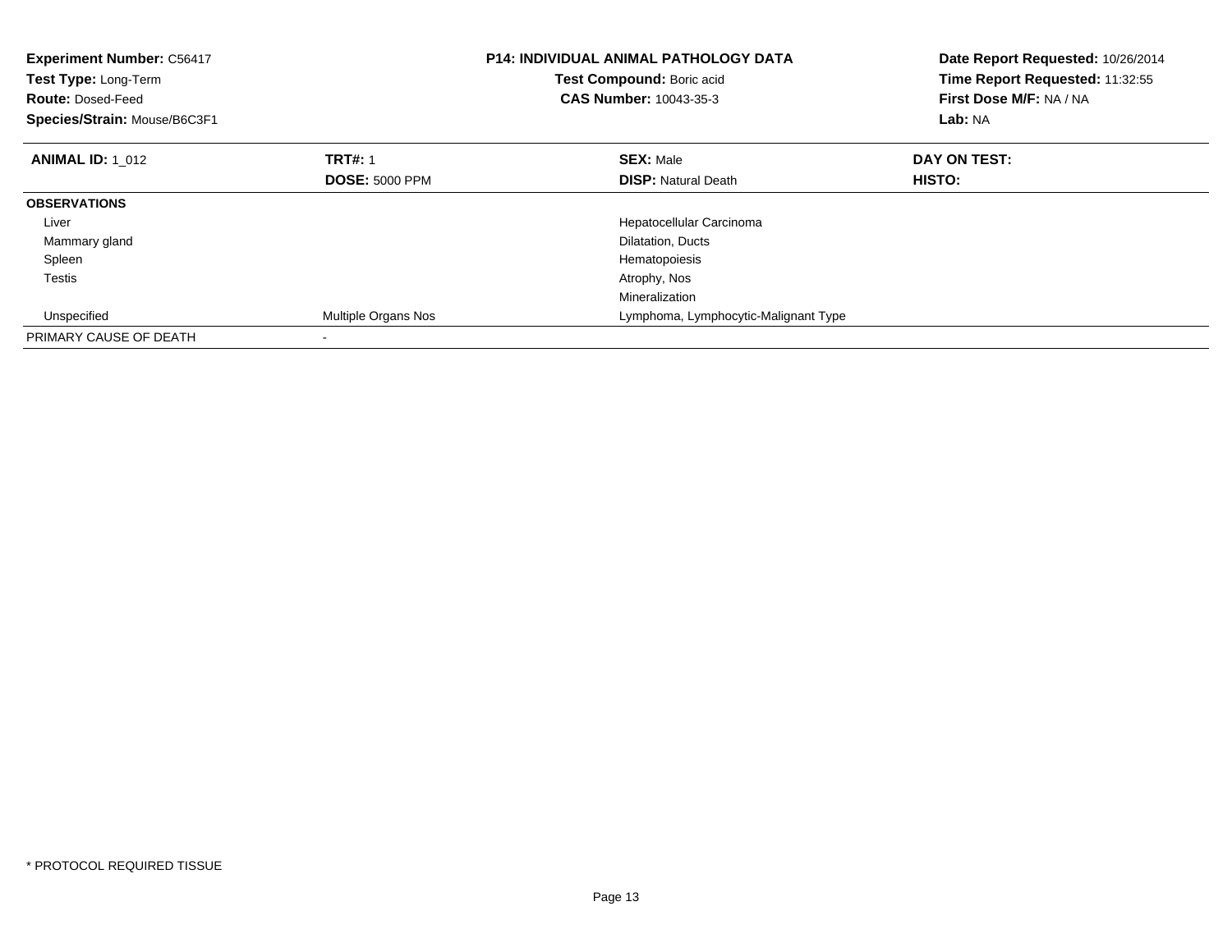**Experiment Number:** C56417
**Test Type:** Long-Term
**Route:** Dosed-Feed
**Species/Strain:** Mouse/B6C3F1

**P14: INDIVIDUAL ANIMAL PATHOLOGY DATA**
**Test Compound:** Boric acid
**CAS Number:** 10043-35-3

**Date Report Requested:** 10/26/2014
**Time Report Requested:** 11:32:55
**First Dose M/F:** NA / NA
**Lab:** NA

| **ANIMAL ID:** 1_012 | **TRT#:** 1 | **SEX:** Male | **DAY ON TEST:** |
|---|---|---|---|
| | **DOSE:** 5000 PPM | **DISP:** Natural Death | **HISTO:** |
| **OBSERVATIONS** | | | |
| Liver | | Hepatocellular Carcinoma | |
| Mammary gland | | Dilatation, Ducts | |
| Spleen | | Hematopoiesis | |
| Testis | | Atrophy, Nos | |
| | | Mineralization | |
| Unspecified | Multiple Organs Nos | Lymphoma, Lymphocytic-Malignant Type | |
| PRIMARY CAUSE OF DEATH | - | | |

* PROTOCOL REQUIRED TISSUE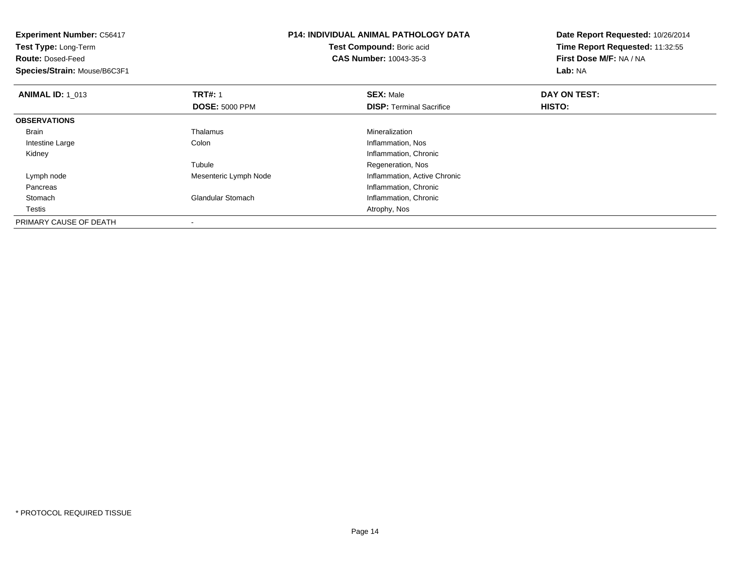**Experiment Number:** C56417
**Test Type:** Long-Term
**Route:** Dosed-Feed
**Species/Strain:** Mouse/B6C3F1

**P14: INDIVIDUAL ANIMAL PATHOLOGY DATA**
**Test Compound:** Boric acid
**CAS Number:** 10043-35-3

**Date Report Requested:** 10/26/2014
**Time Report Requested:** 11:32:55
**First Dose M/F:** NA / NA
**Lab:** NA

| **ANIMAL ID:** 1_013 | **TRT#:** 1 | **SEX:** Male | **DAY ON TEST:** |
|---|---|---|---|
| | **DOSE:** 5000 PPM | **DISP:** Terminal Sacrifice | **HISTO:** |
| **OBSERVATIONS** | | | |
| Brain | Thalamus | Mineralization | |
| Intestine Large | Colon | Inflammation, Nos | |
| Kidney | | Inflammation, Chronic | |
| | Tubule | Regeneration, Nos | |
| Lymph node | Mesenteric Lymph Node | Inflammation, Active Chronic | |
| Pancreas | | Inflammation, Chronic | |
| Stomach | Glandular Stomach | Inflammation, Chronic | |
| Testis | | Atrophy, Nos | |
| PRIMARY CAUSE OF DEATH | - | | |

\* PROTOCOL REQUIRED TISSUE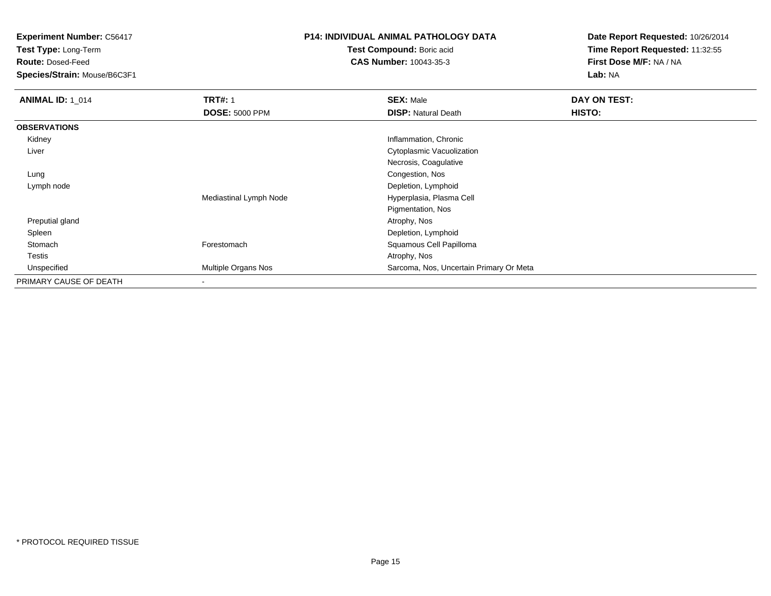**Experiment Number:** C56417
**Test Type:** Long-Term
**Route:** Dosed-Feed
**Species/Strain:** Mouse/B6C3F1

**P14: INDIVIDUAL ANIMAL PATHOLOGY DATA**
**Test Compound:** Boric acid
**CAS Number:** 10043-35-3

**Date Report Requested:** 10/26/2014
**Time Report Requested:** 11:32:55
**First Dose M/F:** NA / NA
**Lab:** NA

| **ANIMAL ID:** 1_014 | **TRT#:** 1 | **SEX:** Male | **DAY ON TEST:** |
|---|---|---|---|
| | **DOSE:** 5000 PPM | **DISP:** Natural Death | **HISTO:** |
| **OBSERVATIONS** | | | |
| Kidney | | Inflammation, Chronic | |
| Liver | | Cytoplasmic Vacuolization | |
| | | Necrosis, Coagulative | |
| Lung | | Congestion, Nos | |
| Lymph node | | Depletion, Lymphoid | |
| | Mediastinal Lymph Node | Hyperplasia, Plasma Cell | |
| | | Pigmentation, Nos | |
| Preputial gland | | Atrophy, Nos | |
| Spleen | | Depletion, Lymphoid | |
| Stomach | Forestomach | Squamous Cell Papilloma | |
| Testis | | Atrophy, Nos | |
| Unspecified | Multiple Organs Nos | Sarcoma, Nos, Uncertain Primary Or Meta | |
| PRIMARY CAUSE OF DEATH | - | | |

* PROTOCOL REQUIRED TISSUE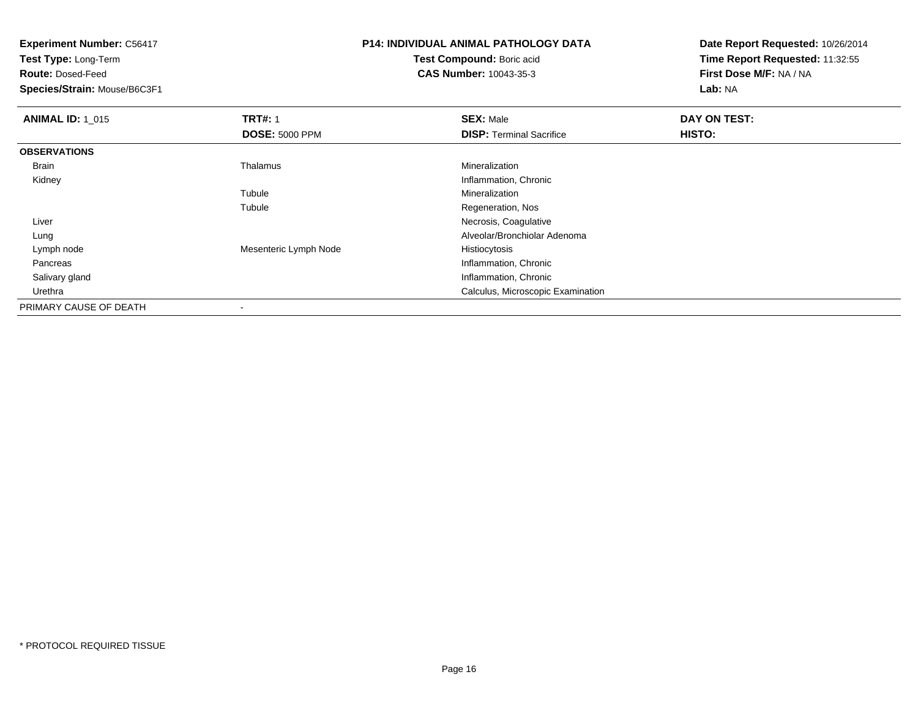**Experiment Number:** C56417
**Test Type:** Long-Term
**Route:** Dosed-Feed
**Species/Strain:** Mouse/B6C3F1

**P14: INDIVIDUAL ANIMAL PATHOLOGY DATA**
**Test Compound:** Boric acid
**CAS Number:** 10043-35-3

**Date Report Requested:** 10/26/2014
**Time Report Requested:** 11:32:55
**First Dose M/F:** NA / NA
**Lab:** NA

| **ANIMAL ID:** 1_015 | **TRT#:** 1 | **SEX:** Male | **DAY ON TEST:** |
|---|---|---|---|
| | **DOSE:** 5000 PPM | **DISP:** Terminal Sacrifice | **HISTO:** |
| **OBSERVATIONS** | | | |
| Brain | Thalamus | Mineralization | |
| Kidney | | Inflammation, Chronic | |
| | Tubule | Mineralization | |
| | Tubule | Regeneration, Nos | |
| Liver | | Necrosis, Coagulative | |
| Lung | | Alveolar/Bronchiolar Adenoma | |
| Lymph node | Mesenteric Lymph Node | Histiocytosis | |
| Pancreas | | Inflammation, Chronic | |
| Salivary gland | | Inflammation, Chronic | |
| Urethra | | Calculus, Microscopic Examination | |
| PRIMARY CAUSE OF DEATH | - | | |

\* PROTOCOL REQUIRED TISSUE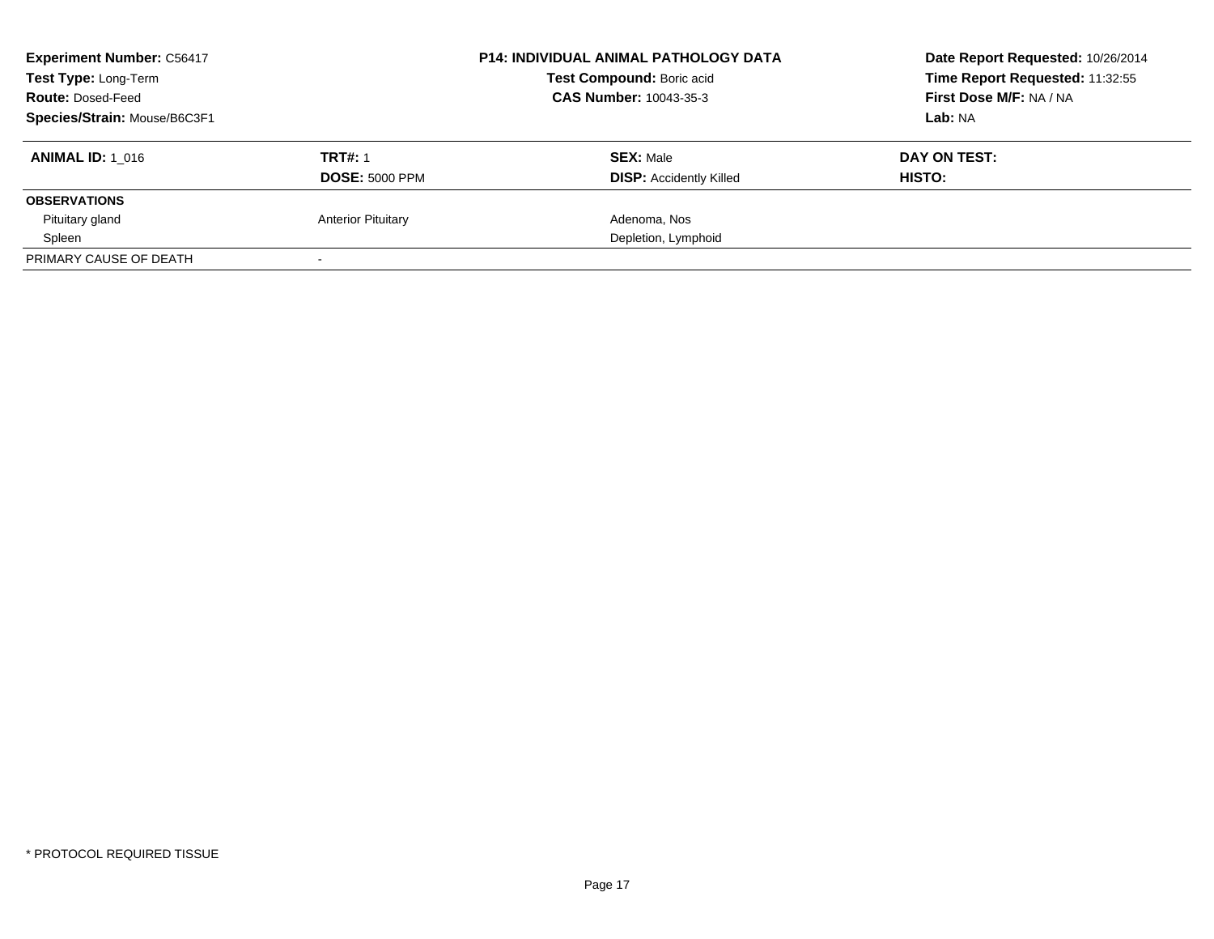**Experiment Number:** C56417
**Test Type:** Long-Term
**Route:** Dosed-Feed
**Species/Strain:** Mouse/B6C3F1

**P14: INDIVIDUAL ANIMAL PATHOLOGY DATA**
**Test Compound:** Boric acid
**CAS Number:** 10043-35-3

**Date Report Requested:** 10/26/2014
**Time Report Requested:** 11:32:55
**First Dose M/F:** NA / NA
**Lab:** NA

| **ANIMAL ID:** 1_016 | **TRT#:** 1 | **SEX:** Male | **DAY ON TEST:** |
|---|---|---|---|
| | **DOSE:** 5000 PPM | **DISP:** Accidently Killed | **HISTO:** |
| **OBSERVATIONS** | | | |
| Pituitary gland | Anterior Pituitary | Adenoma, Nos | |
| Spleen | | Depletion, Lymphoid | |
| PRIMARY CAUSE OF DEATH | - | | |

\* PROTOCOL REQUIRED TISSUE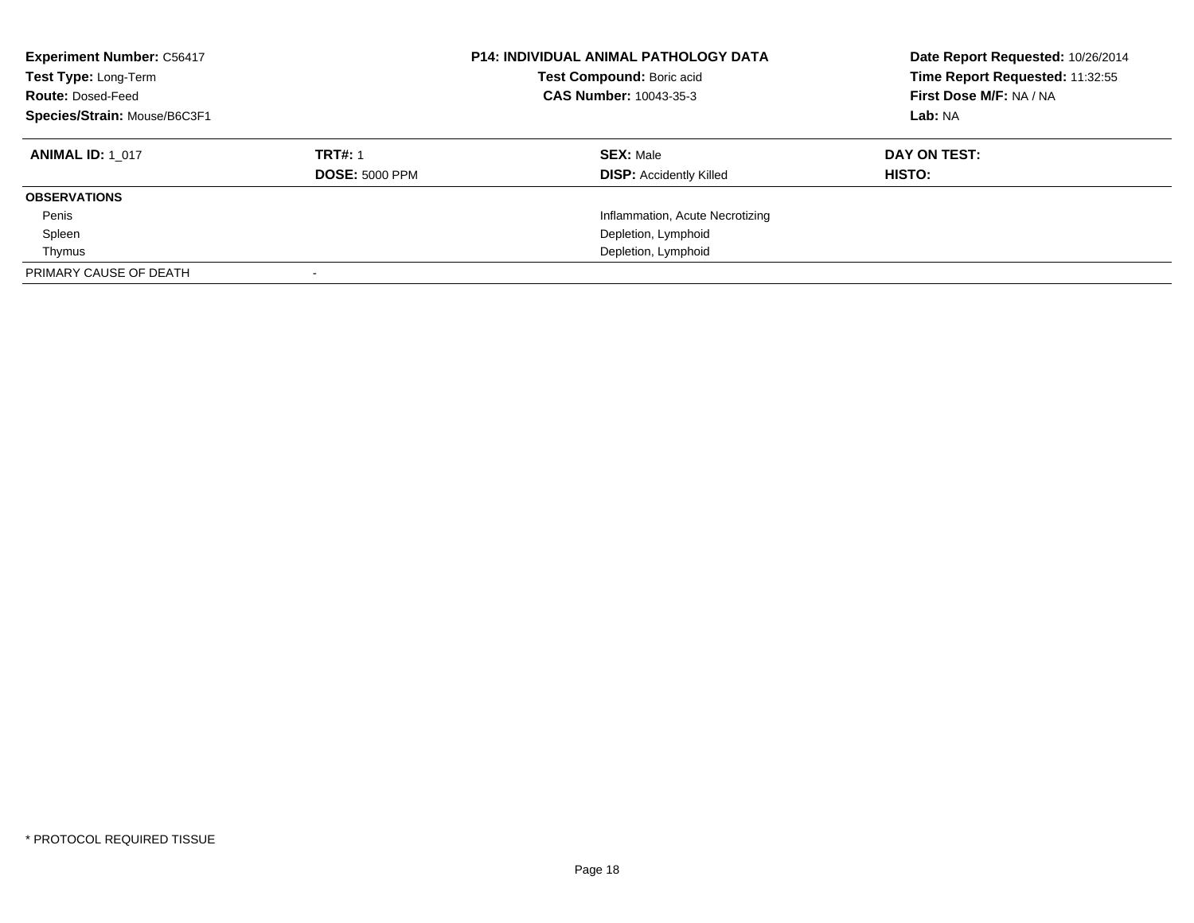**Experiment Number:** C56417
**Test Type:** Long-Term
**Route:** Dosed-Feed
**Species/Strain:** Mouse/B6C3F1

**P14: INDIVIDUAL ANIMAL PATHOLOGY DATA**
**Test Compound:** Boric acid
**CAS Number:** 10043-35-3

**Date Report Requested:** 10/26/2014
**Time Report Requested:** 11:32:55
**First Dose M/F:** NA / NA
**Lab:** NA

| **ANIMAL ID:** 1_017 | **TRT#:** 1 | **SEX:** Male | **DAY ON TEST:** |
|---|---|---|---|
| | **DOSE:** 5000 PPM | **DISP:** Accidently Killed | **HISTO:** |
| **OBSERVATIONS** | | | |
| Penis | | Inflammation, Acute Necrotizing | |
| Spleen | | Depletion, Lymphoid | |
| Thymus | | Depletion, Lymphoid | |
| PRIMARY CAUSE OF DEATH | - | | |

* PROTOCOL REQUIRED TISSUE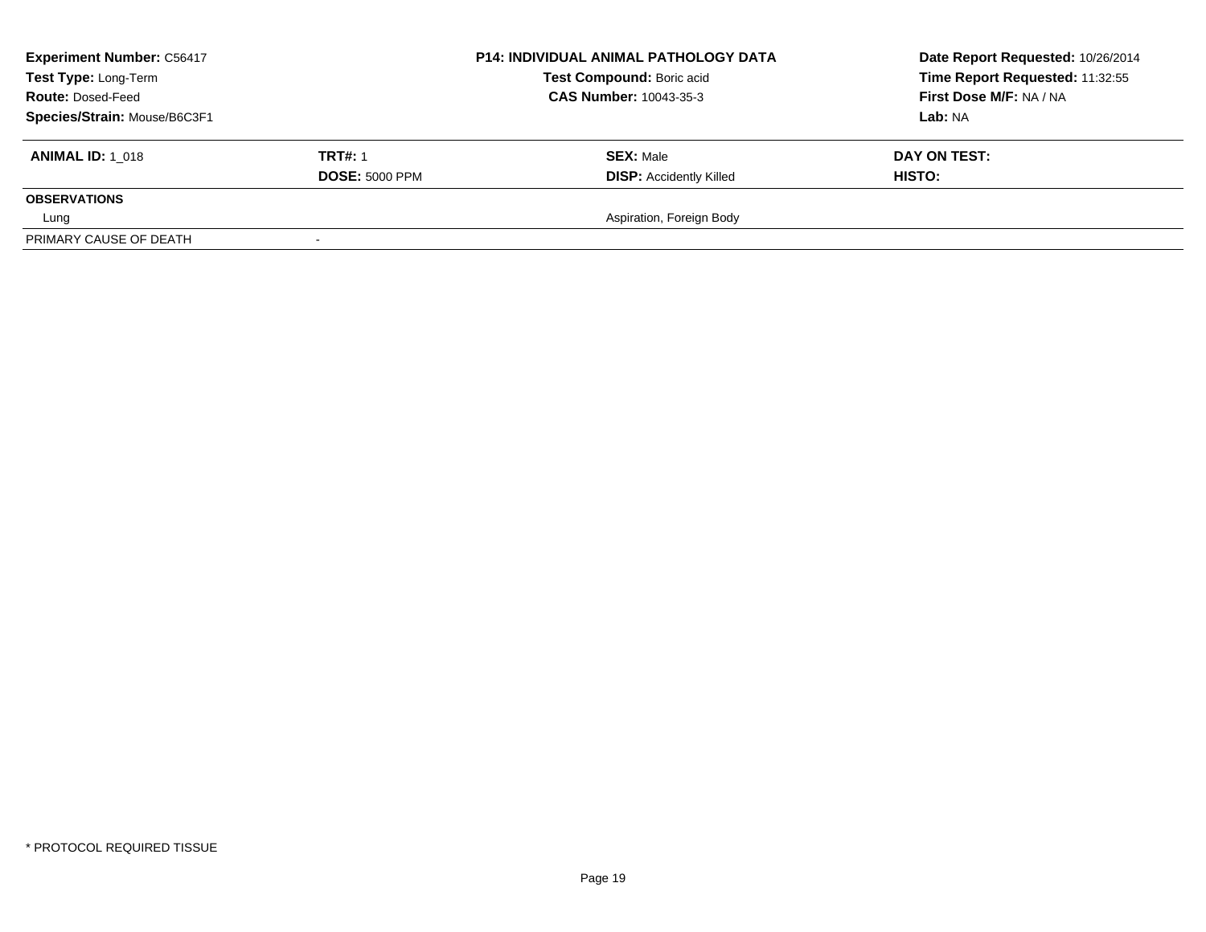| Experiment Number: C56417 | P14: INDIVIDUAL ANIMAL PATHOLOGY DATA | Date Report Requested: 10/26/2014 |
|---|---|---|
| Test Type: Long-Term | Test Compound: Boric acid | Time Report Requested: 11:32:55 |
| Route: Dosed-Feed | CAS Number: 10043-35-3 | First Dose M/F: NA / NA |
| Species/Strain: Mouse/B6C3F1 | | Lab: NA |

| ANIMAL ID: 1_018 | TRT#: 1 | SEX: Male | DAY ON TEST: |
|---|---|---|---|
| | DOSE: 5000 PPM | DISP: Accidently Killed | HISTO: |

| OBSERVATIONS | | |
|---|---|---|
| Lung | | Aspiration, Foreign Body |
| PRIMARY CAUSE OF DEATH | - | |

\* PROTOCOL REQUIRED TISSUE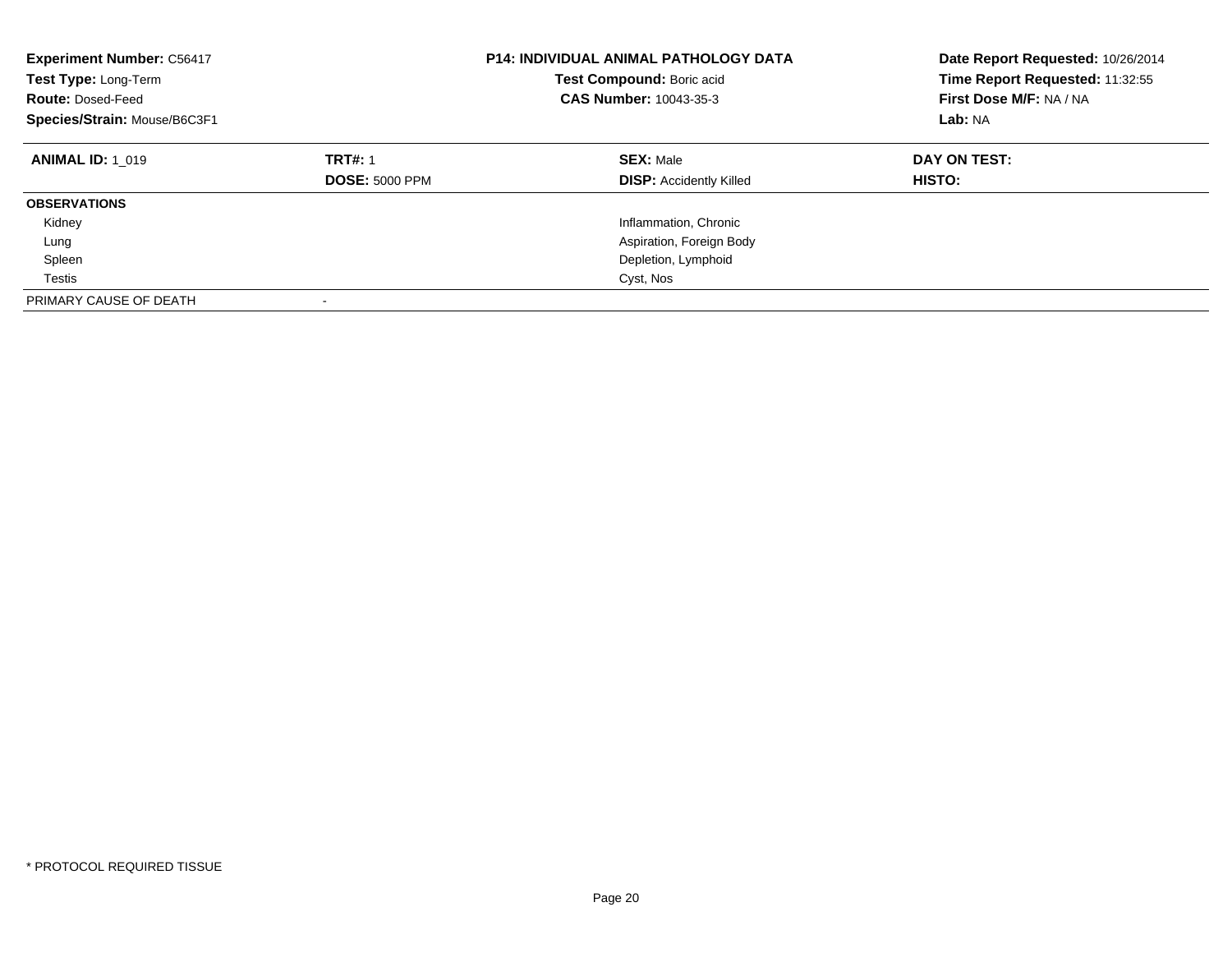| **Experiment Number:** C56417 | **P14: INDIVIDUAL ANIMAL PATHOLOGY DATA** | **Date Report Requested:** 10/26/2014 |
|---|---|---|
| **Test Type:** Long-Term | **Test Compound:** Boric acid | **Time Report Requested:** 11:32:55 |
| **Route:** Dosed-Feed | **CAS Number:** 10043-35-3 | **First Dose M/F:** NA / NA |
| **Species/Strain:** Mouse/B6C3F1 | | **Lab:** NA |

| **ANIMAL ID:** 1_019 | **TRT#:** 1 | **SEX:** Male | **DAY ON TEST:** |
|---|---|---|---|
| | **DOSE:** 5000 PPM | **DISP:** Accidently Killed | **HISTO:** |
| **OBSERVATIONS** | | | |
| Kidney | | Inflammation, Chronic | |
| Lung | | Aspiration, Foreign Body | |
| Spleen | | Depletion, Lymphoid | |
| Testis | | Cyst, Nos | |
| PRIMARY CAUSE OF DEATH | - | | |

* PROTOCOL REQUIRED TISSUE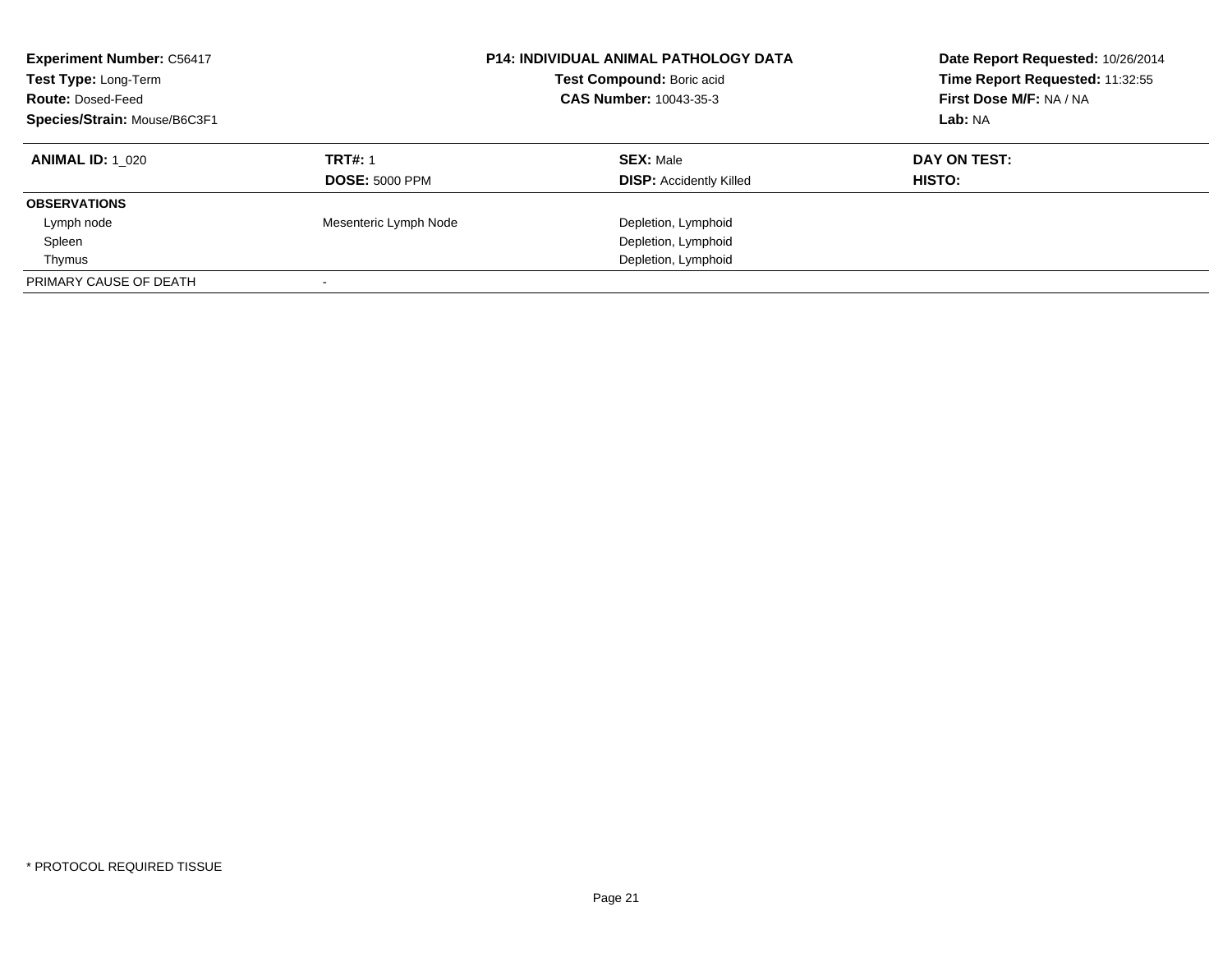**Experiment Number:** C56417
**Test Type:** Long-Term
**Route:** Dosed-Feed
**Species/Strain:** Mouse/B6C3F1

**P14: INDIVIDUAL ANIMAL PATHOLOGY DATA**
**Test Compound:** Boric acid
**CAS Number:** 10043-35-3

**Date Report Requested:** 10/26/2014
**Time Report Requested:** 11:32:55
**First Dose M/F:** NA / NA
**Lab:** NA

| **ANIMAL ID:** 1_020 | **TRT#:** 1 | **SEX:** Male | **DAY ON TEST:** |
|---|---|---|---|
| | **DOSE:** 5000 PPM | **DISP:** Accidently Killed | **HISTO:** |
| **OBSERVATIONS** | | | |
| Lymph node | Mesenteric Lymph Node | Depletion, Lymphoid | |
| Spleen | | Depletion, Lymphoid | |
| Thymus | | Depletion, Lymphoid | |
| PRIMARY CAUSE OF DEATH | - | | |

* PROTOCOL REQUIRED TISSUE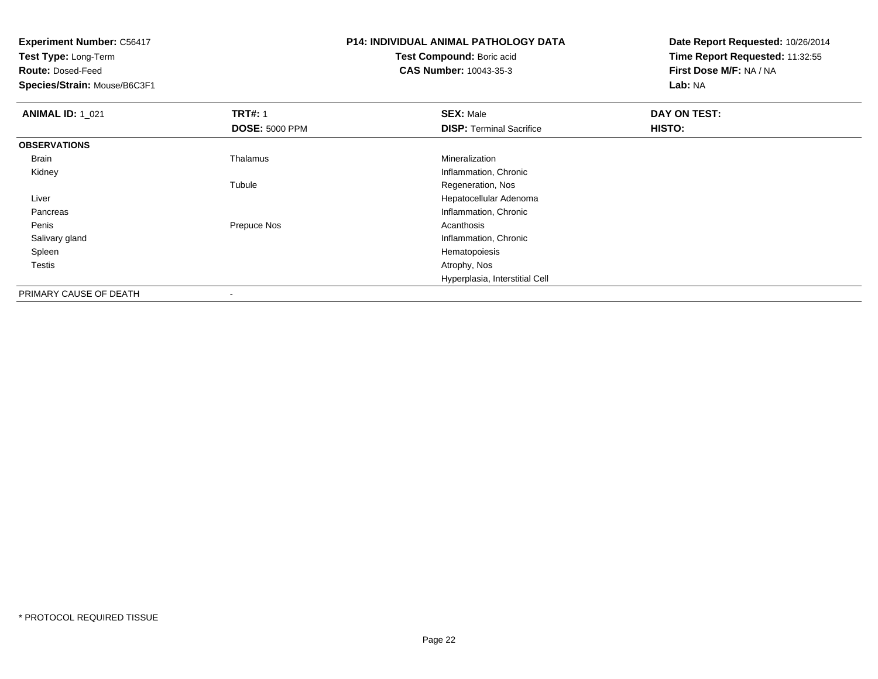**Experiment Number:** C56417
**Test Type:** Long-Term
**Route:** Dosed-Feed
**Species/Strain:** Mouse/B6C3F1

**P14: INDIVIDUAL ANIMAL PATHOLOGY DATA**
**Test Compound:** Boric acid
**CAS Number:** 10043-35-3

**Date Report Requested:** 10/26/2014
**Time Report Requested:** 11:32:55
**First Dose M/F:** NA / NA
**Lab:** NA

| **ANIMAL ID:** 1_021 | **TRT#:** 1 | **SEX:** Male | **DAY ON TEST:** |
|---|---|---|---|
| | **DOSE:** 5000 PPM | **DISP:** Terminal Sacrifice | **HISTO:** |
| **OBSERVATIONS** | | | |
| Brain | Thalamus | Mineralization | |
| Kidney | | Inflammation, Chronic | |
| | Tubule | Regeneration, Nos | |
| Liver | | Hepatocellular Adenoma | |
| Pancreas | | Inflammation, Chronic | |
| Penis | Prepuce Nos | Acanthosis | |
| Salivary gland | | Inflammation, Chronic | |
| Spleen | | Hematopoiesis | |
| Testis | | Atrophy, Nos | |
| | | Hyperplasia, Interstitial Cell | |
| PRIMARY CAUSE OF DEATH | - | | |

* PROTOCOL REQUIRED TISSUE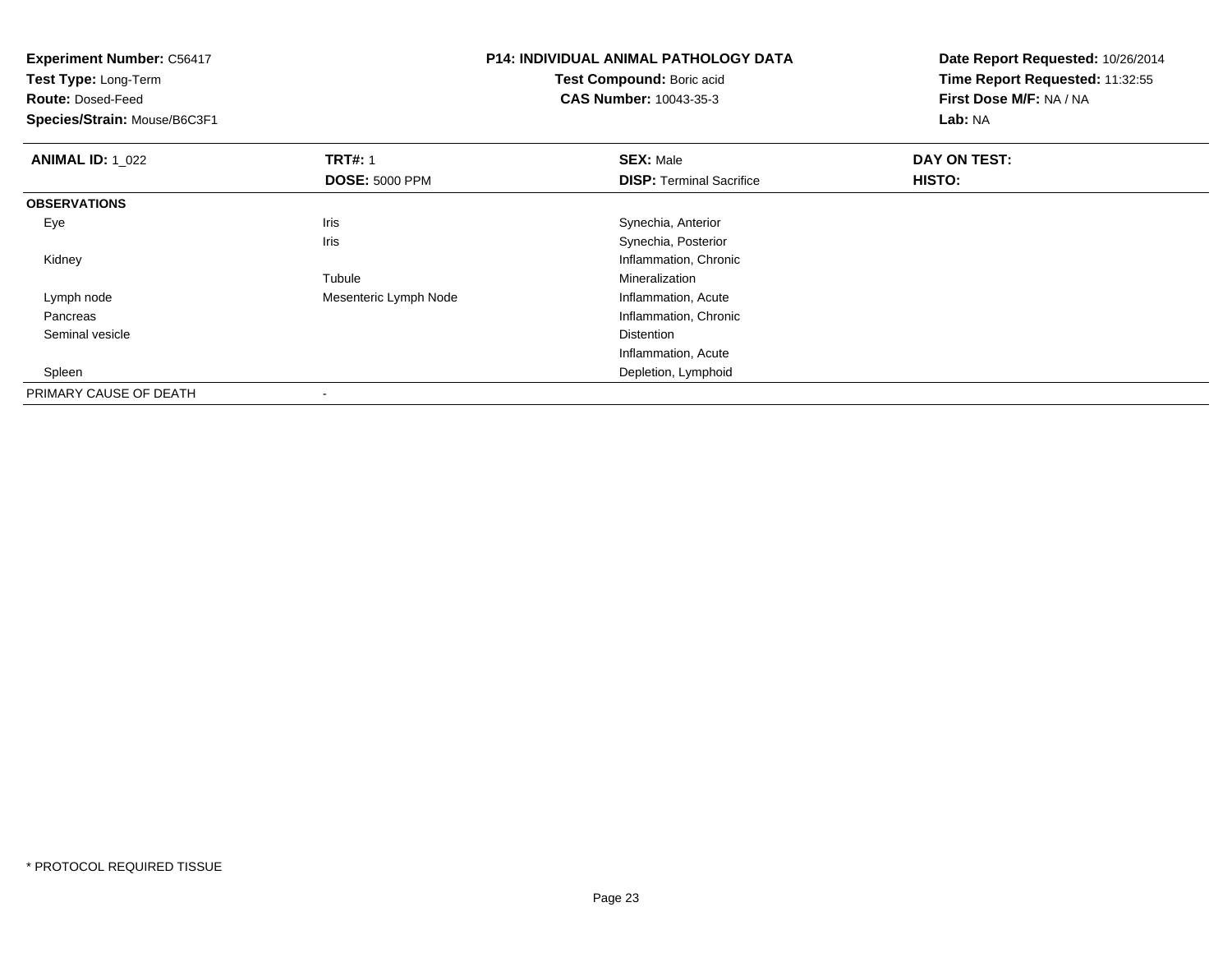**Experiment Number:** C56417
**Test Type:** Long-Term
**Route:** Dosed-Feed
**Species/Strain:** Mouse/B6C3F1

**P14: INDIVIDUAL ANIMAL PATHOLOGY DATA**
**Test Compound:** Boric acid
**CAS Number:** 10043-35-3

**Date Report Requested:** 10/26/2014
**Time Report Requested:** 11:32:55
**First Dose M/F:** NA / NA
**Lab:** NA

| **ANIMAL ID:** 1_022 | **TRT#:** 1 | **SEX:** Male | **DAY ON TEST:** |
|---|---|---|---|
| | **DOSE:** 5000 PPM | **DISP:** Terminal Sacrifice | **HISTO:** |
| **OBSERVATIONS** | | | |
| Eye | Iris | Synechia, Anterior | |
| | Iris | Synechia, Posterior | |
| Kidney | | Inflammation, Chronic | |
| | Tubule | Mineralization | |
| Lymph node | Mesenteric Lymph Node | Inflammation, Acute | |
| Pancreas | | Inflammation, Chronic | |
| Seminal vesicle | | Distention | |
| | | Inflammation, Acute | |
| Spleen | | Depletion, Lymphoid | |
| PRIMARY CAUSE OF DEATH | - | | |

* PROTOCOL REQUIRED TISSUE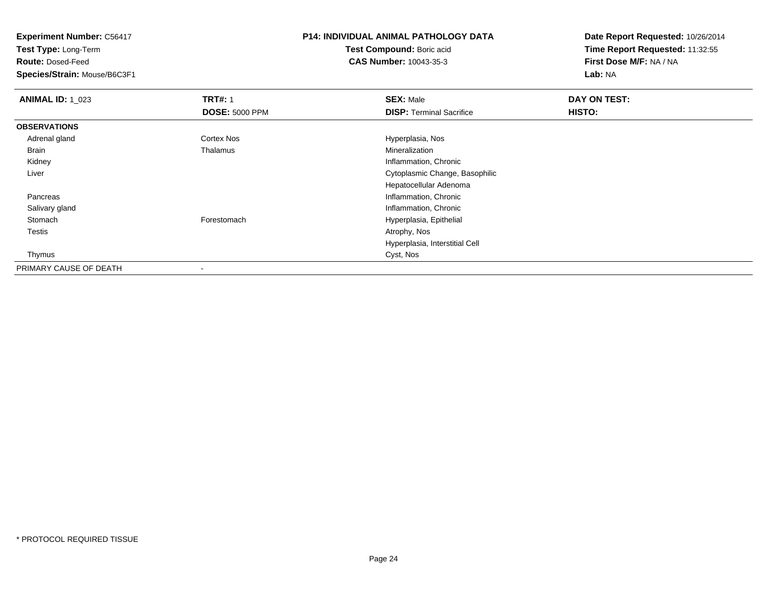**Experiment Number:** C56417
**Test Type:** Long-Term
**Route:** Dosed-Feed
**Species/Strain:** Mouse/B6C3F1

**P14: INDIVIDUAL ANIMAL PATHOLOGY DATA**
**Test Compound:** Boric acid
**CAS Number:** 10043-35-3

**Date Report Requested:** 10/26/2014
**Time Report Requested:** 11:32:55
**First Dose M/F:** NA / NA
**Lab:** NA

| **ANIMAL ID:** 1_023 | **TRT#:** 1 | **SEX:** Male | **DAY ON TEST:** |
|---|---|---|---|
| | **DOSE:** 5000 PPM | **DISP:** Terminal Sacrifice | **HISTO:** |
| **OBSERVATIONS** | | | |
| Adrenal gland | Cortex Nos | Hyperplasia, Nos | |
| Brain | Thalamus | Mineralization | |
| Kidney | | Inflammation, Chronic | |
| Liver | | Cytoplasmic Change, Basophilic | |
| | | Hepatocellular Adenoma | |
| Pancreas | | Inflammation, Chronic | |
| Salivary gland | | Inflammation, Chronic | |
| Stomach | Forestomach | Hyperplasia, Epithelial | |
| Testis | | Atrophy, Nos | |
| | | Hyperplasia, Interstitial Cell | |
| Thymus | | Cyst, Nos | |
| PRIMARY CAUSE OF DEATH | - | | |

* PROTOCOL REQUIRED TISSUE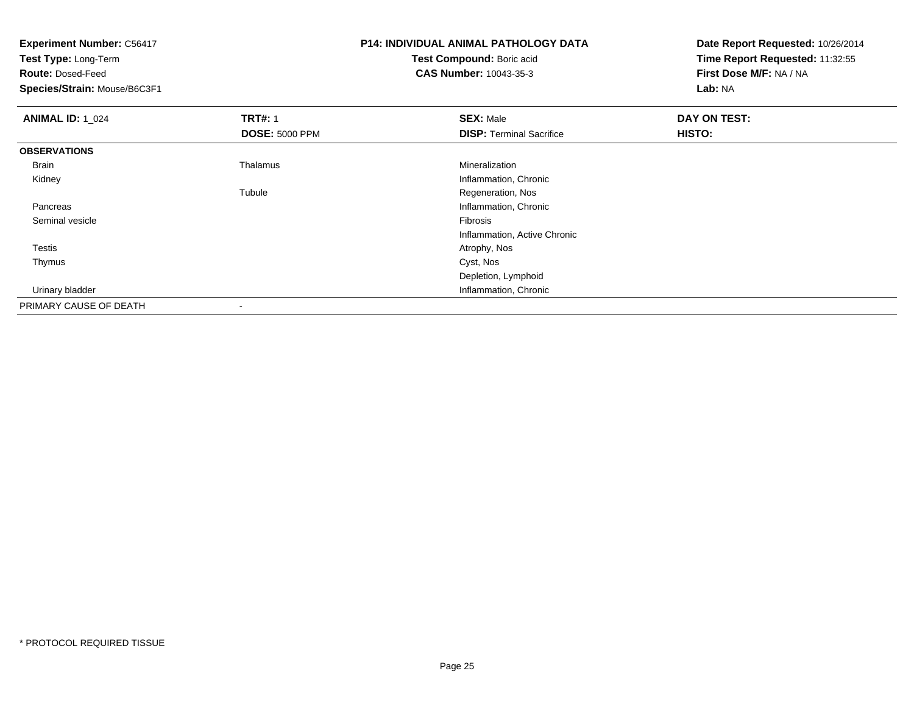**Experiment Number:** C56417
**Test Type:** Long-Term
**Route:** Dosed-Feed
**Species/Strain:** Mouse/B6C3F1

**P14: INDIVIDUAL ANIMAL PATHOLOGY DATA**
**Test Compound:** Boric acid
**CAS Number:** 10043-35-3

**Date Report Requested:** 10/26/2014
**Time Report Requested:** 11:32:55
**First Dose M/F:** NA / NA
**Lab:** NA

| **ANIMAL ID:** 1_024 | **TRT#:** 1 | **SEX:** Male | **DAY ON TEST:** |
|---|---|---|---|
| | **DOSE:** 5000 PPM | **DISP:** Terminal Sacrifice | **HISTO:** |
| **OBSERVATIONS** | | | |
| Brain | Thalamus | Mineralization | |
| Kidney | | Inflammation, Chronic | |
| | Tubule | Regeneration, Nos | |
| Pancreas | | Inflammation, Chronic | |
| Seminal vesicle | | Fibrosis | |
| | | Inflammation, Active Chronic | |
| Testis | | Atrophy, Nos | |
| Thymus | | Cyst, Nos | |
| | | Depletion, Lymphoid | |
| Urinary bladder | | Inflammation, Chronic | |
| PRIMARY CAUSE OF DEATH | - | | |

* PROTOCOL REQUIRED TISSUE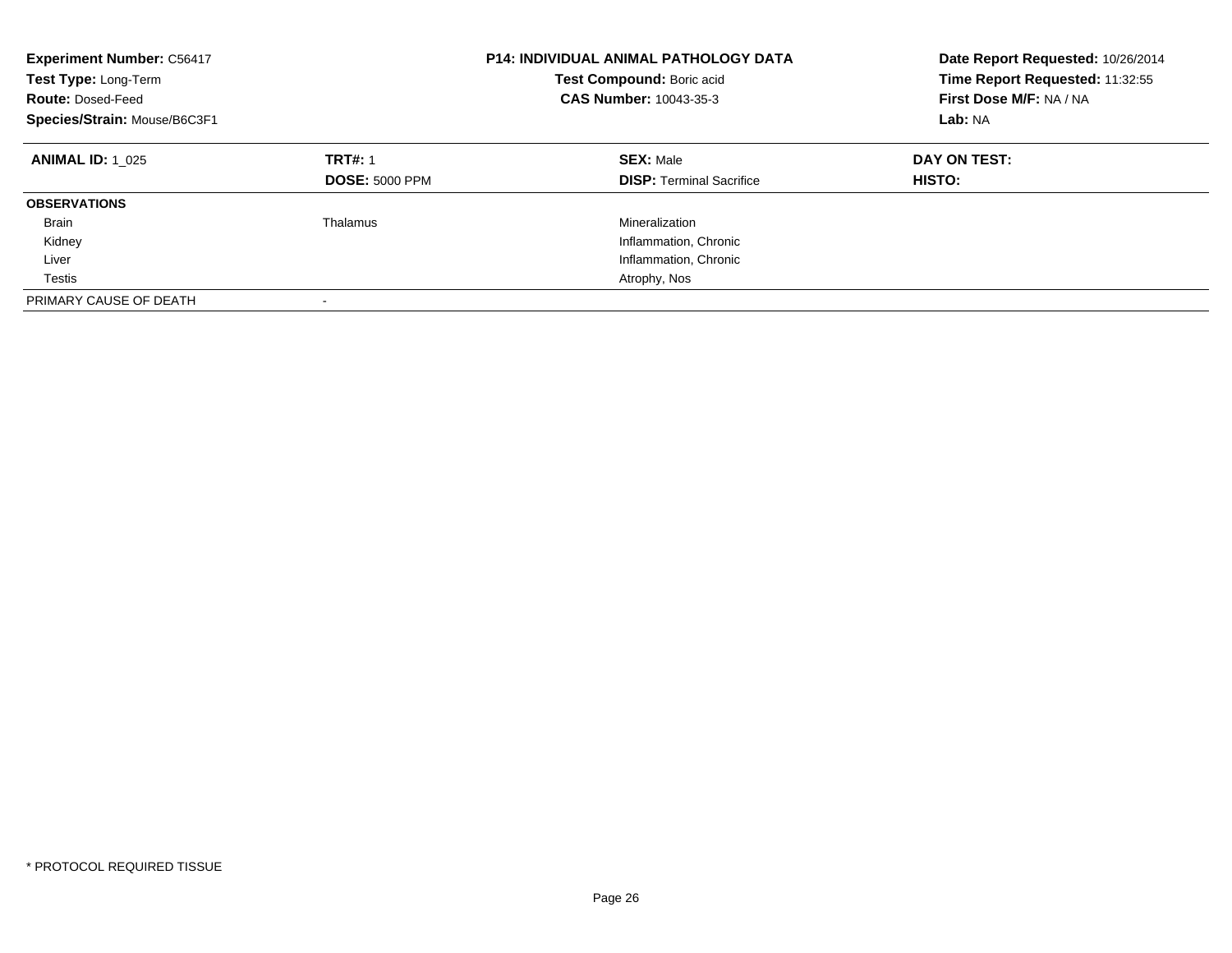**Experiment Number:** C56417
**Test Type:** Long-Term
**Route:** Dosed-Feed
**Species/Strain:** Mouse/B6C3F1

**P14: INDIVIDUAL ANIMAL PATHOLOGY DATA**
**Test Compound:** Boric acid
**CAS Number:** 10043-35-3

**Date Report Requested:** 10/26/2014
**Time Report Requested:** 11:32:55
**First Dose M/F:** NA / NA
**Lab:** NA

| **ANIMAL ID:** 1_025 | **TRT#:** 1 | **SEX:** Male | **DAY ON TEST:** |
|---|---|---|---|
| | **DOSE:** 5000 PPM | **DISP:** Terminal Sacrifice | **HISTO:** |
| **OBSERVATIONS** | | | |
| Brain | Thalamus | Mineralization | |
| Kidney | | Inflammation, Chronic | |
| Liver | | Inflammation, Chronic | |
| Testis | | Atrophy, Nos | |
| PRIMARY CAUSE OF DEATH | - | | |

* PROTOCOL REQUIRED TISSUE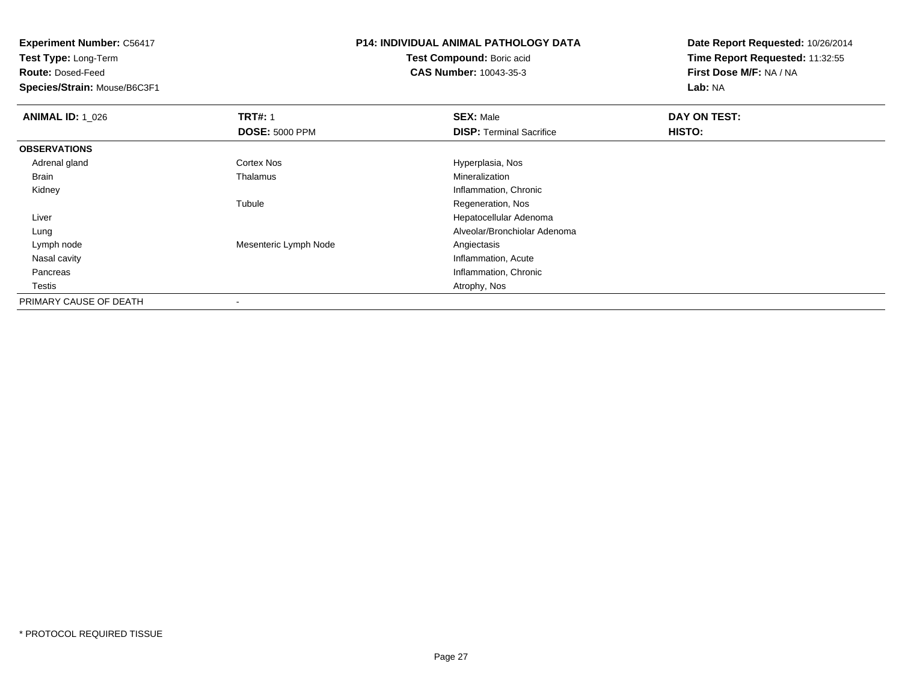**Experiment Number:** C56417
**Test Type:** Long-Term
**Route:** Dosed-Feed
**Species/Strain:** Mouse/B6C3F1

**P14: INDIVIDUAL ANIMAL PATHOLOGY DATA**
**Test Compound:** Boric acid
**CAS Number:** 10043-35-3

**Date Report Requested:** 10/26/2014
**Time Report Requested:** 11:32:55
**First Dose M/F:** NA / NA
**Lab:** NA

| **ANIMAL ID:** 1_026 | **TRT#:** 1 | **SEX:** Male | **DAY ON TEST:** |
|---|---|---|---|
| | **DOSE:** 5000 PPM | **DISP:** Terminal Sacrifice | **HISTO:** |
| **OBSERVATIONS** | | | |
| Adrenal gland | Cortex Nos | Hyperplasia, Nos | |
| Brain | Thalamus | Mineralization | |
| Kidney | | Inflammation, Chronic | |
| | Tubule | Regeneration, Nos | |
| Liver | | Hepatocellular Adenoma | |
| Lung | | Alveolar/Bronchiolar Adenoma | |
| Lymph node | Mesenteric Lymph Node | Angiectasis | |
| Nasal cavity | | Inflammation, Acute | |
| Pancreas | | Inflammation, Chronic | |
| Testis | | Atrophy, Nos | |
| PRIMARY CAUSE OF DEATH | - | | |

* PROTOCOL REQUIRED TISSUE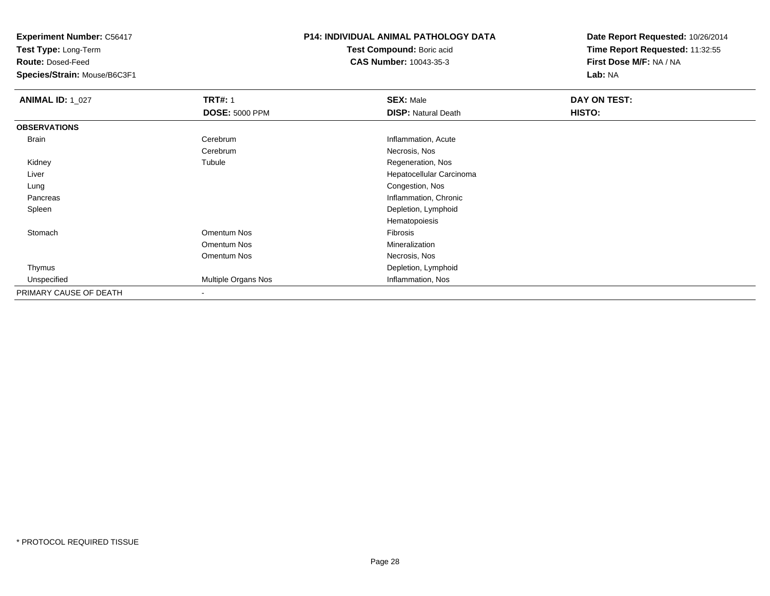**Experiment Number:** C56417
**Test Type:** Long-Term
**Route:** Dosed-Feed
**Species/Strain:** Mouse/B6C3F1

**P14: INDIVIDUAL ANIMAL PATHOLOGY DATA**
**Test Compound:** Boric acid
**CAS Number:** 10043-35-3

**Date Report Requested:** 10/26/2014
**Time Report Requested:** 11:32:55
**First Dose M/F:** NA / NA
**Lab:** NA

| **ANIMAL ID:** 1_027 | **TRT#:** 1 | **SEX:** Male | **DAY ON TEST:** |
|---|---|---|---|
| | **DOSE:** 5000 PPM | **DISP:** Natural Death | **HISTO:** |
| **OBSERVATIONS** | | | |
| Brain | Cerebrum | Inflammation, Acute | |
| | Cerebrum | Necrosis, Nos | |
| Kidney | Tubule | Regeneration, Nos | |
| Liver | | Hepatocellular Carcinoma | |
| Lung | | Congestion, Nos | |
| Pancreas | | Inflammation, Chronic | |
| Spleen | | Depletion, Lymphoid | |
| | | Hematopoiesis | |
| Stomach | Omentum Nos | Fibrosis | |
| | Omentum Nos | Mineralization | |
| | Omentum Nos | Necrosis, Nos | |
| Thymus | | Depletion, Lymphoid | |
| Unspecified | Multiple Organs Nos | Inflammation, Nos | |
| PRIMARY CAUSE OF DEATH | - | | |

* PROTOCOL REQUIRED TISSUE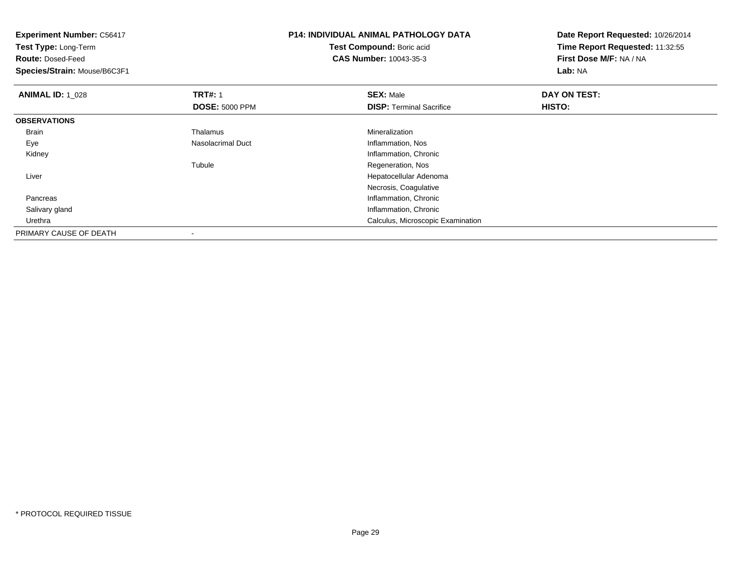**Experiment Number:** C56417
**Test Type:** Long-Term
**Route:** Dosed-Feed
**Species/Strain:** Mouse/B6C3F1

**P14: INDIVIDUAL ANIMAL PATHOLOGY DATA**
**Test Compound:** Boric acid
**CAS Number:** 10043-35-3

**Date Report Requested:** 10/26/2014
**Time Report Requested:** 11:32:55
**First Dose M/F:** NA / NA
**Lab:** NA

| **ANIMAL ID:** 1_028 | **TRT#:** 1 | **SEX:** Male | **DAY ON TEST:** |
|---|---|---|---|
| | **DOSE:** 5000 PPM | **DISP:** Terminal Sacrifice | **HISTO:** |
| **OBSERVATIONS** | | | |
| Brain | Thalamus | Mineralization | |
| Eye | Nasolacrimal Duct | Inflammation, Nos | |
| Kidney | | Inflammation, Chronic | |
| | Tubule | Regeneration, Nos | |
| Liver | | Hepatocellular Adenoma | |
| | | Necrosis, Coagulative | |
| Pancreas | | Inflammation, Chronic | |
| Salivary gland | | Inflammation, Chronic | |
| Urethra | | Calculus, Microscopic Examination | |
| PRIMARY CAUSE OF DEATH | - | | |

\* PROTOCOL REQUIRED TISSUE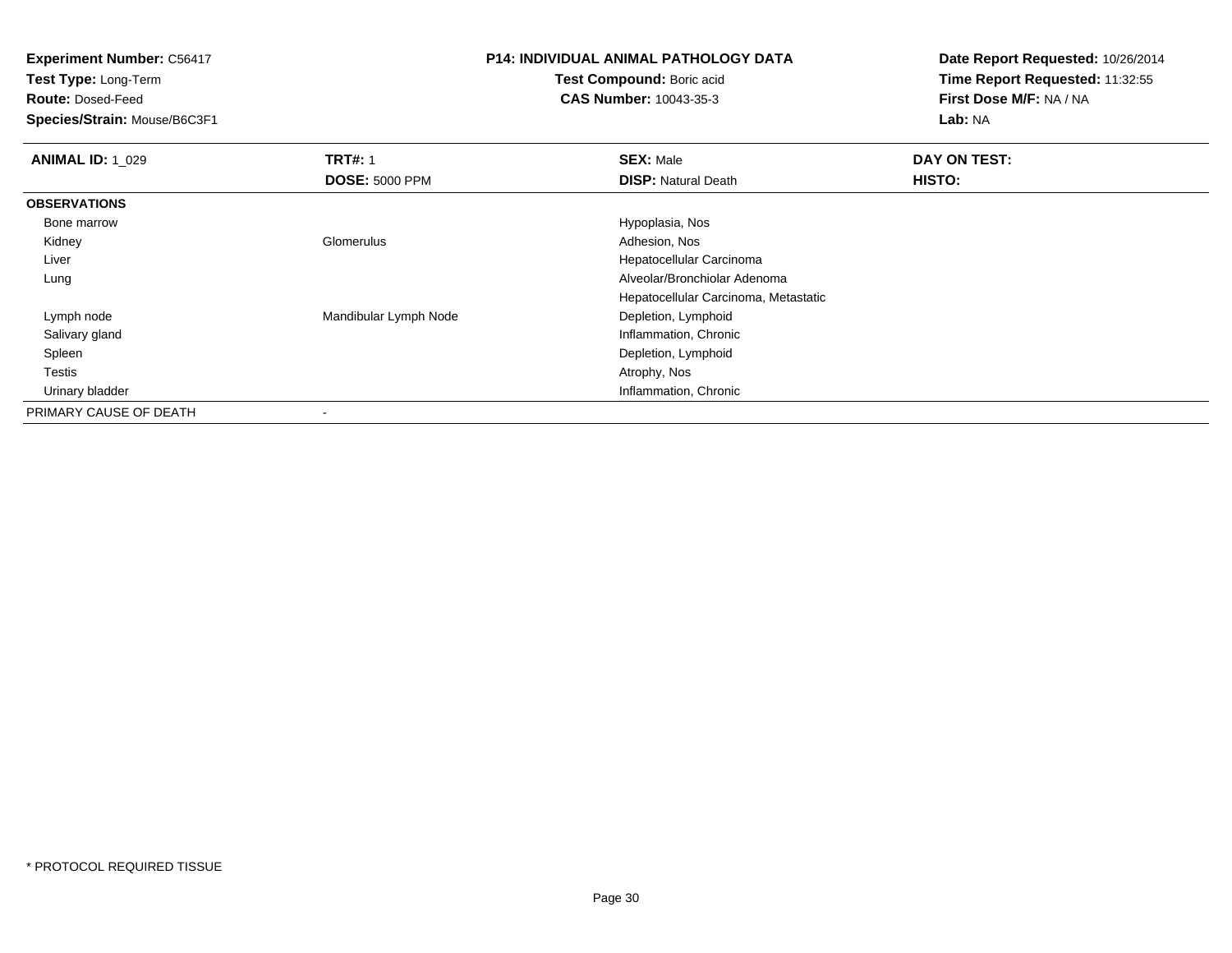**Experiment Number:** C56417
**Test Type:** Long-Term
**Route:** Dosed-Feed
**Species/Strain:** Mouse/B6C3F1

**P14: INDIVIDUAL ANIMAL PATHOLOGY DATA**
**Test Compound:** Boric acid
**CAS Number:** 10043-35-3

**Date Report Requested:** 10/26/2014
**Time Report Requested:** 11:32:55
**First Dose M/F:** NA / NA
**Lab:** NA

| **ANIMAL ID:** 1_029 | **TRT#:** 1 | **SEX:** Male | **DAY ON TEST:** |
|---|---|---|---|
| | **DOSE:** 5000 PPM | **DISP:** Natural Death | **HISTO:** |
| **OBSERVATIONS** | | | |
| Bone marrow | | Hypoplasia, Nos | |
| Kidney | Glomerulus | Adhesion, Nos | |
| Liver | | Hepatocellular Carcinoma | |
| Lung | | Alveolar/Bronchiolar Adenoma | |
| | | Hepatocellular Carcinoma, Metastatic | |
| Lymph node | Mandibular Lymph Node | Depletion, Lymphoid | |
| Salivary gland | | Inflammation, Chronic | |
| Spleen | | Depletion, Lymphoid | |
| Testis | | Atrophy, Nos | |
| Urinary bladder | | Inflammation, Chronic | |
| PRIMARY CAUSE OF DEATH | - | | |

* PROTOCOL REQUIRED TISSUE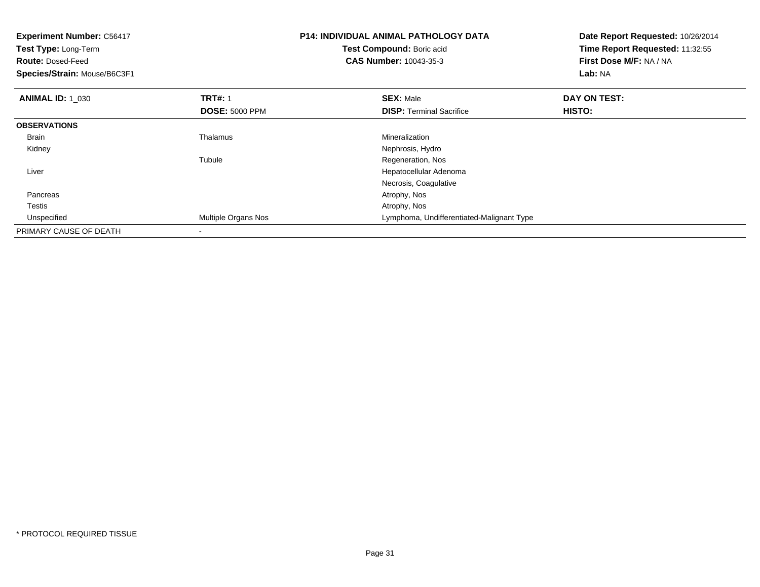**Experiment Number:** C56417
**Test Type:** Long-Term
**Route:** Dosed-Feed
**Species/Strain:** Mouse/B6C3F1

**P14: INDIVIDUAL ANIMAL PATHOLOGY DATA**
**Test Compound:** Boric acid
**CAS Number:** 10043-35-3

**Date Report Requested:** 10/26/2014
**Time Report Requested:** 11:32:55
**First Dose M/F:** NA / NA
**Lab:** NA

| **ANIMAL ID:** 1_030 | **TRT#:** 1 | **SEX:** Male | **DAY ON TEST:** |
|---|---|---|---|
| | **DOSE:** 5000 PPM | **DISP:** Terminal Sacrifice | **HISTO:** |
| **OBSERVATIONS** | | | |
| Brain | Thalamus | Mineralization | |
| Kidney | | Nephrosis, Hydro | |
| | Tubule | Regeneration, Nos | |
| Liver | | Hepatocellular Adenoma | |
| | | Necrosis, Coagulative | |
| Pancreas | | Atrophy, Nos | |
| Testis | | Atrophy, Nos | |
| Unspecified | Multiple Organs Nos | Lymphoma, Undifferentiated-Malignant Type | |
| PRIMARY CAUSE OF DEATH | - | | |

\* PROTOCOL REQUIRED TISSUE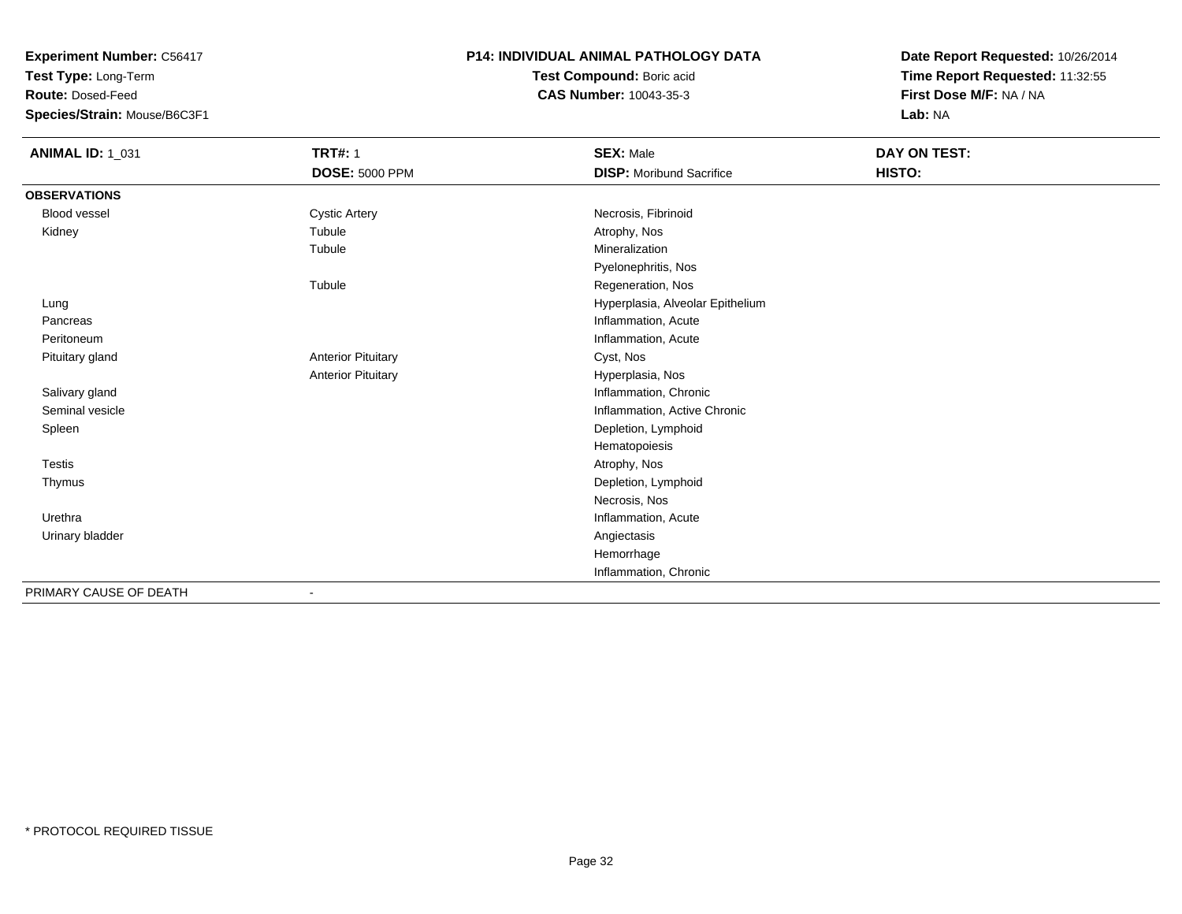**Experiment Number:** C56417
**Test Type:** Long-Term
**Route:** Dosed-Feed
**Species/Strain:** Mouse/B6C3F1

**P14: INDIVIDUAL ANIMAL PATHOLOGY DATA**
**Test Compound:** Boric acid
**CAS Number:** 10043-35-3

**Date Report Requested:** 10/26/2014
**Time Report Requested:** 11:32:55
**First Dose M/F:** NA / NA
**Lab:** NA

| **ANIMAL ID:** 1_031 | **TRT#:** 1 | **SEX:** Male | **DAY ON TEST:** |
|---|---|---|---|
| | **DOSE:** 5000 PPM | **DISP:** Moribund Sacrifice | **HISTO:** |
| **OBSERVATIONS** | | | |
| Blood vessel | Cystic Artery | Necrosis, Fibrinoid | |
| Kidney | Tubule | Atrophy, Nos | |
| | Tubule | Mineralization | |
| | | Pyelonephritis, Nos | |
| | Tubule | Regeneration, Nos | |
| Lung | | Hyperplasia, Alveolar Epithelium | |
| Pancreas | | Inflammation, Acute | |
| Peritoneum | | Inflammation, Acute | |
| Pituitary gland | Anterior Pituitary | Cyst, Nos | |
| | Anterior Pituitary | Hyperplasia, Nos | |
| Salivary gland | | Inflammation, Chronic | |
| Seminal vesicle | | Inflammation, Active Chronic | |
| Spleen | | Depletion, Lymphoid | |
| | | Hematopoiesis | |
| Testis | | Atrophy, Nos | |
| Thymus | | Depletion, Lymphoid | |
| | | Necrosis, Nos | |
| Urethra | | Inflammation, Acute | |
| Urinary bladder | | Angiectasis | |
| | | Hemorrhage | |
| | | Inflammation, Chronic | |
| PRIMARY CAUSE OF DEATH | - | | |

* PROTOCOL REQUIRED TISSUE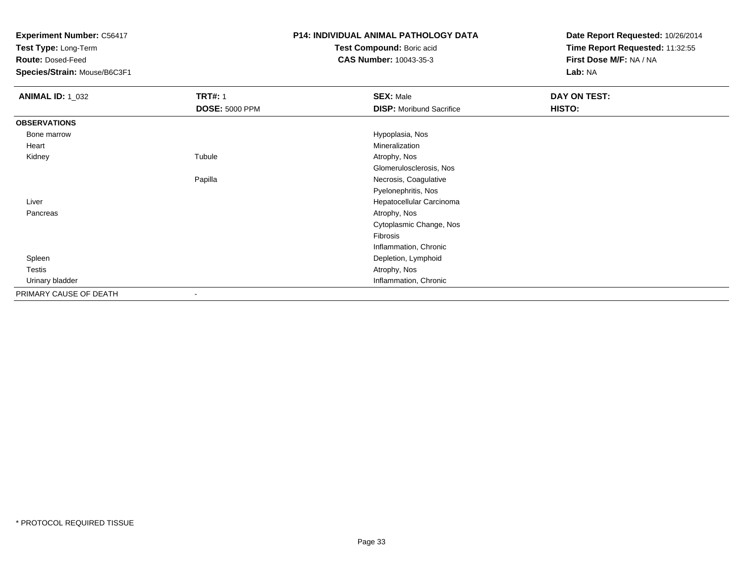**Experiment Number:** C56417
**Test Type:** Long-Term
**Route:** Dosed-Feed
**Species/Strain:** Mouse/B6C3F1

**P14: INDIVIDUAL ANIMAL PATHOLOGY DATA**
**Test Compound:** Boric acid
**CAS Number:** 10043-35-3

**Date Report Requested:** 10/26/2014
**Time Report Requested:** 11:32:55
**First Dose M/F:** NA / NA
**Lab:** NA

| **ANIMAL ID:** 1_032 | **TRT#:** 1 | **SEX:** Male | **DAY ON TEST:** |
|---|---|---|---|
| | **DOSE:** 5000 PPM | **DISP:** Moribund Sacrifice | **HISTO:** |
| **OBSERVATIONS** | | | |
| Bone marrow | | Hypoplasia, Nos | |
| Heart | | Mineralization | |
| Kidney | Tubule | Atrophy, Nos | |
| | | Glomerulosclerosis, Nos | |
| | Papilla | Necrosis, Coagulative | |
| | | Pyelonephritis, Nos | |
| Liver | | Hepatocellular Carcinoma | |
| Pancreas | | Atrophy, Nos | |
| | | Cytoplasmic Change, Nos | |
| | | Fibrosis | |
| | | Inflammation, Chronic | |
| Spleen | | Depletion, Lymphoid | |
| Testis | | Atrophy, Nos | |
| Urinary bladder | | Inflammation, Chronic | |
| PRIMARY CAUSE OF DEATH | - | | |

* PROTOCOL REQUIRED TISSUE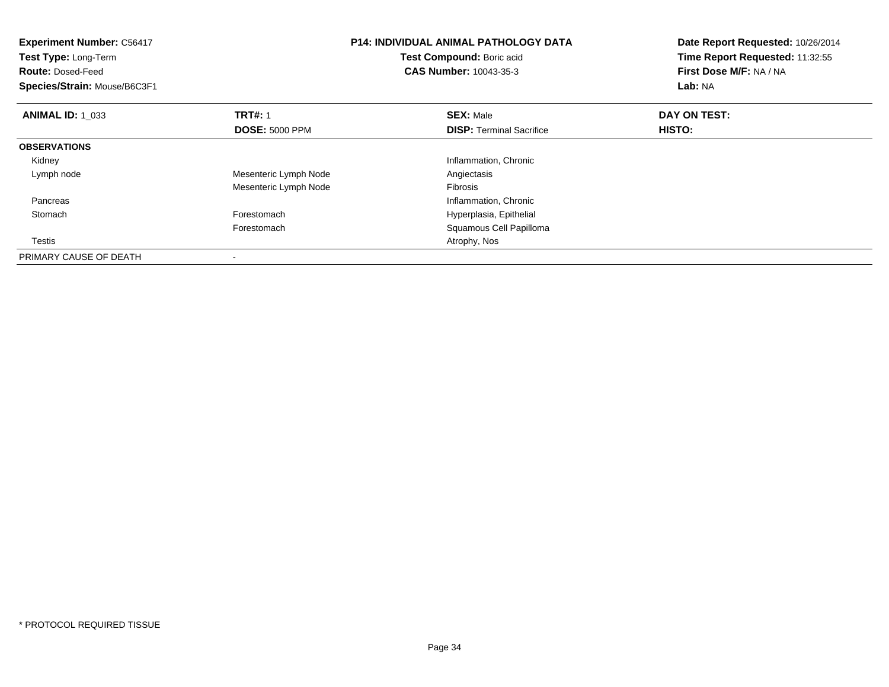**Experiment Number:** C56417
**Test Type:** Long-Term
**Route:** Dosed-Feed
**Species/Strain:** Mouse/B6C3F1

**P14: INDIVIDUAL ANIMAL PATHOLOGY DATA**
**Test Compound:** Boric acid
**CAS Number:** 10043-35-3

**Date Report Requested:** 10/26/2014
**Time Report Requested:** 11:32:55
**First Dose M/F:** NA / NA
**Lab:** NA

| **ANIMAL ID:** 1_033 | **TRT#:** 1 | **SEX:** Male | **DAY ON TEST:** |
|---|---|---|---|
| | **DOSE:** 5000 PPM | **DISP:** Terminal Sacrifice | **HISTO:** |
| **OBSERVATIONS** | | | |
| Kidney | | Inflammation, Chronic | |
| Lymph node | Mesenteric Lymph Node | Angiectasis | |
| | Mesenteric Lymph Node | Fibrosis | |
| Pancreas | | Inflammation, Chronic | |
| Stomach | Forestomach | Hyperplasia, Epithelial | |
| | Forestomach | Squamous Cell Papilloma | |
| Testis | | Atrophy, Nos | |
| PRIMARY CAUSE OF DEATH | - | | |

* PROTOCOL REQUIRED TISSUE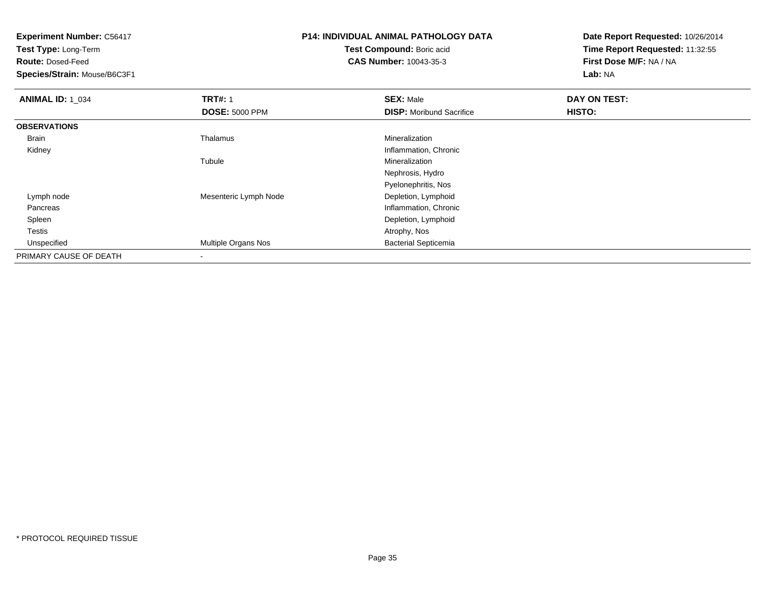**Experiment Number:** C56417
**Test Type:** Long-Term
**Route:** Dosed-Feed
**Species/Strain:** Mouse/B6C3F1

**P14: INDIVIDUAL ANIMAL PATHOLOGY DATA**
**Test Compound:** Boric acid
**CAS Number:** 10043-35-3

**Date Report Requested:** 10/26/2014
**Time Report Requested:** 11:32:55
**First Dose M/F:** NA / NA
**Lab:** NA

| **ANIMAL ID:** 1_034 | **TRT#:** 1 | **SEX:** Male | **DAY ON TEST:** |
|---|---|---|---|
| | **DOSE:** 5000 PPM | **DISP:** Moribund Sacrifice | **HISTO:** |
| **OBSERVATIONS** | | | |
| Brain | Thalamus | Mineralization | |
| Kidney | | Inflammation, Chronic | |
| | Tubule | Mineralization | |
| | | Nephrosis, Hydro | |
| | | Pyelonephritis, Nos | |
| Lymph node | Mesenteric Lymph Node | Depletion, Lymphoid | |
| Pancreas | | Inflammation, Chronic | |
| Spleen | | Depletion, Lymphoid | |
| Testis | | Atrophy, Nos | |
| Unspecified | Multiple Organs Nos | Bacterial Septicemia | |
| PRIMARY CAUSE OF DEATH | - | | |

* PROTOCOL REQUIRED TISSUE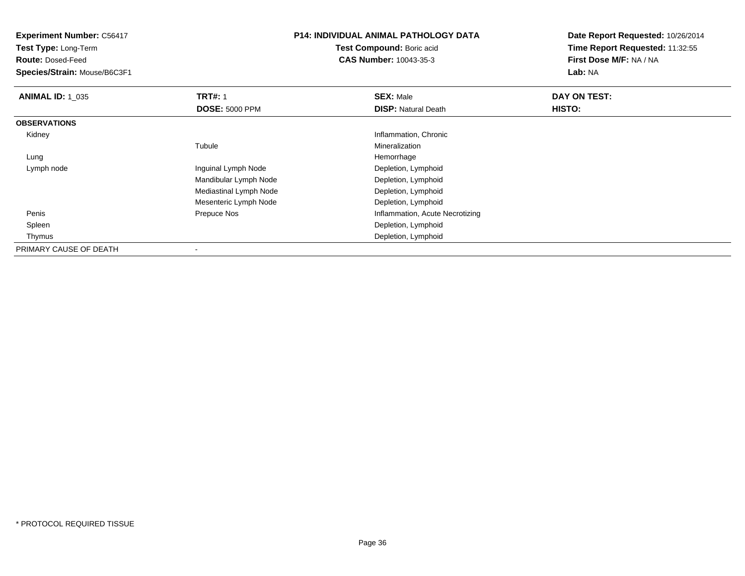**Experiment Number:** C56417
**Test Type:** Long-Term
**Route:** Dosed-Feed
**Species/Strain:** Mouse/B6C3F1

**P14: INDIVIDUAL ANIMAL PATHOLOGY DATA**
**Test Compound:** Boric acid
**CAS Number:** 10043-35-3

**Date Report Requested:** 10/26/2014
**Time Report Requested:** 11:32:55
**First Dose M/F:** NA / NA
**Lab:** NA

| **ANIMAL ID:** 1_035 | **TRT#:** 1 | **SEX:** Male | **DAY ON TEST:** |
|---|---|---|---|
| | **DOSE:** 5000 PPM | **DISP:** Natural Death | **HISTO:** |
| **OBSERVATIONS** | | | |
| Kidney | | Inflammation, Chronic | |
| | Tubule | Mineralization | |
| Lung | | Hemorrhage | |
| Lymph node | Inguinal Lymph Node | Depletion, Lymphoid | |
| | Mandibular Lymph Node | Depletion, Lymphoid | |
| | Mediastinal Lymph Node | Depletion, Lymphoid | |
| | Mesenteric Lymph Node | Depletion, Lymphoid | |
| Penis | Prepuce Nos | Inflammation, Acute Necrotizing | |
| Spleen | | Depletion, Lymphoid | |
| Thymus | | Depletion, Lymphoid | |
| PRIMARY CAUSE OF DEATH | - | | |

* PROTOCOL REQUIRED TISSUE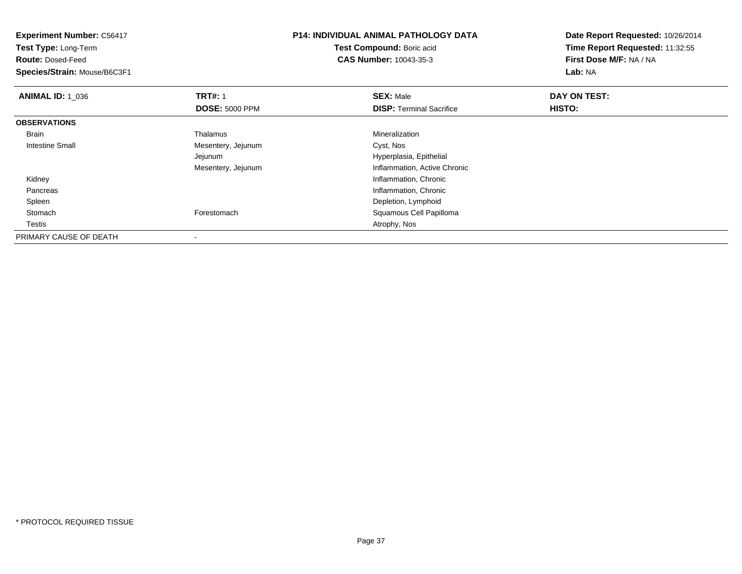**Experiment Number:** C56417
**Test Type:** Long-Term
**Route:** Dosed-Feed
**Species/Strain:** Mouse/B6C3F1

**P14: INDIVIDUAL ANIMAL PATHOLOGY DATA**
**Test Compound:** Boric acid
**CAS Number:** 10043-35-3

**Date Report Requested:** 10/26/2014
**Time Report Requested:** 11:32:55
**First Dose M/F:** NA / NA
**Lab:** NA

| **ANIMAL ID:** 1_036 | **TRT#:** 1 | **SEX:** Male | **DAY ON TEST:** |
|---|---|---|---|
| | **DOSE:** 5000 PPM | **DISP:** Terminal Sacrifice | **HISTO:** |
| **OBSERVATIONS** | | | |
| Brain | Thalamus | Mineralization | |
| Intestine Small | Mesentery, Jejunum | Cyst, Nos | |
| | Jejunum | Hyperplasia, Epithelial | |
| | Mesentery, Jejunum | Inflammation, Active Chronic | |
| Kidney | | Inflammation, Chronic | |
| Pancreas | | Inflammation, Chronic | |
| Spleen | | Depletion, Lymphoid | |
| Stomach | Forestomach | Squamous Cell Papilloma | |
| Testis | | Atrophy, Nos | |
| PRIMARY CAUSE OF DEATH | - | | |

\* PROTOCOL REQUIRED TISSUE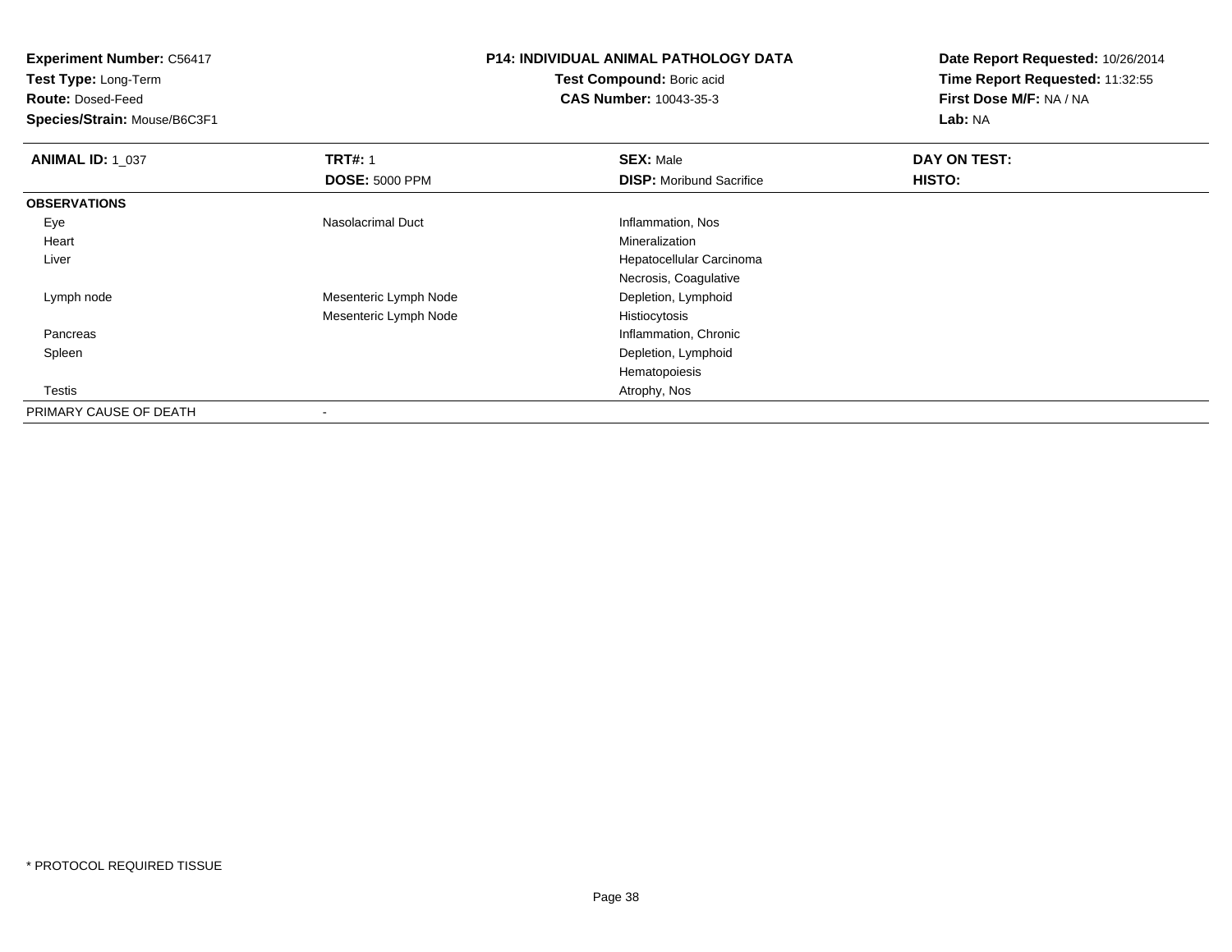**Experiment Number:** C56417
**Test Type:** Long-Term
**Route:** Dosed-Feed
**Species/Strain:** Mouse/B6C3F1

**P14: INDIVIDUAL ANIMAL PATHOLOGY DATA**
**Test Compound:** Boric acid
**CAS Number:** 10043-35-3

**Date Report Requested:** 10/26/2014
**Time Report Requested:** 11:32:55
**First Dose M/F:** NA / NA
**Lab:** NA

| **ANIMAL ID:** 1_037 | **TRT#:** 1 | **SEX:** Male | **DAY ON TEST:** |
|---|---|---|---|
| | **DOSE:** 5000 PPM | **DISP:** Moribund Sacrifice | **HISTO:** |
| **OBSERVATIONS** | | | |
| Eye | Nasolacrimal Duct | Inflammation, Nos | |
| Heart | | Mineralization | |
| Liver | | Hepatocellular Carcinoma | |
| | | Necrosis, Coagulative | |
| Lymph node | Mesenteric Lymph Node | Depletion, Lymphoid | |
| | Mesenteric Lymph Node | Histiocytosis | |
| Pancreas | | Inflammation, Chronic | |
| Spleen | | Depletion, Lymphoid | |
| | | Hematopoiesis | |
| Testis | | Atrophy, Nos | |
| PRIMARY CAUSE OF DEATH | - | | |

* PROTOCOL REQUIRED TISSUE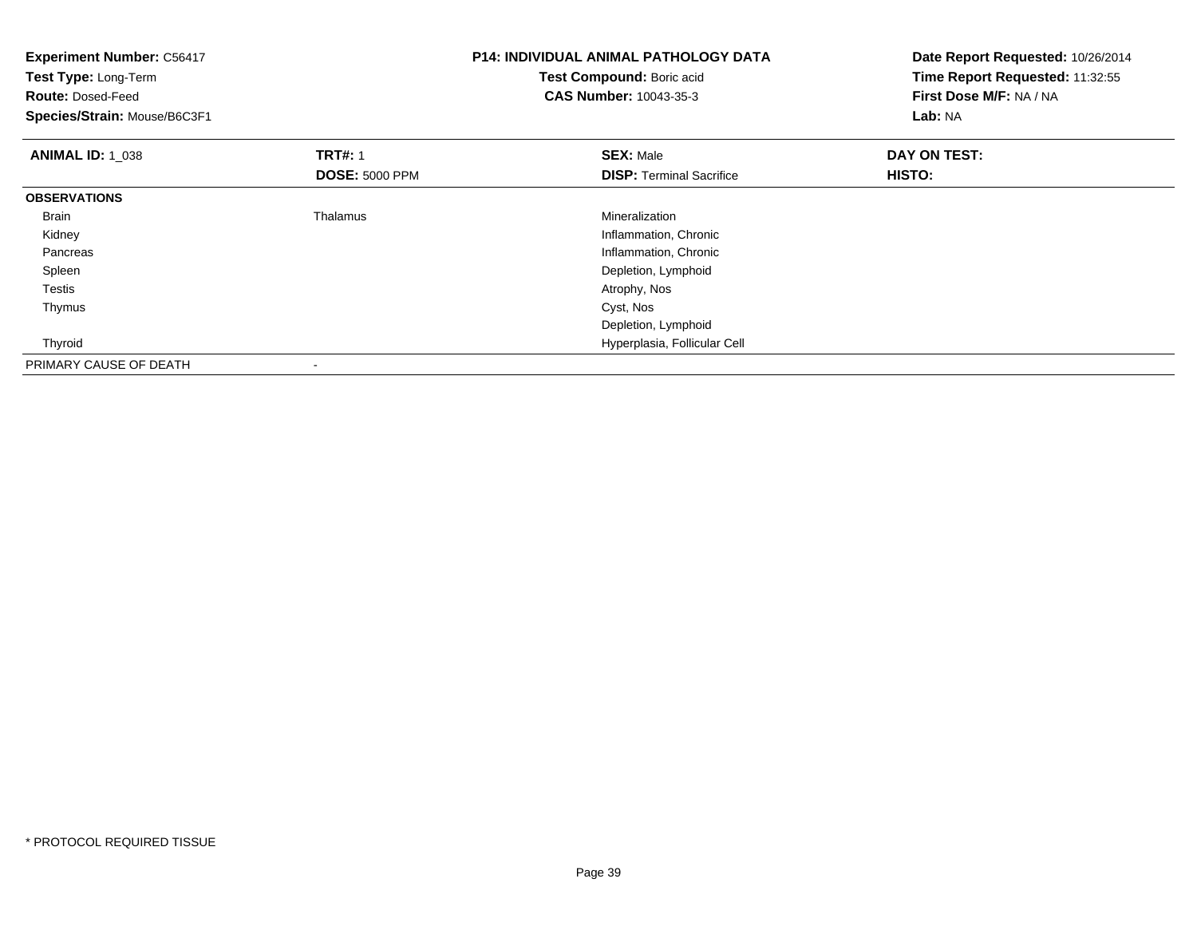**Experiment Number:** C56417
**Test Type:** Long-Term
**Route:** Dosed-Feed
**Species/Strain:** Mouse/B6C3F1

**P14: INDIVIDUAL ANIMAL PATHOLOGY DATA**
**Test Compound:** Boric acid
**CAS Number:** 10043-35-3

**Date Report Requested:** 10/26/2014
**Time Report Requested:** 11:32:55
**First Dose M/F:** NA / NA
**Lab:** NA

| **ANIMAL ID:** 1_038 | **TRT#:** 1 | **SEX:** Male | **DAY ON TEST:** |
|---|---|---|---|
| | **DOSE:** 5000 PPM | **DISP:** Terminal Sacrifice | **HISTO:** |
| **OBSERVATIONS** | | | |
| Brain | Thalamus | Mineralization | |
| Kidney | | Inflammation, Chronic | |
| Pancreas | | Inflammation, Chronic | |
| Spleen | | Depletion, Lymphoid | |
| Testis | | Atrophy, Nos | |
| Thymus | | Cyst, Nos | |
| | | Depletion, Lymphoid | |
| Thyroid | | Hyperplasia, Follicular Cell | |
| PRIMARY CAUSE OF DEATH | - | | |

\* PROTOCOL REQUIRED TISSUE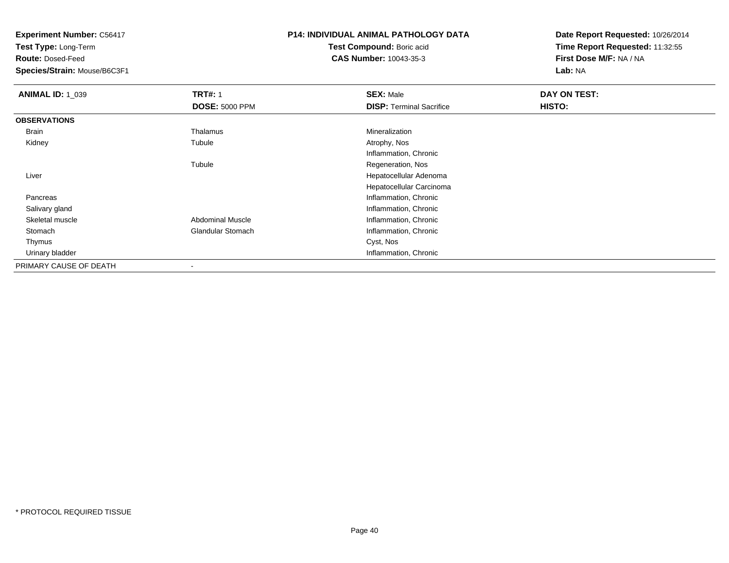**Experiment Number:** C56417
**Test Type:** Long-Term
**Route:** Dosed-Feed
**Species/Strain:** Mouse/B6C3F1

**P14: INDIVIDUAL ANIMAL PATHOLOGY DATA**
**Test Compound:** Boric acid
**CAS Number:** 10043-35-3

**Date Report Requested:** 10/26/2014
**Time Report Requested:** 11:32:55
**First Dose M/F:** NA / NA
**Lab:** NA

| **ANIMAL ID:** 1_039 | **TRT#:** 1 | **SEX:** Male | **DAY ON TEST:** |
|---|---|---|---|
| | **DOSE:** 5000 PPM | **DISP:** Terminal Sacrifice | **HISTO:** |
| **OBSERVATIONS** | | | |
| Brain | Thalamus | Mineralization | |
| Kidney | Tubule | Atrophy, Nos | |
| | | Inflammation, Chronic | |
| | Tubule | Regeneration, Nos | |
| Liver | | Hepatocellular Adenoma | |
| | | Hepatocellular Carcinoma | |
| Pancreas | | Inflammation, Chronic | |
| Salivary gland | | Inflammation, Chronic | |
| Skeletal muscle | Abdominal Muscle | Inflammation, Chronic | |
| Stomach | Glandular Stomach | Inflammation, Chronic | |
| Thymus | | Cyst, Nos | |
| Urinary bladder | | Inflammation, Chronic | |
| PRIMARY CAUSE OF DEATH | - | | |

* PROTOCOL REQUIRED TISSUE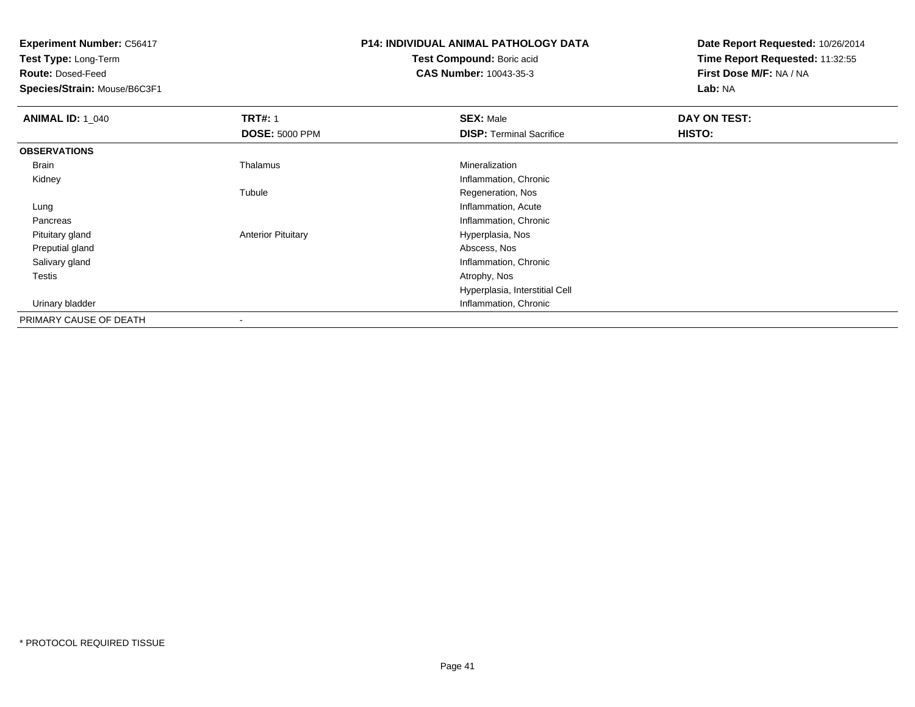**Experiment Number:** C56417
**Test Type:** Long-Term
**Route:** Dosed-Feed
**Species/Strain:** Mouse/B6C3F1

**P14: INDIVIDUAL ANIMAL PATHOLOGY DATA**
**Test Compound:** Boric acid
**CAS Number:** 10043-35-3

**Date Report Requested:** 10/26/2014
**Time Report Requested:** 11:32:55
**First Dose M/F:** NA / NA
**Lab:** NA

| **ANIMAL ID:** 1_040 | **TRT#:** 1 | **SEX:** Male | **DAY ON TEST:** |
|---|---|---|---|
| | **DOSE:** 5000 PPM | **DISP:** Terminal Sacrifice | **HISTO:** |
| **OBSERVATIONS** | | | |
| Brain | Thalamus | Mineralization | |
| Kidney | | Inflammation, Chronic | |
| | Tubule | Regeneration, Nos | |
| Lung | | Inflammation, Acute | |
| Pancreas | | Inflammation, Chronic | |
| Pituitary gland | Anterior Pituitary | Hyperplasia, Nos | |
| Preputial gland | | Abscess, Nos | |
| Salivary gland | | Inflammation, Chronic | |
| Testis | | Atrophy, Nos | |
| | | Hyperplasia, Interstitial Cell | |
| Urinary bladder | | Inflammation, Chronic | |
| PRIMARY CAUSE OF DEATH | - | | |

* PROTOCOL REQUIRED TISSUE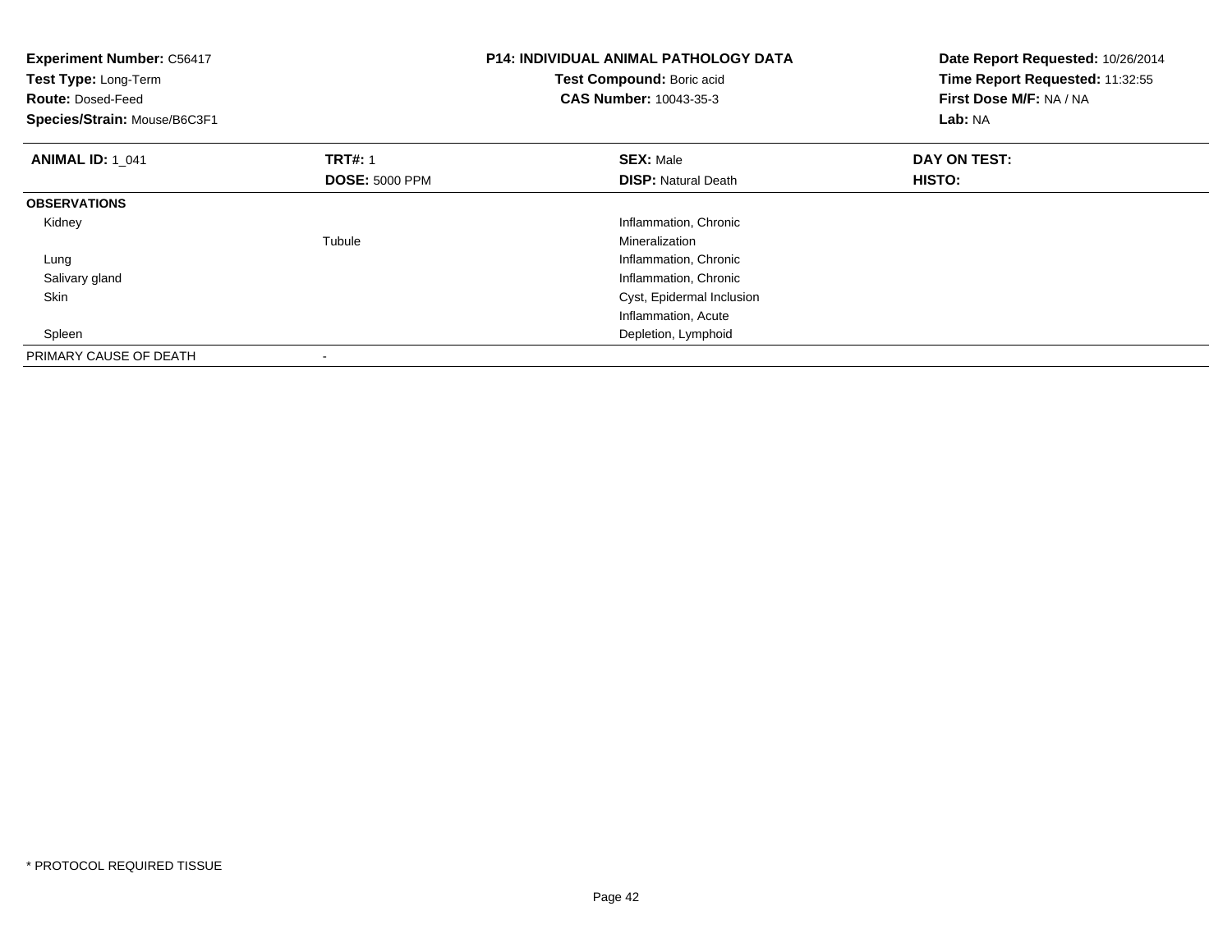**Experiment Number:** C56417
**Test Type:** Long-Term
**Route:** Dosed-Feed
**Species/Strain:** Mouse/B6C3F1

**P14: INDIVIDUAL ANIMAL PATHOLOGY DATA**
**Test Compound:** Boric acid
**CAS Number:** 10043-35-3

**Date Report Requested:** 10/26/2014
**Time Report Requested:** 11:32:55
**First Dose M/F:** NA / NA
**Lab:** NA

| **ANIMAL ID:** 1_041 | **TRT#:** 1 | **SEX:** Male | **DAY ON TEST:** |
|---|---|---|---|
| | **DOSE:** 5000 PPM | **DISP:** Natural Death | **HISTO:** |
| **OBSERVATIONS** | | | |
| Kidney | | Inflammation, Chronic | |
| | Tubule | Mineralization | |
| Lung | | Inflammation, Chronic | |
| Salivary gland | | Inflammation, Chronic | |
| Skin | | Cyst, Epidermal Inclusion | |
| | | Inflammation, Acute | |
| Spleen | | Depletion, Lymphoid | |
| PRIMARY CAUSE OF DEATH | - | | |

\* PROTOCOL REQUIRED TISSUE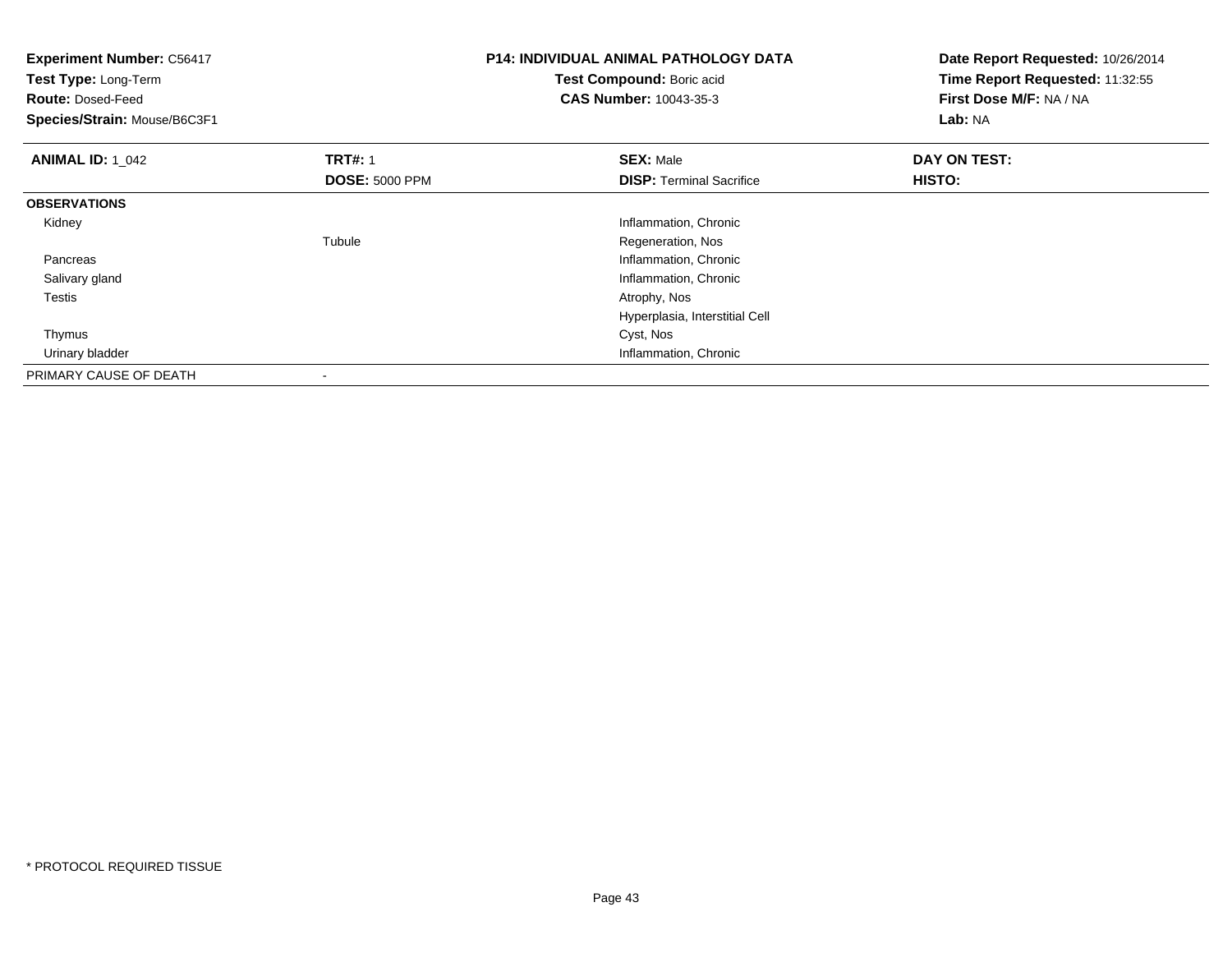**Experiment Number:** C56417
**Test Type:** Long-Term
**Route:** Dosed-Feed
**Species/Strain:** Mouse/B6C3F1

**P14: INDIVIDUAL ANIMAL PATHOLOGY DATA**
**Test Compound:** Boric acid
**CAS Number:** 10043-35-3

**Date Report Requested:** 10/26/2014
**Time Report Requested:** 11:32:55
**First Dose M/F:** NA / NA
**Lab:** NA

| **ANIMAL ID:** 1_042 | **TRT#:** 1 | **SEX:** Male | **DAY ON TEST:** |
|---|---|---|---|
| | **DOSE:** 5000 PPM | **DISP:** Terminal Sacrifice | **HISTO:** |
| **OBSERVATIONS** | | | |
| Kidney | | Inflammation, Chronic | |
| | Tubule | Regeneration, Nos | |
| Pancreas | | Inflammation, Chronic | |
| Salivary gland | | Inflammation, Chronic | |
| Testis | | Atrophy, Nos | |
| | | Hyperplasia, Interstitial Cell | |
| Thymus | | Cyst, Nos | |
| Urinary bladder | | Inflammation, Chronic | |
| PRIMARY CAUSE OF DEATH | - | | |

* PROTOCOL REQUIRED TISSUE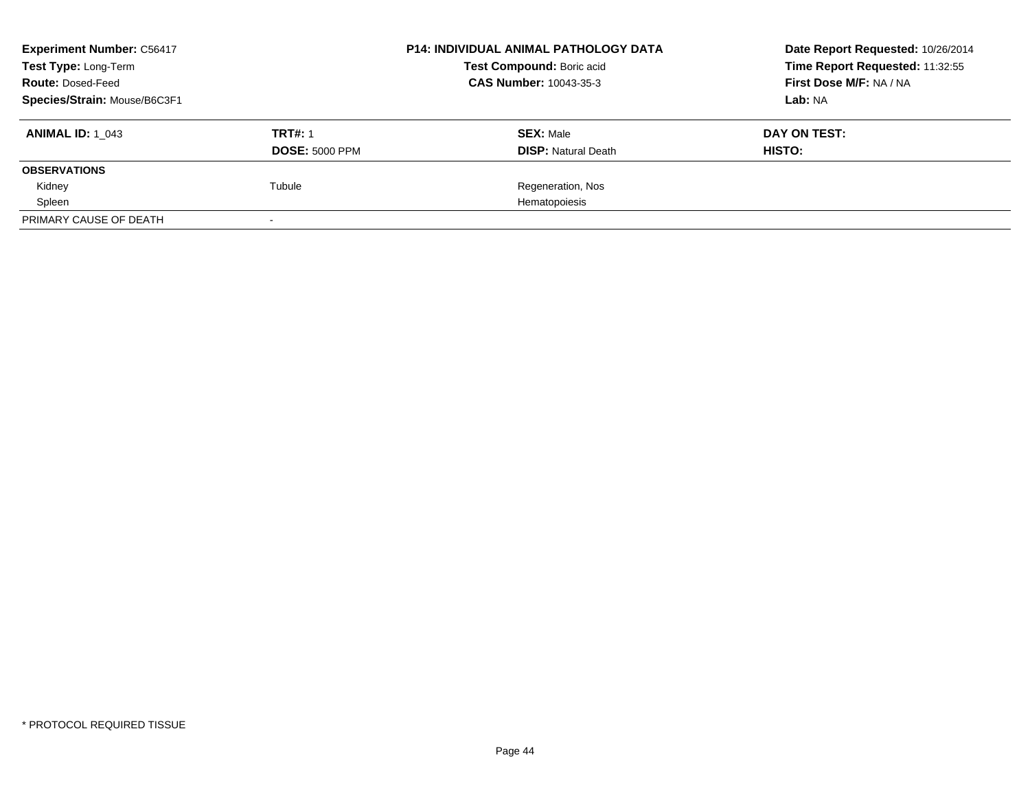| **Experiment Number:** C56417 | **P14: INDIVIDUAL ANIMAL PATHOLOGY DATA** | **Date Report Requested:** 10/26/2014 |
|---|---|---|
| **Test Type:** Long-Term | **Test Compound:** Boric acid | **Time Report Requested:** 11:32:55 |
| **Route:** Dosed-Feed | **CAS Number:** 10043-35-3 | **First Dose M/F:** NA / NA |
| **Species/Strain:** Mouse/B6C3F1 | | **Lab:** NA |

| **ANIMAL ID:** 1_043 | **TRT#:** 1 | **SEX:** Male | **DAY ON TEST:** |
|---|---|---|---|
| | **DOSE:** 5000 PPM | **DISP:** Natural Death | **HISTO:** |
| **OBSERVATIONS** | | | |
| Kidney | Tubule | Regeneration, Nos | |
| Spleen | | Hematopoiesis | |
| PRIMARY CAUSE OF DEATH | - | | |

* PROTOCOL REQUIRED TISSUE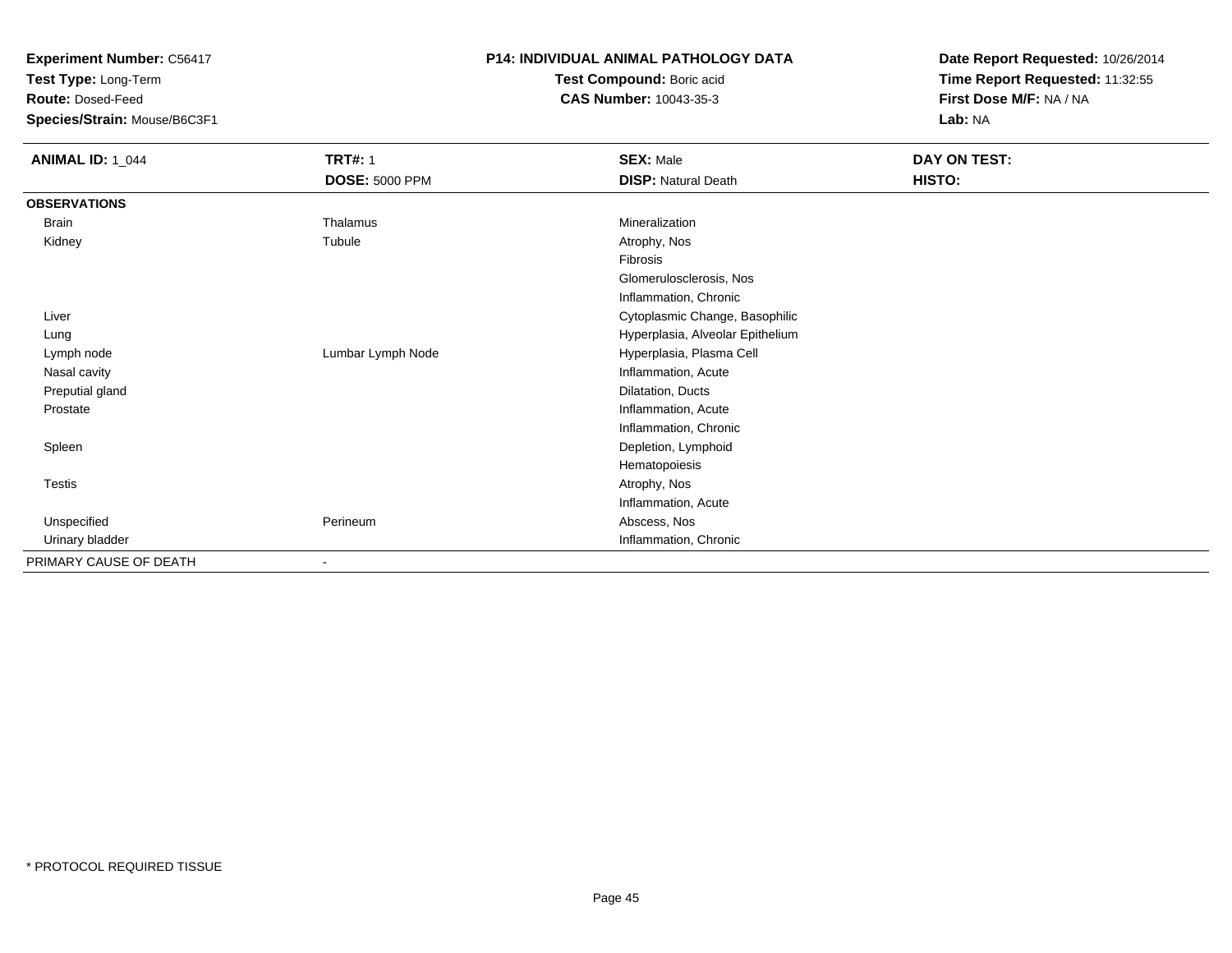**Experiment Number:** C56417
**Test Type:** Long-Term
**Route:** Dosed-Feed
**Species/Strain:** Mouse/B6C3F1

**P14: INDIVIDUAL ANIMAL PATHOLOGY DATA**
**Test Compound:** Boric acid
**CAS Number:** 10043-35-3

**Date Report Requested:** 10/26/2014
**Time Report Requested:** 11:32:55
**First Dose M/F:** NA / NA
**Lab:** NA

| **ANIMAL ID:** 1_044 | **TRT#:** 1 | **SEX:** Male | **DAY ON TEST:** |
|---|---|---|---|
| | **DOSE:** 5000 PPM | **DISP:** Natural Death | **HISTO:** |
| **OBSERVATIONS** | | | |
| Brain | Thalamus | Mineralization | |
| Kidney | Tubule | Atrophy, Nos | |
| | | Fibrosis | |
| | | Glomerulosclerosis, Nos | |
| | | Inflammation, Chronic | |
| Liver | | Cytoplasmic Change, Basophilic | |
| Lung | | Hyperplasia, Alveolar Epithelium | |
| Lymph node | Lumbar Lymph Node | Hyperplasia, Plasma Cell | |
| Nasal cavity | | Inflammation, Acute | |
| Preputial gland | | Dilatation, Ducts | |
| Prostate | | Inflammation, Acute | |
| | | Inflammation, Chronic | |
| Spleen | | Depletion, Lymphoid | |
| | | Hematopoiesis | |
| Testis | | Atrophy, Nos | |
| | | Inflammation, Acute | |
| Unspecified | Perineum | Abscess, Nos | |
| Urinary bladder | | Inflammation, Chronic | |
| PRIMARY CAUSE OF DEATH | - | | |

* PROTOCOL REQUIRED TISSUE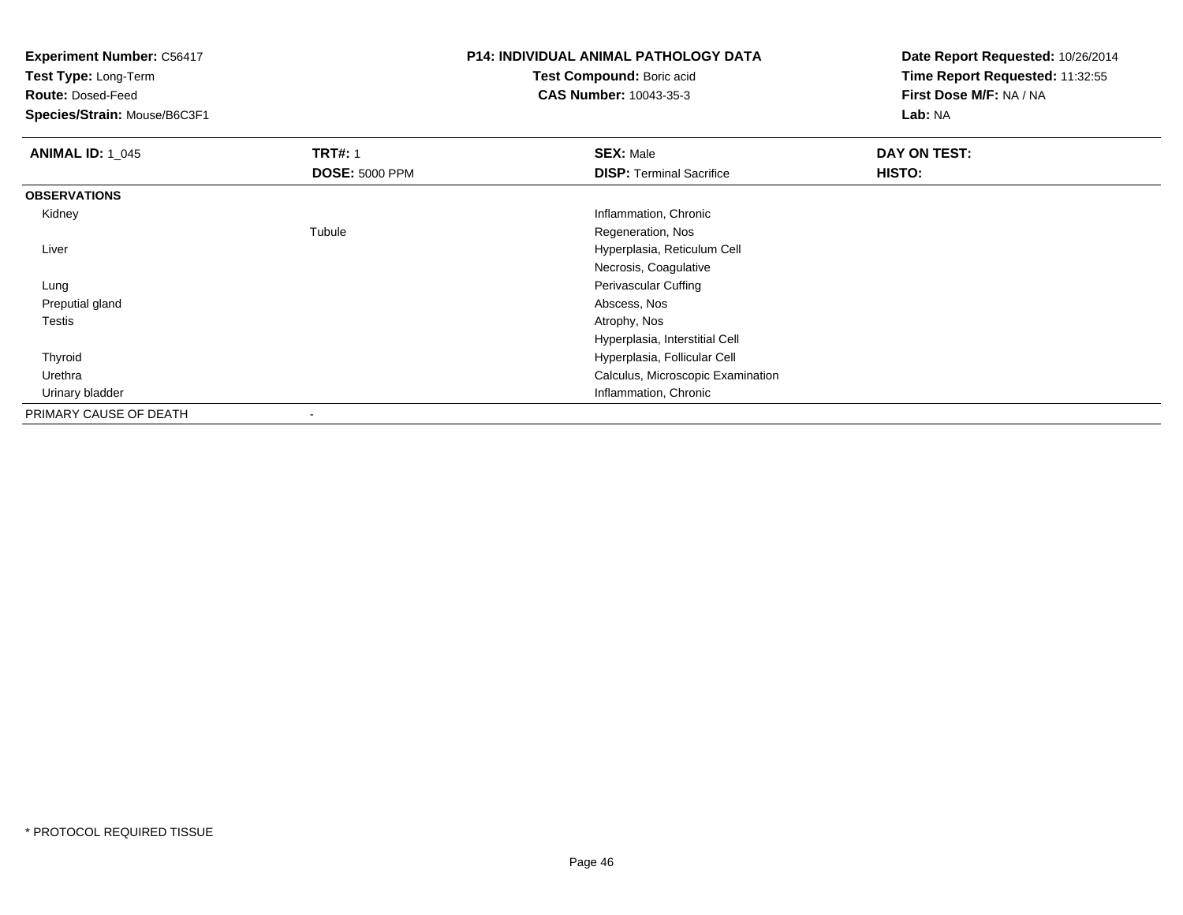**Experiment Number:** C56417
**Test Type:** Long-Term
**Route:** Dosed-Feed
**Species/Strain:** Mouse/B6C3F1

**P14: INDIVIDUAL ANIMAL PATHOLOGY DATA**
**Test Compound:** Boric acid
**CAS Number:** 10043-35-3

**Date Report Requested:** 10/26/2014
**Time Report Requested:** 11:32:55
**First Dose M/F:** NA / NA
**Lab:** NA

| **ANIMAL ID:** 1_045 | **TRT#:** 1 | **SEX:** Male | **DAY ON TEST:** |
|---|---|---|---|
| | **DOSE:** 5000 PPM | **DISP:** Terminal Sacrifice | **HISTO:** |
| **OBSERVATIONS** | | | |
| Kidney | | Inflammation, Chronic | |
| | Tubule | Regeneration, Nos | |
| Liver | | Hyperplasia, Reticulum Cell | |
| | | Necrosis, Coagulative | |
| Lung | | Perivascular Cuffing | |
| Preputial gland | | Abscess, Nos | |
| Testis | | Atrophy, Nos | |
| | | Hyperplasia, Interstitial Cell | |
| Thyroid | | Hyperplasia, Follicular Cell | |
| Urethra | | Calculus, Microscopic Examination | |
| Urinary bladder | | Inflammation, Chronic | |
| PRIMARY CAUSE OF DEATH | - | | |

* PROTOCOL REQUIRED TISSUE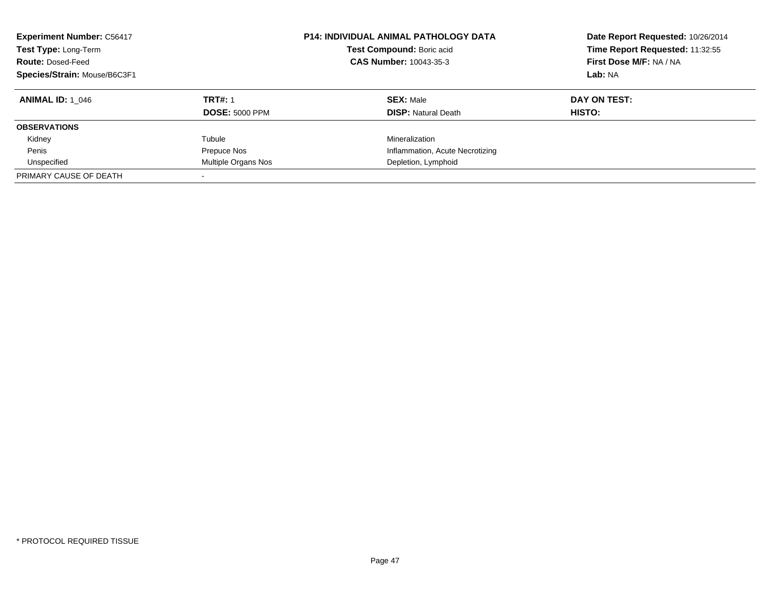| **Experiment Number:** C56417 | **P14: INDIVIDUAL ANIMAL PATHOLOGY DATA** | **Date Report Requested:** 10/26/2014 |
|---|---|---|
| **Test Type:** Long-Term | **Test Compound:** Boric acid | **Time Report Requested:** 11:32:55 |
| **Route:** Dosed-Feed | **CAS Number:** 10043-35-3 | **First Dose M/F:** NA / NA |
| **Species/Strain:** Mouse/B6C3F1 | | **Lab:** NA |

| **ANIMAL ID:** 1_046 | **TRT#:** 1 | **SEX:** Male | **DAY ON TEST:** |
|---|---|---|---|
| | **DOSE:** 5000 PPM | **DISP:** Natural Death | **HISTO:** |
| **OBSERVATIONS** | | | |
| Kidney | Tubule | Mineralization | |
| Penis | Prepuce Nos | Inflammation, Acute Necrotizing | |
| Unspecified | Multiple Organs Nos | Depletion, Lymphoid | |
| PRIMARY CAUSE OF DEATH | - | | |

* PROTOCOL REQUIRED TISSUE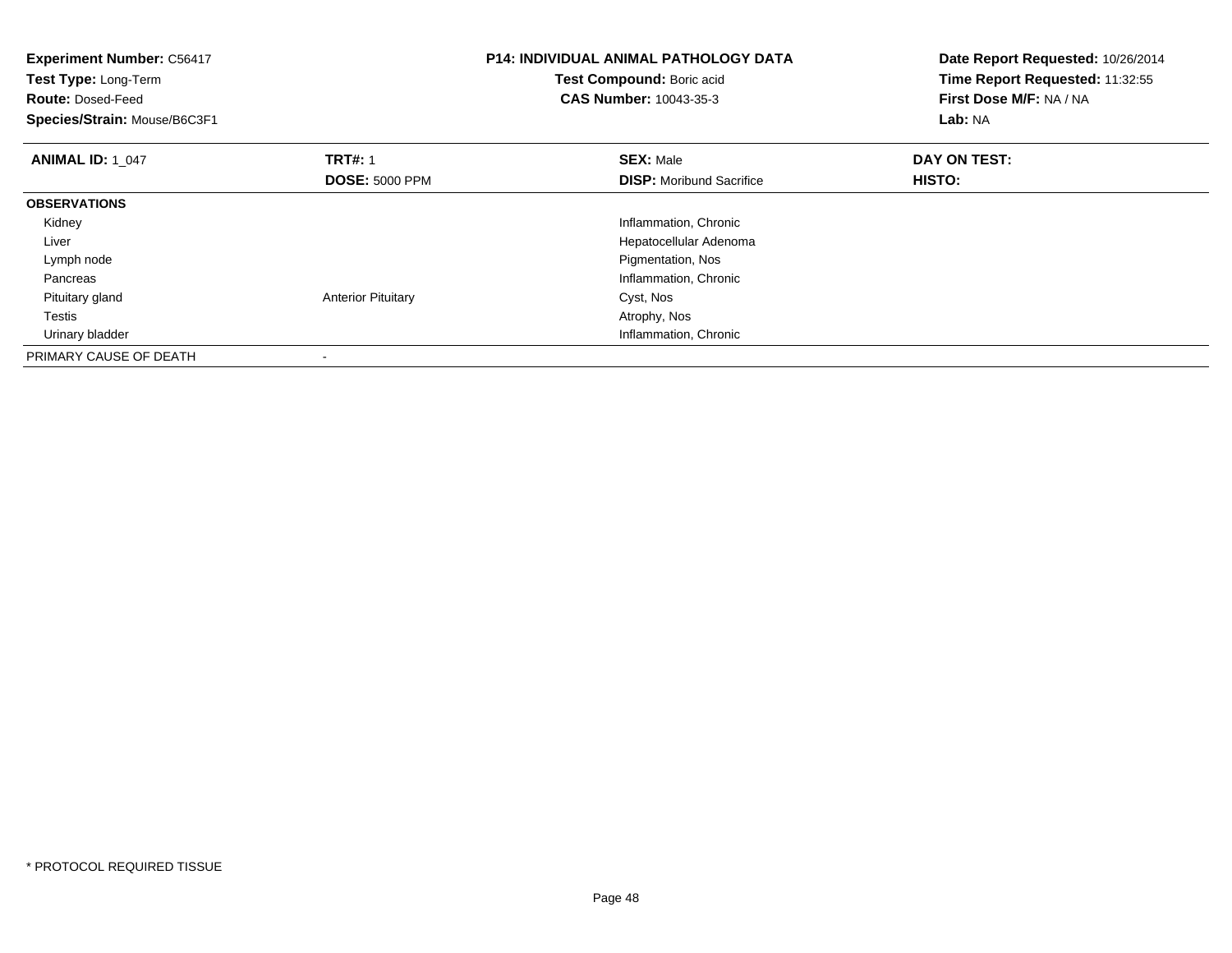**Experiment Number:** C56417
**Test Type:** Long-Term
**Route:** Dosed-Feed
**Species/Strain:** Mouse/B6C3F1

**P14: INDIVIDUAL ANIMAL PATHOLOGY DATA**
**Test Compound:** Boric acid
**CAS Number:** 10043-35-3

**Date Report Requested:** 10/26/2014
**Time Report Requested:** 11:32:55
**First Dose M/F:** NA / NA
**Lab:** NA

| **ANIMAL ID:** 1_047 | **TRT#:** 1 | **SEX:** Male | **DAY ON TEST:** |
|---|---|---|---|
| | **DOSE:** 5000 PPM | **DISP:** Moribund Sacrifice | **HISTO:** |
| **OBSERVATIONS** | | | |
| Kidney | | Inflammation, Chronic | |
| Liver | | Hepatocellular Adenoma | |
| Lymph node | | Pigmentation, Nos | |
| Pancreas | | Inflammation, Chronic | |
| Pituitary gland | Anterior Pituitary | Cyst, Nos | |
| Testis | | Atrophy, Nos | |
| Urinary bladder | | Inflammation, Chronic | |
| PRIMARY CAUSE OF DEATH | - | | |

* PROTOCOL REQUIRED TISSUE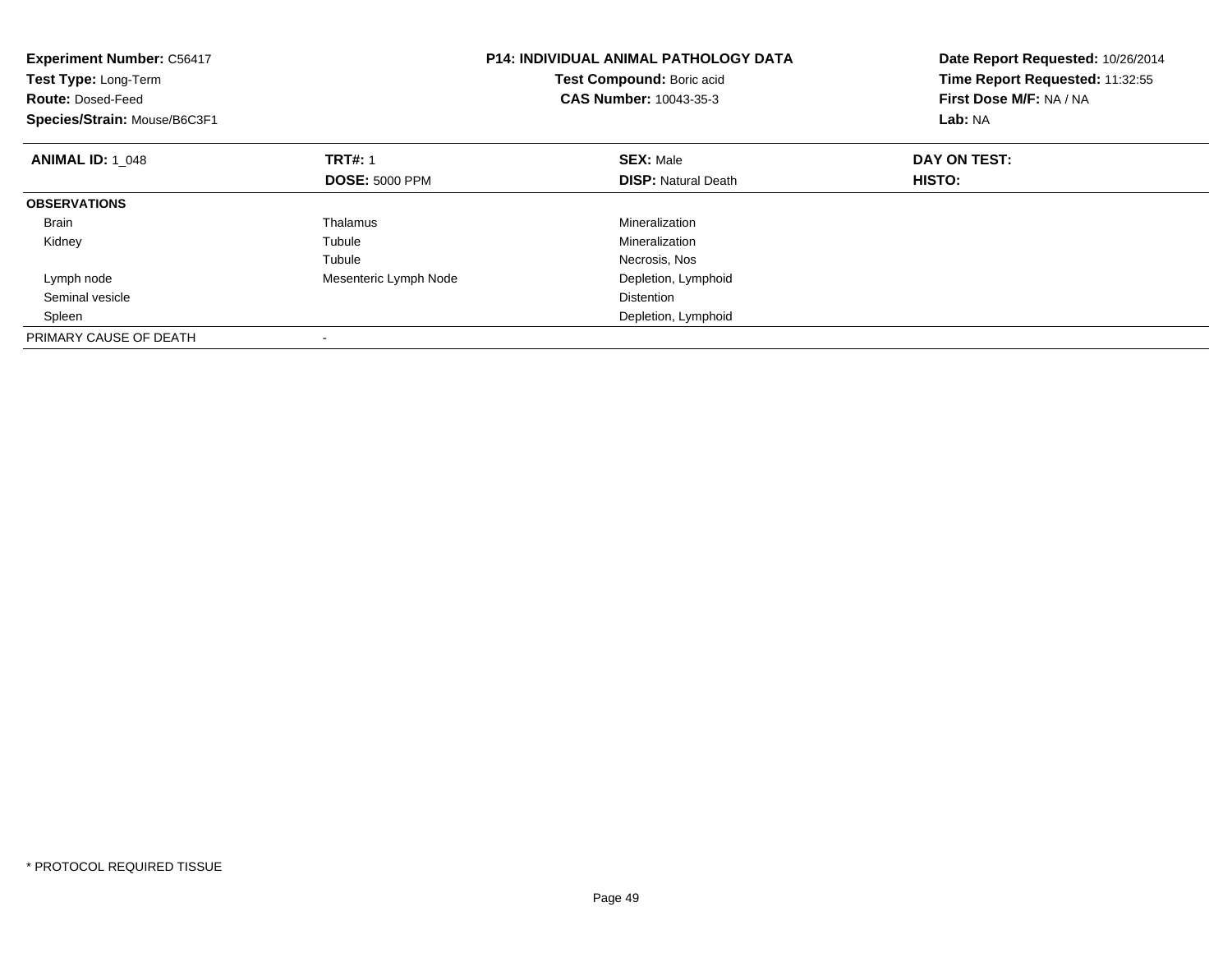**Experiment Number:** C56417
**Test Type:** Long-Term
**Route:** Dosed-Feed
**Species/Strain:** Mouse/B6C3F1

**P14: INDIVIDUAL ANIMAL PATHOLOGY DATA**
**Test Compound:** Boric acid
**CAS Number:** 10043-35-3

**Date Report Requested:** 10/26/2014
**Time Report Requested:** 11:32:55
**First Dose M/F:** NA / NA
**Lab:** NA

| **ANIMAL ID:** 1_048 | **TRT#:** 1 | **SEX:** Male | **DAY ON TEST:** |
|---|---|---|---|
| | **DOSE:** 5000 PPM | **DISP:** Natural Death | **HISTO:** |
| **OBSERVATIONS** | | | |
| Brain | Thalamus | Mineralization | |
| Kidney | Tubule | Mineralization | |
| | Tubule | Necrosis, Nos | |
| Lymph node | Mesenteric Lymph Node | Depletion, Lymphoid | |
| Seminal vesicle | | Distention | |
| Spleen | | Depletion, Lymphoid | |
| PRIMARY CAUSE OF DEATH | - | | |

* PROTOCOL REQUIRED TISSUE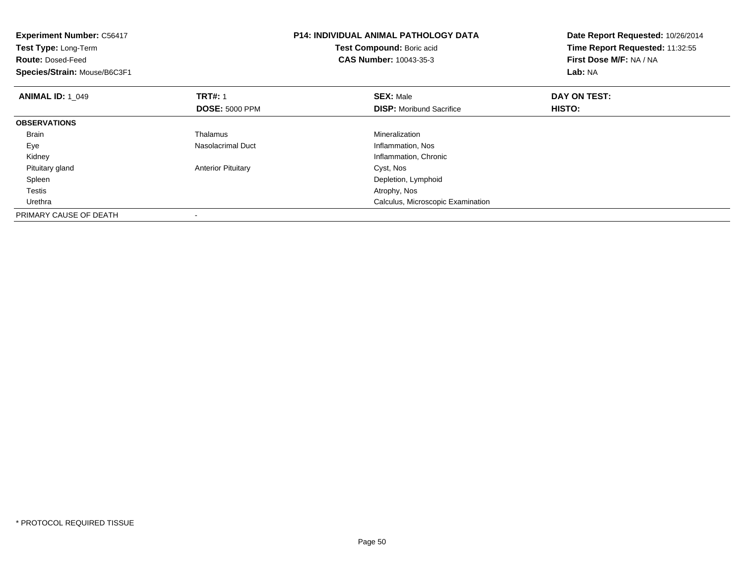**Experiment Number:** C56417
**Test Type:** Long-Term
**Route:** Dosed-Feed
**Species/Strain:** Mouse/B6C3F1

**P14: INDIVIDUAL ANIMAL PATHOLOGY DATA**
**Test Compound:** Boric acid
**CAS Number:** 10043-35-3

**Date Report Requested:** 10/26/2014
**Time Report Requested:** 11:32:55
**First Dose M/F:** NA / NA
**Lab:** NA

| **ANIMAL ID:** 1_049 | **TRT#:** 1 | **SEX:** Male | **DAY ON TEST:** |
|---|---|---|---|
| | **DOSE:** 5000 PPM | **DISP:** Moribund Sacrifice | **HISTO:** |
| **OBSERVATIONS** | | | |
| Brain | Thalamus | Mineralization | |
| Eye | Nasolacrimal Duct | Inflammation, Nos | |
| Kidney | | Inflammation, Chronic | |
| Pituitary gland | Anterior Pituitary | Cyst, Nos | |
| Spleen | | Depletion, Lymphoid | |
| Testis | | Atrophy, Nos | |
| Urethra | | Calculus, Microscopic Examination | |
| PRIMARY CAUSE OF DEATH | - | | |

* PROTOCOL REQUIRED TISSUE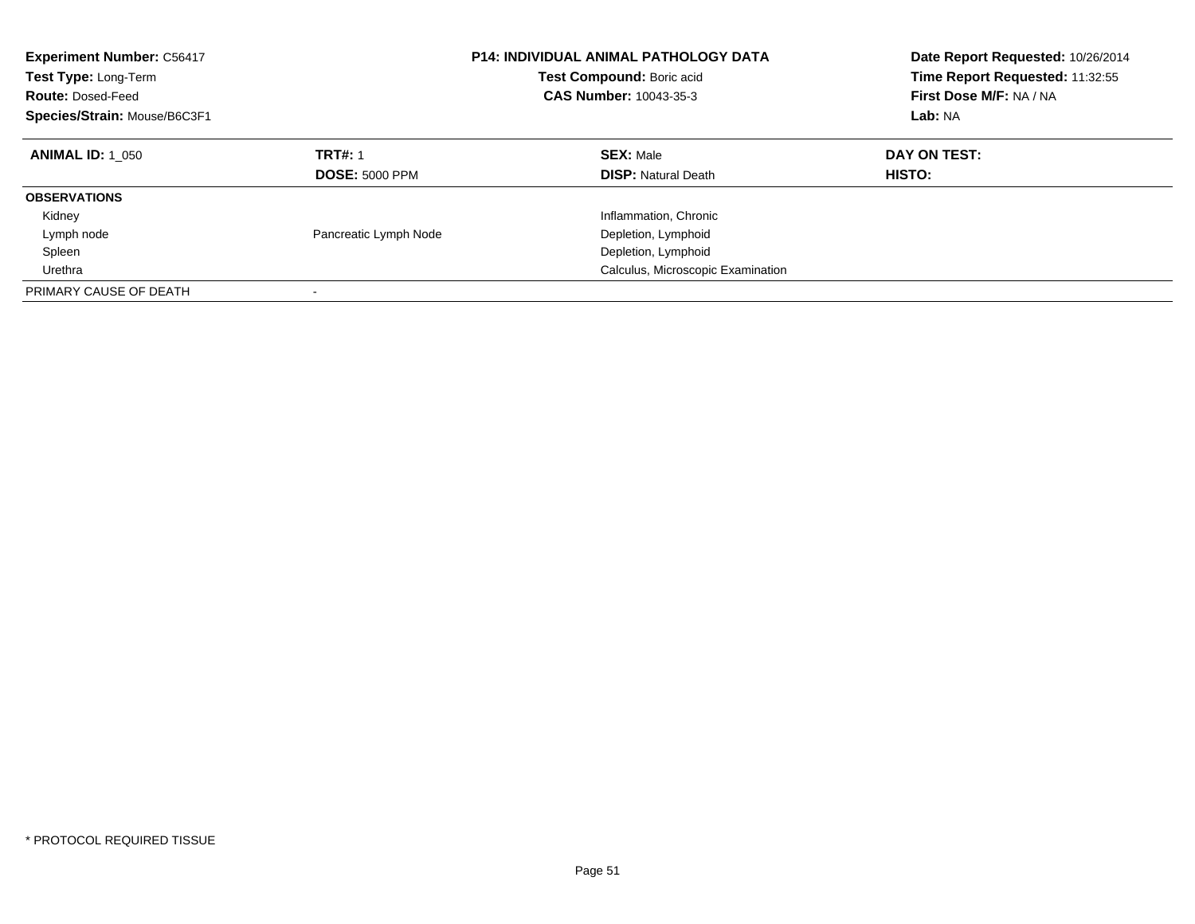| **Experiment Number:** C56417 | **P14: INDIVIDUAL ANIMAL PATHOLOGY DATA** | **Date Report Requested:** 10/26/2014 |
|---|---|---|
| **Test Type:** Long-Term | **Test Compound:** Boric acid | **Time Report Requested:** 11:32:55 |
| **Route:** Dosed-Feed | **CAS Number:** 10043-35-3 | **First Dose M/F:** NA / NA |
| **Species/Strain:** Mouse/B6C3F1 | | **Lab:** NA |

| **ANIMAL ID:** 1_050 | **TRT#:** 1 | **SEX:** Male | **DAY ON TEST:** |
|---|---|---|---|
| | **DOSE:** 5000 PPM | **DISP:** Natural Death | **HISTO:** |
| **OBSERVATIONS** | | | |
| Kidney | | Inflammation, Chronic | |
| Lymph node | Pancreatic Lymph Node | Depletion, Lymphoid | |
| Spleen | | Depletion, Lymphoid | |
| Urethra | | Calculus, Microscopic Examination | |
| PRIMARY CAUSE OF DEATH | - | | |

* PROTOCOL REQUIRED TISSUE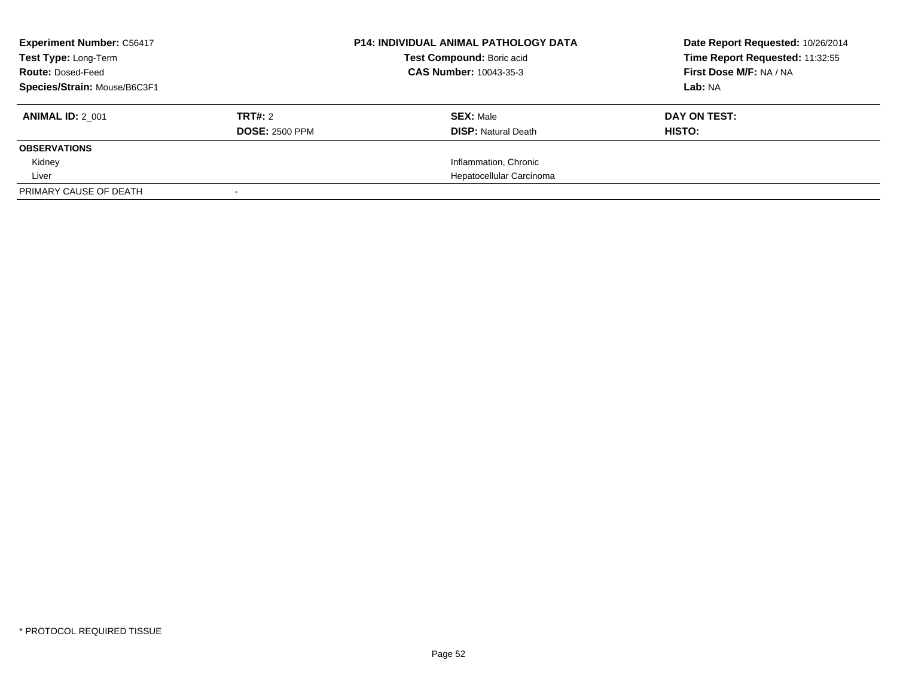**Experiment Number:** C56417
**Test Type:** Long-Term
**Route:** Dosed-Feed
**Species/Strain:** Mouse/B6C3F1

**P14: INDIVIDUAL ANIMAL PATHOLOGY DATA**
**Test Compound:** Boric acid
**CAS Number:** 10043-35-3

**Date Report Requested:** 10/26/2014
**Time Report Requested:** 11:32:55
**First Dose M/F:** NA / NA
**Lab:** NA

| **ANIMAL ID:** 2_001 | **TRT#:** 2 | **SEX:** Male | **DAY ON TEST:** |
|---|---|---|---|
| | **DOSE:** 2500 PPM | **DISP:** Natural Death | **HISTO:** |
| **OBSERVATIONS** | | | |
| Kidney | | Inflammation, Chronic | |
| Liver | | Hepatocellular Carcinoma | |
| PRIMARY CAUSE OF DEATH | - | | |

* PROTOCOL REQUIRED TISSUE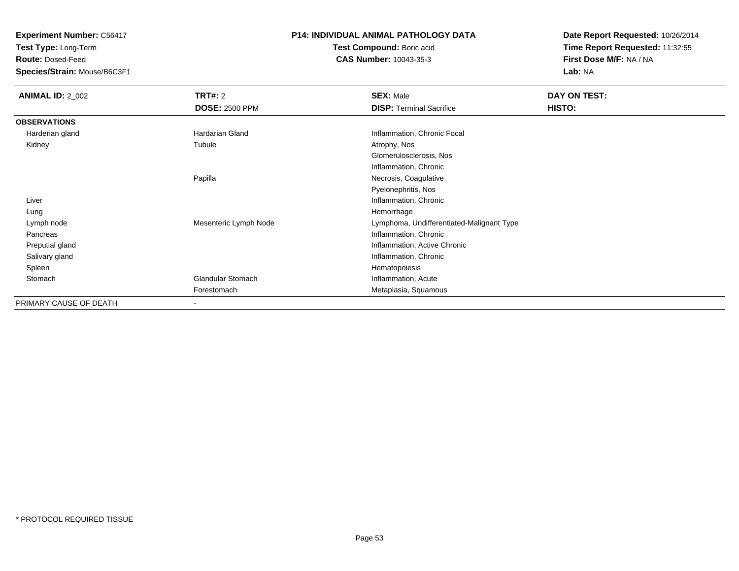**Experiment Number:** C56417
**Test Type:** Long-Term
**Route:** Dosed-Feed
**Species/Strain:** Mouse/B6C3F1

**P14: INDIVIDUAL ANIMAL PATHOLOGY DATA**
**Test Compound:** Boric acid
**CAS Number:** 10043-35-3

**Date Report Requested:** 10/26/2014
**Time Report Requested:** 11:32:55
**First Dose M/F:** NA / NA
**Lab:** NA

| **ANIMAL ID:** 2_002 | **TRT#:** 2 | **SEX:** Male | **DAY ON TEST:** |
|---|---|---|---|
| | **DOSE:** 2500 PPM | **DISP:** Terminal Sacrifice | **HISTO:** |
| **OBSERVATIONS** | | | |
| Harderian gland | Hardarian Gland | Inflammation, Chronic Focal | |
| Kidney | Tubule | Atrophy, Nos | |
| | | Glomerulosclerosis, Nos | |
| | | Inflammation, Chronic | |
| | Papilla | Necrosis, Coagulative | |
| | | Pyelonephritis, Nos | |
| Liver | | Inflammation, Chronic | |
| Lung | | Hemorrhage | |
| Lymph node | Mesenteric Lymph Node | Lymphoma, Undifferentiated-Malignant Type | |
| Pancreas | | Inflammation, Chronic | |
| Preputial gland | | Inflammation, Active Chronic | |
| Salivary gland | | Inflammation, Chronic | |
| Spleen | | Hematopoiesis | |
| Stomach | Glandular Stomach | Inflammation, Acute | |
| | Forestomach | Metaplasia, Squamous | |
| PRIMARY CAUSE OF DEATH | - | | |

* PROTOCOL REQUIRED TISSUE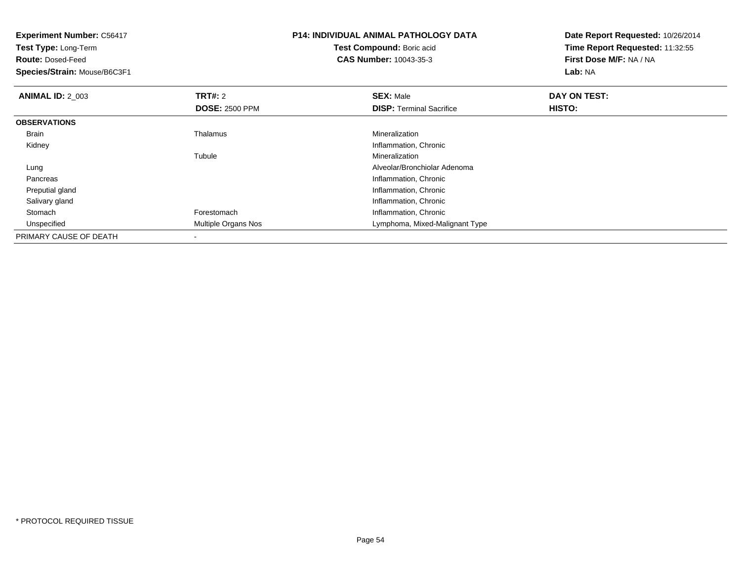**Experiment Number:** C56417
**Test Type:** Long-Term
**Route:** Dosed-Feed
**Species/Strain:** Mouse/B6C3F1

**P14: INDIVIDUAL ANIMAL PATHOLOGY DATA**
**Test Compound:** Boric acid
**CAS Number:** 10043-35-3

**Date Report Requested:** 10/26/2014
**Time Report Requested:** 11:32:55
**First Dose M/F:** NA / NA
**Lab:** NA

| **ANIMAL ID:** 2_003 | **TRT#:** 2 | **SEX:** Male | **DAY ON TEST:** |
|---|---|---|---|
| | **DOSE:** 2500 PPM | **DISP:** Terminal Sacrifice | **HISTO:** |
| **OBSERVATIONS** | | | |
| Brain | Thalamus | Mineralization | |
| Kidney | | Inflammation, Chronic | |
| | Tubule | Mineralization | |
| Lung | | Alveolar/Bronchiolar Adenoma | |
| Pancreas | | Inflammation, Chronic | |
| Preputial gland | | Inflammation, Chronic | |
| Salivary gland | | Inflammation, Chronic | |
| Stomach | Forestomach | Inflammation, Chronic | |
| Unspecified | Multiple Organs Nos | Lymphoma, Mixed-Malignant Type | |
| PRIMARY CAUSE OF DEATH | - | | |

* PROTOCOL REQUIRED TISSUE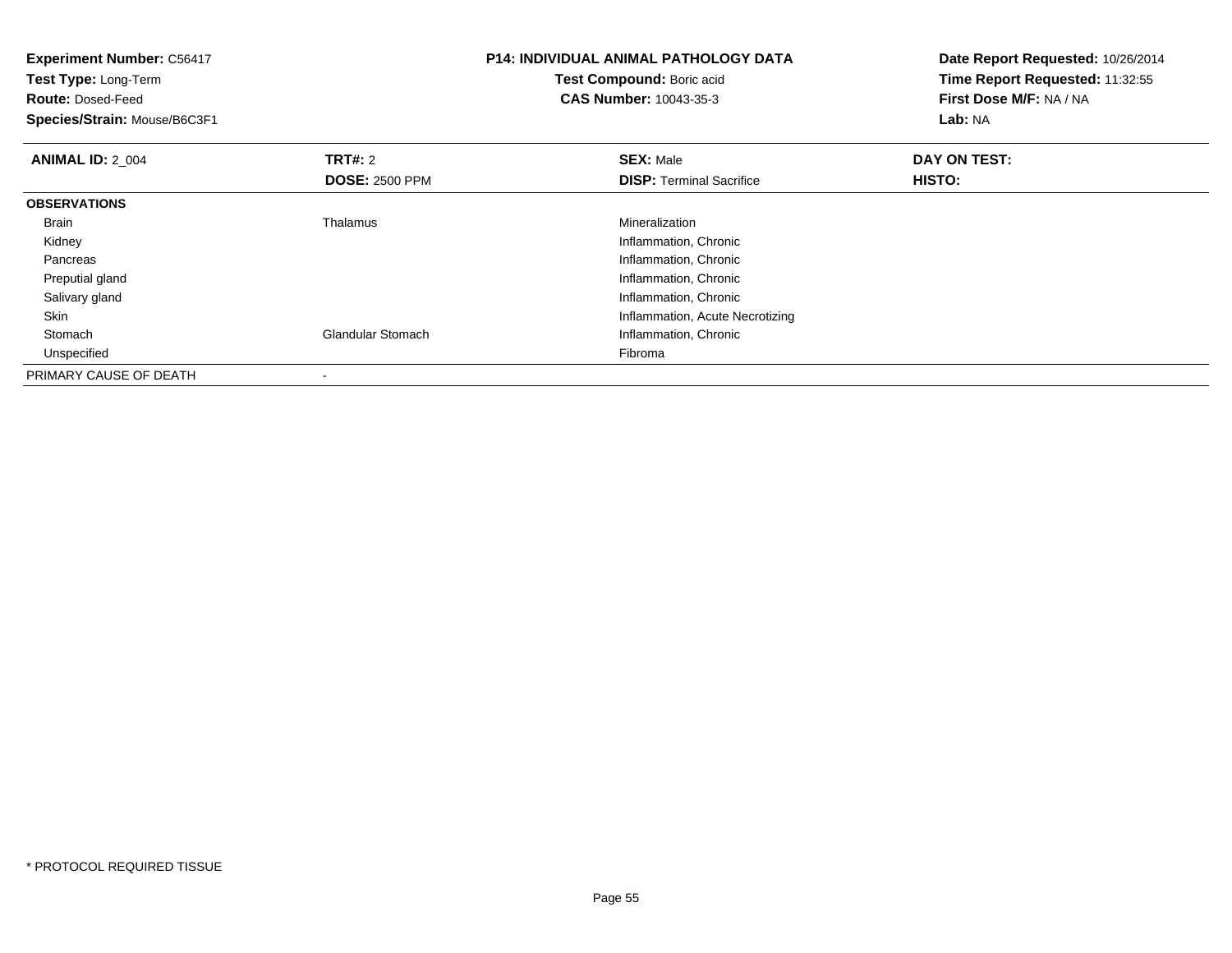**Experiment Number:** C56417
**Test Type:** Long-Term
**Route:** Dosed-Feed
**Species/Strain:** Mouse/B6C3F1

**P14: INDIVIDUAL ANIMAL PATHOLOGY DATA**
**Test Compound:** Boric acid
**CAS Number:** 10043-35-3

**Date Report Requested:** 10/26/2014
**Time Report Requested:** 11:32:55
**First Dose M/F:** NA / NA
**Lab:** NA

| **ANIMAL ID:** 2_004 | **TRT#:** 2 | **SEX:** Male | **DAY ON TEST:** |
|---|---|---|---|
| | **DOSE:** 2500 PPM | **DISP:** Terminal Sacrifice | **HISTO:** |
| **OBSERVATIONS** | | | |
| Brain | Thalamus | Mineralization | |
| Kidney | | Inflammation, Chronic | |
| Pancreas | | Inflammation, Chronic | |
| Preputial gland | | Inflammation, Chronic | |
| Salivary gland | | Inflammation, Chronic | |
| Skin | | Inflammation, Acute Necrotizing | |
| Stomach | Glandular Stomach | Inflammation, Chronic | |
| Unspecified | | Fibroma | |
| PRIMARY CAUSE OF DEATH | - | | |

* PROTOCOL REQUIRED TISSUE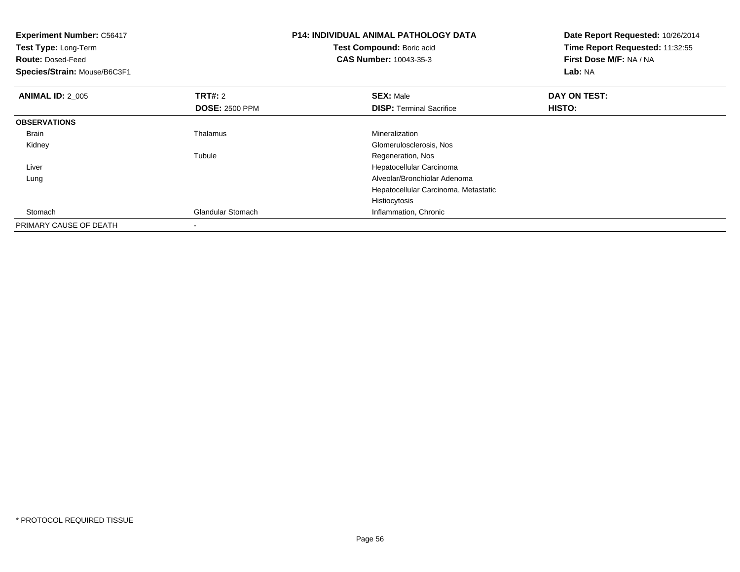**Experiment Number:** C56417
**Test Type:** Long-Term
**Route:** Dosed-Feed
**Species/Strain:** Mouse/B6C3F1

**P14: INDIVIDUAL ANIMAL PATHOLOGY DATA**
**Test Compound:** Boric acid
**CAS Number:** 10043-35-3

**Date Report Requested:** 10/26/2014
**Time Report Requested:** 11:32:55
**First Dose M/F:** NA / NA
**Lab:** NA

| **ANIMAL ID:** 2_005 | **TRT#:** 2 | **SEX:** Male | **DAY ON TEST:** |
|---|---|---|---|
| | **DOSE:** 2500 PPM | **DISP:** Terminal Sacrifice | **HISTO:** |
| **OBSERVATIONS** | | | |
| Brain | Thalamus | Mineralization | |
| Kidney | | Glomerulosclerosis, Nos | |
| | Tubule | Regeneration, Nos | |
| Liver | | Hepatocellular Carcinoma | |
| Lung | | Alveolar/Bronchiolar Adenoma | |
| | | Hepatocellular Carcinoma, Metastatic | |
| | | Histiocytosis | |
| Stomach | Glandular Stomach | Inflammation, Chronic | |
| PRIMARY CAUSE OF DEATH | - | | |

* PROTOCOL REQUIRED TISSUE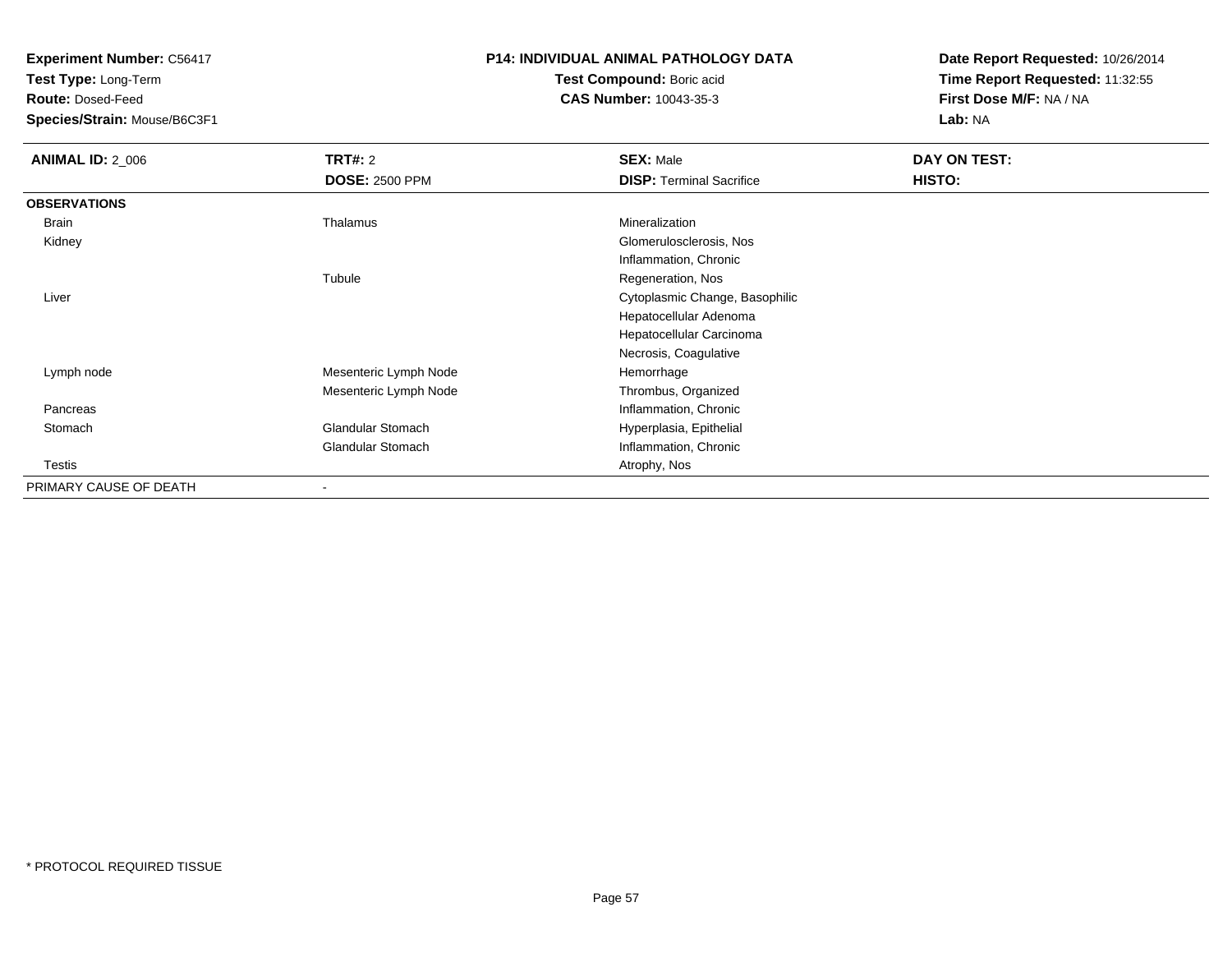**Experiment Number:** C56417
**Test Type:** Long-Term
**Route:** Dosed-Feed
**Species/Strain:** Mouse/B6C3F1

**P14: INDIVIDUAL ANIMAL PATHOLOGY DATA**
**Test Compound:** Boric acid
**CAS Number:** 10043-35-3

**Date Report Requested:** 10/26/2014
**Time Report Requested:** 11:32:55
**First Dose M/F:** NA / NA
**Lab:** NA

| **ANIMAL ID:** 2_006 | **TRT#:** 2 | **SEX:** Male | **DAY ON TEST:** |
|---|---|---|---|
| | **DOSE:** 2500 PPM | **DISP:** Terminal Sacrifice | **HISTO:** |
| **OBSERVATIONS** | | | |
| Brain | Thalamus | Mineralization | |
| Kidney | | Glomerulosclerosis, Nos | |
| | | Inflammation, Chronic | |
| | Tubule | Regeneration, Nos | |
| Liver | | Cytoplasmic Change, Basophilic | |
| | | Hepatocellular Adenoma | |
| | | Hepatocellular Carcinoma | |
| | | Necrosis, Coagulative | |
| Lymph node | Mesenteric Lymph Node | Hemorrhage | |
| | Mesenteric Lymph Node | Thrombus, Organized | |
| Pancreas | | Inflammation, Chronic | |
| Stomach | Glandular Stomach | Hyperplasia, Epithelial | |
| | Glandular Stomach | Inflammation, Chronic | |
| Testis | | Atrophy, Nos | |
| PRIMARY CAUSE OF DEATH | - | | |

* PROTOCOL REQUIRED TISSUE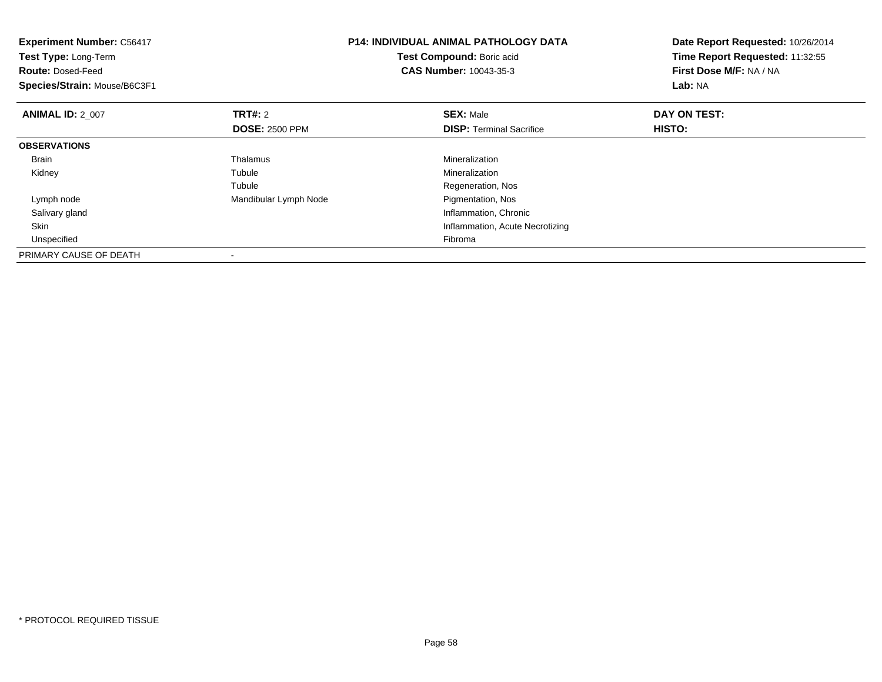**Experiment Number:** C56417
**Test Type:** Long-Term
**Route:** Dosed-Feed
**Species/Strain:** Mouse/B6C3F1

**P14: INDIVIDUAL ANIMAL PATHOLOGY DATA**
**Test Compound:** Boric acid
**CAS Number:** 10043-35-3

**Date Report Requested:** 10/26/2014
**Time Report Requested:** 11:32:55
**First Dose M/F:** NA / NA
**Lab:** NA

| **ANIMAL ID:** 2_007 | **TRT#:** 2 | **SEX:** Male | **DAY ON TEST:** |
|---|---|---|---|
| | **DOSE:** 2500 PPM | **DISP:** Terminal Sacrifice | **HISTO:** |
| **OBSERVATIONS** | | | |
| Brain | Thalamus | Mineralization | |
| Kidney | Tubule | Mineralization | |
| | Tubule | Regeneration, Nos | |
| Lymph node | Mandibular Lymph Node | Pigmentation, Nos | |
| Salivary gland | | Inflammation, Chronic | |
| Skin | | Inflammation, Acute Necrotizing | |
| Unspecified | | Fibroma | |
| PRIMARY CAUSE OF DEATH | - | | |

* PROTOCOL REQUIRED TISSUE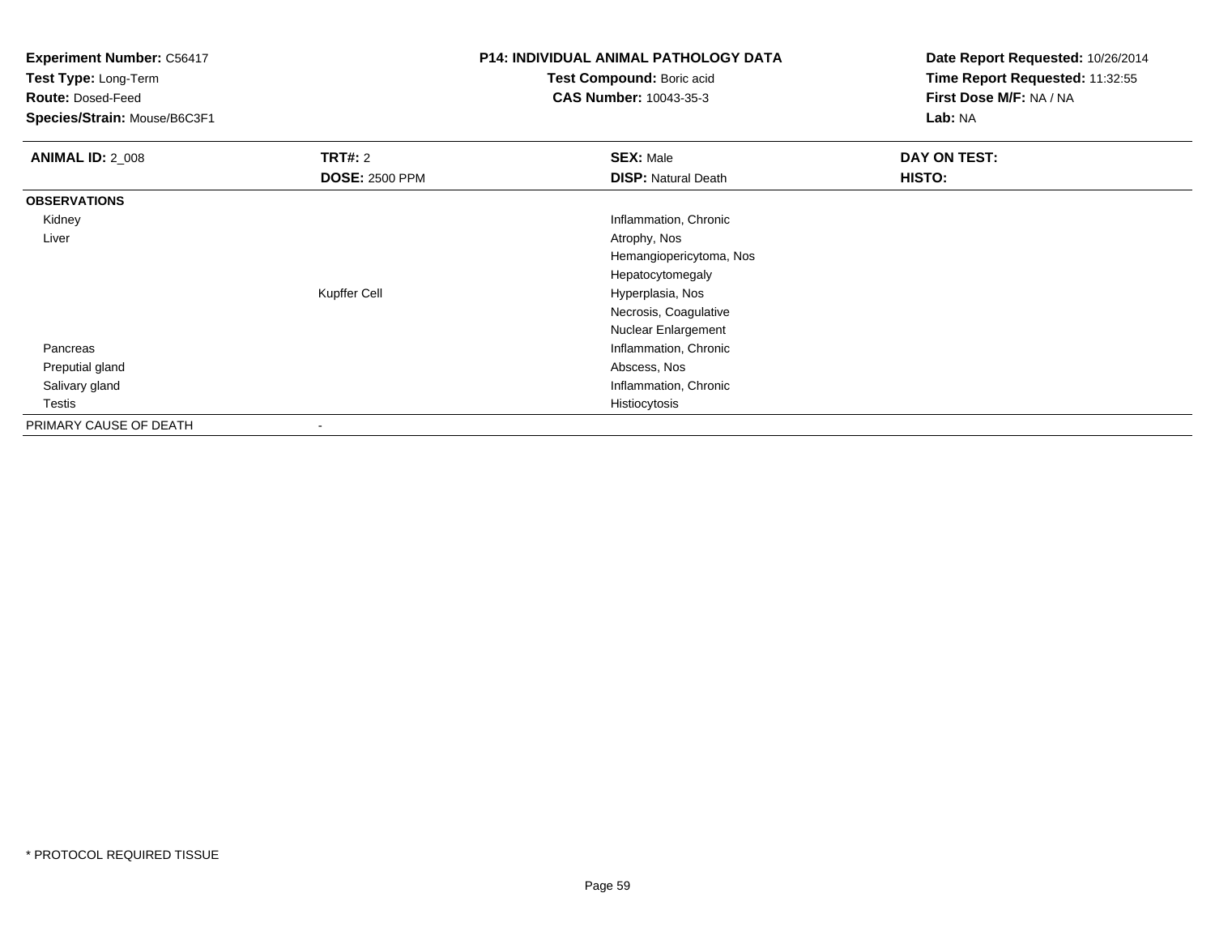**Experiment Number:** C56417
**Test Type:** Long-Term
**Route:** Dosed-Feed
**Species/Strain:** Mouse/B6C3F1

**P14: INDIVIDUAL ANIMAL PATHOLOGY DATA**
**Test Compound:** Boric acid
**CAS Number:** 10043-35-3

**Date Report Requested:** 10/26/2014
**Time Report Requested:** 11:32:55
**First Dose M/F:** NA / NA
**Lab:** NA

| **ANIMAL ID:** 2_008 | **TRT#:** 2 | **SEX:** Male | **DAY ON TEST:** |
|---|---|---|---|
| | **DOSE:** 2500 PPM | **DISP:** Natural Death | **HISTO:** |
| **OBSERVATIONS** | | | |
| Kidney | | Inflammation, Chronic | |
| Liver | | Atrophy, Nos | |
| | | Hemangiopericytoma, Nos | |
| | | Hepatocytomegaly | |
| | Kupffer Cell | Hyperplasia, Nos | |
| | | Necrosis, Coagulative | |
| | | Nuclear Enlargement | |
| Pancreas | | Inflammation, Chronic | |
| Preputial gland | | Abscess, Nos | |
| Salivary gland | | Inflammation, Chronic | |
| Testis | | Histiocytosis | |
| PRIMARY CAUSE OF DEATH | - | | |

* PROTOCOL REQUIRED TISSUE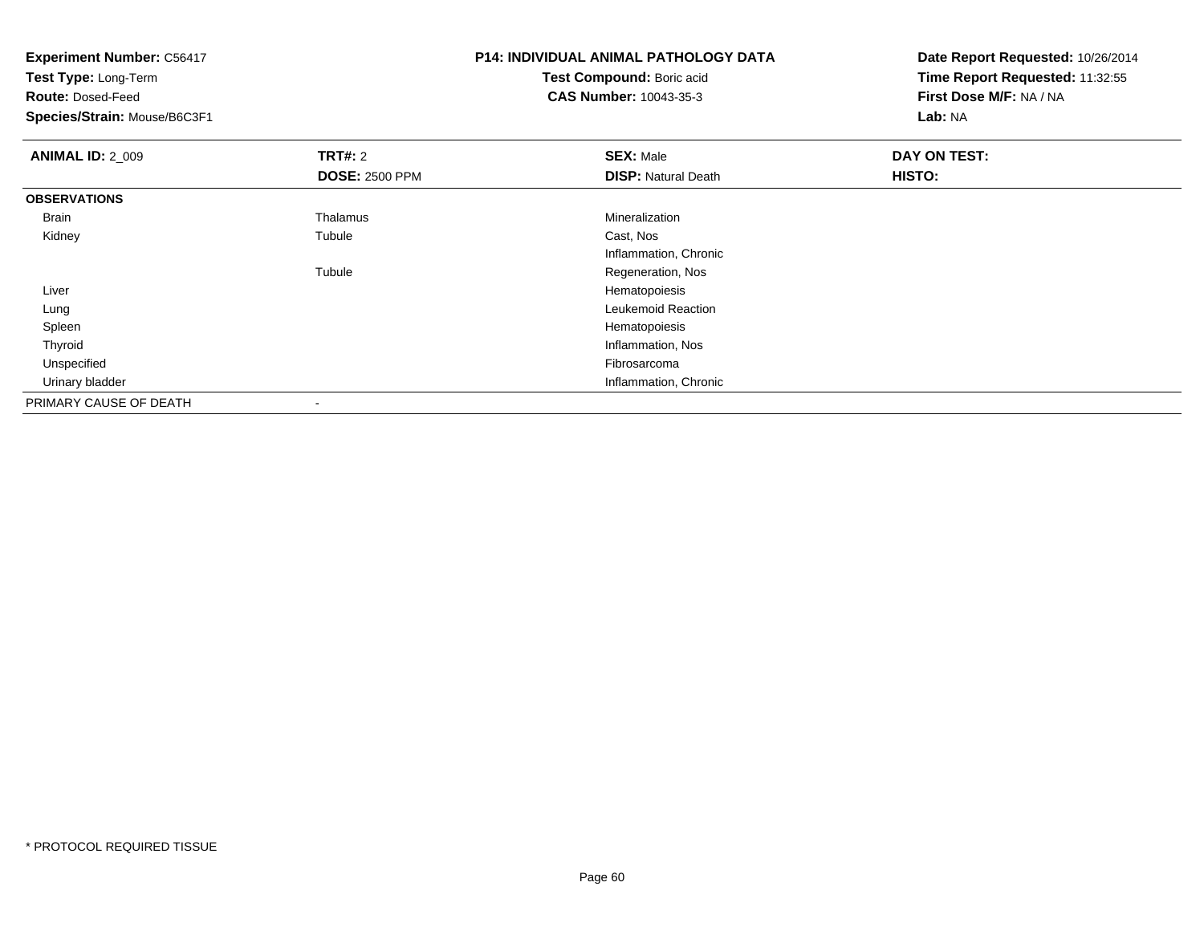**Experiment Number:** C56417
**Test Type:** Long-Term
**Route:** Dosed-Feed
**Species/Strain:** Mouse/B6C3F1

**P14: INDIVIDUAL ANIMAL PATHOLOGY DATA**
**Test Compound:** Boric acid
**CAS Number:** 10043-35-3

**Date Report Requested:** 10/26/2014
**Time Report Requested:** 11:32:55
**First Dose M/F:** NA / NA
**Lab:** NA

| **ANIMAL ID:** 2_009 | **TRT#:** 2 | **SEX:** Male | **DAY ON TEST:** |
|---|---|---|---|
| | **DOSE:** 2500 PPM | **DISP:** Natural Death | **HISTO:** |
| **OBSERVATIONS** | | | |
| Brain | Thalamus | Mineralization | |
| Kidney | Tubule | Cast, Nos | |
| | | Inflammation, Chronic | |
| | Tubule | Regeneration, Nos | |
| Liver | | Hematopoiesis | |
| Lung | | Leukemoid Reaction | |
| Spleen | | Hematopoiesis | |
| Thyroid | | Inflammation, Nos | |
| Unspecified | | Fibrosarcoma | |
| Urinary bladder | | Inflammation, Chronic | |
| PRIMARY CAUSE OF DEATH | - | | |

* PROTOCOL REQUIRED TISSUE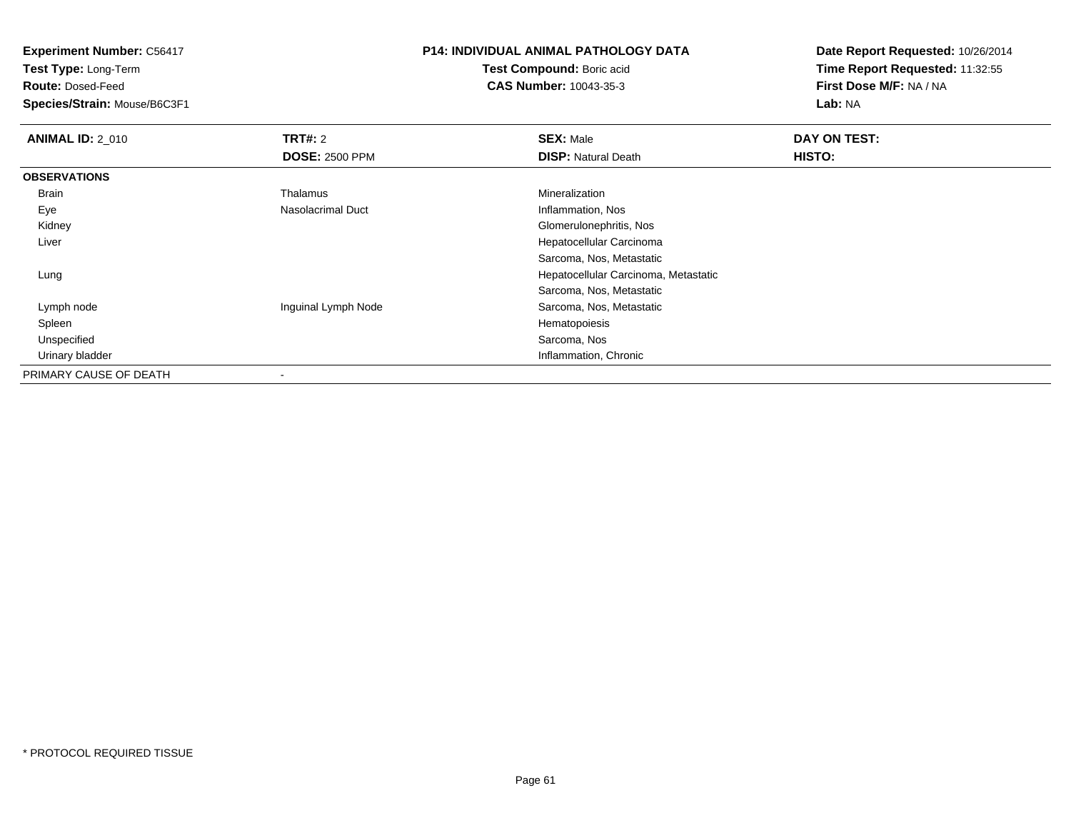**Experiment Number:** C56417
**Test Type:** Long-Term
**Route:** Dosed-Feed
**Species/Strain:** Mouse/B6C3F1

**P14: INDIVIDUAL ANIMAL PATHOLOGY DATA**
**Test Compound:** Boric acid
**CAS Number:** 10043-35-3

**Date Report Requested:** 10/26/2014
**Time Report Requested:** 11:32:55
**First Dose M/F:** NA / NA
**Lab:** NA

| **ANIMAL ID:** 2_010 | **TRT#:** 2 | **SEX:** Male | **DAY ON TEST:** |
|---|---|---|---|
| | **DOSE:** 2500 PPM | **DISP:** Natural Death | **HISTO:** |
| **OBSERVATIONS** | | | |
| Brain | Thalamus | Mineralization | |
| Eye | Nasolacrimal Duct | Inflammation, Nos | |
| Kidney | | Glomerulonephritis, Nos | |
| Liver | | Hepatocellular Carcinoma | |
| | | Sarcoma, Nos, Metastatic | |
| Lung | | Hepatocellular Carcinoma, Metastatic | |
| | | Sarcoma, Nos, Metastatic | |
| Lymph node | Inguinal Lymph Node | Sarcoma, Nos, Metastatic | |
| Spleen | | Hematopoiesis | |
| Unspecified | | Sarcoma, Nos | |
| Urinary bladder | | Inflammation, Chronic | |
| PRIMARY CAUSE OF DEATH | - | | |

* PROTOCOL REQUIRED TISSUE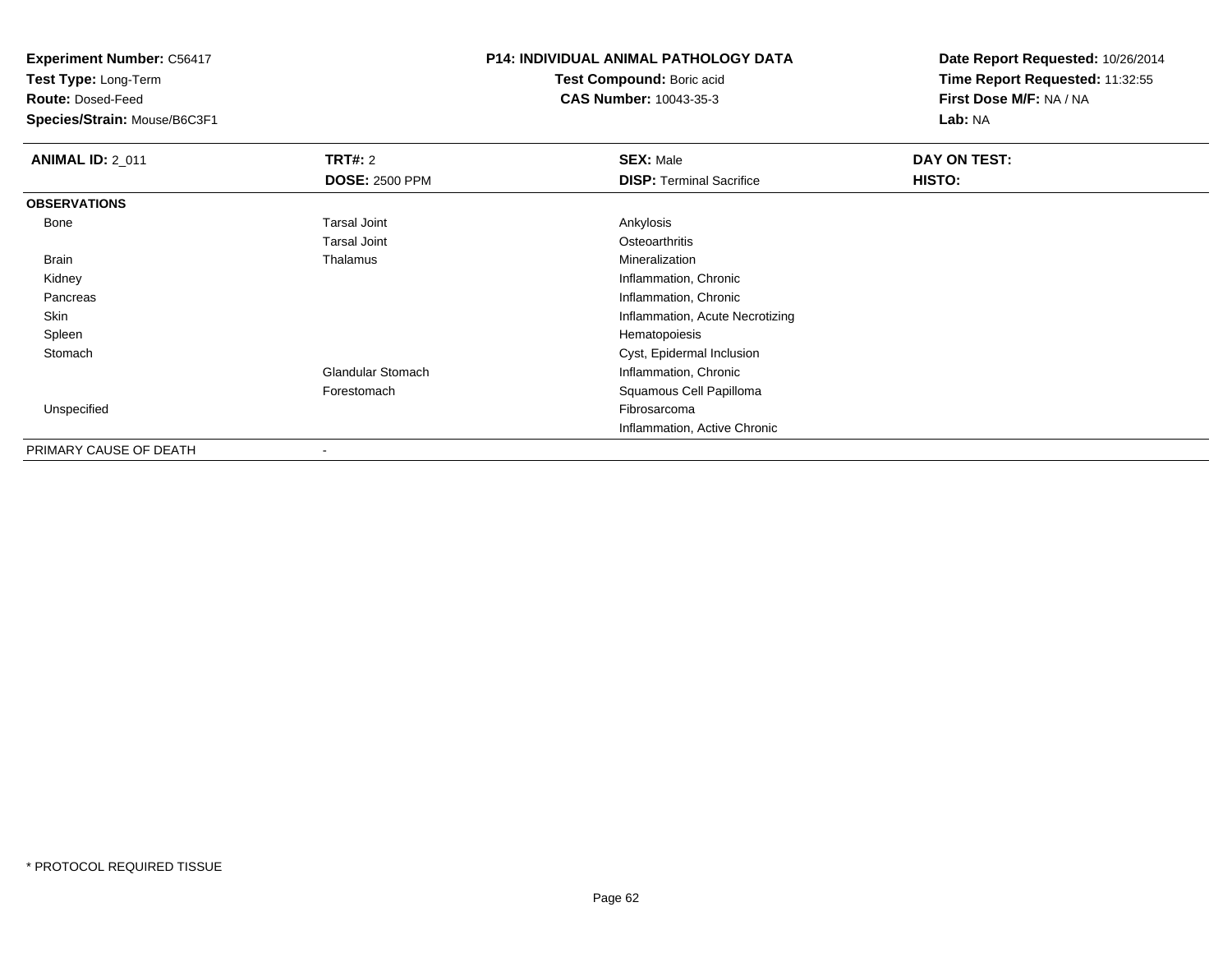**Experiment Number:** C56417
**Test Type:** Long-Term
**Route:** Dosed-Feed
**Species/Strain:** Mouse/B6C3F1

**P14: INDIVIDUAL ANIMAL PATHOLOGY DATA**
**Test Compound:** Boric acid
**CAS Number:** 10043-35-3

**Date Report Requested:** 10/26/2014
**Time Report Requested:** 11:32:55
**First Dose M/F:** NA / NA
**Lab:** NA

| **ANIMAL ID:** 2_011 | **TRT#:** 2 | **SEX:** Male | **DAY ON TEST:** |
|---|---|---|---|
| | **DOSE:** 2500 PPM | **DISP:** Terminal Sacrifice | **HISTO:** |
| **OBSERVATIONS** | | | |
| Bone | Tarsal Joint | Ankylosis | |
| | Tarsal Joint | Osteoarthritis | |
| Brain | Thalamus | Mineralization | |
| Kidney | | Inflammation, Chronic | |
| Pancreas | | Inflammation, Chronic | |
| Skin | | Inflammation, Acute Necrotizing | |
| Spleen | | Hematopoiesis | |
| Stomach | | Cyst, Epidermal Inclusion | |
| | Glandular Stomach | Inflammation, Chronic | |
| | Forestomach | Squamous Cell Papilloma | |
| Unspecified | | Fibrosarcoma | |
| | | Inflammation, Active Chronic | |
| PRIMARY CAUSE OF DEATH | - | | |

* PROTOCOL REQUIRED TISSUE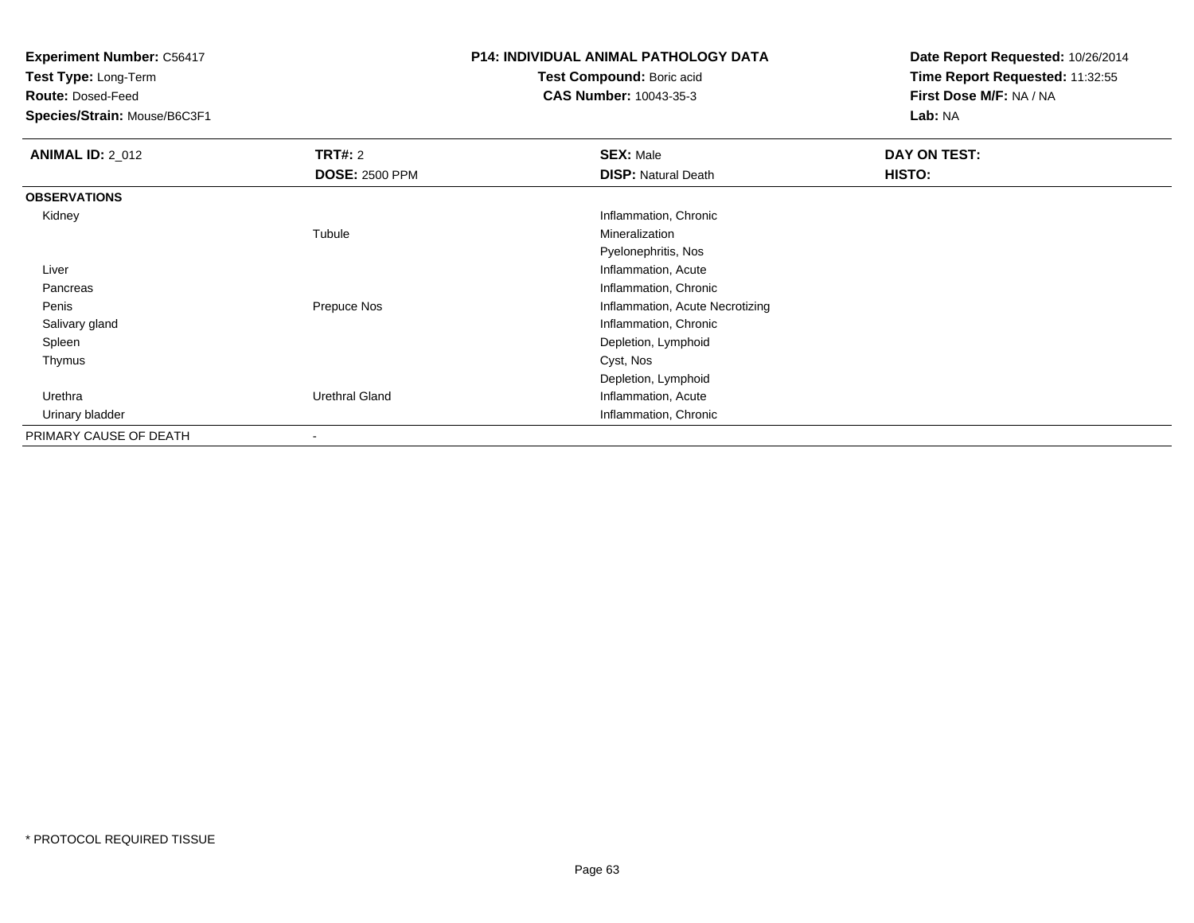**Experiment Number:** C56417
**Test Type:** Long-Term
**Route:** Dosed-Feed
**Species/Strain:** Mouse/B6C3F1

**P14: INDIVIDUAL ANIMAL PATHOLOGY DATA**
**Test Compound:** Boric acid
**CAS Number:** 10043-35-3

**Date Report Requested:** 10/26/2014
**Time Report Requested:** 11:32:55
**First Dose M/F:** NA / NA
**Lab:** NA

| **ANIMAL ID:** 2_012 | **TRT#:** 2 | **SEX:** Male | **DAY ON TEST:** |
|---|---|---|---|
| | **DOSE:** 2500 PPM | **DISP:** Natural Death | **HISTO:** |
| **OBSERVATIONS** | | | |
| Kidney | | Inflammation, Chronic | |
| | Tubule | Mineralization | |
| | | Pyelonephritis, Nos | |
| Liver | | Inflammation, Acute | |
| Pancreas | | Inflammation, Chronic | |
| Penis | Prepuce Nos | Inflammation, Acute Necrotizing | |
| Salivary gland | | Inflammation, Chronic | |
| Spleen | | Depletion, Lymphoid | |
| Thymus | | Cyst, Nos | |
| | | Depletion, Lymphoid | |
| Urethra | Urethral Gland | Inflammation, Acute | |
| Urinary bladder | | Inflammation, Chronic | |
| PRIMARY CAUSE OF DEATH | - | | |

\* PROTOCOL REQUIRED TISSUE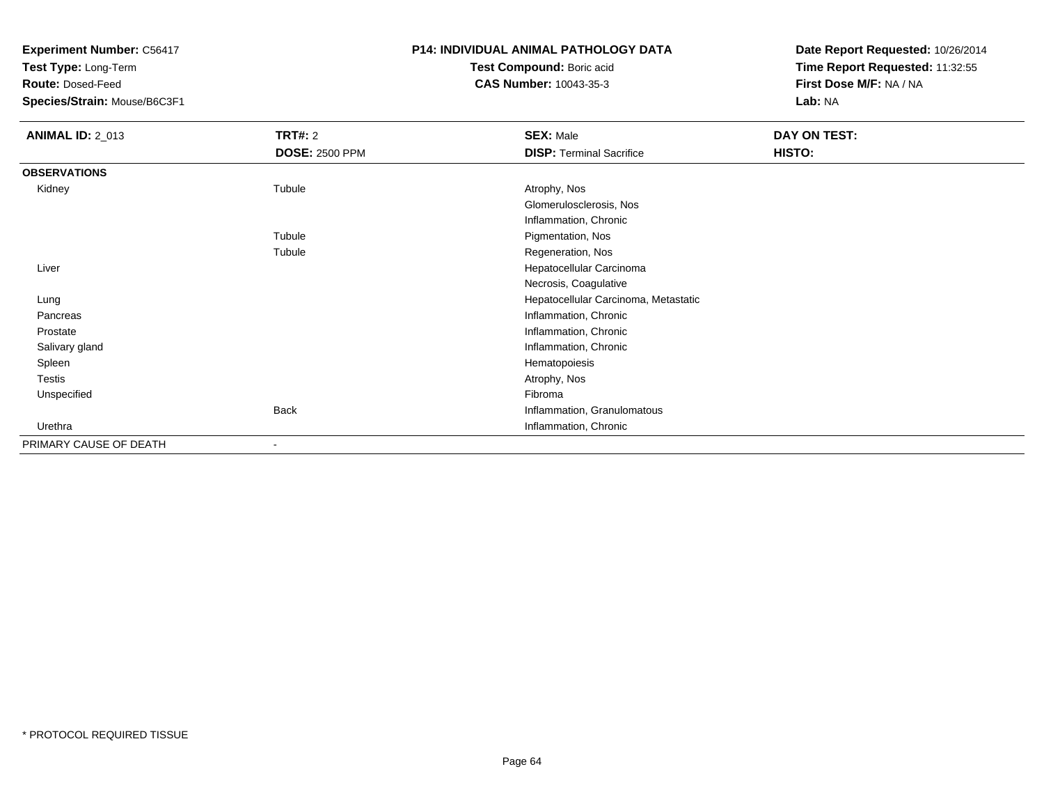**Experiment Number:** C56417
**Test Type:** Long-Term
**Route:** Dosed-Feed
**Species/Strain:** Mouse/B6C3F1

**P14: INDIVIDUAL ANIMAL PATHOLOGY DATA**
**Test Compound:** Boric acid
**CAS Number:** 10043-35-3

**Date Report Requested:** 10/26/2014
**Time Report Requested:** 11:32:55
**First Dose M/F:** NA / NA
**Lab:** NA

| **ANIMAL ID:** 2_013 | **TRT#:** 2 | **SEX:** Male | **DAY ON TEST:** |
|---|---|---|---|
| | **DOSE:** 2500 PPM | **DISP:** Terminal Sacrifice | **HISTO:** |
| **OBSERVATIONS** | | | |
| Kidney | Tubule | Atrophy, Nos | |
| | | Glomerulosclerosis, Nos | |
| | | Inflammation, Chronic | |
| | Tubule | Pigmentation, Nos | |
| | Tubule | Regeneration, Nos | |
| Liver | | Hepatocellular Carcinoma | |
| | | Necrosis, Coagulative | |
| Lung | | Hepatocellular Carcinoma, Metastatic | |
| Pancreas | | Inflammation, Chronic | |
| Prostate | | Inflammation, Chronic | |
| Salivary gland | | Inflammation, Chronic | |
| Spleen | | Hematopoiesis | |
| Testis | | Atrophy, Nos | |
| Unspecified | | Fibroma | |
| | Back | Inflammation, Granulomatous | |
| Urethra | | Inflammation, Chronic | |
| PRIMARY CAUSE OF DEATH | - | | |

* PROTOCOL REQUIRED TISSUE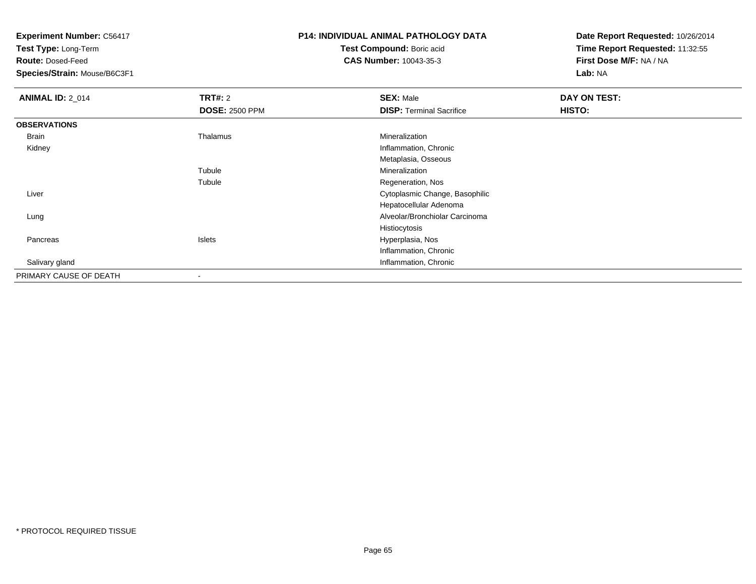**Experiment Number:** C56417
**Test Type:** Long-Term
**Route:** Dosed-Feed
**Species/Strain:** Mouse/B6C3F1

**P14: INDIVIDUAL ANIMAL PATHOLOGY DATA**
**Test Compound:** Boric acid
**CAS Number:** 10043-35-3

**Date Report Requested:** 10/26/2014
**Time Report Requested:** 11:32:55
**First Dose M/F:** NA / NA
**Lab:** NA

| **ANIMAL ID:** 2_014 | **TRT#:** 2 | **SEX:** Male | **DAY ON TEST:** |
|---|---|---|---|
| | **DOSE:** 2500 PPM | **DISP:** Terminal Sacrifice | **HISTO:** |
| **OBSERVATIONS** | | | |
| Brain | Thalamus | Mineralization | |
| Kidney | | Inflammation, Chronic | |
| | | Metaplasia, Osseous | |
| | Tubule | Mineralization | |
| | Tubule | Regeneration, Nos | |
| Liver | | Cytoplasmic Change, Basophilic | |
| | | Hepatocellular Adenoma | |
| Lung | | Alveolar/Bronchiolar Carcinoma | |
| | | Histiocytosis | |
| Pancreas | Islets | Hyperplasia, Nos | |
| | | Inflammation, Chronic | |
| Salivary gland | | Inflammation, Chronic | |
| PRIMARY CAUSE OF DEATH | - | | |

* PROTOCOL REQUIRED TISSUE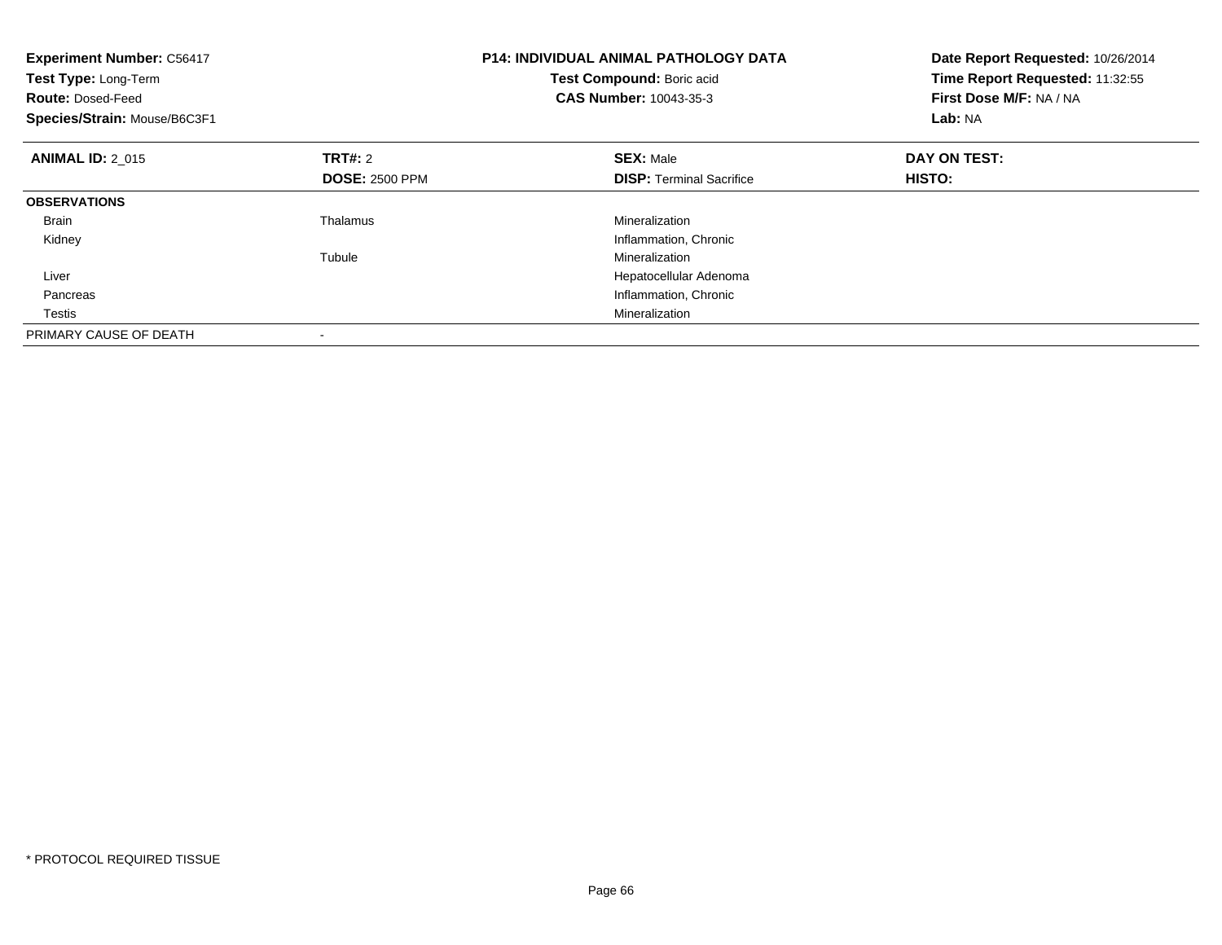**Experiment Number:** C56417
**Test Type:** Long-Term
**Route:** Dosed-Feed
**Species/Strain:** Mouse/B6C3F1

**P14: INDIVIDUAL ANIMAL PATHOLOGY DATA**
**Test Compound:** Boric acid
**CAS Number:** 10043-35-3

**Date Report Requested:** 10/26/2014
**Time Report Requested:** 11:32:55
**First Dose M/F:** NA / NA
**Lab:** NA

| **ANIMAL ID:** 2_015 | **TRT#:** 2 | **SEX:** Male | **DAY ON TEST:** |
|---|---|---|---|
| | **DOSE:** 2500 PPM | **DISP:** Terminal Sacrifice | **HISTO:** |
| **OBSERVATIONS** | | | |
| Brain | Thalamus | Mineralization | |
| Kidney | | Inflammation, Chronic | |
| | Tubule | Mineralization | |
| Liver | | Hepatocellular Adenoma | |
| Pancreas | | Inflammation, Chronic | |
| Testis | | Mineralization | |
| PRIMARY CAUSE OF DEATH | - | | |

* PROTOCOL REQUIRED TISSUE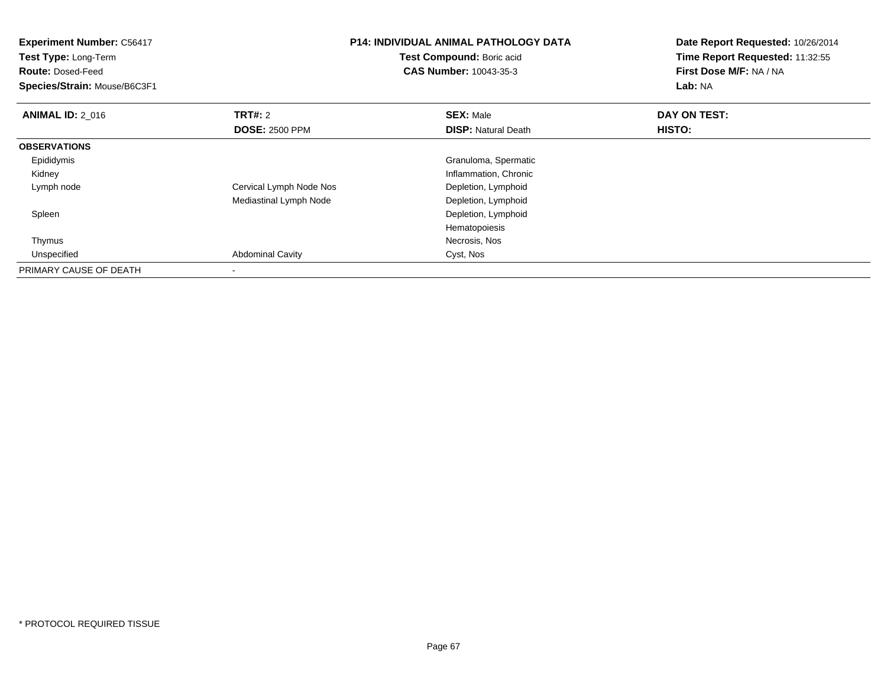**Experiment Number:** C56417
**Test Type:** Long-Term
**Route:** Dosed-Feed
**Species/Strain:** Mouse/B6C3F1

**P14: INDIVIDUAL ANIMAL PATHOLOGY DATA**
**Test Compound:** Boric acid
**CAS Number:** 10043-35-3

**Date Report Requested:** 10/26/2014
**Time Report Requested:** 11:32:55
**First Dose M/F:** NA / NA
**Lab:** NA

| **ANIMAL ID:** 2_016 | **TRT#:** 2 | **SEX:** Male | **DAY ON TEST:** |
|---|---|---|---|
| | **DOSE:** 2500 PPM | **DISP:** Natural Death | **HISTO:** |
| **OBSERVATIONS** | | | |
| Epididymis | | Granuloma, Spermatic | |
| Kidney | | Inflammation, Chronic | |
| Lymph node | Cervical Lymph Node Nos | Depletion, Lymphoid | |
| | Mediastinal Lymph Node | Depletion, Lymphoid | |
| Spleen | | Depletion, Lymphoid | |
| | | Hematopoiesis | |
| Thymus | | Necrosis, Nos | |
| Unspecified | Abdominal Cavity | Cyst, Nos | |
| PRIMARY CAUSE OF DEATH | - | | |

* PROTOCOL REQUIRED TISSUE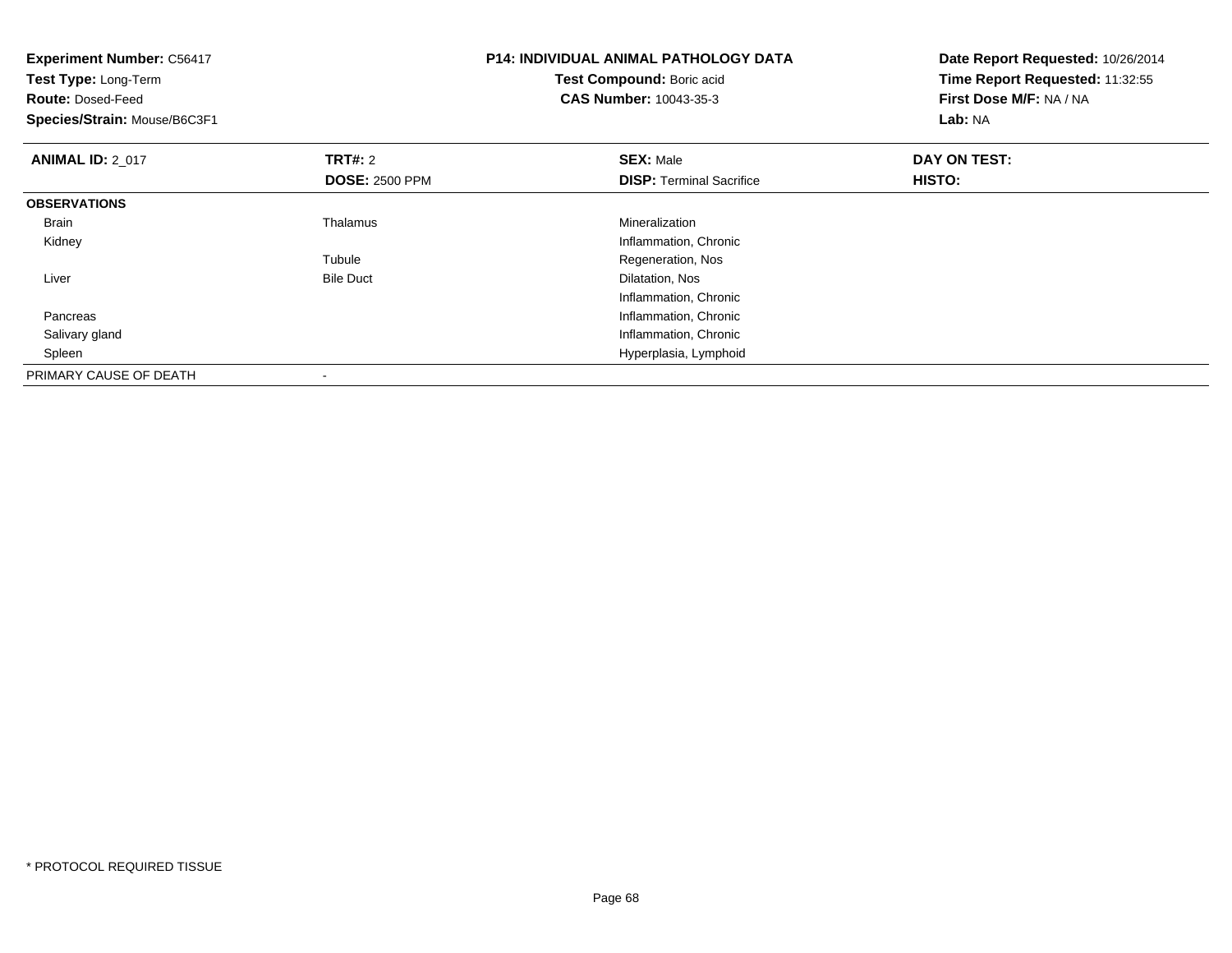**Experiment Number:** C56417
**Test Type:** Long-Term
**Route:** Dosed-Feed
**Species/Strain:** Mouse/B6C3F1

**P14: INDIVIDUAL ANIMAL PATHOLOGY DATA**
**Test Compound:** Boric acid
**CAS Number:** 10043-35-3

**Date Report Requested:** 10/26/2014
**Time Report Requested:** 11:32:55
**First Dose M/F:** NA / NA
**Lab:** NA

| **ANIMAL ID:** 2_017 | **TRT#:** 2 | **SEX:** Male | **DAY ON TEST:** |
|---|---|---|---|
| | **DOSE:** 2500 PPM | **DISP:** Terminal Sacrifice | **HISTO:** |
| **OBSERVATIONS** | | | |
| Brain | Thalamus | Mineralization | |
| Kidney | | Inflammation, Chronic | |
| | Tubule | Regeneration, Nos | |
| Liver | Bile Duct | Dilatation, Nos | |
| | | Inflammation, Chronic | |
| Pancreas | | Inflammation, Chronic | |
| Salivary gland | | Inflammation, Chronic | |
| Spleen | | Hyperplasia, Lymphoid | |
| PRIMARY CAUSE OF DEATH | - | | |

\* PROTOCOL REQUIRED TISSUE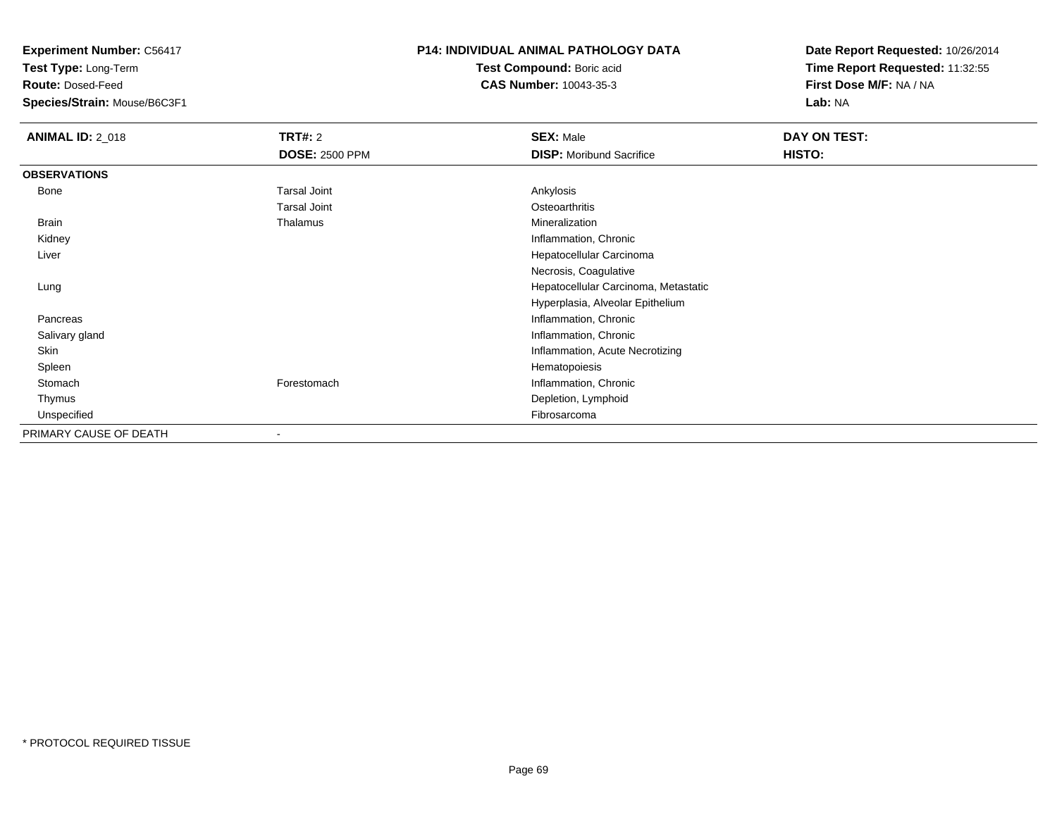**Experiment Number:** C56417
**Test Type:** Long-Term
**Route:** Dosed-Feed
**Species/Strain:** Mouse/B6C3F1

**P14: INDIVIDUAL ANIMAL PATHOLOGY DATA**
**Test Compound:** Boric acid
**CAS Number:** 10043-35-3

**Date Report Requested:** 10/26/2014
**Time Report Requested:** 11:32:55
**First Dose M/F:** NA / NA
**Lab:** NA

| **ANIMAL ID:** 2_018 | **TRT#:** 2 | **SEX:** Male | **DAY ON TEST:** |
|---|---|---|---|
| | **DOSE:** 2500 PPM | **DISP:** Moribund Sacrifice | **HISTO:** |
| **OBSERVATIONS** | | | |
| Bone | Tarsal Joint | Ankylosis | |
| | Tarsal Joint | Osteoarthritis | |
| Brain | Thalamus | Mineralization | |
| Kidney | | Inflammation, Chronic | |
| Liver | | Hepatocellular Carcinoma | |
| | | Necrosis, Coagulative | |
| Lung | | Hepatocellular Carcinoma, Metastatic | |
| | | Hyperplasia, Alveolar Epithelium | |
| Pancreas | | Inflammation, Chronic | |
| Salivary gland | | Inflammation, Chronic | |
| Skin | | Inflammation, Acute Necrotizing | |
| Spleen | | Hematopoiesis | |
| Stomach | Forestomach | Inflammation, Chronic | |
| Thymus | | Depletion, Lymphoid | |
| Unspecified | | Fibrosarcoma | |
| PRIMARY CAUSE OF DEATH | - | | |

\* PROTOCOL REQUIRED TISSUE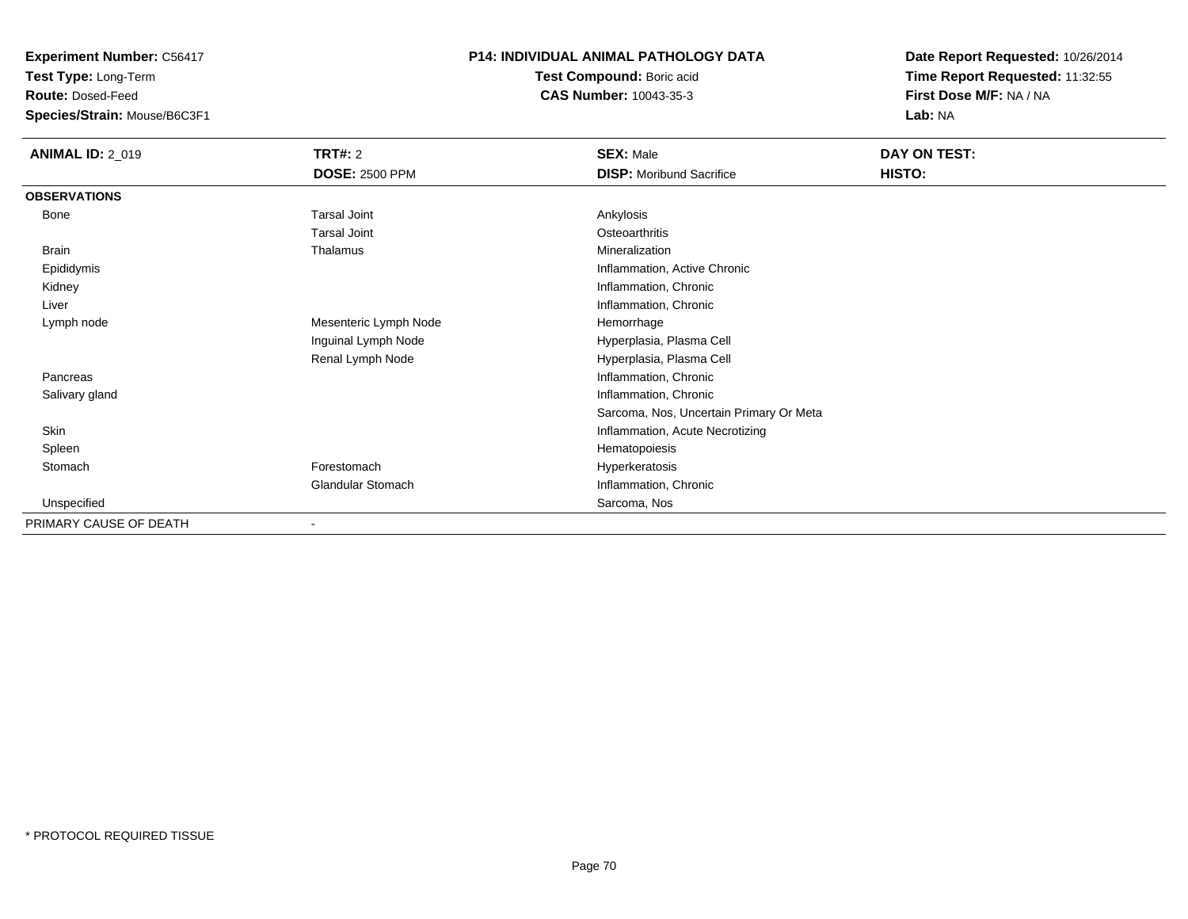**Experiment Number:** C56417
**Test Type:** Long-Term
**Route:** Dosed-Feed
**Species/Strain:** Mouse/B6C3F1

**P14: INDIVIDUAL ANIMAL PATHOLOGY DATA**
**Test Compound:** Boric acid
**CAS Number:** 10043-35-3

**Date Report Requested:** 10/26/2014
**Time Report Requested:** 11:32:55
**First Dose M/F:** NA / NA
**Lab:** NA

| **ANIMAL ID:** 2_019 | **TRT#:** 2 | **SEX:** Male | **DAY ON TEST:** |
|---|---|---|---|
| | **DOSE:** 2500 PPM | **DISP:** Moribund Sacrifice | **HISTO:** |
| **OBSERVATIONS** | | | |
| Bone | Tarsal Joint | Ankylosis | |
| | Tarsal Joint | Osteoarthritis | |
| Brain | Thalamus | Mineralization | |
| Epididymis | | Inflammation, Active Chronic | |
| Kidney | | Inflammation, Chronic | |
| Liver | | Inflammation, Chronic | |
| Lymph node | Mesenteric Lymph Node | Hemorrhage | |
| | Inguinal Lymph Node | Hyperplasia, Plasma Cell | |
| | Renal Lymph Node | Hyperplasia, Plasma Cell | |
| Pancreas | | Inflammation, Chronic | |
| Salivary gland | | Inflammation, Chronic | |
| | | Sarcoma, Nos, Uncertain Primary Or Meta | |
| Skin | | Inflammation, Acute Necrotizing | |
| Spleen | | Hematopoiesis | |
| Stomach | Forestomach | Hyperkeratosis | |
| | Glandular Stomach | Inflammation, Chronic | |
| Unspecified | | Sarcoma, Nos | |
| PRIMARY CAUSE OF DEATH | - | | |

* PROTOCOL REQUIRED TISSUE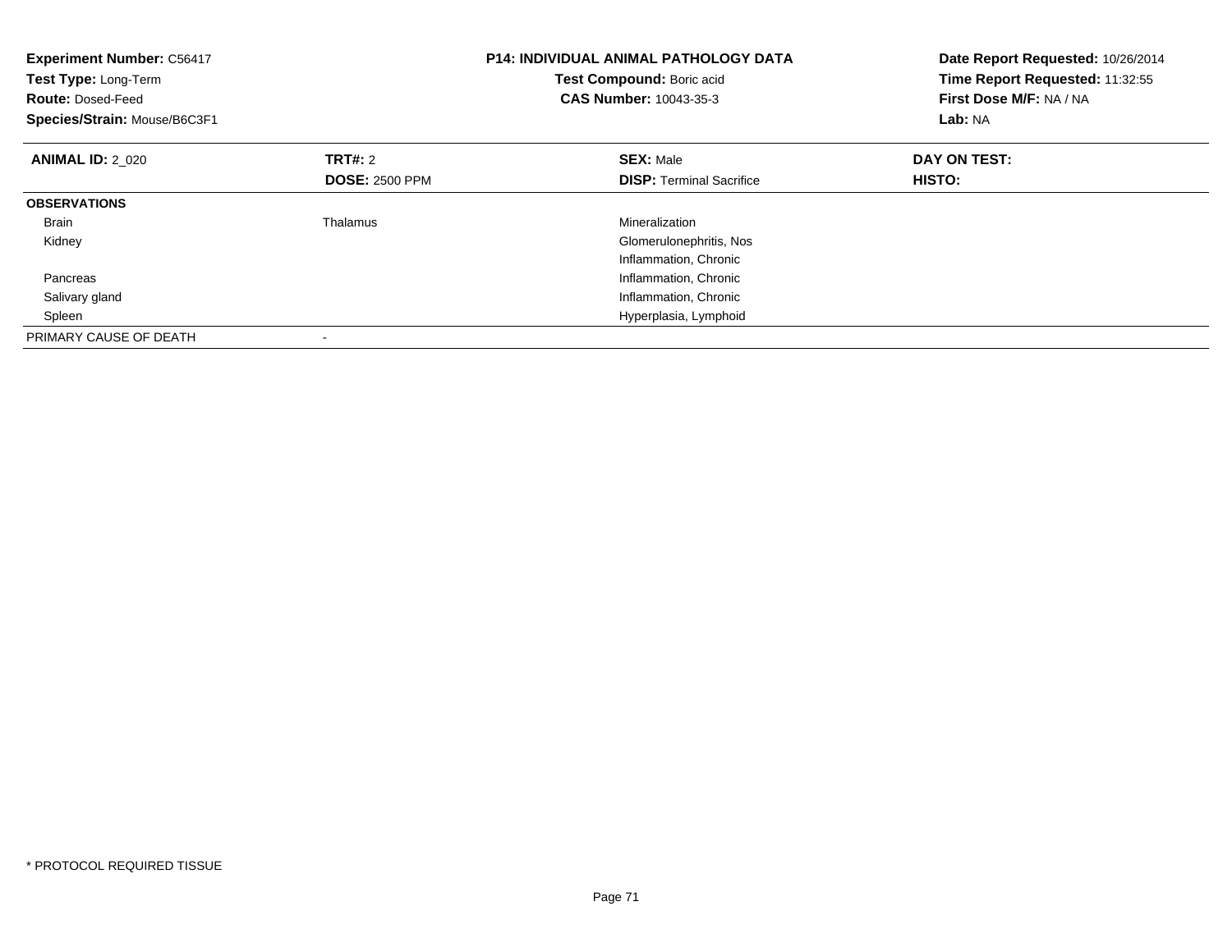**Experiment Number:** C56417
**Test Type:** Long-Term
**Route:** Dosed-Feed
**Species/Strain:** Mouse/B6C3F1

**P14: INDIVIDUAL ANIMAL PATHOLOGY DATA**
**Test Compound:** Boric acid
**CAS Number:** 10043-35-3

**Date Report Requested:** 10/26/2014
**Time Report Requested:** 11:32:55
**First Dose M/F:** NA / NA
**Lab:** NA

| **ANIMAL ID:** 2_020 | **TRT#:** 2 | **SEX:** Male | **DAY ON TEST:** |
|---|---|---|---|
| | **DOSE:** 2500 PPM | **DISP:** Terminal Sacrifice | **HISTO:** |
| **OBSERVATIONS** | | | |
| Brain | Thalamus | Mineralization | |
| Kidney | | Glomerulonephritis, Nos | |
| | | Inflammation, Chronic | |
| Pancreas | | Inflammation, Chronic | |
| Salivary gland | | Inflammation, Chronic | |
| Spleen | | Hyperplasia, Lymphoid | |
| PRIMARY CAUSE OF DEATH | - | | |

* PROTOCOL REQUIRED TISSUE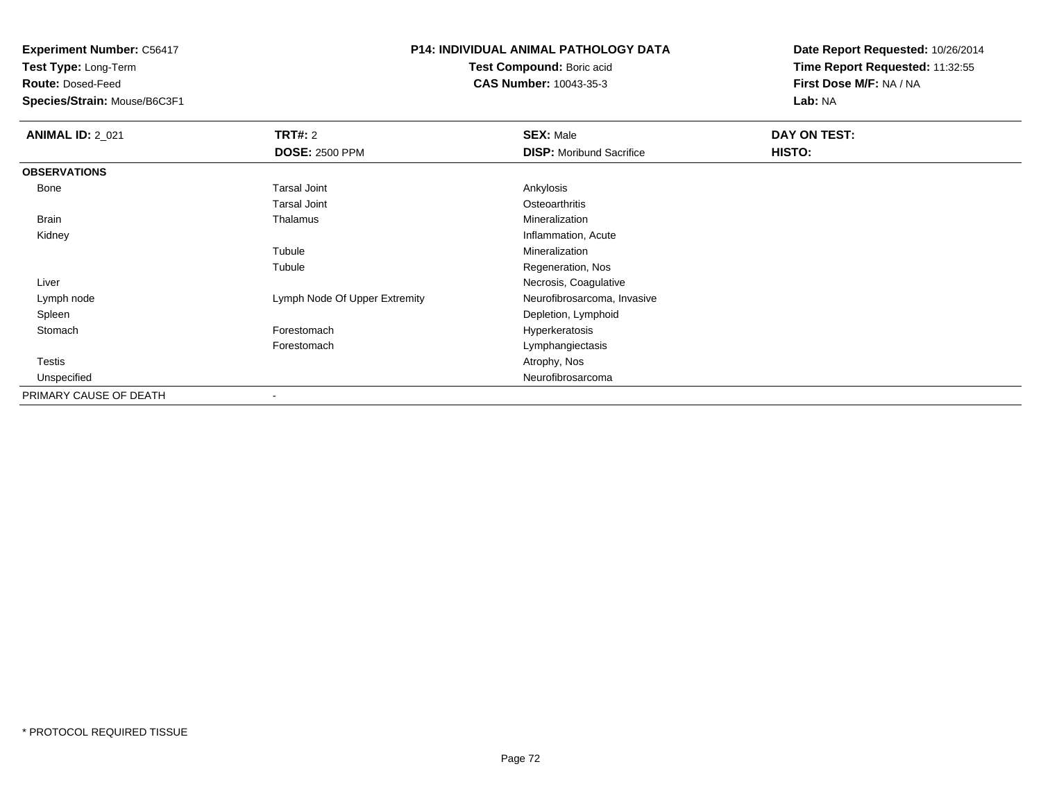**Experiment Number:** C56417
**Test Type:** Long-Term
**Route:** Dosed-Feed
**Species/Strain:** Mouse/B6C3F1

**P14: INDIVIDUAL ANIMAL PATHOLOGY DATA**
**Test Compound:** Boric acid
**CAS Number:** 10043-35-3

**Date Report Requested:** 10/26/2014
**Time Report Requested:** 11:32:55
**First Dose M/F:** NA / NA
**Lab:** NA

| **ANIMAL ID:** 2_021 | **TRT#:** 2 | **SEX:** Male | **DAY ON TEST:** |
|---|---|---|---|
| | **DOSE:** 2500 PPM | **DISP:** Moribund Sacrifice | **HISTO:** |
| **OBSERVATIONS** | | | |
| Bone | Tarsal Joint | Ankylosis | |
| | Tarsal Joint | Osteoarthritis | |
| Brain | Thalamus | Mineralization | |
| Kidney | | Inflammation, Acute | |
| | Tubule | Mineralization | |
| | Tubule | Regeneration, Nos | |
| Liver | | Necrosis, Coagulative | |
| Lymph node | Lymph Node Of Upper Extremity | Neurofibrosarcoma, Invasive | |
| Spleen | | Depletion, Lymphoid | |
| Stomach | Forestomach | Hyperkeratosis | |
| | Forestomach | Lymphangiectasis | |
| Testis | | Atrophy, Nos | |
| Unspecified | | Neurofibrosarcoma | |
| PRIMARY CAUSE OF DEATH | - | | |

* PROTOCOL REQUIRED TISSUE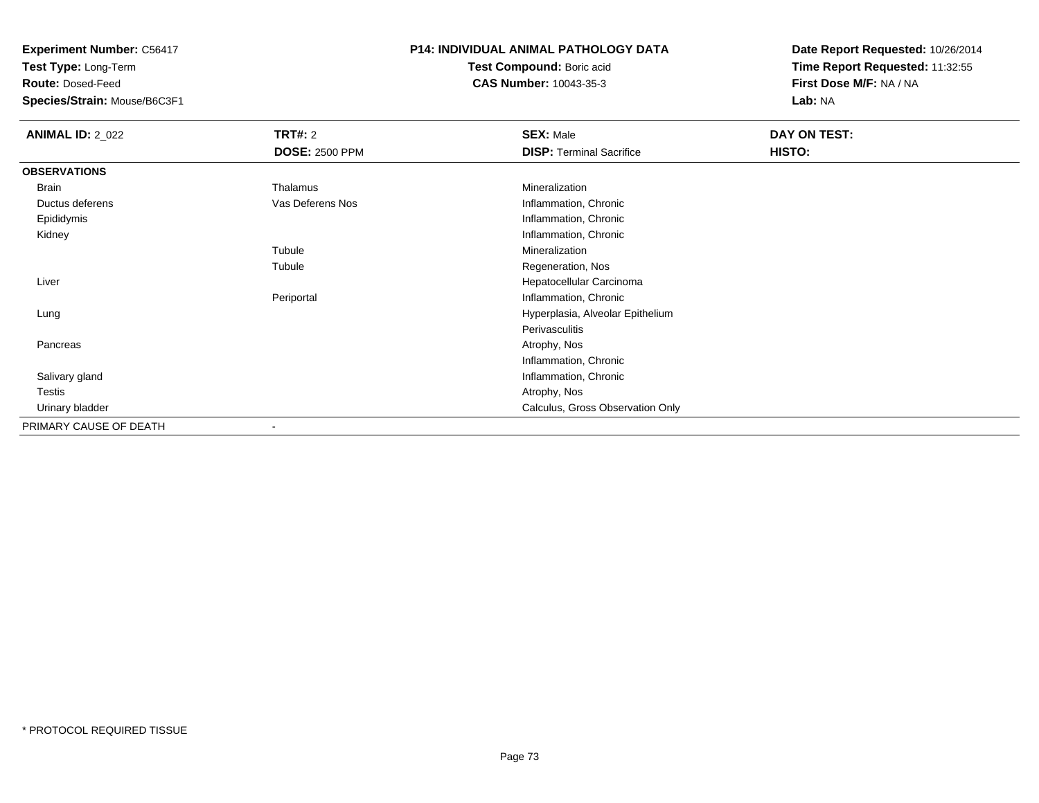**Experiment Number:** C56417
**Test Type:** Long-Term
**Route:** Dosed-Feed
**Species/Strain:** Mouse/B6C3F1

**P14: INDIVIDUAL ANIMAL PATHOLOGY DATA**
**Test Compound:** Boric acid
**CAS Number:** 10043-35-3

**Date Report Requested:** 10/26/2014
**Time Report Requested:** 11:32:55
**First Dose M/F:** NA / NA
**Lab:** NA

| **ANIMAL ID:** 2_022 | **TRT#:** 2 | **SEX:** Male | **DAY ON TEST:** |
|---|---|---|---|
| | **DOSE:** 2500 PPM | **DISP:** Terminal Sacrifice | **HISTO:** |
| **OBSERVATIONS** | | | |
| Brain | Thalamus | Mineralization | |
| Ductus deferens | Vas Deferens Nos | Inflammation, Chronic | |
| Epididymis | | Inflammation, Chronic | |
| Kidney | | Inflammation, Chronic | |
| | Tubule | Mineralization | |
| | Tubule | Regeneration, Nos | |
| Liver | | Hepatocellular Carcinoma | |
| | Periportal | Inflammation, Chronic | |
| Lung | | Hyperplasia, Alveolar Epithelium | |
| | | Perivasculitis | |
| Pancreas | | Atrophy, Nos | |
| | | Inflammation, Chronic | |
| Salivary gland | | Inflammation, Chronic | |
| Testis | | Atrophy, Nos | |
| Urinary bladder | | Calculus, Gross Observation Only | |
| PRIMARY CAUSE OF DEATH | - | | |

* PROTOCOL REQUIRED TISSUE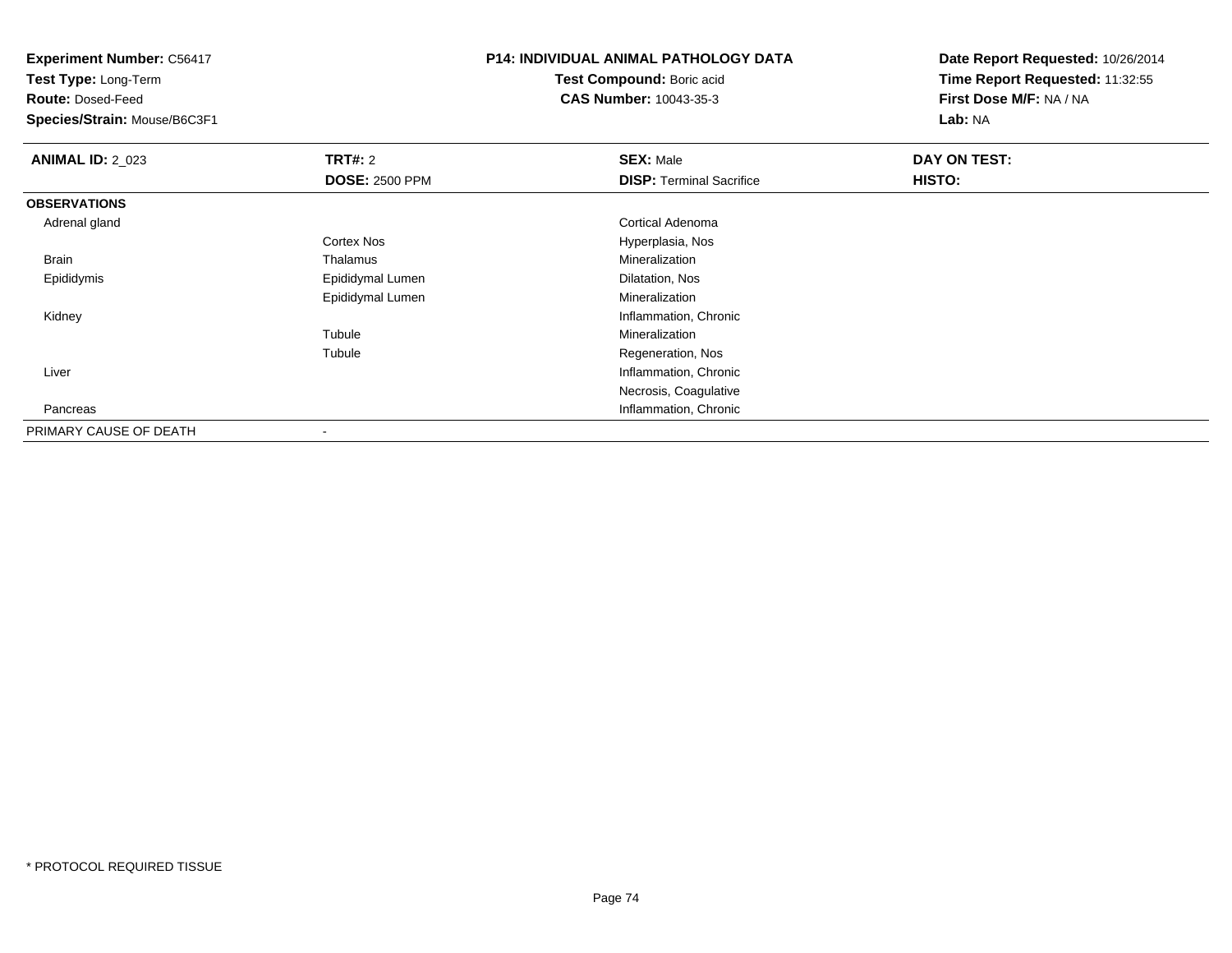**Experiment Number:** C56417
**Test Type:** Long-Term
**Route:** Dosed-Feed
**Species/Strain:** Mouse/B6C3F1

## P14: INDIVIDUAL ANIMAL PATHOLOGY DATA

**Test Compound:** Boric acid
**CAS Number:** 10043-35-3

**Date Report Requested:** 10/26/2014
**Time Report Requested:** 11:32:55
**First Dose M/F:** NA / NA
**Lab:** NA

| **ANIMAL ID:** 2_023 | **TRT#:** 2 | **SEX:** Male | **DAY ON TEST:** |
|---|---|---|---|
| | **DOSE:** 2500 PPM | **DISP:** Terminal Sacrifice | **HISTO:** |
| **OBSERVATIONS** | | | |
| Adrenal gland | | Cortical Adenoma | |
| | Cortex Nos | Hyperplasia, Nos | |
| Brain | Thalamus | Mineralization | |
| Epididymis | Epididymal Lumen | Dilatation, Nos | |
| | Epididymal Lumen | Mineralization | |
| Kidney | | Inflammation, Chronic | |
| | Tubule | Mineralization | |
| | Tubule | Regeneration, Nos | |
| Liver | | Inflammation, Chronic | |
| | | Necrosis, Coagulative | |
| Pancreas | | Inflammation, Chronic | |
| PRIMARY CAUSE OF DEATH | - | | |

\* PROTOCOL REQUIRED TISSUE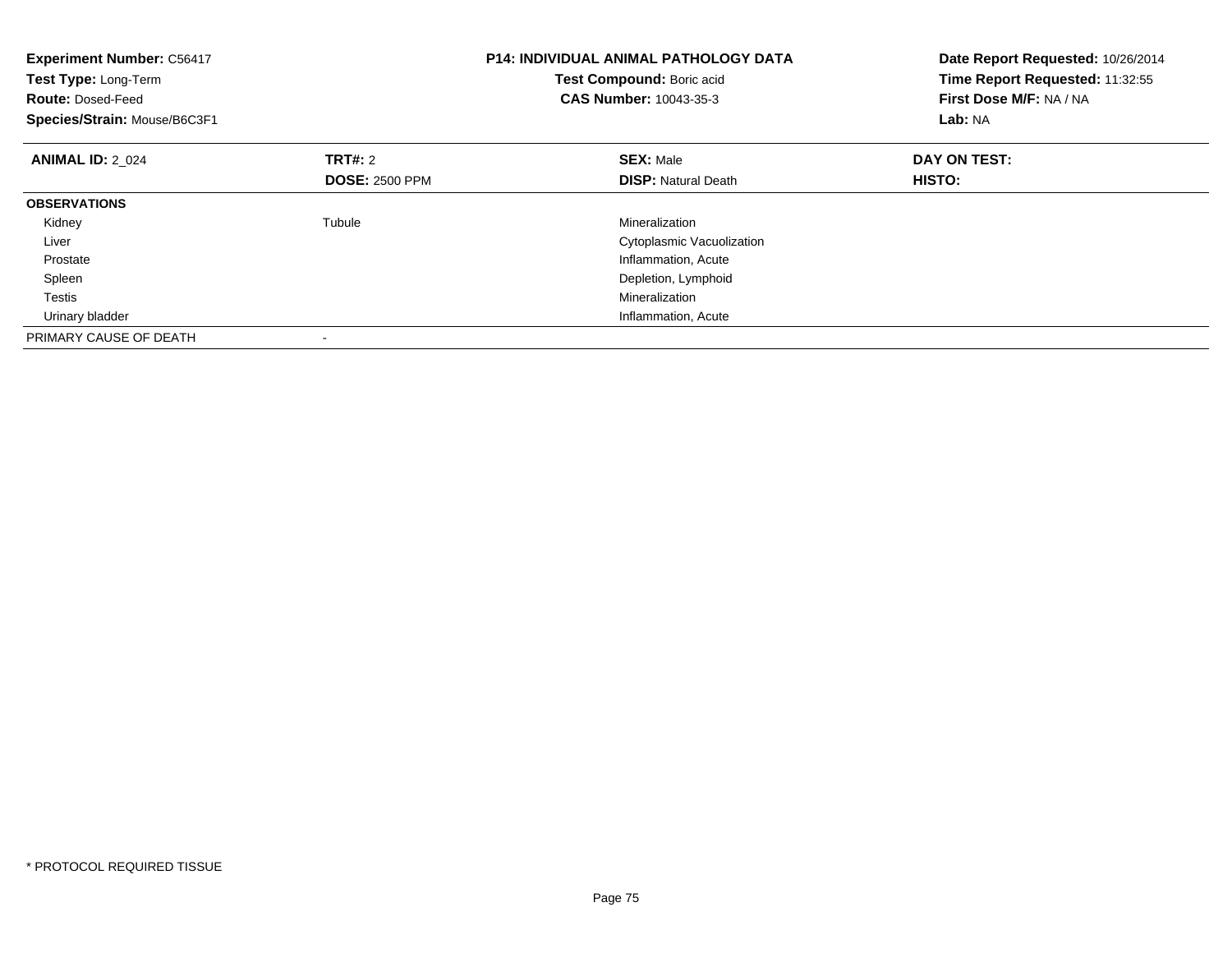**Experiment Number:** C56417
**Test Type:** Long-Term
**Route:** Dosed-Feed
**Species/Strain:** Mouse/B6C3F1

**P14: INDIVIDUAL ANIMAL PATHOLOGY DATA**
**Test Compound:** Boric acid
**CAS Number:** 10043-35-3

**Date Report Requested:** 10/26/2014
**Time Report Requested:** 11:32:55
**First Dose M/F:** NA / NA
**Lab:** NA

| **ANIMAL ID:** 2_024 | **TRT#:** 2 | **SEX:** Male | **DAY ON TEST:** |
|---|---|---|---|
| | **DOSE:** 2500 PPM | **DISP:** Natural Death | **HISTO:** |
| **OBSERVATIONS** | | | |
| Kidney | Tubule | Mineralization | |
| Liver | | Cytoplasmic Vacuolization | |
| Prostate | | Inflammation, Acute | |
| Spleen | | Depletion, Lymphoid | |
| Testis | | Mineralization | |
| Urinary bladder | | Inflammation, Acute | |
| PRIMARY CAUSE OF DEATH | - | | |

* PROTOCOL REQUIRED TISSUE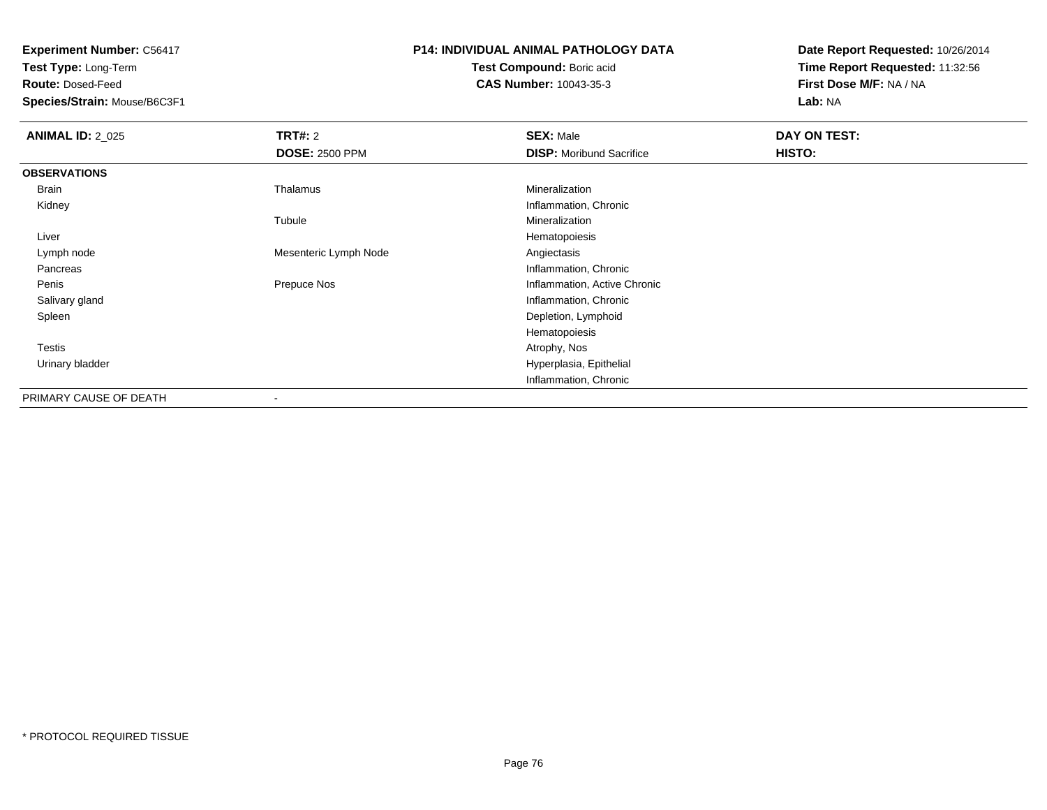**Experiment Number:** C56417
**Test Type:** Long-Term
**Route:** Dosed-Feed
**Species/Strain:** Mouse/B6C3F1

**P14: INDIVIDUAL ANIMAL PATHOLOGY DATA**
**Test Compound:** Boric acid
**CAS Number:** 10043-35-3

**Date Report Requested:** 10/26/2014
**Time Report Requested:** 11:32:56
**First Dose M/F:** NA / NA
**Lab:** NA

| **ANIMAL ID:** 2_025 | **TRT#:** 2 | **SEX:** Male | **DAY ON TEST:** |
|---|---|---|---|
| | **DOSE:** 2500 PPM | **DISP:** Moribund Sacrifice | **HISTO:** |
| **OBSERVATIONS** | | | |
| Brain | Thalamus | Mineralization | |
| Kidney | | Inflammation, Chronic | |
| | Tubule | Mineralization | |
| Liver | | Hematopoiesis | |
| Lymph node | Mesenteric Lymph Node | Angiectasis | |
| Pancreas | | Inflammation, Chronic | |
| Penis | Prepuce Nos | Inflammation, Active Chronic | |
| Salivary gland | | Inflammation, Chronic | |
| Spleen | | Depletion, Lymphoid | |
| | | Hematopoiesis | |
| Testis | | Atrophy, Nos | |
| Urinary bladder | | Hyperplasia, Epithelial | |
| | | Inflammation, Chronic | |
| PRIMARY CAUSE OF DEATH | - | | |

\* PROTOCOL REQUIRED TISSUE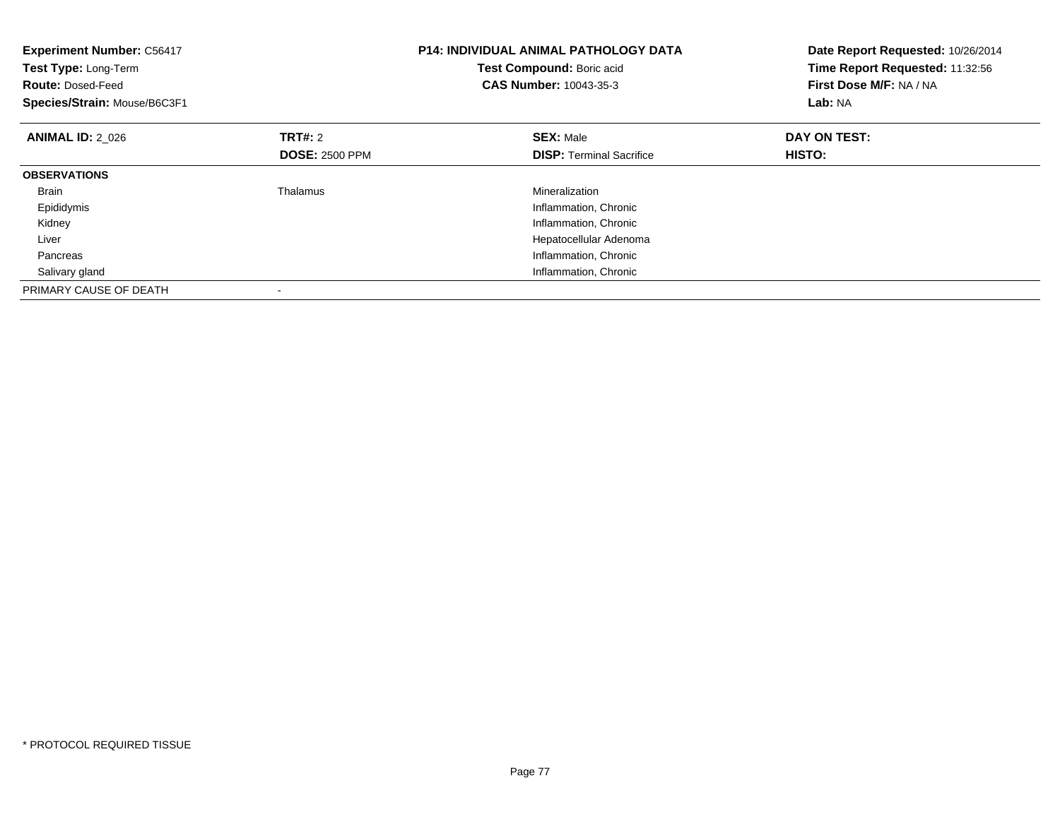**Experiment Number:** C56417
**Test Type:** Long-Term
**Route:** Dosed-Feed
**Species/Strain:** Mouse/B6C3F1

**P14: INDIVIDUAL ANIMAL PATHOLOGY DATA**
**Test Compound:** Boric acid
**CAS Number:** 10043-35-3

**Date Report Requested:** 10/26/2014
**Time Report Requested:** 11:32:56
**First Dose M/F:** NA / NA
**Lab:** NA

| **ANIMAL ID:** 2_026 | **TRT#:** 2 | **SEX:** Male | **DAY ON TEST:** |
|---|---|---|---|
| | **DOSE:** 2500 PPM | **DISP:** Terminal Sacrifice | **HISTO:** |
| **OBSERVATIONS** | | | |
| Brain | Thalamus | Mineralization | |
| Epididymis | | Inflammation, Chronic | |
| Kidney | | Inflammation, Chronic | |
| Liver | | Hepatocellular Adenoma | |
| Pancreas | | Inflammation, Chronic | |
| Salivary gland | | Inflammation, Chronic | |
| PRIMARY CAUSE OF DEATH | - | | |

* PROTOCOL REQUIRED TISSUE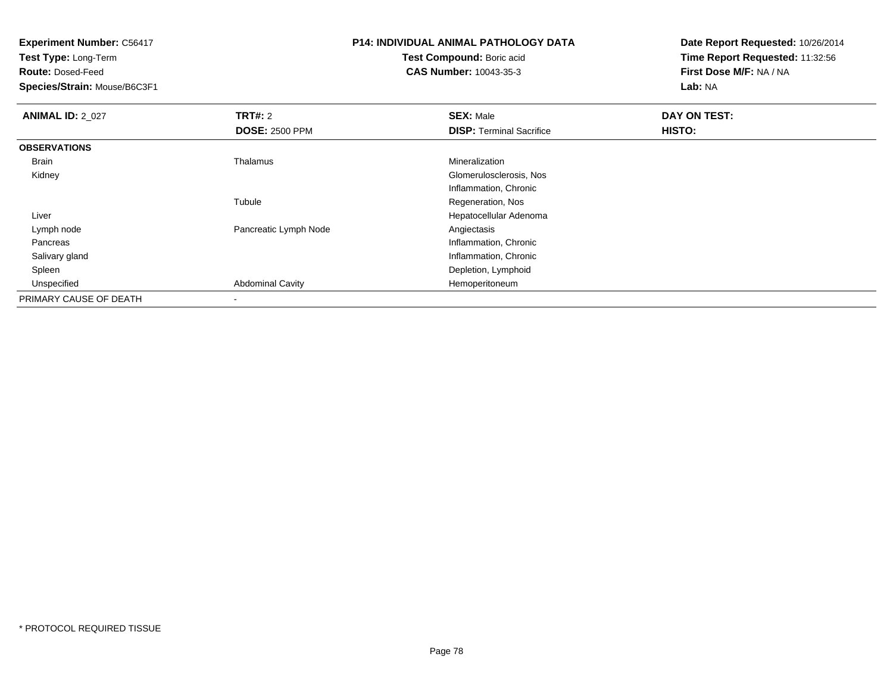**Experiment Number:** C56417
**Test Type:** Long-Term
**Route:** Dosed-Feed
**Species/Strain:** Mouse/B6C3F1

**P14: INDIVIDUAL ANIMAL PATHOLOGY DATA**
**Test Compound:** Boric acid
**CAS Number:** 10043-35-3

**Date Report Requested:** 10/26/2014
**Time Report Requested:** 11:32:56
**First Dose M/F:** NA / NA
**Lab:** NA

| **ANIMAL ID:** 2_027 | **TRT#:** 2 | **SEX:** Male | **DAY ON TEST:** |
|---|---|---|---|
| | **DOSE:** 2500 PPM | **DISP:** Terminal Sacrifice | **HISTO:** |
| **OBSERVATIONS** | | | |
| Brain | Thalamus | Mineralization | |
| Kidney | | Glomerulosclerosis, Nos | |
| | | Inflammation, Chronic | |
| | Tubule | Regeneration, Nos | |
| Liver | | Hepatocellular Adenoma | |
| Lymph node | Pancreatic Lymph Node | Angiectasis | |
| Pancreas | | Inflammation, Chronic | |
| Salivary gland | | Inflammation, Chronic | |
| Spleen | | Depletion, Lymphoid | |
| Unspecified | Abdominal Cavity | Hemoperitoneum | |
| PRIMARY CAUSE OF DEATH | - | | |

* PROTOCOL REQUIRED TISSUE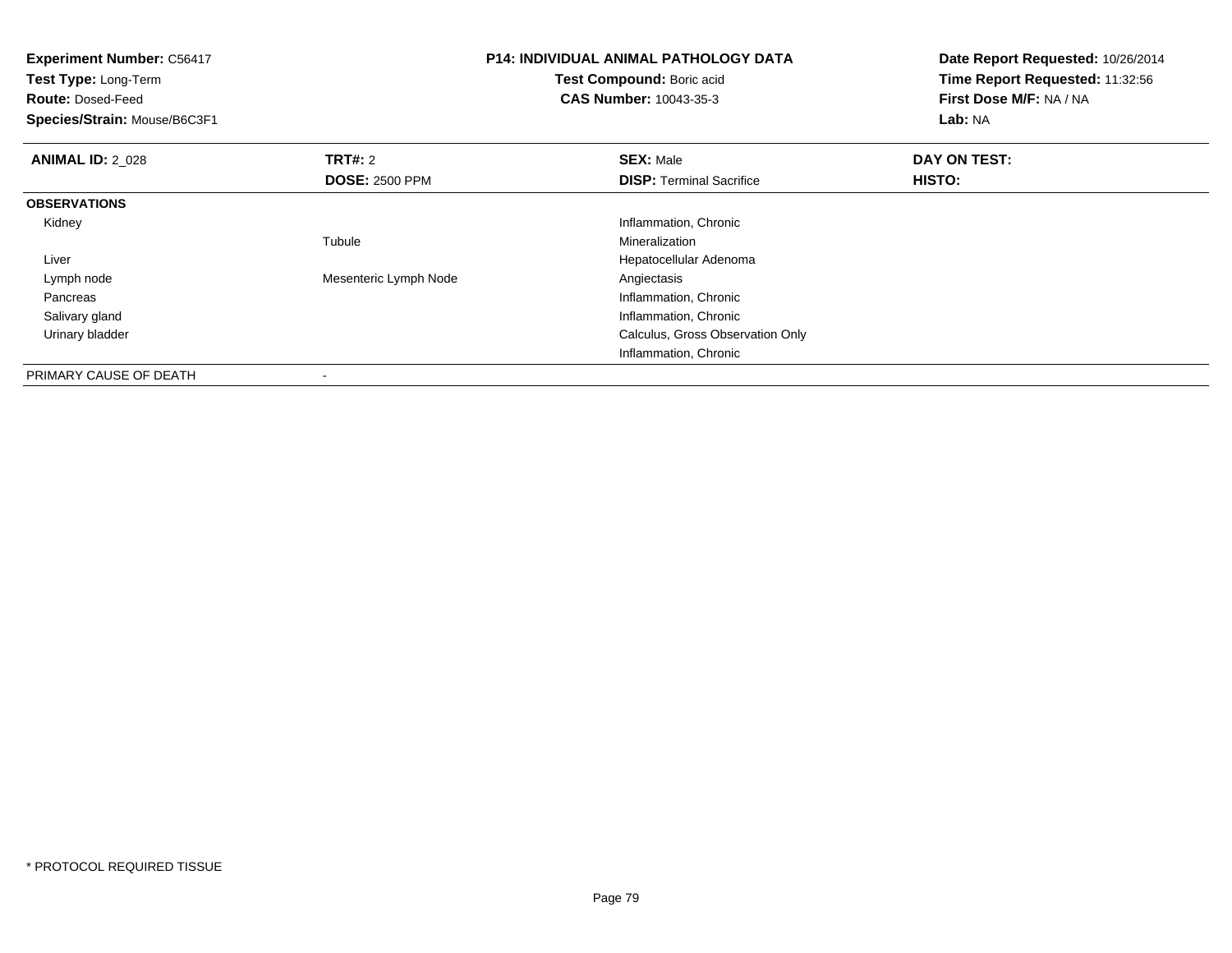**Experiment Number:** C56417
**Test Type:** Long-Term
**Route:** Dosed-Feed
**Species/Strain:** Mouse/B6C3F1

**P14: INDIVIDUAL ANIMAL PATHOLOGY DATA**
**Test Compound:** Boric acid
**CAS Number:** 10043-35-3

**Date Report Requested:** 10/26/2014
**Time Report Requested:** 11:32:56
**First Dose M/F:** NA / NA
**Lab:** NA

| **ANIMAL ID:** 2_028 | **TRT#:** 2 | **SEX:** Male | **DAY ON TEST:** |
|---|---|---|---|
| | **DOSE:** 2500 PPM | **DISP:** Terminal Sacrifice | **HISTO:** |
| **OBSERVATIONS** | | | |
| Kidney | | Inflammation, Chronic | |
| | Tubule | Mineralization | |
| Liver | | Hepatocellular Adenoma | |
| Lymph node | Mesenteric Lymph Node | Angiectasis | |
| Pancreas | | Inflammation, Chronic | |
| Salivary gland | | Inflammation, Chronic | |
| Urinary bladder | | Calculus, Gross Observation Only | |
| | | Inflammation, Chronic | |
| PRIMARY CAUSE OF DEATH | - | | |

* PROTOCOL REQUIRED TISSUE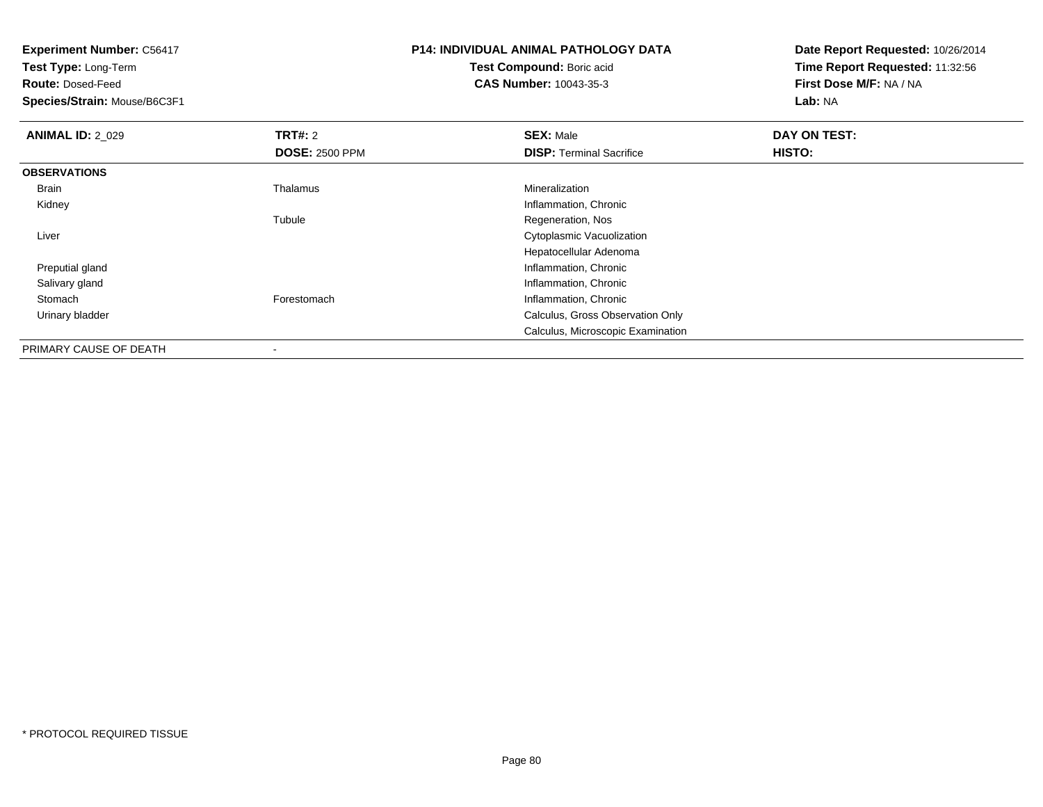**Experiment Number:** C56417
**Test Type:** Long-Term
**Route:** Dosed-Feed
**Species/Strain:** Mouse/B6C3F1

**P14: INDIVIDUAL ANIMAL PATHOLOGY DATA**
**Test Compound:** Boric acid
**CAS Number:** 10043-35-3

**Date Report Requested:** 10/26/2014
**Time Report Requested:** 11:32:56
**First Dose M/F:** NA / NA
**Lab:** NA

| **ANIMAL ID:** 2_029 | **TRT#:** 2 | **SEX:** Male | **DAY ON TEST:** |
|---|---|---|---|
| | **DOSE:** 2500 PPM | **DISP:** Terminal Sacrifice | **HISTO:** |
| **OBSERVATIONS** | | | |
| Brain | Thalamus | Mineralization | |
| Kidney | | Inflammation, Chronic | |
| | Tubule | Regeneration, Nos | |
| Liver | | Cytoplasmic Vacuolization | |
| | | Hepatocellular Adenoma | |
| Preputial gland | | Inflammation, Chronic | |
| Salivary gland | | Inflammation, Chronic | |
| Stomach | Forestomach | Inflammation, Chronic | |
| Urinary bladder | | Calculus, Gross Observation Only | |
| | | Calculus, Microscopic Examination | |
| PRIMARY CAUSE OF DEATH | - | | |

\* PROTOCOL REQUIRED TISSUE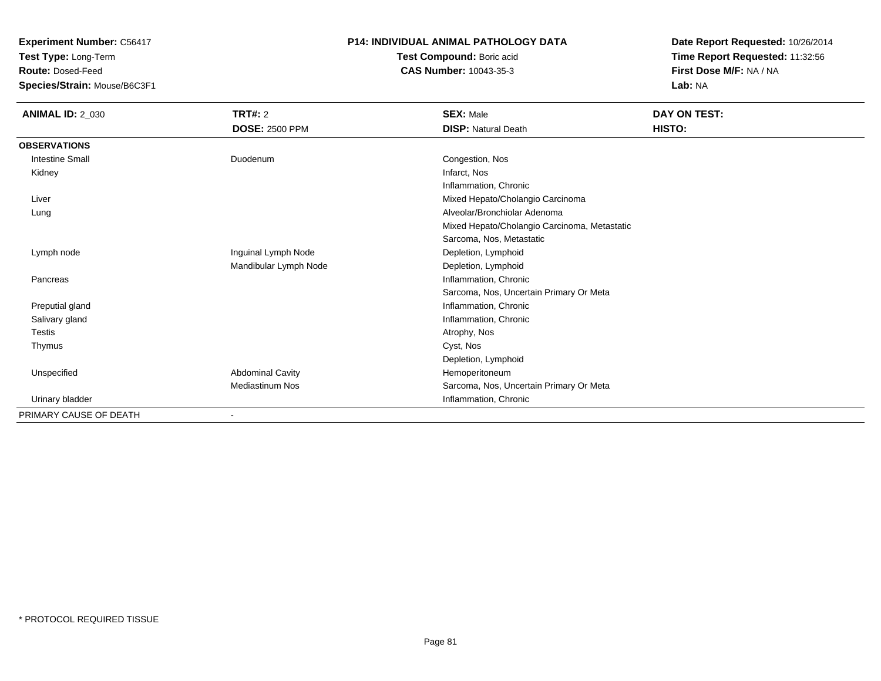**Experiment Number:** C56417
**Test Type:** Long-Term
**Route:** Dosed-Feed
**Species/Strain:** Mouse/B6C3F1

**P14: INDIVIDUAL ANIMAL PATHOLOGY DATA**
**Test Compound:** Boric acid
**CAS Number:** 10043-35-3

**Date Report Requested:** 10/26/2014
**Time Report Requested:** 11:32:56
**First Dose M/F:** NA / NA
**Lab:** NA

| **ANIMAL ID:** 2_030 | **TRT#:** 2 | **SEX:** Male | **DAY ON TEST:** |
|---|---|---|---|
| | **DOSE:** 2500 PPM | **DISP:** Natural Death | **HISTO:** |
| **OBSERVATIONS** | | | |
| Intestine Small | Duodenum | Congestion, Nos | |
| Kidney | | Infarct, Nos | |
| | | Inflammation, Chronic | |
| Liver | | Mixed Hepato/Cholangio Carcinoma | |
| Lung | | Alveolar/Bronchiolar Adenoma | |
| | | Mixed Hepato/Cholangio Carcinoma, Metastatic | |
| | | Sarcoma, Nos, Metastatic | |
| Lymph node | Inguinal Lymph Node | Depletion, Lymphoid | |
| | Mandibular Lymph Node | Depletion, Lymphoid | |
| Pancreas | | Inflammation, Chronic | |
| | | Sarcoma, Nos, Uncertain Primary Or Meta | |
| Preputial gland | | Inflammation, Chronic | |
| Salivary gland | | Inflammation, Chronic | |
| Testis | | Atrophy, Nos | |
| Thymus | | Cyst, Nos | |
| | | Depletion, Lymphoid | |
| Unspecified | Abdominal Cavity | Hemoperitoneum | |
| | Mediastinum Nos | Sarcoma, Nos, Uncertain Primary Or Meta | |
| Urinary bladder | | Inflammation, Chronic | |
| PRIMARY CAUSE OF DEATH | - | | |

* PROTOCOL REQUIRED TISSUE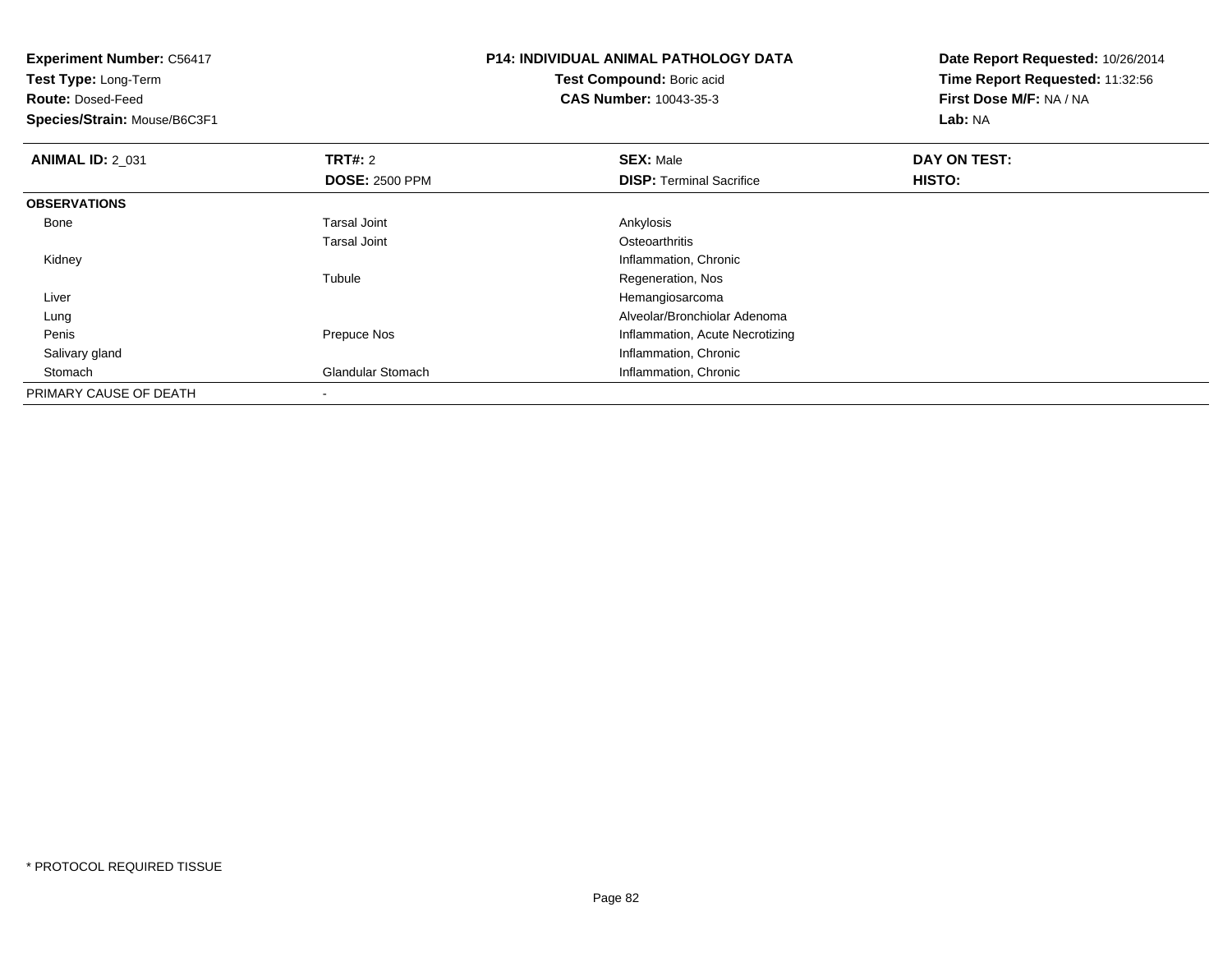**Experiment Number:** C56417
**Test Type:** Long-Term
**Route:** Dosed-Feed
**Species/Strain:** Mouse/B6C3F1

**P14: INDIVIDUAL ANIMAL PATHOLOGY DATA**
**Test Compound:** Boric acid
**CAS Number:** 10043-35-3

**Date Report Requested:** 10/26/2014
**Time Report Requested:** 11:32:56
**First Dose M/F:** NA / NA
**Lab:** NA

| **ANIMAL ID:** 2_031 | **TRT#:** 2 | **SEX:** Male | **DAY ON TEST:** |
|---|---|---|---|
| | **DOSE:** 2500 PPM | **DISP:** Terminal Sacrifice | **HISTO:** |
| **OBSERVATIONS** | | | |
| Bone | Tarsal Joint | Ankylosis | |
| | Tarsal Joint | Osteoarthritis | |
| Kidney | | Inflammation, Chronic | |
| | Tubule | Regeneration, Nos | |
| Liver | | Hemangiosarcoma | |
| Lung | | Alveolar/Bronchiolar Adenoma | |
| Penis | Prepuce Nos | Inflammation, Acute Necrotizing | |
| Salivary gland | | Inflammation, Chronic | |
| Stomach | Glandular Stomach | Inflammation, Chronic | |
| PRIMARY CAUSE OF DEATH | - | | |

\* PROTOCOL REQUIRED TISSUE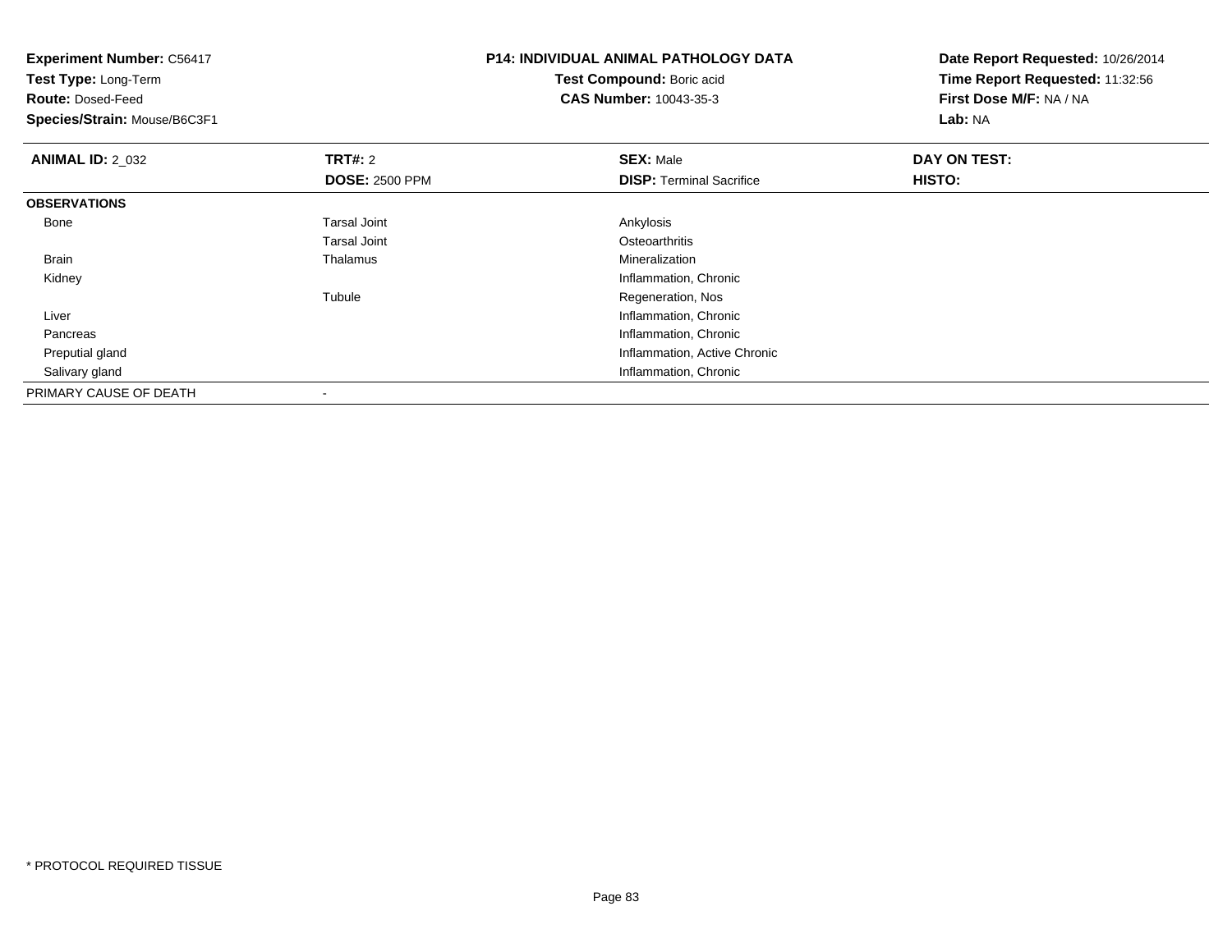**Experiment Number:** C56417
**Test Type:** Long-Term
**Route:** Dosed-Feed
**Species/Strain:** Mouse/B6C3F1

**P14: INDIVIDUAL ANIMAL PATHOLOGY DATA**
**Test Compound:** Boric acid
**CAS Number:** 10043-35-3

**Date Report Requested:** 10/26/2014
**Time Report Requested:** 11:32:56
**First Dose M/F:** NA / NA
**Lab:** NA

| **ANIMAL ID:** 2_032 | **TRT#:** 2<br>**DOSE:** 2500 PPM | **SEX:** Male<br>**DISP:** Terminal Sacrifice | **DAY ON TEST:**<br>**HISTO:** |
|---|---|---|---|
| **OBSERVATIONS** | | | |
| Bone | Tarsal Joint | Ankylosis | |
| | Tarsal Joint | Osteoarthritis | |
| Brain | Thalamus | Mineralization | |
| Kidney | | Inflammation, Chronic | |
| | Tubule | Regeneration, Nos | |
| Liver | | Inflammation, Chronic | |
| Pancreas | | Inflammation, Chronic | |
| Preputial gland | | Inflammation, Active Chronic | |
| Salivary gland | | Inflammation, Chronic | |
| PRIMARY CAUSE OF DEATH | - | | |

* PROTOCOL REQUIRED TISSUE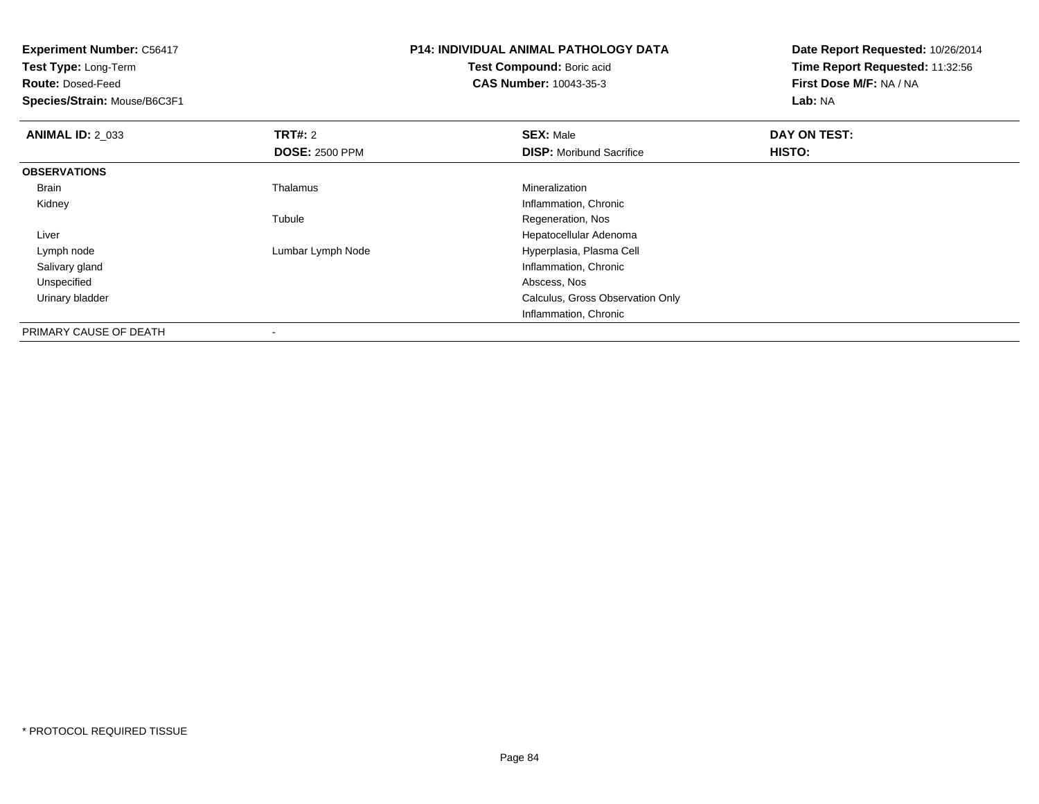**Experiment Number:** C56417
**Test Type:** Long-Term
**Route:** Dosed-Feed
**Species/Strain:** Mouse/B6C3F1

**P14: INDIVIDUAL ANIMAL PATHOLOGY DATA**
**Test Compound:** Boric acid
**CAS Number:** 10043-35-3

**Date Report Requested:** 10/26/2014
**Time Report Requested:** 11:32:56
**First Dose M/F:** NA / NA
**Lab:** NA

| **ANIMAL ID:** 2_033 | **TRT#:** 2 | **SEX:** Male | **DAY ON TEST:** |
|---|---|---|---|
| | **DOSE:** 2500 PPM | **DISP:** Moribund Sacrifice | **HISTO:** |
| **OBSERVATIONS** | | | |
| Brain | Thalamus | Mineralization | |
| Kidney | | Inflammation, Chronic | |
| | Tubule | Regeneration, Nos | |
| Liver | | Hepatocellular Adenoma | |
| Lymph node | Lumbar Lymph Node | Hyperplasia, Plasma Cell | |
| Salivary gland | | Inflammation, Chronic | |
| Unspecified | | Abscess, Nos | |
| Urinary bladder | | Calculus, Gross Observation Only | |
| | | Inflammation, Chronic | |
| PRIMARY CAUSE OF DEATH | - | | |

* PROTOCOL REQUIRED TISSUE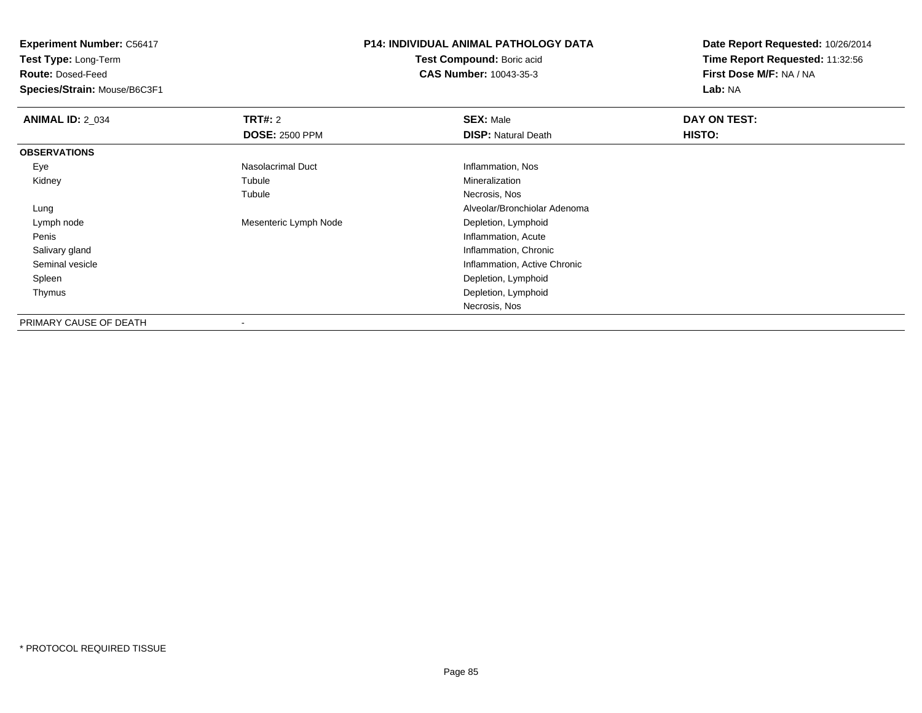**Experiment Number:** C56417
**Test Type:** Long-Term
**Route:** Dosed-Feed
**Species/Strain:** Mouse/B6C3F1

**P14: INDIVIDUAL ANIMAL PATHOLOGY DATA**
**Test Compound:** Boric acid
**CAS Number:** 10043-35-3

**Date Report Requested:** 10/26/2014
**Time Report Requested:** 11:32:56
**First Dose M/F:** NA / NA
**Lab:** NA

| **ANIMAL ID:** 2_034 | **TRT#:** 2 | **SEX:** Male | **DAY ON TEST:** |
|---|---|---|---|
| | **DOSE:** 2500 PPM | **DISP:** Natural Death | **HISTO:** |
| **OBSERVATIONS** | | | |
| Eye | Nasolacrimal Duct | Inflammation, Nos | |
| Kidney | Tubule | Mineralization | |
| | Tubule | Necrosis, Nos | |
| Lung | | Alveolar/Bronchiolar Adenoma | |
| Lymph node | Mesenteric Lymph Node | Depletion, Lymphoid | |
| Penis | | Inflammation, Acute | |
| Salivary gland | | Inflammation, Chronic | |
| Seminal vesicle | | Inflammation, Active Chronic | |
| Spleen | | Depletion, Lymphoid | |
| Thymus | | Depletion, Lymphoid | |
| | | Necrosis, Nos | |
| PRIMARY CAUSE OF DEATH | - | | |

\* PROTOCOL REQUIRED TISSUE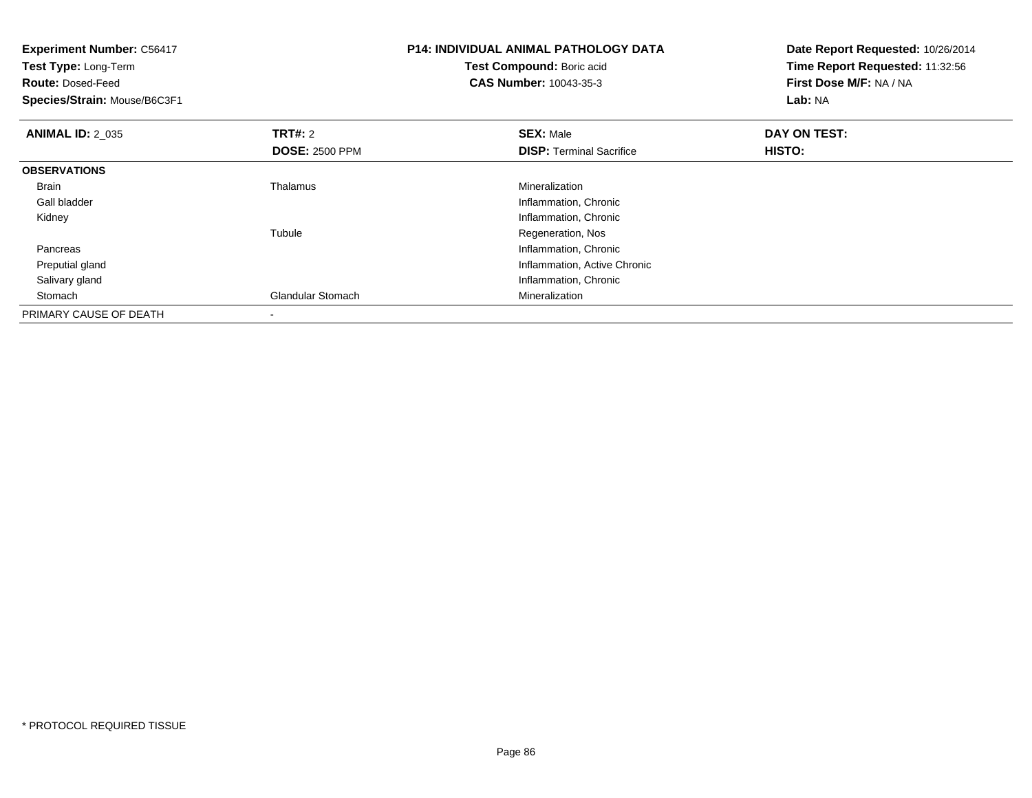**Experiment Number:** C56417
**Test Type:** Long-Term
**Route:** Dosed-Feed
**Species/Strain:** Mouse/B6C3F1

**P14: INDIVIDUAL ANIMAL PATHOLOGY DATA**
**Test Compound:** Boric acid
**CAS Number:** 10043-35-3

**Date Report Requested:** 10/26/2014
**Time Report Requested:** 11:32:56
**First Dose M/F:** NA / NA
**Lab:** NA

| **ANIMAL ID:** 2_035 | **TRT#:** 2 | **SEX:** Male | **DAY ON TEST:** |
|---|---|---|---|
| | **DOSE:** 2500 PPM | **DISP:** Terminal Sacrifice | **HISTO:** |
| **OBSERVATIONS** | | | |
| Brain | Thalamus | Mineralization | |
| Gall bladder | | Inflammation, Chronic | |
| Kidney | | Inflammation, Chronic | |
| | Tubule | Regeneration, Nos | |
| Pancreas | | Inflammation, Chronic | |
| Preputial gland | | Inflammation, Active Chronic | |
| Salivary gland | | Inflammation, Chronic | |
| Stomach | Glandular Stomach | Mineralization | |
| PRIMARY CAUSE OF DEATH | - | | |

* PROTOCOL REQUIRED TISSUE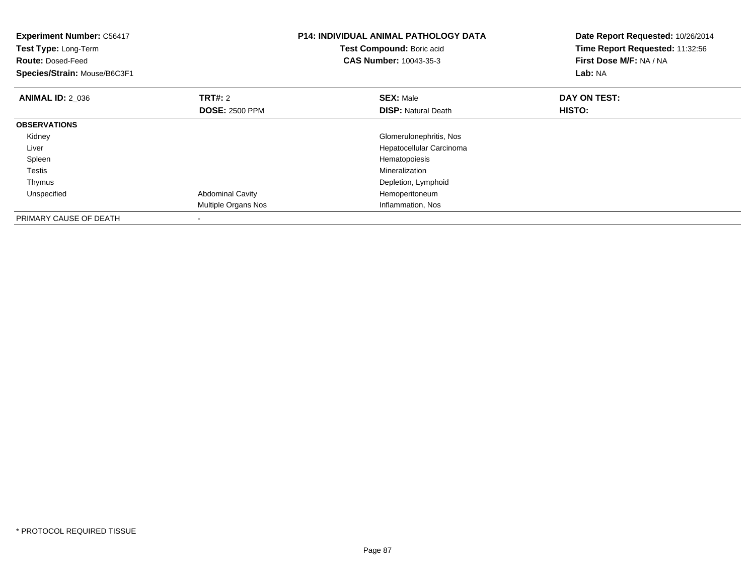**Experiment Number:** C56417
**Test Type:** Long-Term
**Route:** Dosed-Feed
**Species/Strain:** Mouse/B6C3F1

**P14: INDIVIDUAL ANIMAL PATHOLOGY DATA**
**Test Compound:** Boric acid
**CAS Number:** 10043-35-3

**Date Report Requested:** 10/26/2014
**Time Report Requested:** 11:32:56
**First Dose M/F:** NA / NA
**Lab:** NA

| **ANIMAL ID:** 2_036 | **TRT#:** 2 | **SEX:** Male | **DAY ON TEST:** |
|---|---|---|---|
| | **DOSE:** 2500 PPM | **DISP:** Natural Death | **HISTO:** |
| **OBSERVATIONS** | | | |
| Kidney | | Glomerulonephritis, Nos | |
| Liver | | Hepatocellular Carcinoma | |
| Spleen | | Hematopoiesis | |
| Testis | | Mineralization | |
| Thymus | | Depletion, Lymphoid | |
| Unspecified | Abdominal Cavity | Hemoperitoneum | |
| | Multiple Organs Nos | Inflammation, Nos | |
| PRIMARY CAUSE OF DEATH | - | | |

* PROTOCOL REQUIRED TISSUE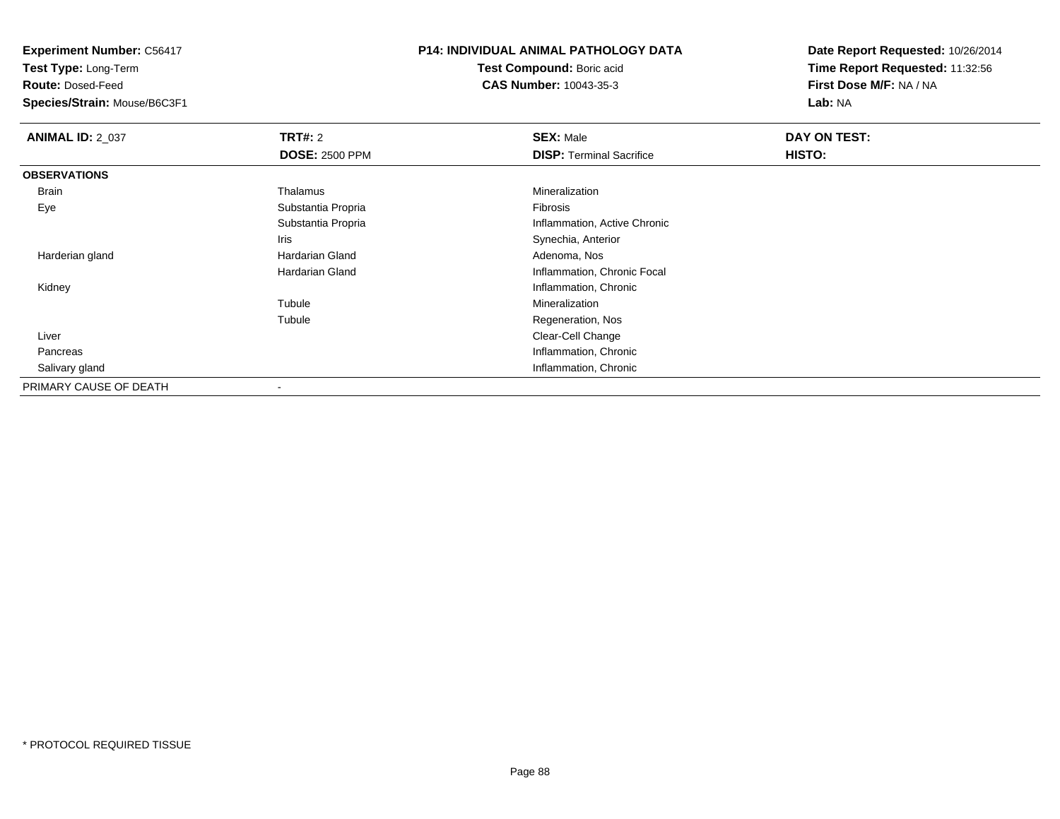**Experiment Number:** C56417
**Test Type:** Long-Term
**Route:** Dosed-Feed
**Species/Strain:** Mouse/B6C3F1

**P14: INDIVIDUAL ANIMAL PATHOLOGY DATA**
**Test Compound:** Boric acid
**CAS Number:** 10043-35-3

**Date Report Requested:** 10/26/2014
**Time Report Requested:** 11:32:56
**First Dose M/F:** NA / NA
**Lab:** NA

| **ANIMAL ID:** 2_037 | **TRT#:** 2 | **SEX:** Male | **DAY ON TEST:** |
|---|---|---|---|
| | **DOSE:** 2500 PPM | **DISP:** Terminal Sacrifice | **HISTO:** |
| **OBSERVATIONS** | | | |
| Brain | Thalamus | Mineralization | |
| Eye | Substantia Propria | Fibrosis | |
| | Substantia Propria | Inflammation, Active Chronic | |
| | Iris | Synechia, Anterior | |
| Harderian gland | Hardarian Gland | Adenoma, Nos | |
| | Hardarian Gland | Inflammation, Chronic Focal | |
| Kidney | | Inflammation, Chronic | |
| | Tubule | Mineralization | |
| | Tubule | Regeneration, Nos | |
| Liver | | Clear-Cell Change | |
| Pancreas | | Inflammation, Chronic | |
| Salivary gland | | Inflammation, Chronic | |
| PRIMARY CAUSE OF DEATH | - | | |

* PROTOCOL REQUIRED TISSUE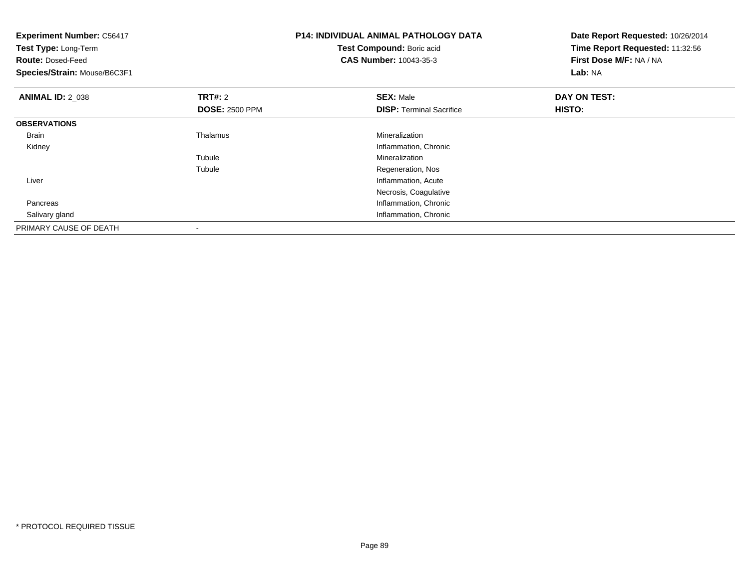**Experiment Number:** C56417
**Test Type:** Long-Term
**Route:** Dosed-Feed
**Species/Strain:** Mouse/B6C3F1

**P14: INDIVIDUAL ANIMAL PATHOLOGY DATA**
**Test Compound:** Boric acid
**CAS Number:** 10043-35-3

**Date Report Requested:** 10/26/2014
**Time Report Requested:** 11:32:56
**First Dose M/F:** NA / NA
**Lab:** NA

| **ANIMAL ID:** 2_038 | **TRT#:** 2 | **SEX:** Male | **DAY ON TEST:** |
|---|---|---|---|
| | **DOSE:** 2500 PPM | **DISP:** Terminal Sacrifice | **HISTO:** |
| **OBSERVATIONS** | | | |
| Brain | Thalamus | Mineralization | |
| Kidney | | Inflammation, Chronic | |
| | Tubule | Mineralization | |
| | Tubule | Regeneration, Nos | |
| Liver | | Inflammation, Acute | |
| | | Necrosis, Coagulative | |
| Pancreas | | Inflammation, Chronic | |
| Salivary gland | | Inflammation, Chronic | |
| PRIMARY CAUSE OF DEATH | - | | |

* PROTOCOL REQUIRED TISSUE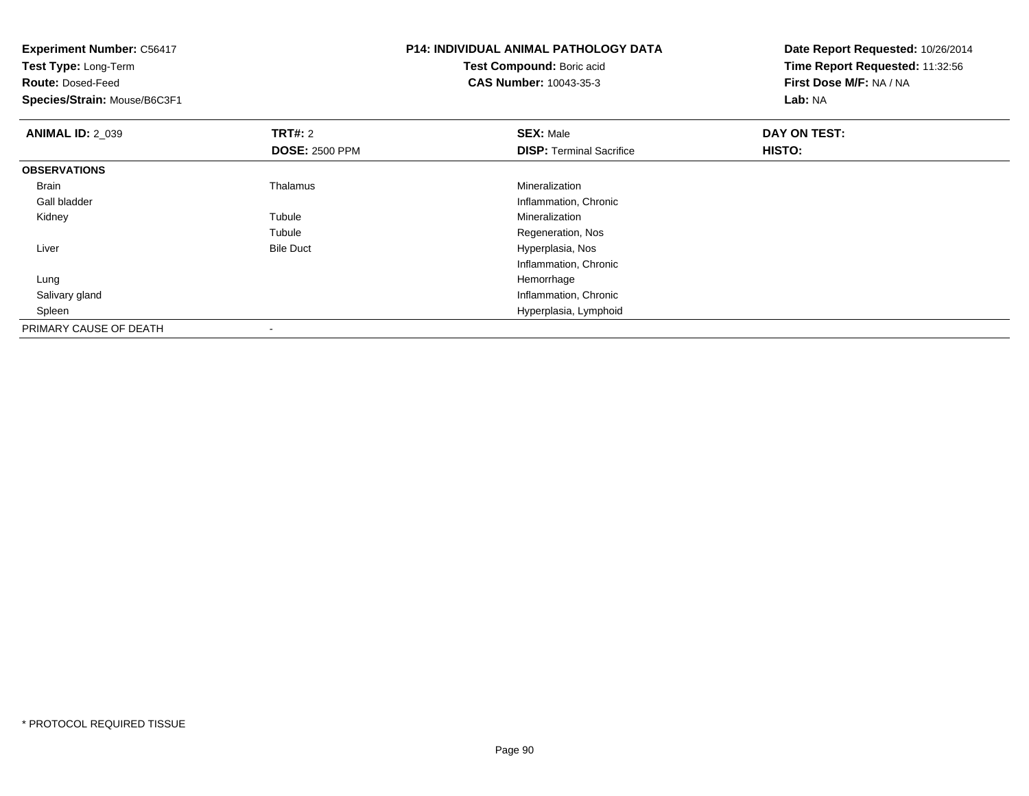**Experiment Number:** C56417
**Test Type:** Long-Term
**Route:** Dosed-Feed
**Species/Strain:** Mouse/B6C3F1

**P14: INDIVIDUAL ANIMAL PATHOLOGY DATA**
**Test Compound:** Boric acid
**CAS Number:** 10043-35-3

**Date Report Requested:** 10/26/2014
**Time Report Requested:** 11:32:56
**First Dose M/F:** NA / NA
**Lab:** NA

| **ANIMAL ID:** 2_039 | **TRT#:** 2 | **SEX:** Male | **DAY ON TEST:** |
|---|---|---|---|
| | **DOSE:** 2500 PPM | **DISP:** Terminal Sacrifice | **HISTO:** |
| **OBSERVATIONS** | | | |
| Brain | Thalamus | Mineralization | |
| Gall bladder | | Inflammation, Chronic | |
| Kidney | Tubule | Mineralization | |
| | Tubule | Regeneration, Nos | |
| Liver | Bile Duct | Hyperplasia, Nos | |
| | | Inflammation, Chronic | |
| Lung | | Hemorrhage | |
| Salivary gland | | Inflammation, Chronic | |
| Spleen | | Hyperplasia, Lymphoid | |
| PRIMARY CAUSE OF DEATH | - | | |

* PROTOCOL REQUIRED TISSUE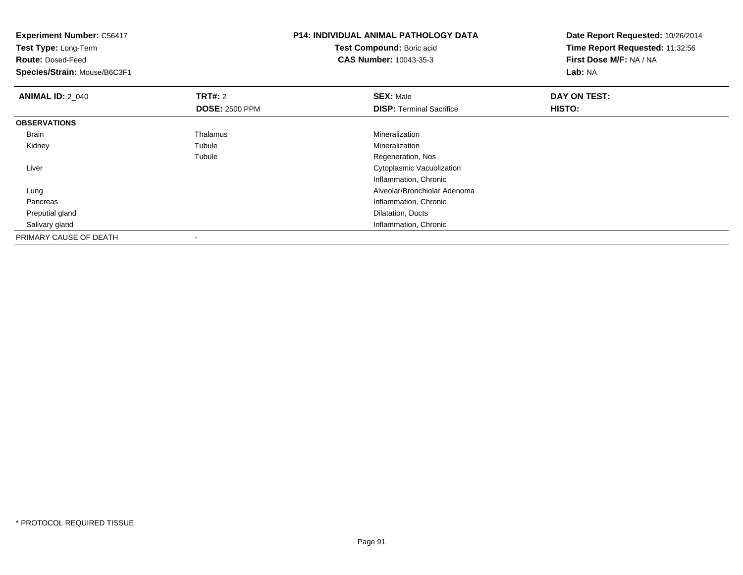**Experiment Number:** C56417
**Test Type:** Long-Term
**Route:** Dosed-Feed
**Species/Strain:** Mouse/B6C3F1

**P14: INDIVIDUAL ANIMAL PATHOLOGY DATA**
**Test Compound:** Boric acid
**CAS Number:** 10043-35-3

**Date Report Requested:** 10/26/2014
**Time Report Requested:** 11:32:56
**First Dose M/F:** NA / NA
**Lab:** NA

| **ANIMAL ID:** 2_040 | **TRT#:** 2<br>**DOSE:** 2500 PPM | **SEX:** Male<br>**DISP:** Terminal Sacrifice | **DAY ON TEST:**<br>**HISTO:** |
|---|---|---|---|
| **OBSERVATIONS** | | | |
| Brain | Thalamus | Mineralization | |
| Kidney | Tubule | Mineralization | |
| | Tubule | Regeneration, Nos | |
| Liver | | Cytoplasmic Vacuolization | |
| | | Inflammation, Chronic | |
| Lung | | Alveolar/Bronchiolar Adenoma | |
| Pancreas | | Inflammation, Chronic | |
| Preputial gland | | Dilatation, Ducts | |
| Salivary gland | | Inflammation, Chronic | |
| PRIMARY CAUSE OF DEATH | - | | |

\* PROTOCOL REQUIRED TISSUE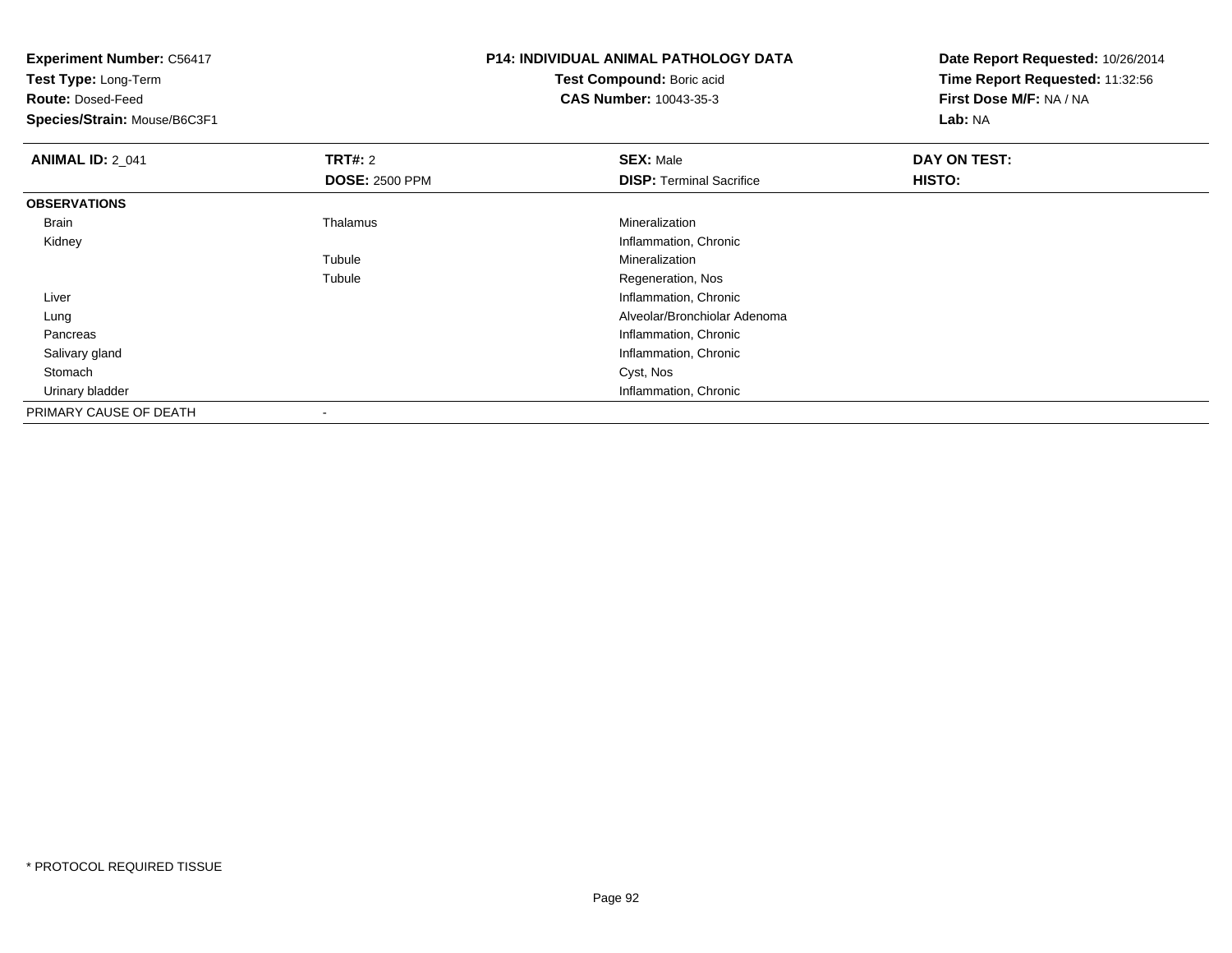**Experiment Number:** C56417
**Test Type:** Long-Term
**Route:** Dosed-Feed
**Species/Strain:** Mouse/B6C3F1

**P14: INDIVIDUAL ANIMAL PATHOLOGY DATA**
**Test Compound:** Boric acid
**CAS Number:** 10043-35-3

**Date Report Requested:** 10/26/2014
**Time Report Requested:** 11:32:56
**First Dose M/F:** NA / NA
**Lab:** NA

| **ANIMAL ID:** 2_041 | **TRT#:** 2<br>**DOSE:** 2500 PPM | **SEX:** Male<br>**DISP:** Terminal Sacrifice | **DAY ON TEST:**<br>**HISTO:** |
|---|---|---|---|
| **OBSERVATIONS** | | | |
| Brain | Thalamus | Mineralization | |
| Kidney | | Inflammation, Chronic | |
| | Tubule | Mineralization | |
| | Tubule | Regeneration, Nos | |
| Liver | | Inflammation, Chronic | |
| Lung | | Alveolar/Bronchiolar Adenoma | |
| Pancreas | | Inflammation, Chronic | |
| Salivary gland | | Inflammation, Chronic | |
| Stomach | | Cyst, Nos | |
| Urinary bladder | | Inflammation, Chronic | |
| PRIMARY CAUSE OF DEATH | - | | |

* PROTOCOL REQUIRED TISSUE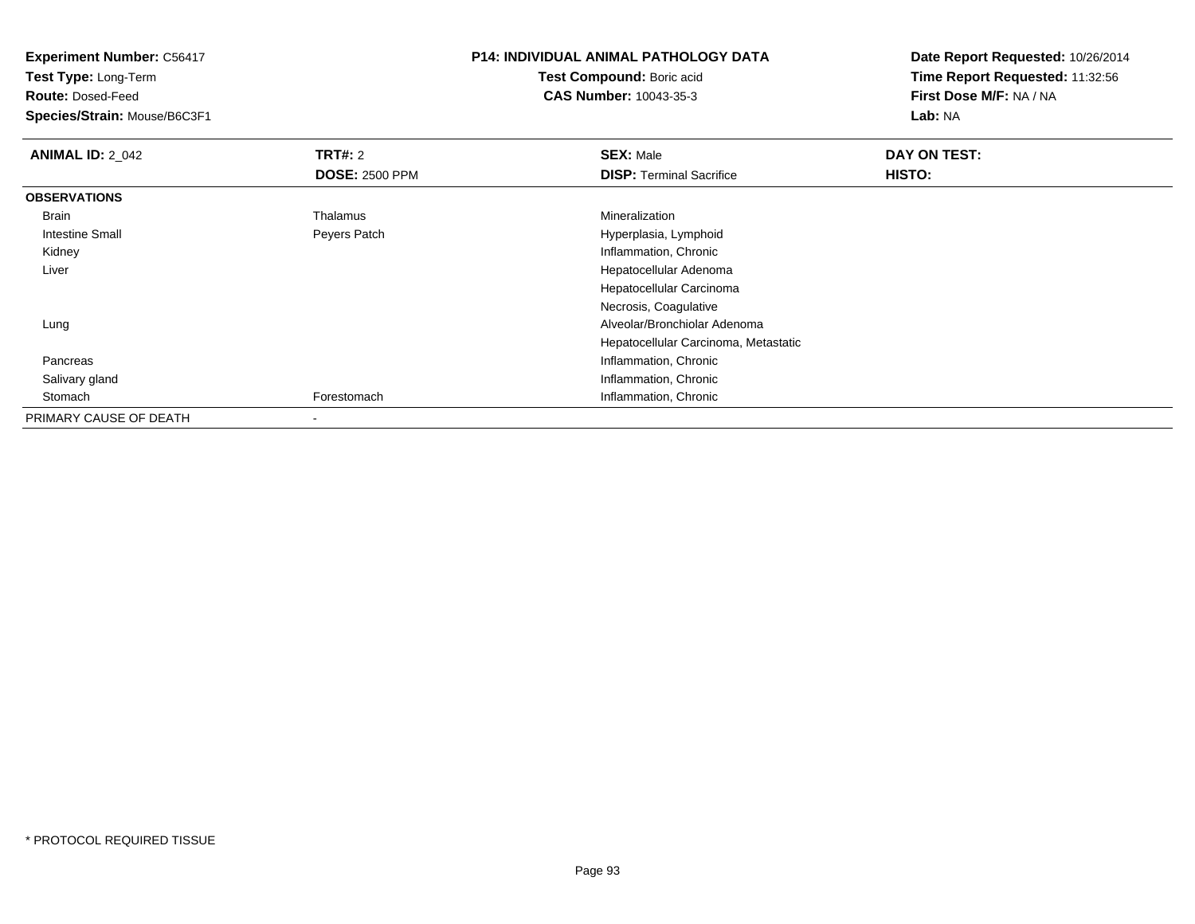**Experiment Number:** C56417
**Test Type:** Long-Term
**Route:** Dosed-Feed
**Species/Strain:** Mouse/B6C3F1

**P14: INDIVIDUAL ANIMAL PATHOLOGY DATA**
**Test Compound:** Boric acid
**CAS Number:** 10043-35-3

**Date Report Requested:** 10/26/2014
**Time Report Requested:** 11:32:56
**First Dose M/F:** NA / NA
**Lab:** NA

| **ANIMAL ID:** 2_042 | **TRT#:** 2 | **SEX:** Male | **DAY ON TEST:** |
|---|---|---|---|
| | **DOSE:** 2500 PPM | **DISP:** Terminal Sacrifice | **HISTO:** |
| **OBSERVATIONS** | | | |
| Brain | Thalamus | Mineralization | |
| Intestine Small | Peyers Patch | Hyperplasia, Lymphoid | |
| Kidney | | Inflammation, Chronic | |
| Liver | | Hepatocellular Adenoma | |
| | | Hepatocellular Carcinoma | |
| | | Necrosis, Coagulative | |
| Lung | | Alveolar/Bronchiolar Adenoma | |
| | | Hepatocellular Carcinoma, Metastatic | |
| Pancreas | | Inflammation, Chronic | |
| Salivary gland | | Inflammation, Chronic | |
| Stomach | Forestomach | Inflammation, Chronic | |
| PRIMARY CAUSE OF DEATH | - | | |

* PROTOCOL REQUIRED TISSUE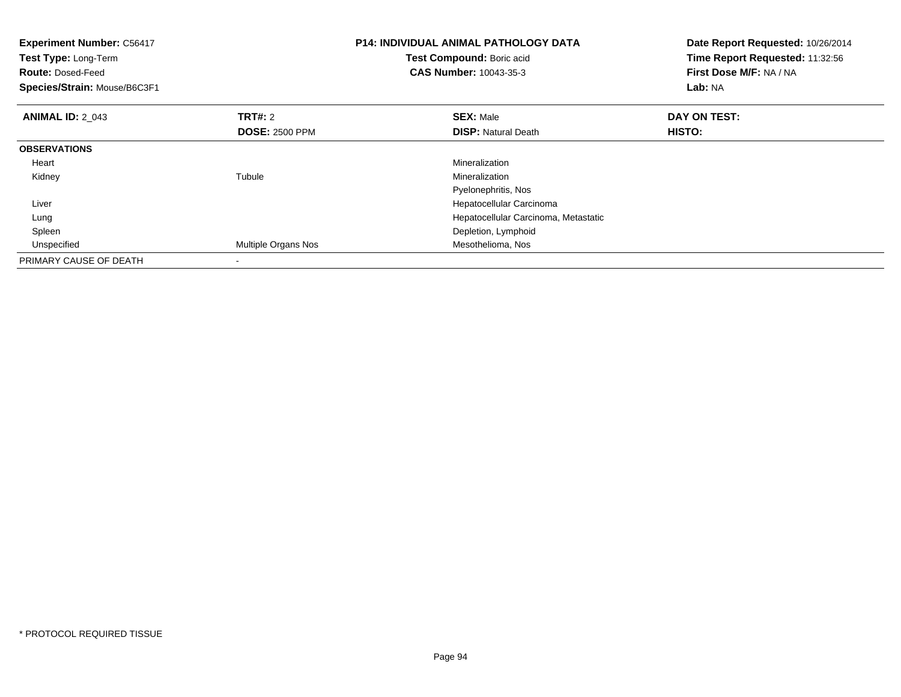**Experiment Number:** C56417
**Test Type:** Long-Term
**Route:** Dosed-Feed
**Species/Strain:** Mouse/B6C3F1

**P14: INDIVIDUAL ANIMAL PATHOLOGY DATA**
**Test Compound:** Boric acid
**CAS Number:** 10043-35-3

**Date Report Requested:** 10/26/2014
**Time Report Requested:** 11:32:56
**First Dose M/F:** NA / NA
**Lab:** NA

| **ANIMAL ID:** 2_043 | **TRT#:** 2 | **SEX:** Male | **DAY ON TEST:** |
|---|---|---|---|
| | **DOSE:** 2500 PPM | **DISP:** Natural Death | **HISTO:** |
| **OBSERVATIONS** | | | |
| Heart | | Mineralization | |
| Kidney | Tubule | Mineralization | |
| | | Pyelonephritis, Nos | |
| Liver | | Hepatocellular Carcinoma | |
| Lung | | Hepatocellular Carcinoma, Metastatic | |
| Spleen | | Depletion, Lymphoid | |
| Unspecified | Multiple Organs Nos | Mesothelioma, Nos | |
| PRIMARY CAUSE OF DEATH | - | | |

* PROTOCOL REQUIRED TISSUE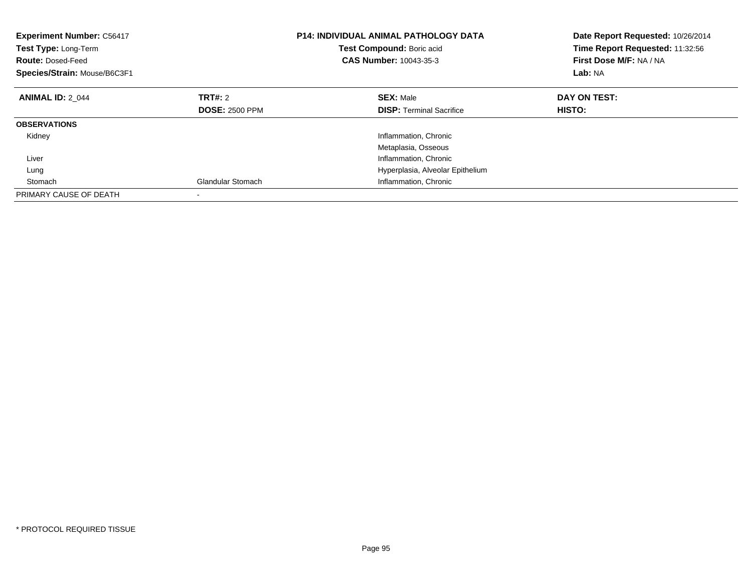| **Experiment Number:** C56417 | **P14: INDIVIDUAL ANIMAL PATHOLOGY DATA** | **Date Report Requested:** 10/26/2014 |
|---|---|---|
| **Test Type:** Long-Term | **Test Compound:** Boric acid | **Time Report Requested:** 11:32:56 |
| **Route:** Dosed-Feed | **CAS Number:** 10043-35-3 | **First Dose M/F:** NA / NA |
| **Species/Strain:** Mouse/B6C3F1 | | **Lab:** NA |

| **ANIMAL ID:** 2_044 | **TRT#:** 2 | **SEX:** Male | **DAY ON TEST:** |
|---|---|---|---|
| | **DOSE:** 2500 PPM | **DISP:** Terminal Sacrifice | **HISTO:** |
| **OBSERVATIONS** | | | |
| Kidney | | Inflammation, Chronic | |
| | | Metaplasia, Osseous | |
| Liver | | Inflammation, Chronic | |
| Lung | | Hyperplasia, Alveolar Epithelium | |
| Stomach | Glandular Stomach | Inflammation, Chronic | |
| PRIMARY CAUSE OF DEATH | - | | |

* PROTOCOL REQUIRED TISSUE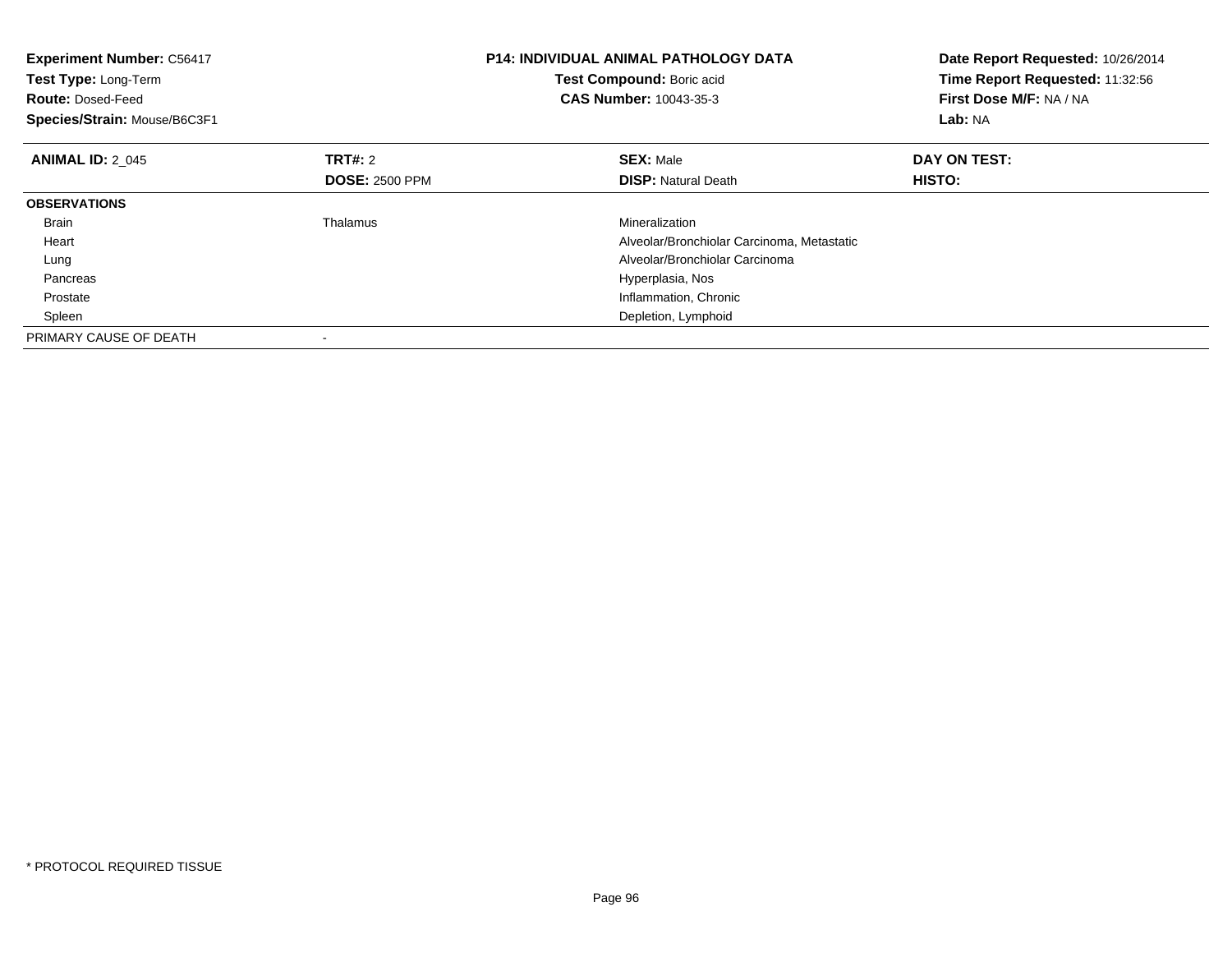**Experiment Number:** C56417
**Test Type:** Long-Term
**Route:** Dosed-Feed
**Species/Strain:** Mouse/B6C3F1

**P14: INDIVIDUAL ANIMAL PATHOLOGY DATA**
**Test Compound:** Boric acid
**CAS Number:** 10043-35-3

**Date Report Requested:** 10/26/2014
**Time Report Requested:** 11:32:56
**First Dose M/F:** NA / NA
**Lab:** NA

| **ANIMAL ID:** 2_045 | **TRT#:** 2 | **SEX:** Male | **DAY ON TEST:** |
|---|---|---|---|
| | **DOSE:** 2500 PPM | **DISP:** Natural Death | **HISTO:** |
| **OBSERVATIONS** | | | |
| Brain | Thalamus | Mineralization | |
| Heart | | Alveolar/Bronchiolar Carcinoma, Metastatic | |
| Lung | | Alveolar/Bronchiolar Carcinoma | |
| Pancreas | | Hyperplasia, Nos | |
| Prostate | | Inflammation, Chronic | |
| Spleen | | Depletion, Lymphoid | |
| PRIMARY CAUSE OF DEATH | - | | |

* PROTOCOL REQUIRED TISSUE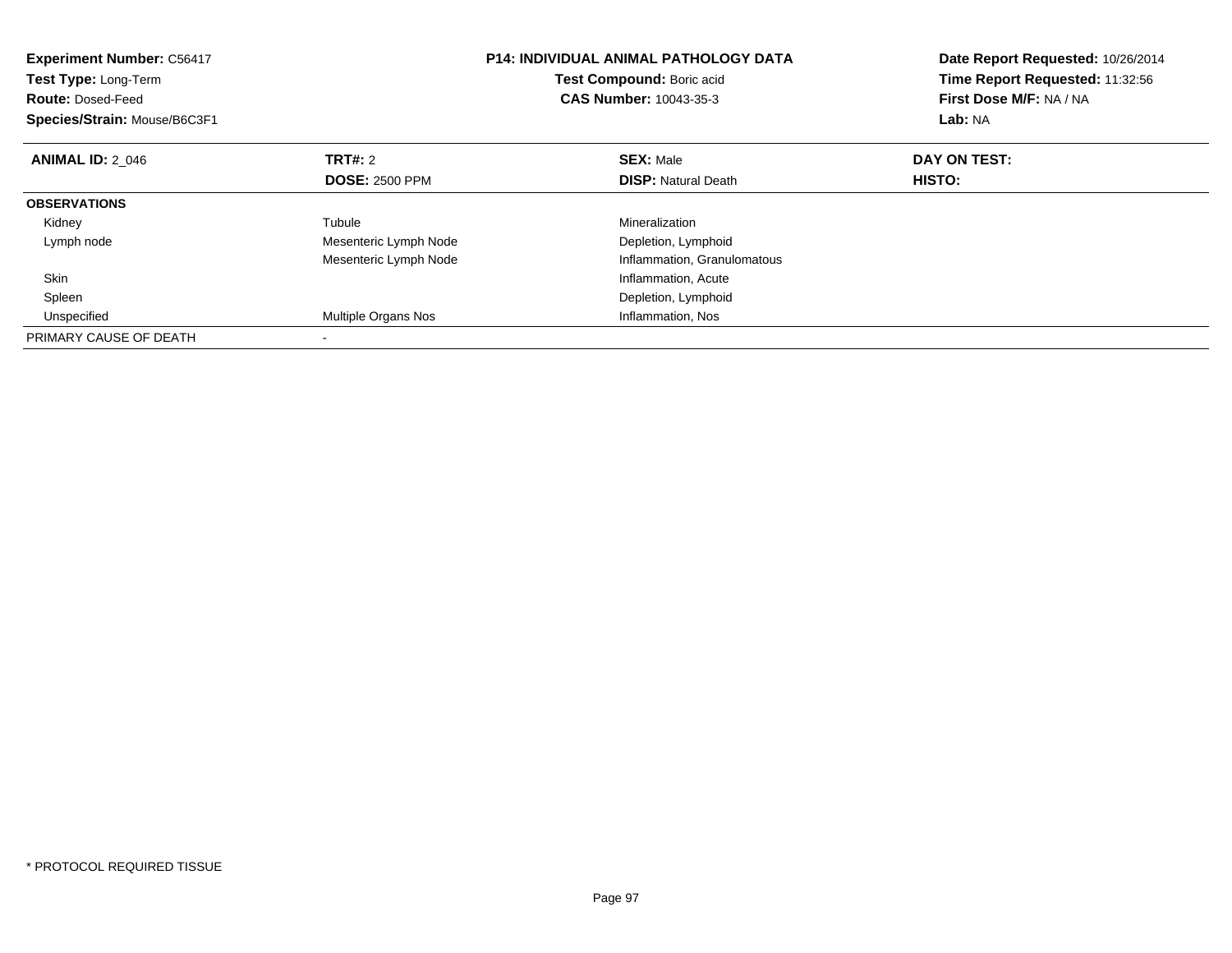**Experiment Number:** C56417
**Test Type:** Long-Term
**Route:** Dosed-Feed
**Species/Strain:** Mouse/B6C3F1

**P14: INDIVIDUAL ANIMAL PATHOLOGY DATA**
**Test Compound:** Boric acid
**CAS Number:** 10043-35-3

**Date Report Requested:** 10/26/2014
**Time Report Requested:** 11:32:56
**First Dose M/F:** NA / NA
**Lab:** NA

| **ANIMAL ID:** 2_046 | **TRT#:** 2 | **SEX:** Male | **DAY ON TEST:** |
|---|---|---|---|
| | **DOSE:** 2500 PPM | **DISP:** Natural Death | **HISTO:** |
| **OBSERVATIONS** | | | |
| Kidney | Tubule | Mineralization | |
| Lymph node | Mesenteric Lymph Node | Depletion, Lymphoid | |
| | Mesenteric Lymph Node | Inflammation, Granulomatous | |
| Skin | | Inflammation, Acute | |
| Spleen | | Depletion, Lymphoid | |
| Unspecified | Multiple Organs Nos | Inflammation, Nos | |
| PRIMARY CAUSE OF DEATH | - | | |

\* PROTOCOL REQUIRED TISSUE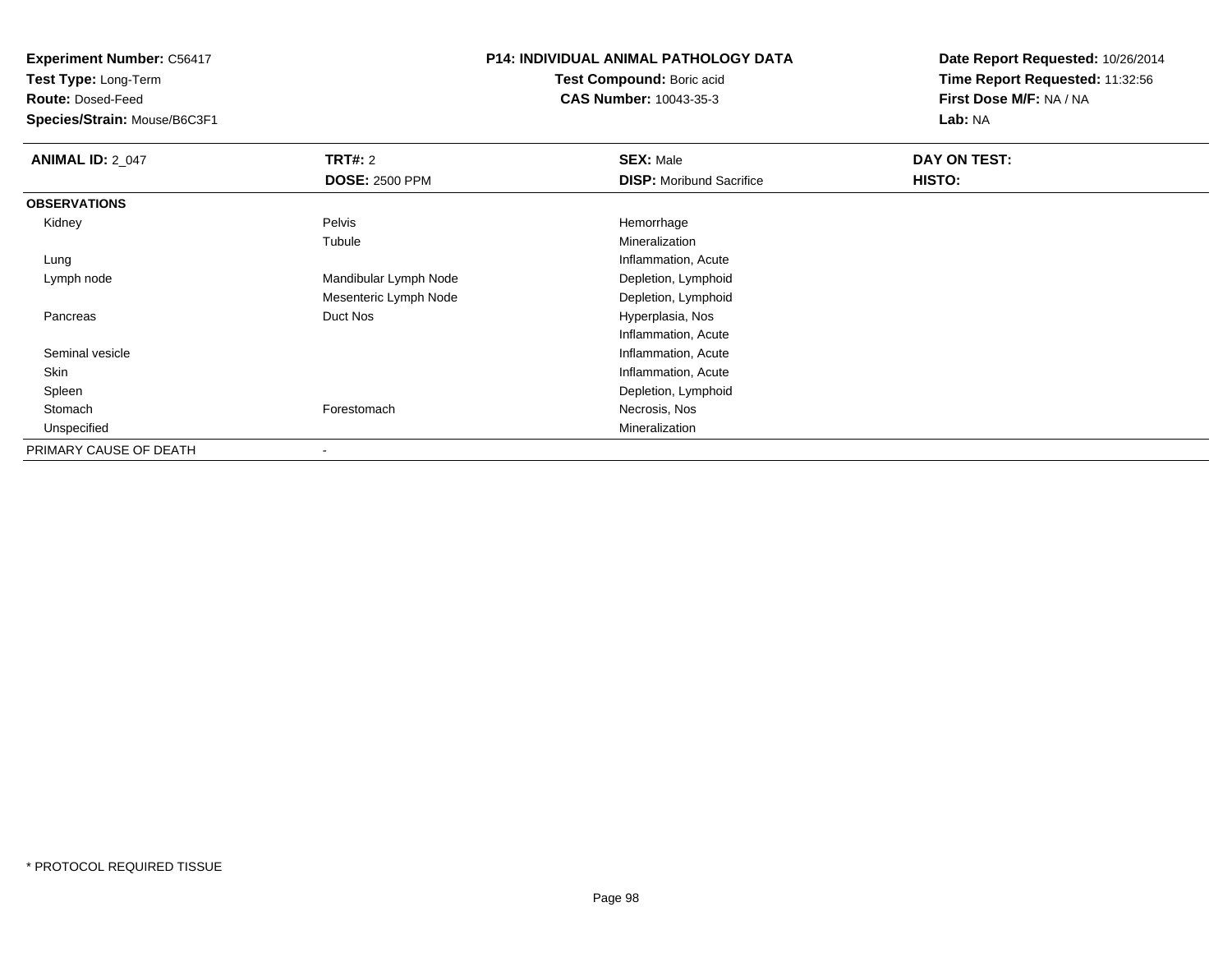**Experiment Number:** C56417
**Test Type:** Long-Term
**Route:** Dosed-Feed
**Species/Strain:** Mouse/B6C3F1

**P14: INDIVIDUAL ANIMAL PATHOLOGY DATA**
**Test Compound:** Boric acid
**CAS Number:** 10043-35-3

**Date Report Requested:** 10/26/2014
**Time Report Requested:** 11:32:56
**First Dose M/F:** NA / NA
**Lab:** NA

| **ANIMAL ID:** 2_047 | **TRT#:** 2 | **SEX:** Male | **DAY ON TEST:** |
|---|---|---|---|
| | **DOSE:** 2500 PPM | **DISP:** Moribund Sacrifice | **HISTO:** |
| **OBSERVATIONS** | | | |
| Kidney | Pelvis | Hemorrhage | |
| | Tubule | Mineralization | |
| Lung | | Inflammation, Acute | |
| Lymph node | Mandibular Lymph Node | Depletion, Lymphoid | |
| | Mesenteric Lymph Node | Depletion, Lymphoid | |
| Pancreas | Duct Nos | Hyperplasia, Nos | |
| | | Inflammation, Acute | |
| Seminal vesicle | | Inflammation, Acute | |
| Skin | | Inflammation, Acute | |
| Spleen | | Depletion, Lymphoid | |
| Stomach | Forestomach | Necrosis, Nos | |
| Unspecified | | Mineralization | |
| PRIMARY CAUSE OF DEATH | - | | |

* PROTOCOL REQUIRED TISSUE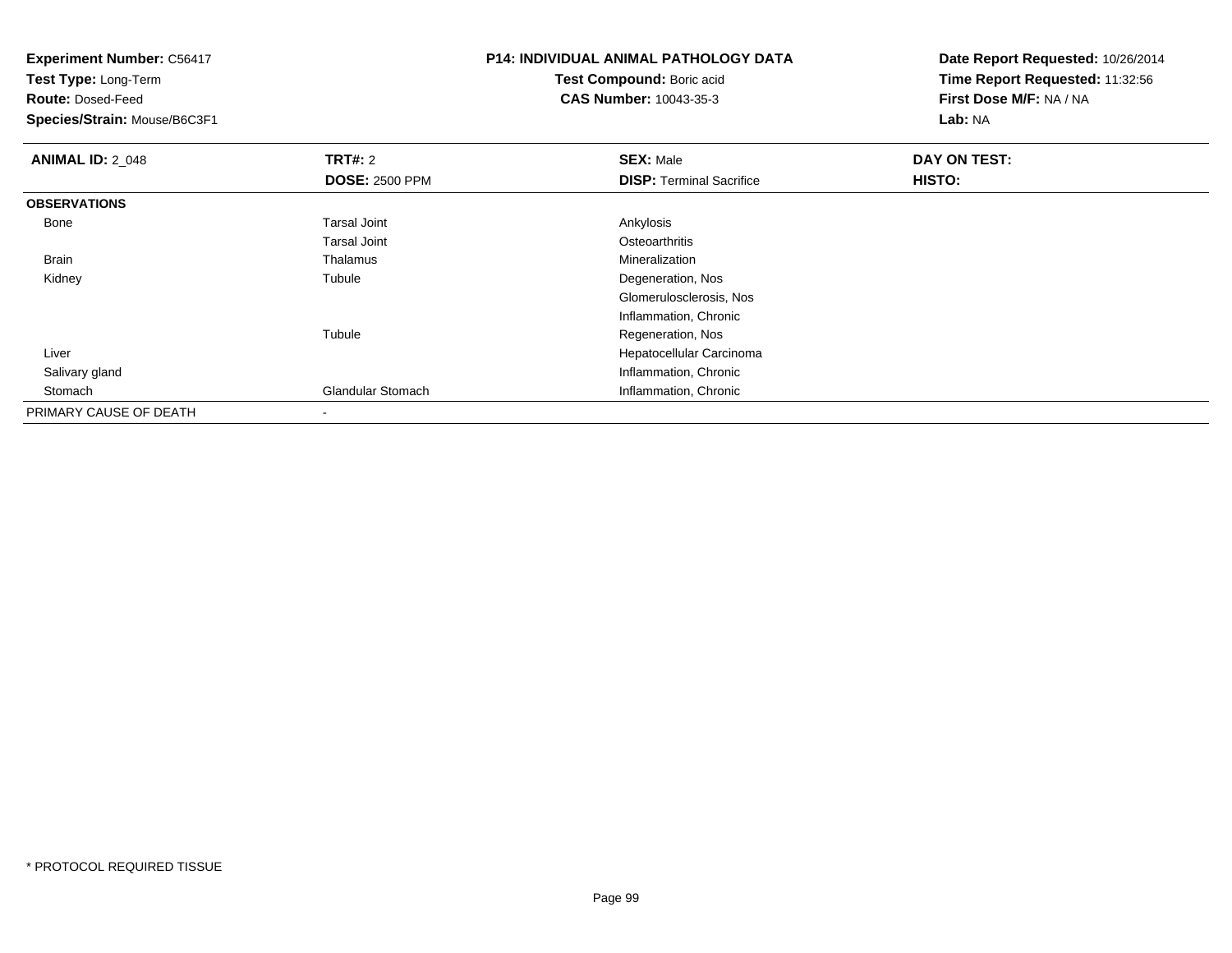**Experiment Number:** C56417
**Test Type:** Long-Term
**Route:** Dosed-Feed
**Species/Strain:** Mouse/B6C3F1

**P14: INDIVIDUAL ANIMAL PATHOLOGY DATA**
**Test Compound:** Boric acid
**CAS Number:** 10043-35-3

**Date Report Requested:** 10/26/2014
**Time Report Requested:** 11:32:56
**First Dose M/F:** NA / NA
**Lab:** NA

| **ANIMAL ID:** 2_048 | **TRT#:** 2 | **SEX:** Male | **DAY ON TEST:** |
|---|---|---|---|
| | **DOSE:** 2500 PPM | **DISP:** Terminal Sacrifice | **HISTO:** |
| **OBSERVATIONS** | | | |
| Bone | Tarsal Joint | Ankylosis | |
| | Tarsal Joint | Osteoarthritis | |
| Brain | Thalamus | Mineralization | |
| Kidney | Tubule | Degeneration, Nos | |
| | | Glomerulosclerosis, Nos | |
| | | Inflammation, Chronic | |
| | Tubule | Regeneration, Nos | |
| Liver | | Hepatocellular Carcinoma | |
| Salivary gland | | Inflammation, Chronic | |
| Stomach | Glandular Stomach | Inflammation, Chronic | |
| PRIMARY CAUSE OF DEATH | - | | |

\* PROTOCOL REQUIRED TISSUE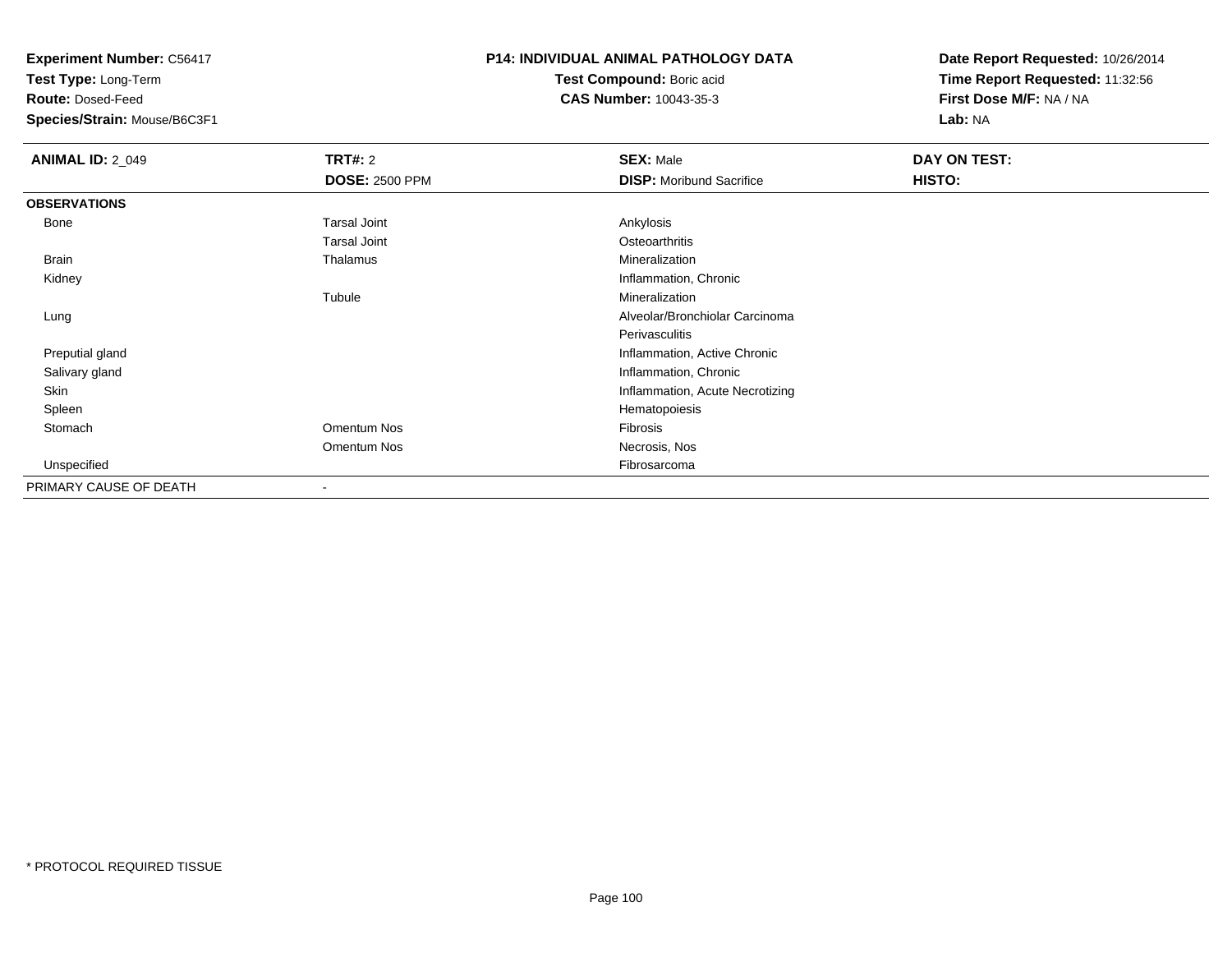**Experiment Number:** C56417
**Test Type:** Long-Term
**Route:** Dosed-Feed
**Species/Strain:** Mouse/B6C3F1

**P14: INDIVIDUAL ANIMAL PATHOLOGY DATA**
**Test Compound:** Boric acid
**CAS Number:** 10043-35-3

**Date Report Requested:** 10/26/2014
**Time Report Requested:** 11:32:56
**First Dose M/F:** NA / NA
**Lab:** NA

| **ANIMAL ID:** 2_049 | **TRT#:** 2<br>**DOSE:** 2500 PPM | **SEX:** Male<br>**DISP:** Moribund Sacrifice | **DAY ON TEST:**<br>**HISTO:** |
|---|---|---|---|
| **OBSERVATIONS** | | | |
| Bone | Tarsal Joint | Ankylosis | |
| | Tarsal Joint | Osteoarthritis | |
| Brain | Thalamus | Mineralization | |
| Kidney | | Inflammation, Chronic | |
| | Tubule | Mineralization | |
| Lung | | Alveolar/Bronchiolar Carcinoma | |
| | | Perivasculitis | |
| Preputial gland | | Inflammation, Active Chronic | |
| Salivary gland | | Inflammation, Chronic | |
| Skin | | Inflammation, Acute Necrotizing | |
| Spleen | | Hematopoiesis | |
| Stomach | Omentum Nos | Fibrosis | |
| | Omentum Nos | Necrosis, Nos | |
| Unspecified | | Fibrosarcoma | |
| PRIMARY CAUSE OF DEATH | - | | |

* PROTOCOL REQUIRED TISSUE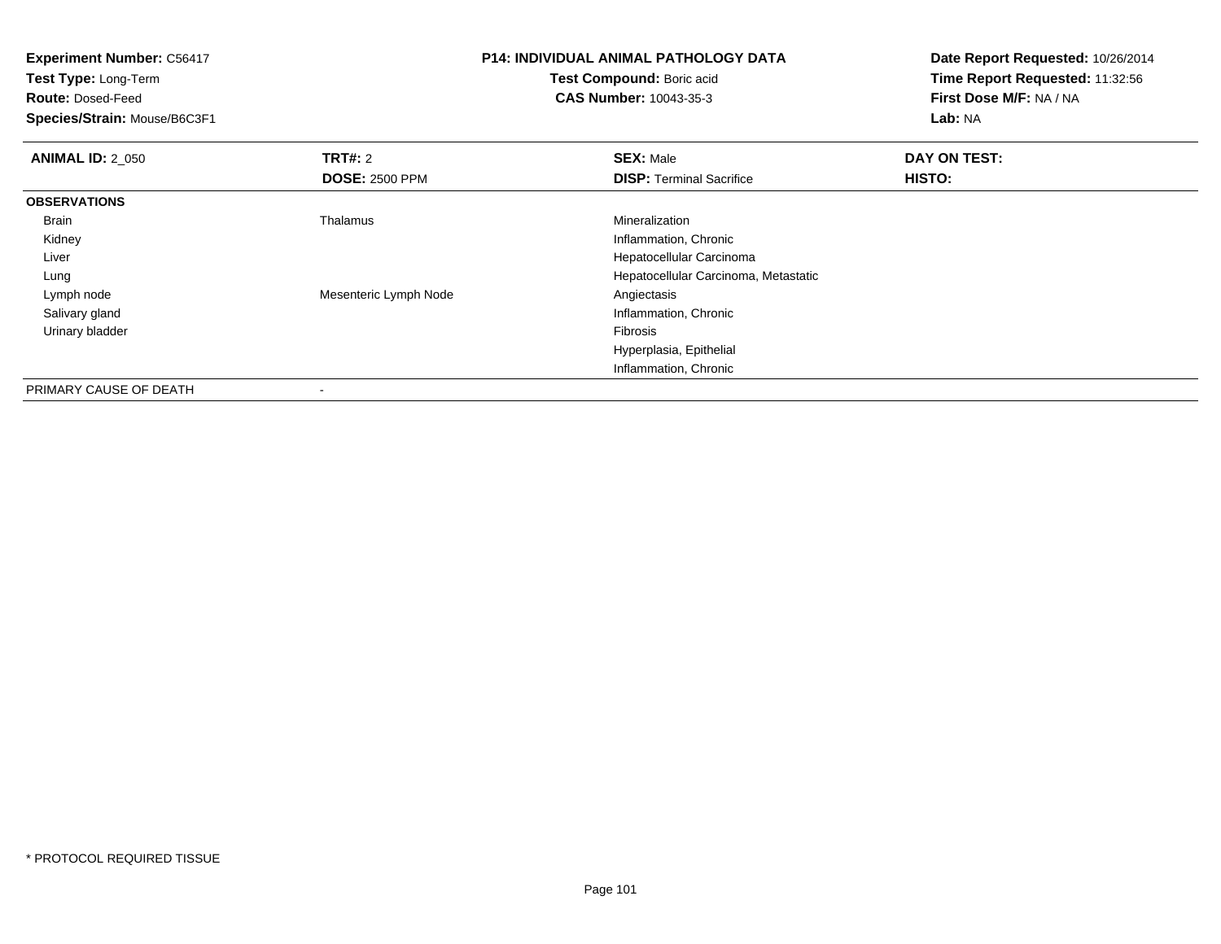**Experiment Number:** C56417
**Test Type:** Long-Term
**Route:** Dosed-Feed
**Species/Strain:** Mouse/B6C3F1

**P14: INDIVIDUAL ANIMAL PATHOLOGY DATA**
**Test Compound:** Boric acid
**CAS Number:** 10043-35-3

**Date Report Requested:** 10/26/2014
**Time Report Requested:** 11:32:56
**First Dose M/F:** NA / NA
**Lab:** NA

| **ANIMAL ID:** 2_050 | **TRT#:** 2 | **SEX:** Male | **DAY ON TEST:** |
|---|---|---|---|
| | **DOSE:** 2500 PPM | **DISP:** Terminal Sacrifice | **HISTO:** |
| **OBSERVATIONS** | | | |
| Brain | Thalamus | Mineralization | |
| Kidney | | Inflammation, Chronic | |
| Liver | | Hepatocellular Carcinoma | |
| Lung | | Hepatocellular Carcinoma, Metastatic | |
| Lymph node | Mesenteric Lymph Node | Angiectasis | |
| Salivary gland | | Inflammation, Chronic | |
| Urinary bladder | | Fibrosis | |
| | | Hyperplasia, Epithelial | |
| | | Inflammation, Chronic | |
| PRIMARY CAUSE OF DEATH | - | | |

* PROTOCOL REQUIRED TISSUE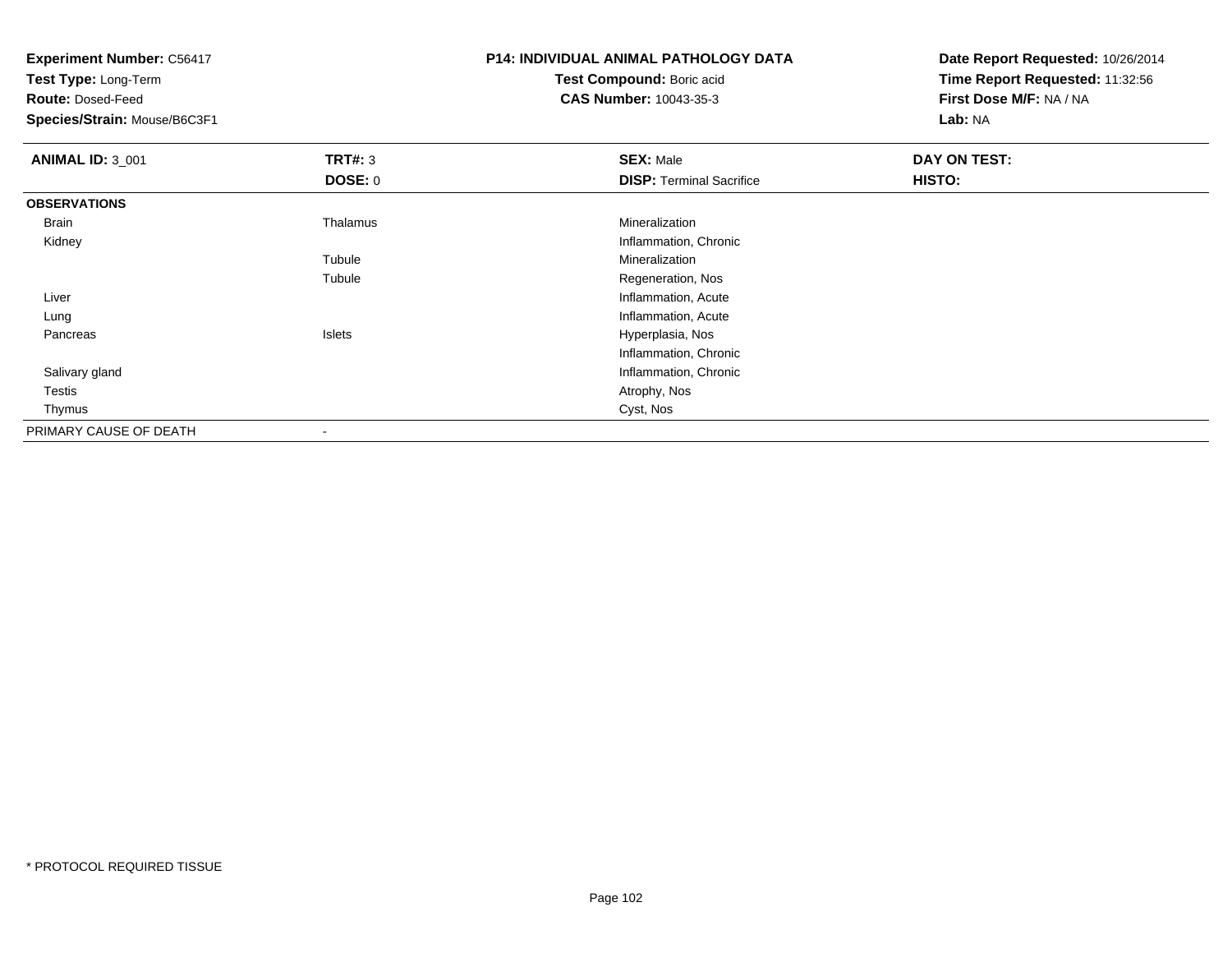**Experiment Number:** C56417
**Test Type:** Long-Term
**Route:** Dosed-Feed
**Species/Strain:** Mouse/B6C3F1

**P14: INDIVIDUAL ANIMAL PATHOLOGY DATA**
**Test Compound:** Boric acid
**CAS Number:** 10043-35-3

**Date Report Requested:** 10/26/2014
**Time Report Requested:** 11:32:56
**First Dose M/F:** NA / NA
**Lab:** NA

| **ANIMAL ID:** 3_001 | **TRT#:** 3 | **SEX:** Male | **DAY ON TEST:** |
|---|---|---|---|
| | **DOSE:** 0 | **DISP:** Terminal Sacrifice | **HISTO:** |
| **OBSERVATIONS** | | | |
| Brain | Thalamus | Mineralization | |
| Kidney | | Inflammation, Chronic | |
| | Tubule | Mineralization | |
| | Tubule | Regeneration, Nos | |
| Liver | | Inflammation, Acute | |
| Lung | | Inflammation, Acute | |
| Pancreas | Islets | Hyperplasia, Nos | |
| | | Inflammation, Chronic | |
| Salivary gland | | Inflammation, Chronic | |
| Testis | | Atrophy, Nos | |
| Thymus | | Cyst, Nos | |
| PRIMARY CAUSE OF DEATH | - | | |

* PROTOCOL REQUIRED TISSUE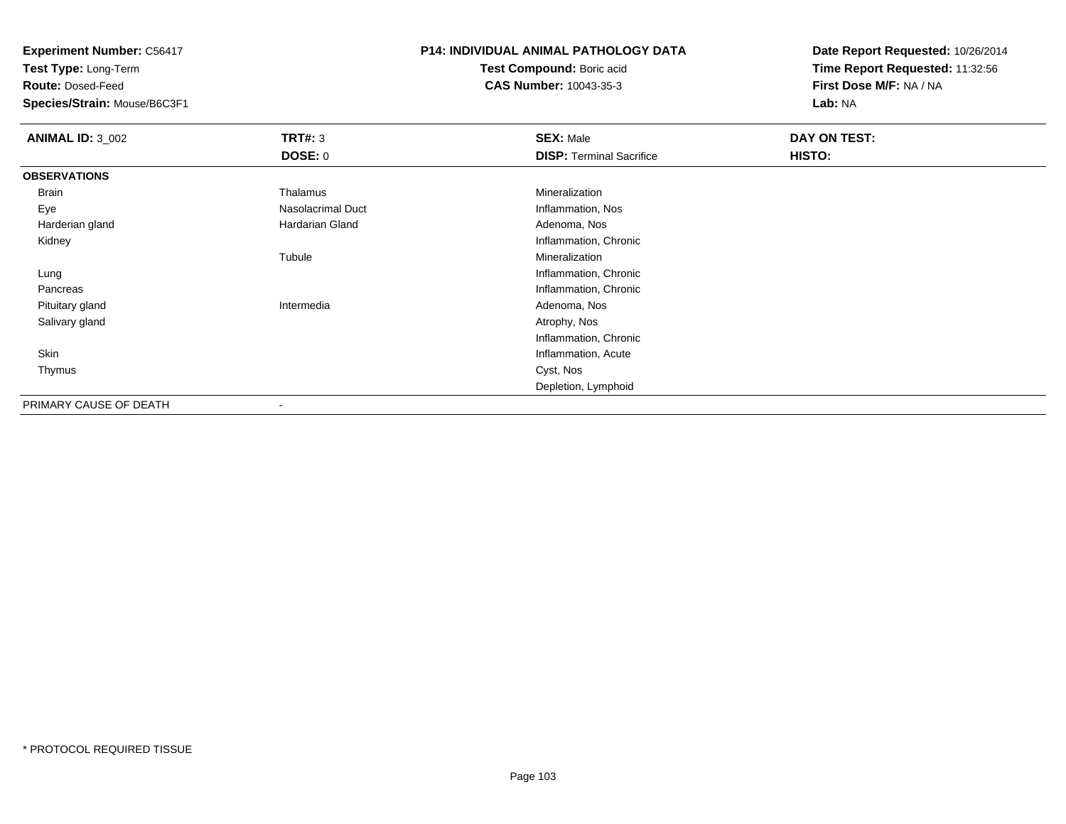**Experiment Number:** C56417
**Test Type:** Long-Term
**Route:** Dosed-Feed
**Species/Strain:** Mouse/B6C3F1

**P14: INDIVIDUAL ANIMAL PATHOLOGY DATA**
**Test Compound:** Boric acid
**CAS Number:** 10043-35-3

**Date Report Requested:** 10/26/2014
**Time Report Requested:** 11:32:56
**First Dose M/F:** NA / NA
**Lab:** NA

| **ANIMAL ID:** 3_002 | **TRT#:** 3 | **SEX:** Male | **DAY ON TEST:** |
|---|---|---|---|
| | **DOSE:** 0 | **DISP:** Terminal Sacrifice | **HISTO:** |
| **OBSERVATIONS** | | | |
| Brain | Thalamus | Mineralization | |
| Eye | Nasolacrimal Duct | Inflammation, Nos | |
| Harderian gland | Hardarian Gland | Adenoma, Nos | |
| Kidney | | Inflammation, Chronic | |
| | Tubule | Mineralization | |
| Lung | | Inflammation, Chronic | |
| Pancreas | | Inflammation, Chronic | |
| Pituitary gland | Intermedia | Adenoma, Nos | |
| Salivary gland | | Atrophy, Nos | |
| | | Inflammation, Chronic | |
| Skin | | Inflammation, Acute | |
| Thymus | | Cyst, Nos | |
| | | Depletion, Lymphoid | |
| PRIMARY CAUSE OF DEATH | - | | |

* PROTOCOL REQUIRED TISSUE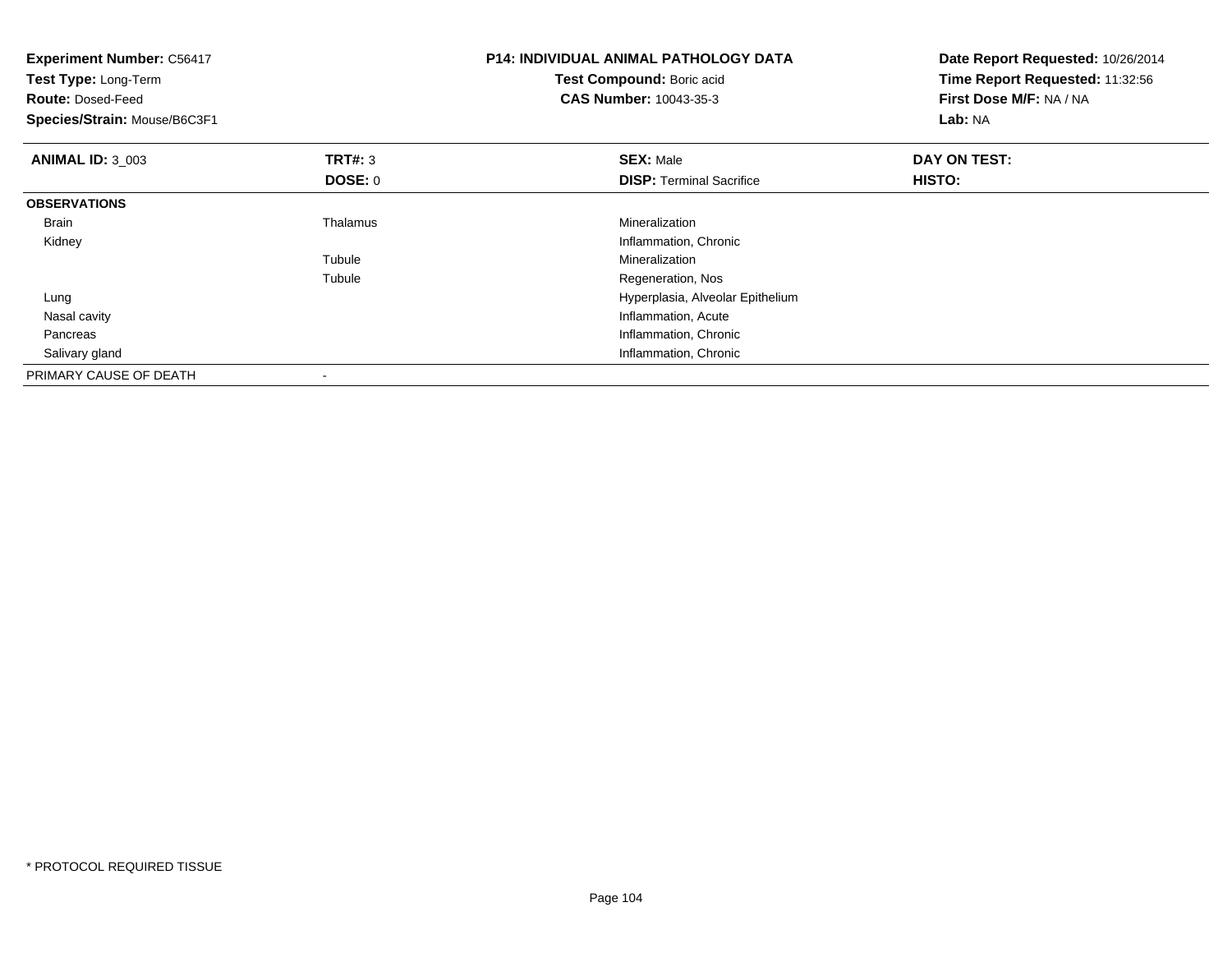**Experiment Number:** C56417
**Test Type:** Long-Term
**Route:** Dosed-Feed
**Species/Strain:** Mouse/B6C3F1

**P14: INDIVIDUAL ANIMAL PATHOLOGY DATA**
**Test Compound:** Boric acid
**CAS Number:** 10043-35-3

**Date Report Requested:** 10/26/2014
**Time Report Requested:** 11:32:56
**First Dose M/F:** NA / NA
**Lab:** NA

| **ANIMAL ID:** 3_003 | **TRT#:** 3 | **SEX:** Male | **DAY ON TEST:** |
|---|---|---|---|
| | **DOSE:** 0 | **DISP:** Terminal Sacrifice | **HISTO:** |
| **OBSERVATIONS** | | | |
| Brain | Thalamus | Mineralization | |
| Kidney | | Inflammation, Chronic | |
| | Tubule | Mineralization | |
| | Tubule | Regeneration, Nos | |
| Lung | | Hyperplasia, Alveolar Epithelium | |
| Nasal cavity | | Inflammation, Acute | |
| Pancreas | | Inflammation, Chronic | |
| Salivary gland | | Inflammation, Chronic | |
| PRIMARY CAUSE OF DEATH | - | | |

* PROTOCOL REQUIRED TISSUE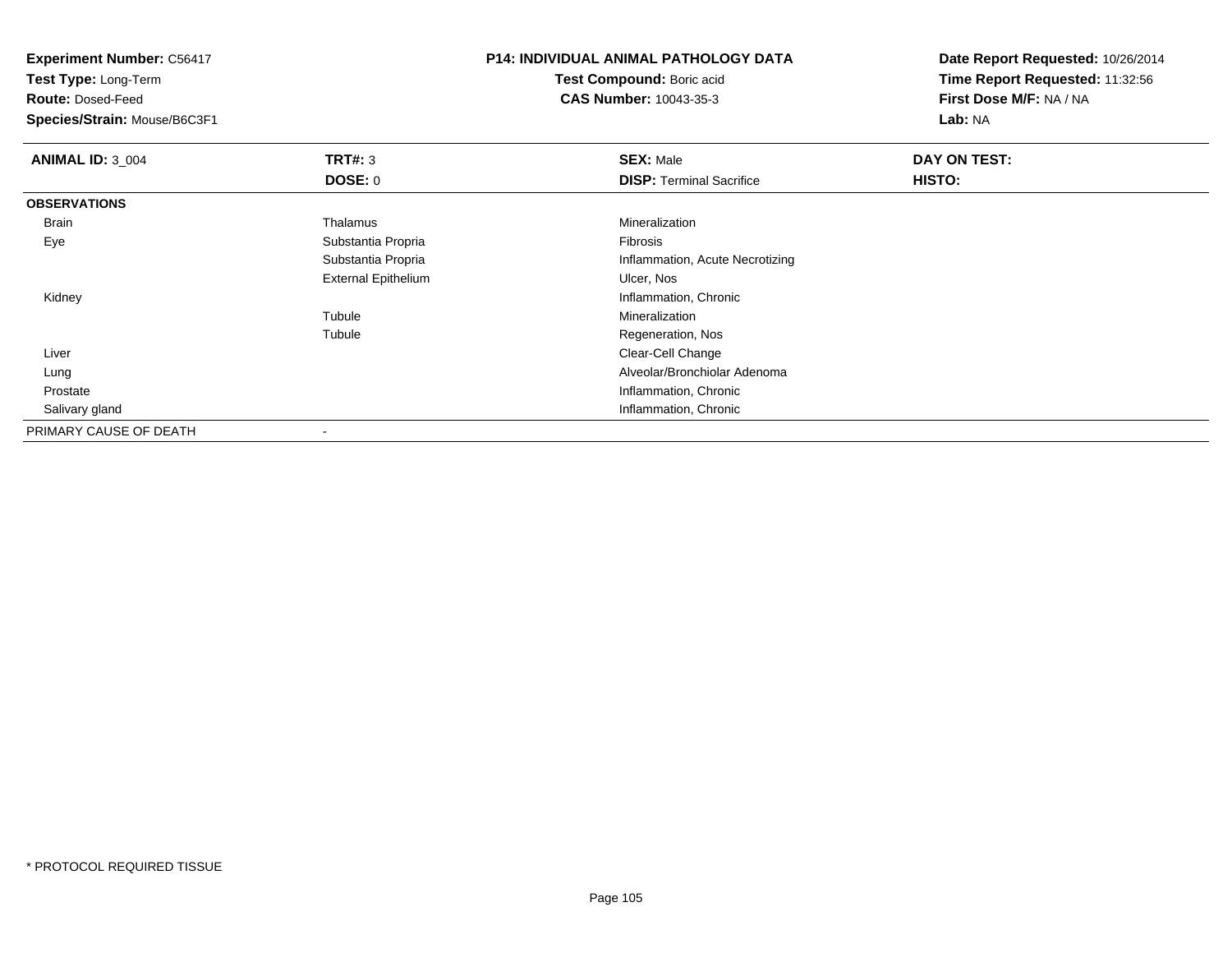**Experiment Number:** C56417
**Test Type:** Long-Term
**Route:** Dosed-Feed
**Species/Strain:** Mouse/B6C3F1

**P14: INDIVIDUAL ANIMAL PATHOLOGY DATA**
**Test Compound:** Boric acid
**CAS Number:** 10043-35-3

**Date Report Requested:** 10/26/2014
**Time Report Requested:** 11:32:56
**First Dose M/F:** NA / NA
**Lab:** NA

| **ANIMAL ID:** 3_004 | **TRT#:** 3 | **SEX:** Male | **DAY ON TEST:** |
|---|---|---|---|
| | **DOSE:** 0 | **DISP:** Terminal Sacrifice | **HISTO:** |
| **OBSERVATIONS** | | | |
| Brain | Thalamus | Mineralization | |
| Eye | Substantia Propria | Fibrosis | |
| | Substantia Propria | Inflammation, Acute Necrotizing | |
| | External Epithelium | Ulcer, Nos | |
| Kidney | | Inflammation, Chronic | |
| | Tubule | Mineralization | |
| | Tubule | Regeneration, Nos | |
| Liver | | Clear-Cell Change | |
| Lung | | Alveolar/Bronchiolar Adenoma | |
| Prostate | | Inflammation, Chronic | |
| Salivary gland | | Inflammation, Chronic | |
| PRIMARY CAUSE OF DEATH | - | | |

* PROTOCOL REQUIRED TISSUE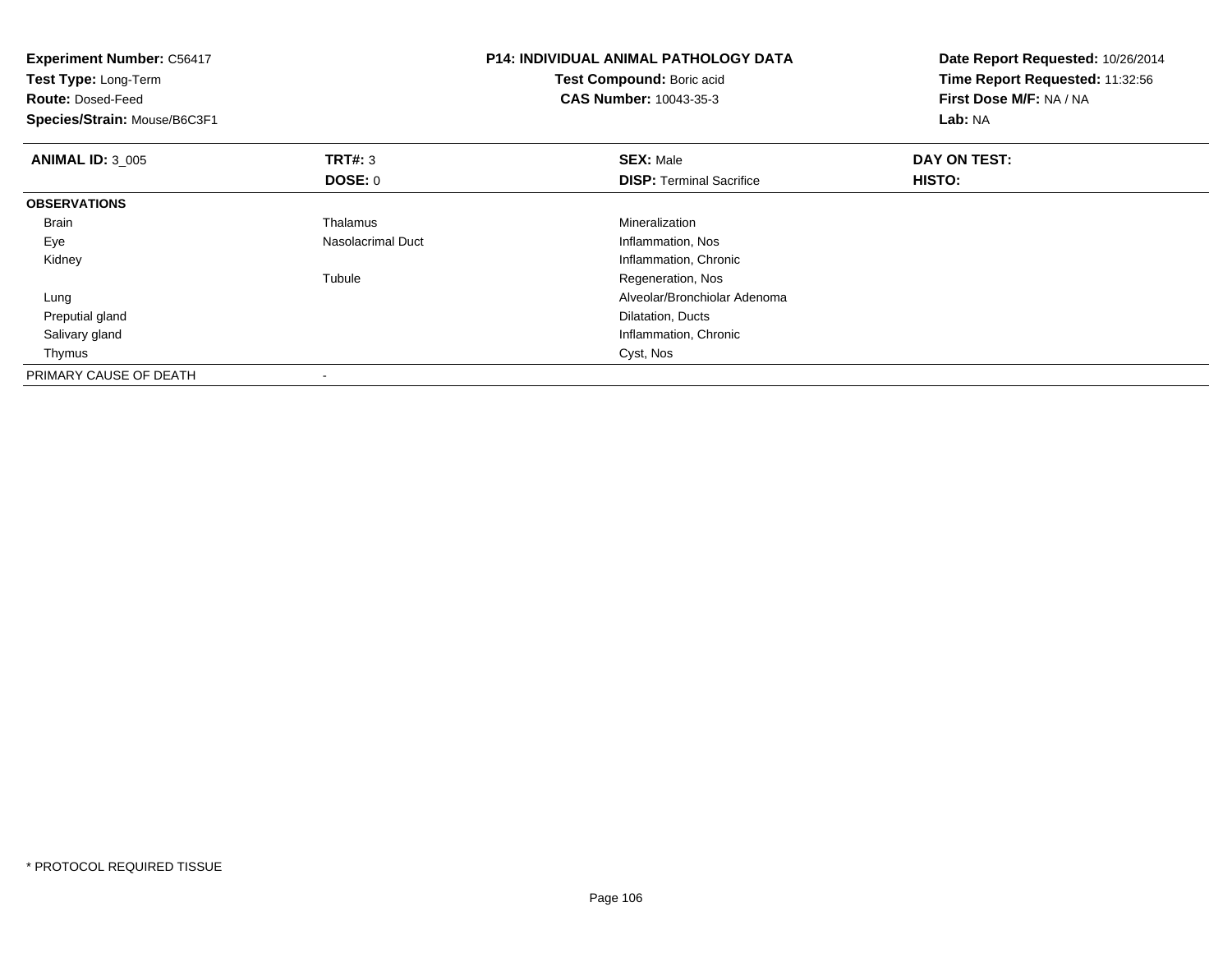**Experiment Number:** C56417
**Test Type:** Long-Term
**Route:** Dosed-Feed
**Species/Strain:** Mouse/B6C3F1

**P14: INDIVIDUAL ANIMAL PATHOLOGY DATA**
**Test Compound:** Boric acid
**CAS Number:** 10043-35-3

**Date Report Requested:** 10/26/2014
**Time Report Requested:** 11:32:56
**First Dose M/F:** NA / NA
**Lab:** NA

| **ANIMAL ID:** 3_005 | **TRT#:** 3 | **SEX:** Male | **DAY ON TEST:** |
|---|---|---|---|
| | **DOSE:** 0 | **DISP:** Terminal Sacrifice | **HISTO:** |
| **OBSERVATIONS** | | | |
| Brain | Thalamus | Mineralization | |
| Eye | Nasolacrimal Duct | Inflammation, Nos | |
| Kidney | | Inflammation, Chronic | |
| | Tubule | Regeneration, Nos | |
| Lung | | Alveolar/Bronchiolar Adenoma | |
| Preputial gland | | Dilatation, Ducts | |
| Salivary gland | | Inflammation, Chronic | |
| Thymus | | Cyst, Nos | |
| PRIMARY CAUSE OF DEATH | - | | |

* PROTOCOL REQUIRED TISSUE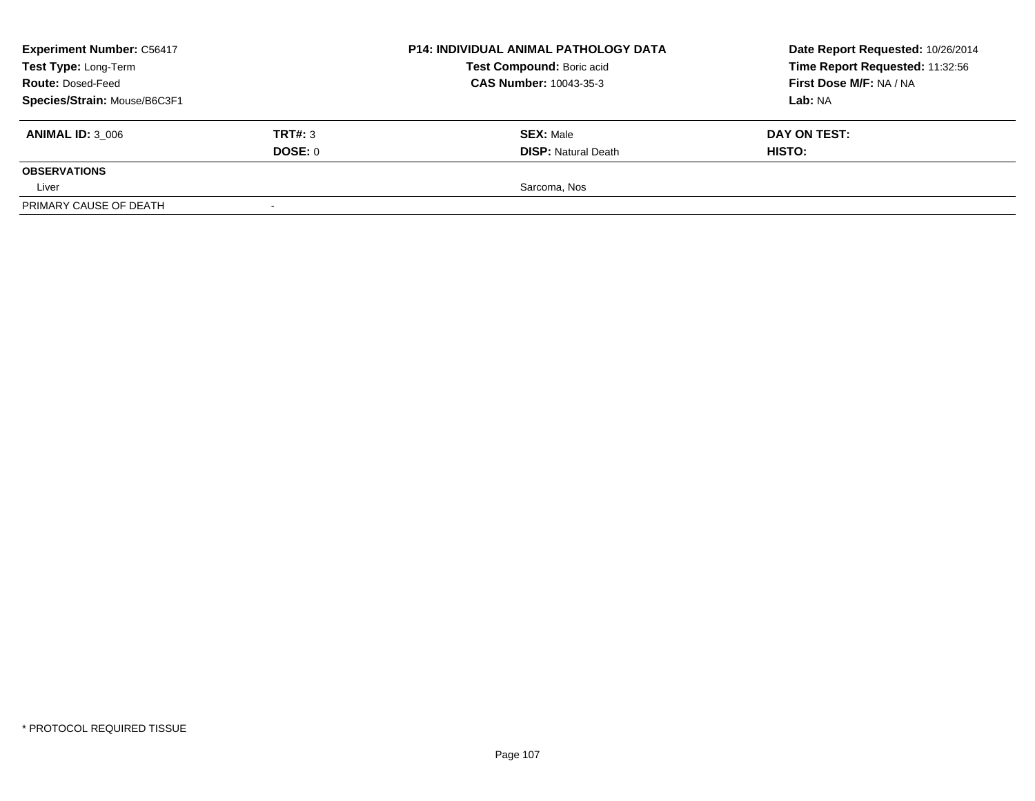| **Experiment Number:** C56417 | | **P14: INDIVIDUAL ANIMAL PATHOLOGY DATA** | **Date Report Requested:** 10/26/2014 |
|---|---|---|---|
| **Test Type:** Long-Term | | **Test Compound:** Boric acid | **Time Report Requested:** 11:32:56 |
| **Route:** Dosed-Feed | | **CAS Number:** 10043-35-3 | **First Dose M/F:** NA / NA |
| **Species/Strain:** Mouse/B6C3F1 | | | **Lab:** NA |

| **ANIMAL ID:** 3_006 | **TRT#:** 3 | **SEX:** Male | **DAY ON TEST:** |
|---|---|---|---|
| | **DOSE:** 0 | **DISP:** Natural Death | **HISTO:** |
| **OBSERVATIONS** | | | |
| Liver | | Sarcoma, Nos | |
| PRIMARY CAUSE OF DEATH | - | | |

\* PROTOCOL REQUIRED TISSUE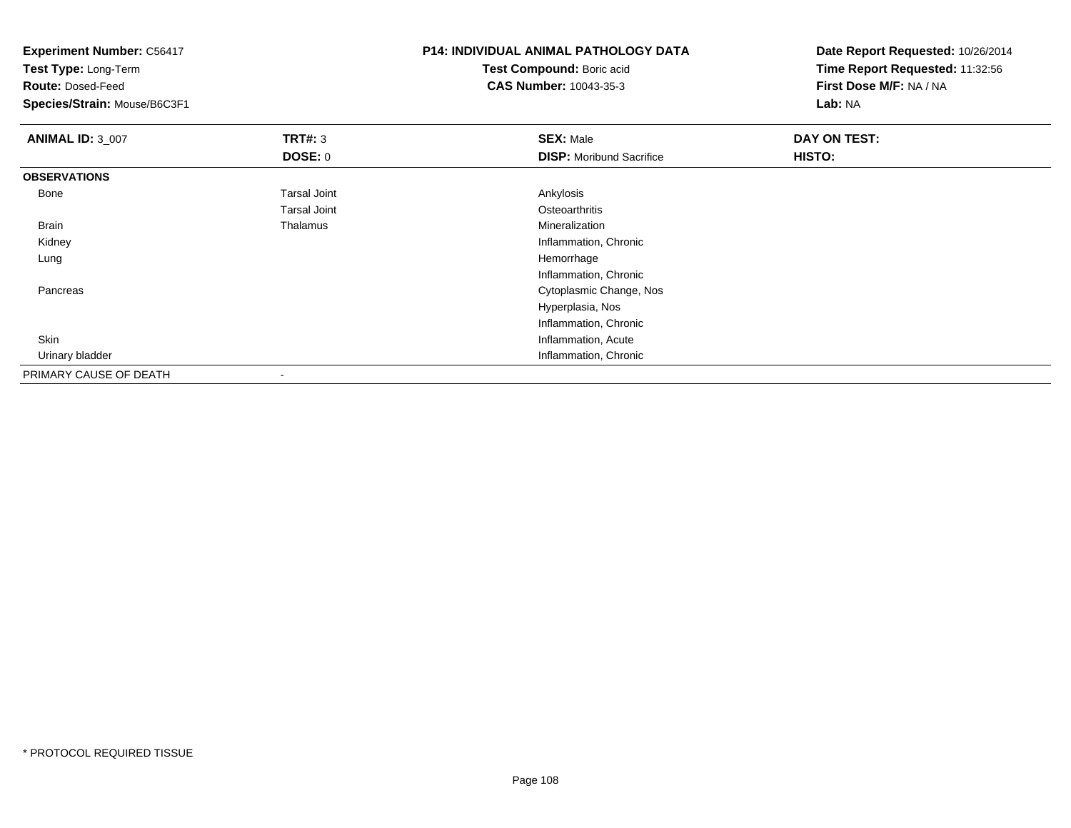**Experiment Number:** C56417
**Test Type:** Long-Term
**Route:** Dosed-Feed
**Species/Strain:** Mouse/B6C3F1

**P14: INDIVIDUAL ANIMAL PATHOLOGY DATA**
**Test Compound:** Boric acid
**CAS Number:** 10043-35-3

**Date Report Requested:** 10/26/2014
**Time Report Requested:** 11:32:56
**First Dose M/F:** NA / NA
**Lab:** NA

| **ANIMAL ID:** 3_007 | **TRT#:** 3 | **SEX:** Male | **DAY ON TEST:** |
|---|---|---|---|
| | **DOSE:** 0 | **DISP:** Moribund Sacrifice | **HISTO:** |
| **OBSERVATIONS** | | | |
| Bone | Tarsal Joint | Ankylosis | |
| | Tarsal Joint | Osteoarthritis | |
| Brain | Thalamus | Mineralization | |
| Kidney | | Inflammation, Chronic | |
| Lung | | Hemorrhage | |
| | | Inflammation, Chronic | |
| Pancreas | | Cytoplasmic Change, Nos | |
| | | Hyperplasia, Nos | |
| | | Inflammation, Chronic | |
| Skin | | Inflammation, Acute | |
| Urinary bladder | | Inflammation, Chronic | |
| PRIMARY CAUSE OF DEATH | - | | |

* PROTOCOL REQUIRED TISSUE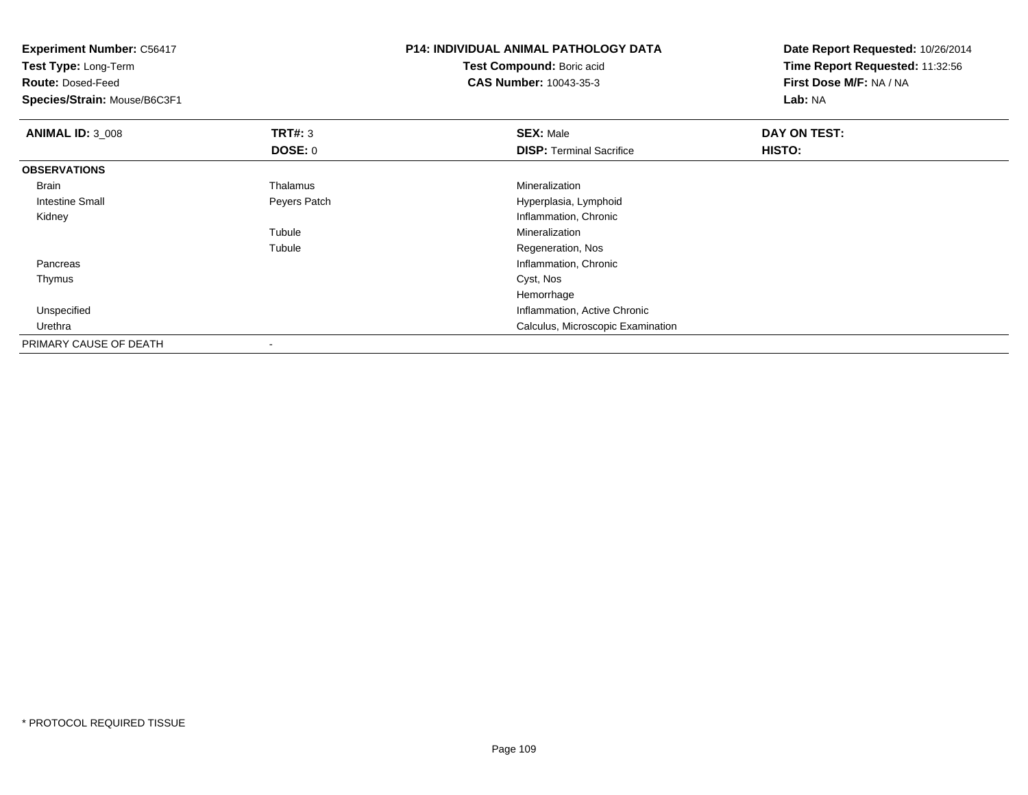**Experiment Number:** C56417
**Test Type:** Long-Term
**Route:** Dosed-Feed
**Species/Strain:** Mouse/B6C3F1

**P14: INDIVIDUAL ANIMAL PATHOLOGY DATA**
**Test Compound:** Boric acid
**CAS Number:** 10043-35-3

**Date Report Requested:** 10/26/2014
**Time Report Requested:** 11:32:56
**First Dose M/F:** NA / NA
**Lab:** NA

| **ANIMAL ID:** 3_008 | **TRT#:** 3 | **SEX:** Male | **DAY ON TEST:** |
|---|---|---|---|
| | **DOSE:** 0 | **DISP:** Terminal Sacrifice | **HISTO:** |
| **OBSERVATIONS** | | | |
| Brain | Thalamus | Mineralization | |
| Intestine Small | Peyers Patch | Hyperplasia, Lymphoid | |
| Kidney | | Inflammation, Chronic | |
| | Tubule | Mineralization | |
| | Tubule | Regeneration, Nos | |
| Pancreas | | Inflammation, Chronic | |
| Thymus | | Cyst, Nos | |
| | | Hemorrhage | |
| Unspecified | | Inflammation, Active Chronic | |
| Urethra | | Calculus, Microscopic Examination | |
| PRIMARY CAUSE OF DEATH | - | | |

* PROTOCOL REQUIRED TISSUE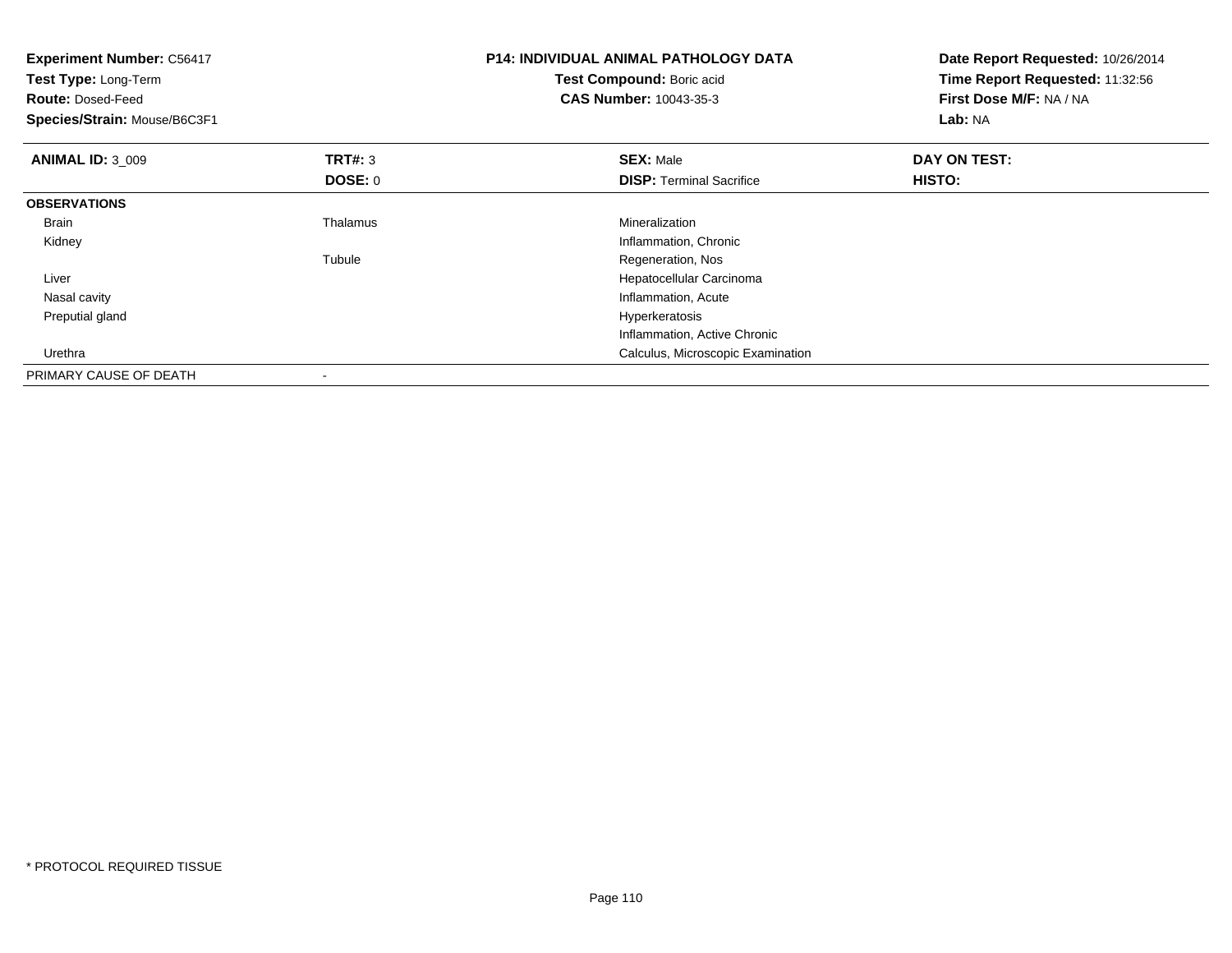**Experiment Number:** C56417
**Test Type:** Long-Term
**Route:** Dosed-Feed
**Species/Strain:** Mouse/B6C3F1

**P14: INDIVIDUAL ANIMAL PATHOLOGY DATA**
**Test Compound:** Boric acid
**CAS Number:** 10043-35-3

**Date Report Requested:** 10/26/2014
**Time Report Requested:** 11:32:56
**First Dose M/F:** NA / NA
**Lab:** NA

| **ANIMAL ID:** 3_009 | **TRT#:** 3 | **SEX:** Male | **DAY ON TEST:** |
|---|---|---|---|
| | **DOSE:** 0 | **DISP:** Terminal Sacrifice | **HISTO:** |
| **OBSERVATIONS** | | | |
| Brain | Thalamus | Mineralization | |
| Kidney | | Inflammation, Chronic | |
| | Tubule | Regeneration, Nos | |
| Liver | | Hepatocellular Carcinoma | |
| Nasal cavity | | Inflammation, Acute | |
| Preputial gland | | Hyperkeratosis | |
| | | Inflammation, Active Chronic | |
| Urethra | | Calculus, Microscopic Examination | |
| PRIMARY CAUSE OF DEATH | - | | |

* PROTOCOL REQUIRED TISSUE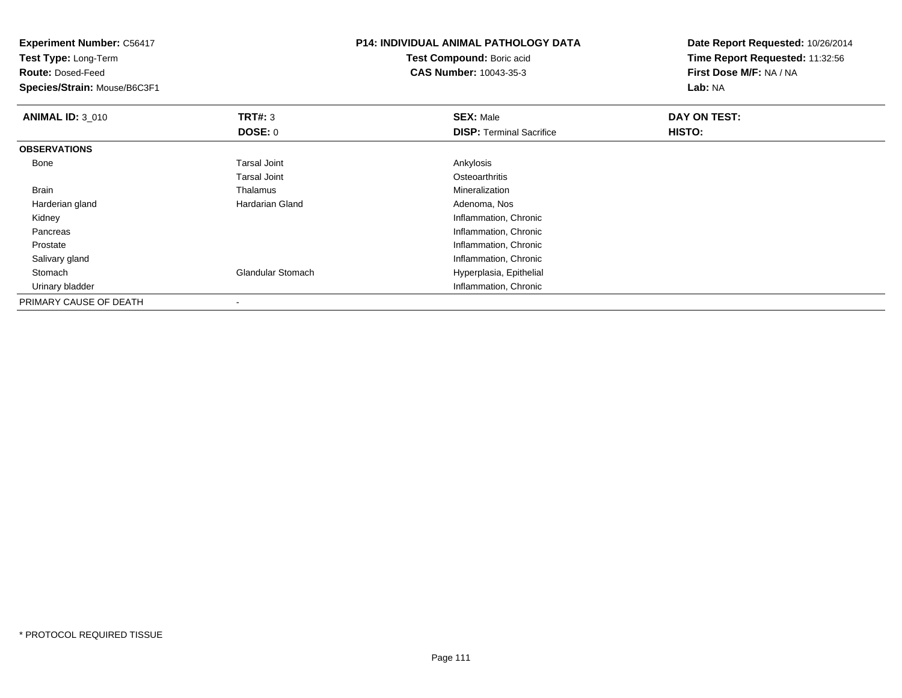**Experiment Number:** C56417
**Test Type:** Long-Term
**Route:** Dosed-Feed
**Species/Strain:** Mouse/B6C3F1

**P14: INDIVIDUAL ANIMAL PATHOLOGY DATA**
**Test Compound:** Boric acid
**CAS Number:** 10043-35-3

**Date Report Requested:** 10/26/2014
**Time Report Requested:** 11:32:56
**First Dose M/F:** NA / NA
**Lab:** NA

| **ANIMAL ID:** 3_010 | **TRT#:** 3 | **SEX:** Male | **DAY ON TEST:** |
|---|---|---|---|
| | **DOSE:** 0 | **DISP:** Terminal Sacrifice | **HISTO:** |
| **OBSERVATIONS** | | | |
| Bone | Tarsal Joint | Ankylosis | |
| | Tarsal Joint | Osteoarthritis | |
| Brain | Thalamus | Mineralization | |
| Harderian gland | Hardarian Gland | Adenoma, Nos | |
| Kidney | | Inflammation, Chronic | |
| Pancreas | | Inflammation, Chronic | |
| Prostate | | Inflammation, Chronic | |
| Salivary gland | | Inflammation, Chronic | |
| Stomach | Glandular Stomach | Hyperplasia, Epithelial | |
| Urinary bladder | | Inflammation, Chronic | |
| PRIMARY CAUSE OF DEATH | - | | |

* PROTOCOL REQUIRED TISSUE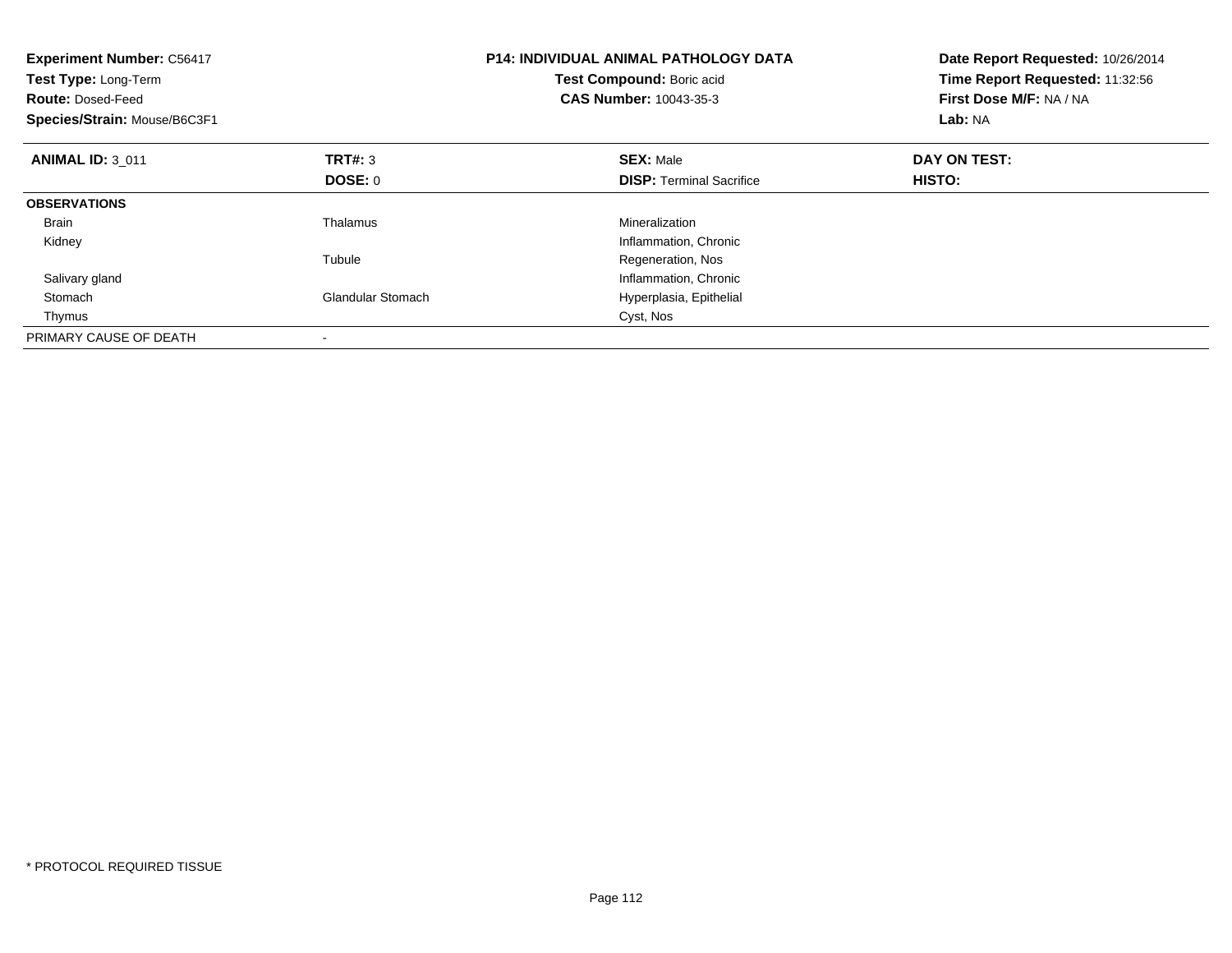**Experiment Number:** C56417
**Test Type:** Long-Term
**Route:** Dosed-Feed
**Species/Strain:** Mouse/B6C3F1

**P14: INDIVIDUAL ANIMAL PATHOLOGY DATA**
**Test Compound:** Boric acid
**CAS Number:** 10043-35-3

**Date Report Requested:** 10/26/2014
**Time Report Requested:** 11:32:56
**First Dose M/F:** NA / NA
**Lab:** NA

| **ANIMAL ID:** 3_011 | **TRT#:** 3 | **SEX:** Male | **DAY ON TEST:** |
|---|---|---|---|
| | **DOSE:** 0 | **DISP:** Terminal Sacrifice | **HISTO:** |
| **OBSERVATIONS** | | | |
| Brain | Thalamus | Mineralization | |
| Kidney | | Inflammation, Chronic | |
| | Tubule | Regeneration, Nos | |
| Salivary gland | | Inflammation, Chronic | |
| Stomach | Glandular Stomach | Hyperplasia, Epithelial | |
| Thymus | | Cyst, Nos | |
| PRIMARY CAUSE OF DEATH | - | | |

* PROTOCOL REQUIRED TISSUE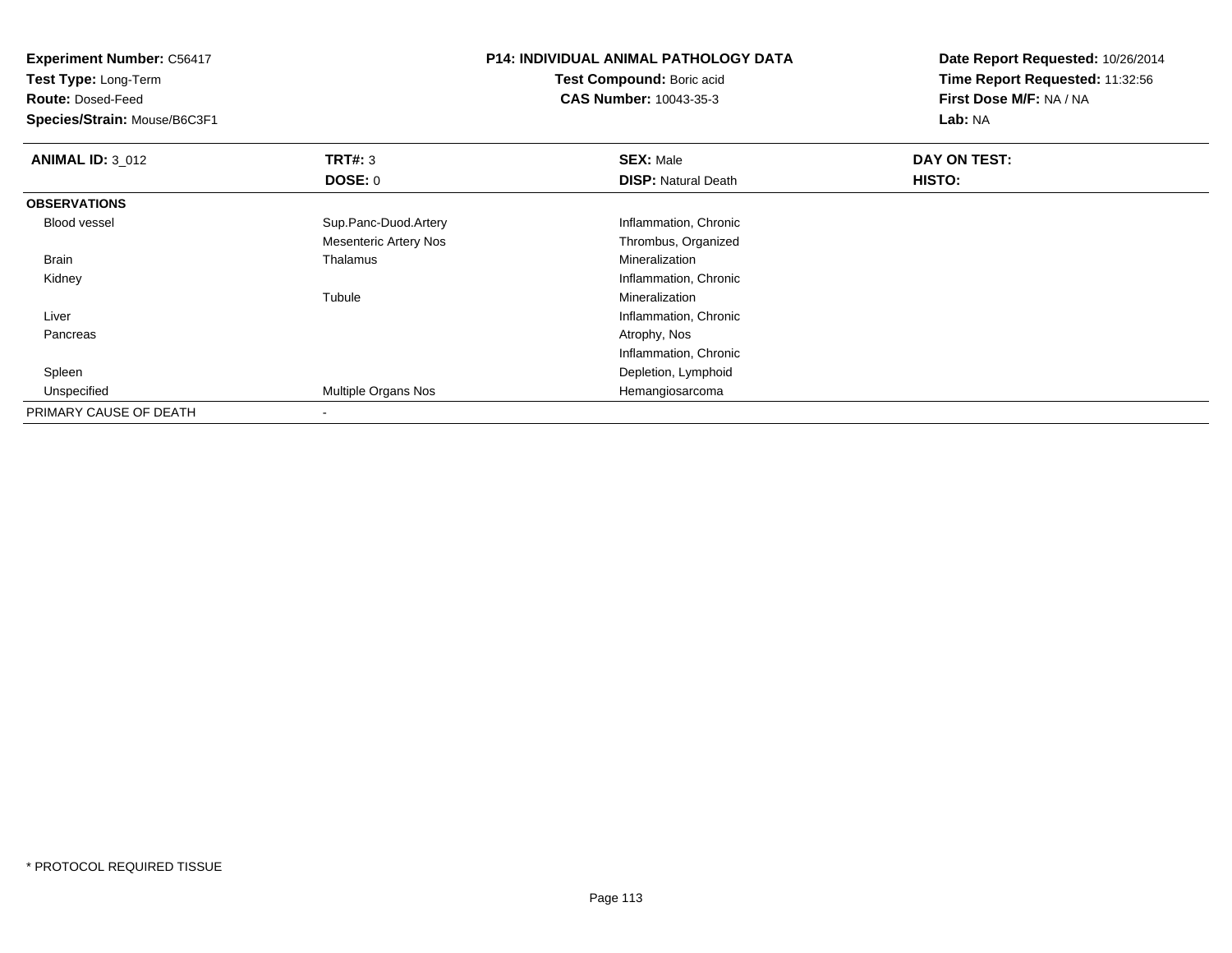**Experiment Number:** C56417
**Test Type:** Long-Term
**Route:** Dosed-Feed
**Species/Strain:** Mouse/B6C3F1

**P14: INDIVIDUAL ANIMAL PATHOLOGY DATA**
**Test Compound:** Boric acid
**CAS Number:** 10043-35-3

**Date Report Requested:** 10/26/2014
**Time Report Requested:** 11:32:56
**First Dose M/F:** NA / NA
**Lab:** NA

| **ANIMAL ID:** 3_012 | **TRT#:** 3 | **SEX:** Male | **DAY ON TEST:** |
|---|---|---|---|
| | **DOSE:** 0 | **DISP:** Natural Death | **HISTO:** |
| **OBSERVATIONS** | | | |
| Blood vessel | Sup.Panc-Duod.Artery | Inflammation, Chronic | |
| | Mesenteric Artery Nos | Thrombus, Organized | |
| Brain | Thalamus | Mineralization | |
| Kidney | | Inflammation, Chronic | |
| | Tubule | Mineralization | |
| Liver | | Inflammation, Chronic | |
| Pancreas | | Atrophy, Nos | |
| | | Inflammation, Chronic | |
| Spleen | | Depletion, Lymphoid | |
| Unspecified | Multiple Organs Nos | Hemangiosarcoma | |
| PRIMARY CAUSE OF DEATH | - | | |

* PROTOCOL REQUIRED TISSUE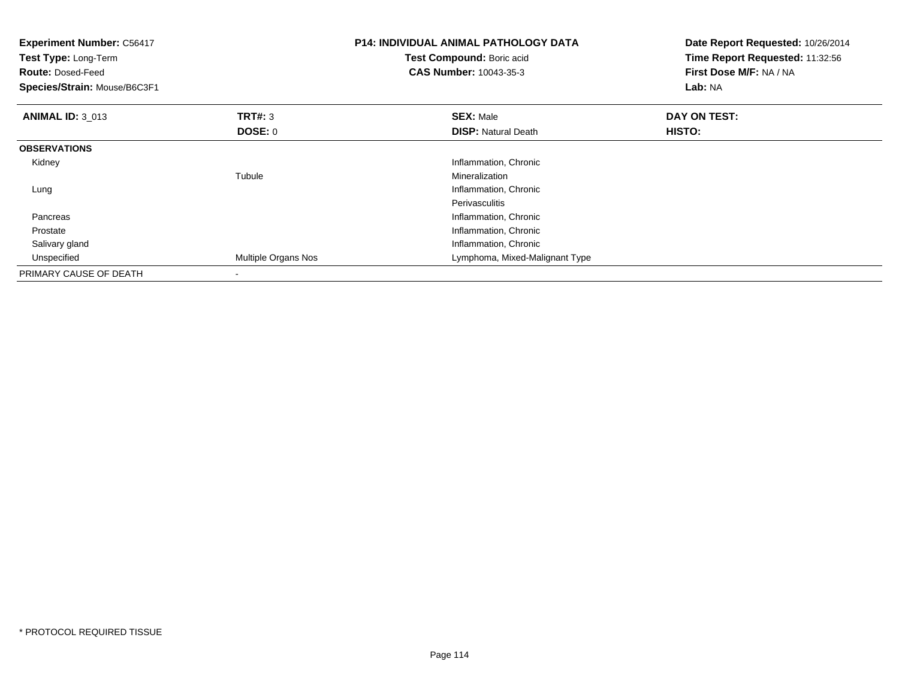**Experiment Number:** C56417
**Test Type:** Long-Term
**Route:** Dosed-Feed
**Species/Strain:** Mouse/B6C3F1

**P14: INDIVIDUAL ANIMAL PATHOLOGY DATA**
**Test Compound:** Boric acid
**CAS Number:** 10043-35-3

**Date Report Requested:** 10/26/2014
**Time Report Requested:** 11:32:56
**First Dose M/F:** NA / NA
**Lab:** NA

| **ANIMAL ID:** 3_013 | **TRT#:** 3 | **SEX:** Male | **DAY ON TEST:** |
|---|---|---|---|
| | **DOSE:** 0 | **DISP:** Natural Death | **HISTO:** |
| **OBSERVATIONS** | | | |
| Kidney | | Inflammation, Chronic | |
| | Tubule | Mineralization | |
| Lung | | Inflammation, Chronic | |
| | | Perivasculitis | |
| Pancreas | | Inflammation, Chronic | |
| Prostate | | Inflammation, Chronic | |
| Salivary gland | | Inflammation, Chronic | |
| Unspecified | Multiple Organs Nos | Lymphoma, Mixed-Malignant Type | |
| PRIMARY CAUSE OF DEATH | - | | |

* PROTOCOL REQUIRED TISSUE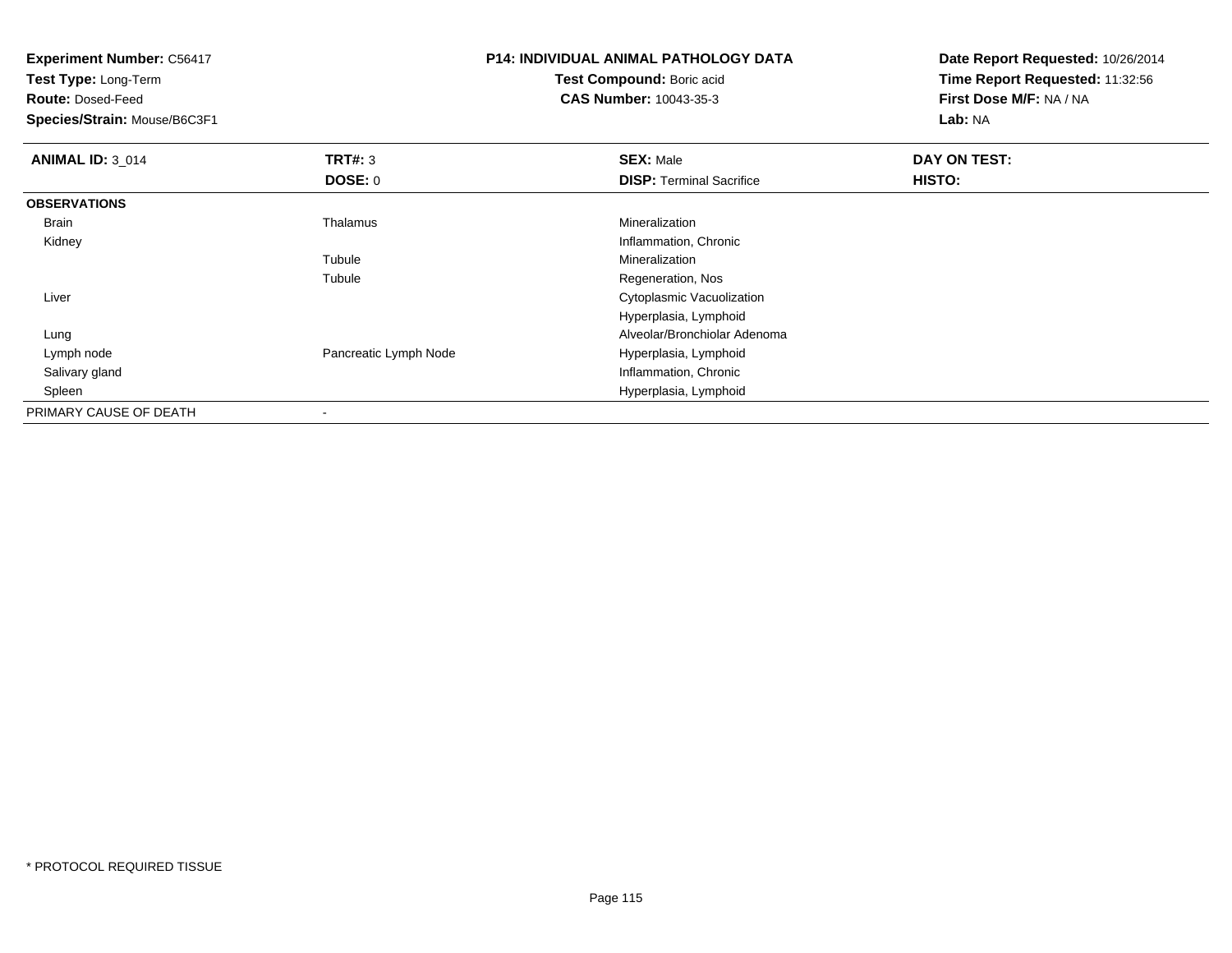**Experiment Number:** C56417
**Test Type:** Long-Term
**Route:** Dosed-Feed
**Species/Strain:** Mouse/B6C3F1

**P14: INDIVIDUAL ANIMAL PATHOLOGY DATA**
**Test Compound:** Boric acid
**CAS Number:** 10043-35-3

**Date Report Requested:** 10/26/2014
**Time Report Requested:** 11:32:56
**First Dose M/F:** NA / NA
**Lab:** NA

| **ANIMAL ID:** 3_014 | **TRT#:** 3 | **SEX:** Male | **DAY ON TEST:** |
|---|---|---|---|
| | **DOSE:** 0 | **DISP:** Terminal Sacrifice | **HISTO:** |
| **OBSERVATIONS** | | | |
| Brain | Thalamus | Mineralization | |
| Kidney | | Inflammation, Chronic | |
| | Tubule | Mineralization | |
| | Tubule | Regeneration, Nos | |
| Liver | | Cytoplasmic Vacuolization | |
| | | Hyperplasia, Lymphoid | |
| Lung | | Alveolar/Bronchiolar Adenoma | |
| Lymph node | Pancreatic Lymph Node | Hyperplasia, Lymphoid | |
| Salivary gland | | Inflammation, Chronic | |
| Spleen | | Hyperplasia, Lymphoid | |
| PRIMARY CAUSE OF DEATH | - | | |

* PROTOCOL REQUIRED TISSUE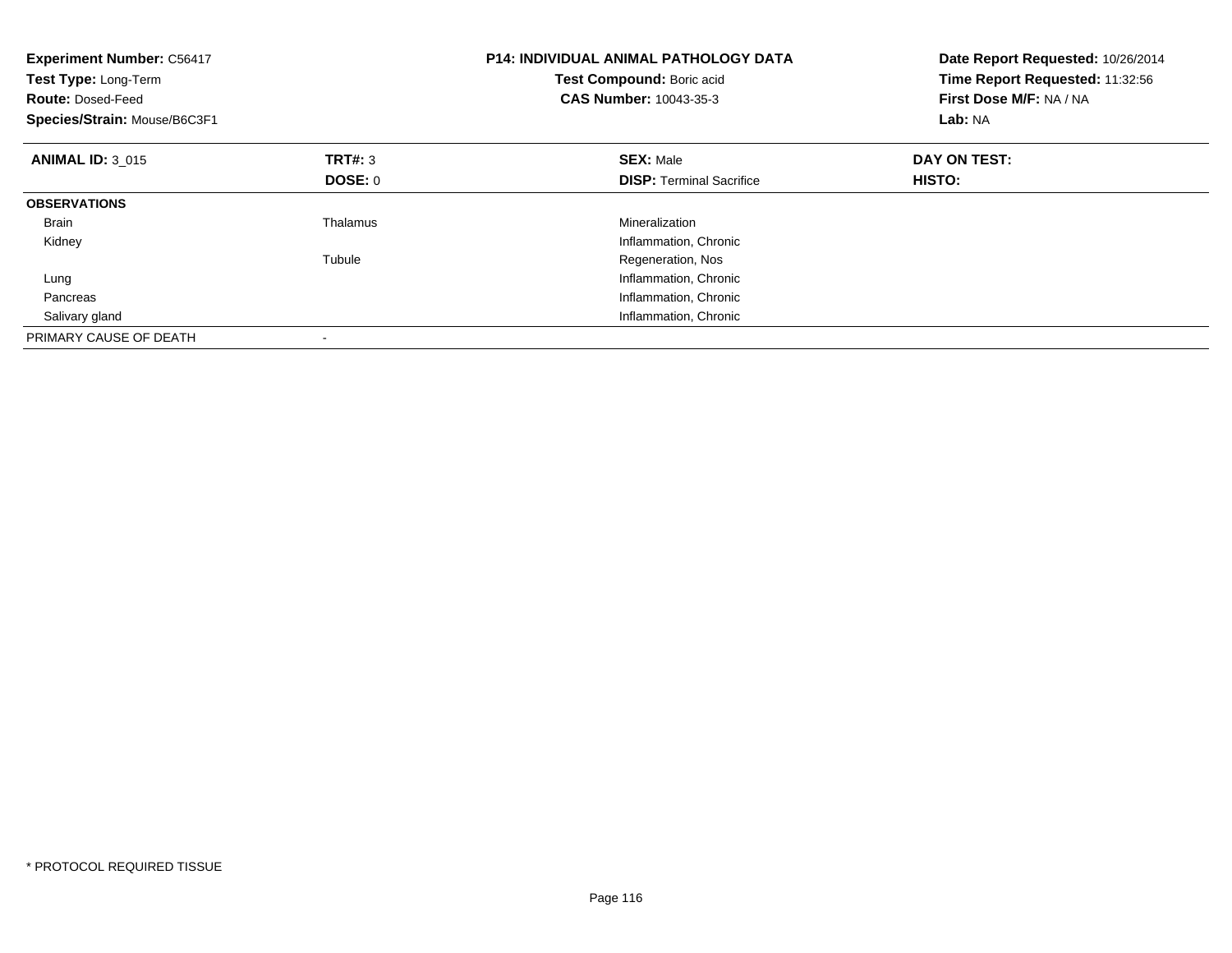**Experiment Number:** C56417
**Test Type:** Long-Term
**Route:** Dosed-Feed
**Species/Strain:** Mouse/B6C3F1

**P14: INDIVIDUAL ANIMAL PATHOLOGY DATA**
**Test Compound:** Boric acid
**CAS Number:** 10043-35-3

**Date Report Requested:** 10/26/2014
**Time Report Requested:** 11:32:56
**First Dose M/F:** NA / NA
**Lab:** NA

| **ANIMAL ID:** 3_015 | **TRT#:** 3 | **SEX:** Male | **DAY ON TEST:** |
|---|---|---|---|
| | **DOSE:** 0 | **DISP:** Terminal Sacrifice | **HISTO:** |
| **OBSERVATIONS** | | | |
| Brain | Thalamus | Mineralization | |
| Kidney | | Inflammation, Chronic | |
| | Tubule | Regeneration, Nos | |
| Lung | | Inflammation, Chronic | |
| Pancreas | | Inflammation, Chronic | |
| Salivary gland | | Inflammation, Chronic | |
| PRIMARY CAUSE OF DEATH | - | | |

\* PROTOCOL REQUIRED TISSUE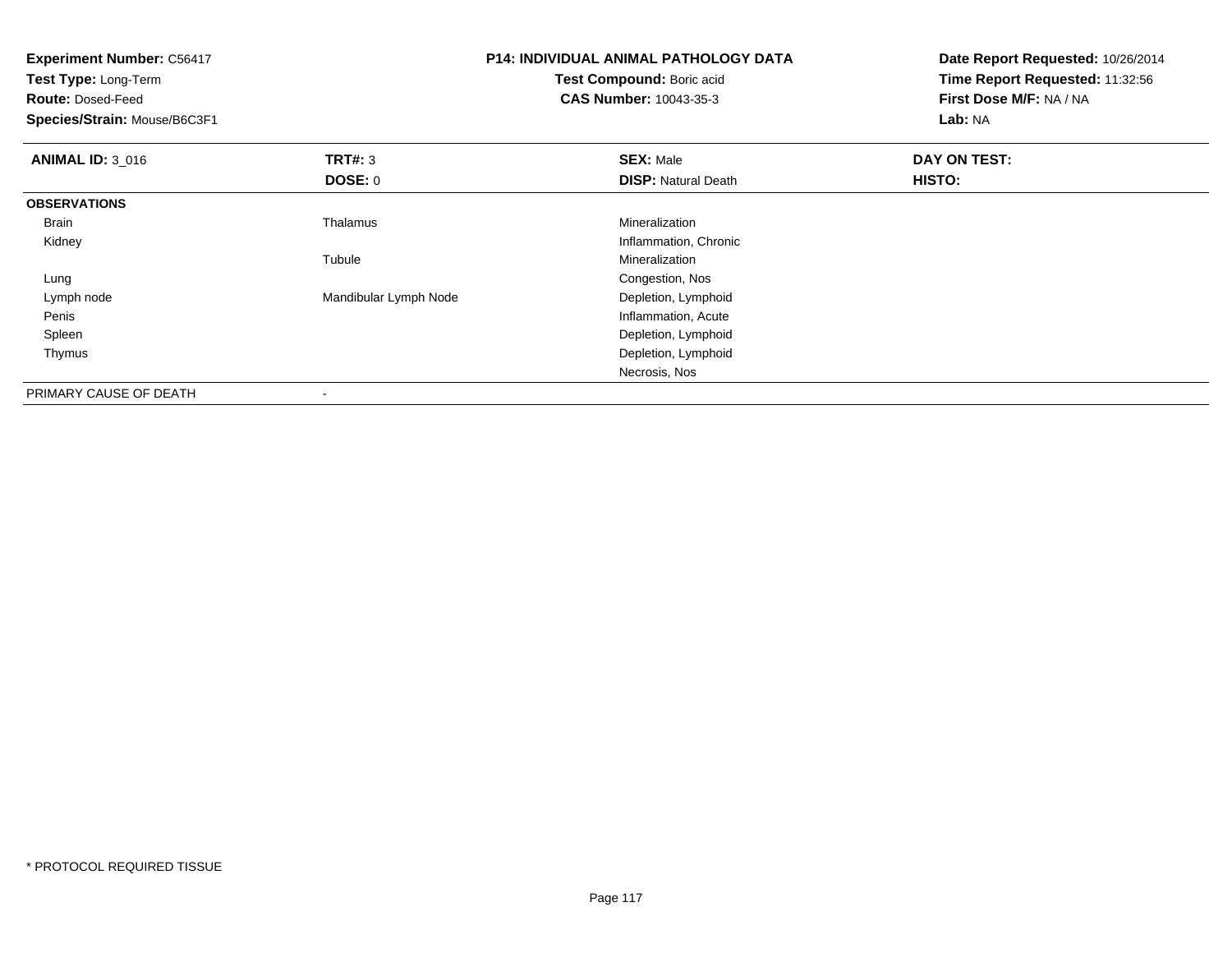**Experiment Number:** C56417
**Test Type:** Long-Term
**Route:** Dosed-Feed
**Species/Strain:** Mouse/B6C3F1

**P14: INDIVIDUAL ANIMAL PATHOLOGY DATA**
**Test Compound:** Boric acid
**CAS Number:** 10043-35-3

**Date Report Requested:** 10/26/2014
**Time Report Requested:** 11:32:56
**First Dose M/F:** NA / NA
**Lab:** NA

| **ANIMAL ID:** 3_016 | **TRT#:** 3 | **SEX:** Male | **DAY ON TEST:** |
|---|---|---|---|
| | **DOSE:** 0 | **DISP:** Natural Death | **HISTO:** |
| **OBSERVATIONS** | | | |
| Brain | Thalamus | Mineralization | |
| Kidney | | Inflammation, Chronic | |
| | Tubule | Mineralization | |
| Lung | | Congestion, Nos | |
| Lymph node | Mandibular Lymph Node | Depletion, Lymphoid | |
| Penis | | Inflammation, Acute | |
| Spleen | | Depletion, Lymphoid | |
| Thymus | | Depletion, Lymphoid | |
| | | Necrosis, Nos | |
| PRIMARY CAUSE OF DEATH | - | | |

* PROTOCOL REQUIRED TISSUE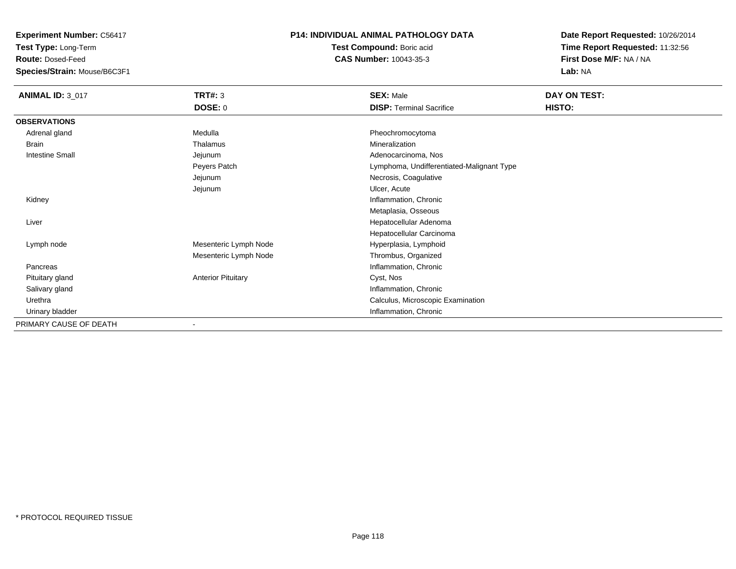**Experiment Number:** C56417
**Test Type:** Long-Term
**Route:** Dosed-Feed
**Species/Strain:** Mouse/B6C3F1

**P14: INDIVIDUAL ANIMAL PATHOLOGY DATA**
**Test Compound:** Boric acid
**CAS Number:** 10043-35-3

**Date Report Requested:** 10/26/2014
**Time Report Requested:** 11:32:56
**First Dose M/F:** NA / NA
**Lab:** NA

| **ANIMAL ID:** 3_017 | **TRT#:** 3 | **SEX:** Male | **DAY ON TEST:** |
|---|---|---|---|
| | **DOSE:** 0 | **DISP:** Terminal Sacrifice | **HISTO:** |
| **OBSERVATIONS** | | | |
| Adrenal gland | Medulla | Pheochromocytoma | |
| Brain | Thalamus | Mineralization | |
| Intestine Small | Jejunum | Adenocarcinoma, Nos | |
| | Peyers Patch | Lymphoma, Undifferentiated-Malignant Type | |
| | Jejunum | Necrosis, Coagulative | |
| | Jejunum | Ulcer, Acute | |
| Kidney | | Inflammation, Chronic | |
| | | Metaplasia, Osseous | |
| Liver | | Hepatocellular Adenoma | |
| | | Hepatocellular Carcinoma | |
| Lymph node | Mesenteric Lymph Node | Hyperplasia, Lymphoid | |
| | Mesenteric Lymph Node | Thrombus, Organized | |
| Pancreas | | Inflammation, Chronic | |
| Pituitary gland | Anterior Pituitary | Cyst, Nos | |
| Salivary gland | | Inflammation, Chronic | |
| Urethra | | Calculus, Microscopic Examination | |
| Urinary bladder | | Inflammation, Chronic | |
| PRIMARY CAUSE OF DEATH | - | | |

\* PROTOCOL REQUIRED TISSUE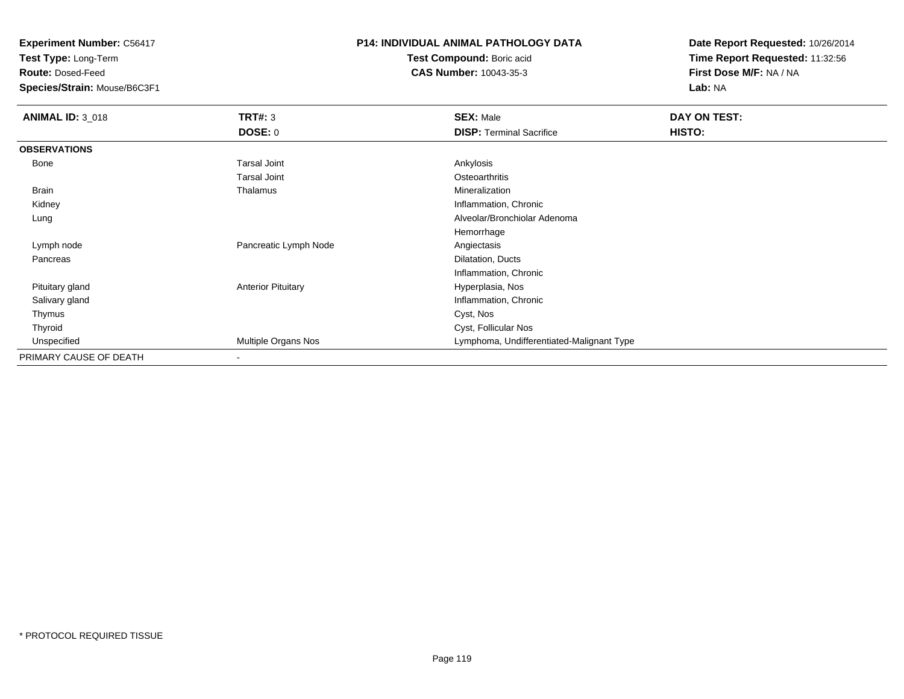**Experiment Number:** C56417
**Test Type:** Long-Term
**Route:** Dosed-Feed
**Species/Strain:** Mouse/B6C3F1

**P14: INDIVIDUAL ANIMAL PATHOLOGY DATA**
**Test Compound:** Boric acid
**CAS Number:** 10043-35-3

**Date Report Requested:** 10/26/2014
**Time Report Requested:** 11:32:56
**First Dose M/F:** NA / NA
**Lab:** NA

| **ANIMAL ID:** 3_018 | **TRT#:** 3 | **SEX:** Male | **DAY ON TEST:** |
|---|---|---|---|
| | **DOSE:** 0 | **DISP:** Terminal Sacrifice | **HISTO:** |
| **OBSERVATIONS** | | | |
| Bone | Tarsal Joint | Ankylosis | |
| | Tarsal Joint | Osteoarthritis | |
| Brain | Thalamus | Mineralization | |
| Kidney | | Inflammation, Chronic | |
| Lung | | Alveolar/Bronchiolar Adenoma | |
| | | Hemorrhage | |
| Lymph node | Pancreatic Lymph Node | Angiectasis | |
| Pancreas | | Dilatation, Ducts | |
| | | Inflammation, Chronic | |
| Pituitary gland | Anterior Pituitary | Hyperplasia, Nos | |
| Salivary gland | | Inflammation, Chronic | |
| Thymus | | Cyst, Nos | |
| Thyroid | | Cyst, Follicular Nos | |
| Unspecified | Multiple Organs Nos | Lymphoma, Undifferentiated-Malignant Type | |
| PRIMARY CAUSE OF DEATH | - | | |

\* PROTOCOL REQUIRED TISSUE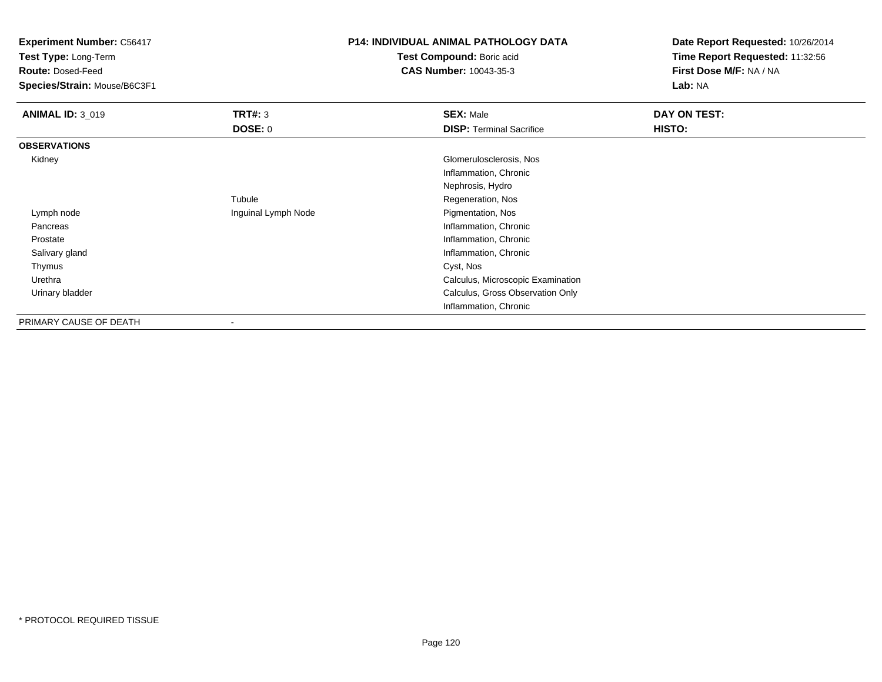**Experiment Number:** C56417
**Test Type:** Long-Term
**Route:** Dosed-Feed
**Species/Strain:** Mouse/B6C3F1

**P14: INDIVIDUAL ANIMAL PATHOLOGY DATA**
**Test Compound:** Boric acid
**CAS Number:** 10043-35-3

**Date Report Requested:** 10/26/2014
**Time Report Requested:** 11:32:56
**First Dose M/F:** NA / NA
**Lab:** NA

| **ANIMAL ID:** 3_019 | **TRT#:** 3 | **SEX:** Male | **DAY ON TEST:** |
|---|---|---|---|
| | **DOSE:** 0 | **DISP:** Terminal Sacrifice | **HISTO:** |
| **OBSERVATIONS** | | | |
| Kidney | | Glomerulosclerosis, Nos | |
| | | Inflammation, Chronic | |
| | | Nephrosis, Hydro | |
| | Tubule | Regeneration, Nos | |
| Lymph node | Inguinal Lymph Node | Pigmentation, Nos | |
| Pancreas | | Inflammation, Chronic | |
| Prostate | | Inflammation, Chronic | |
| Salivary gland | | Inflammation, Chronic | |
| Thymus | | Cyst, Nos | |
| Urethra | | Calculus, Microscopic Examination | |
| Urinary bladder | | Calculus, Gross Observation Only | |
| | | Inflammation, Chronic | |
| PRIMARY CAUSE OF DEATH | - | | |

* PROTOCOL REQUIRED TISSUE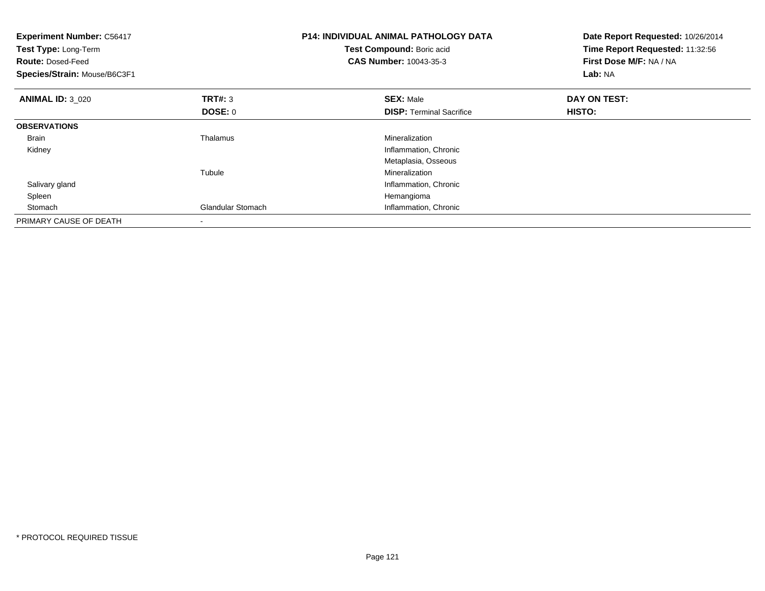**Experiment Number:** C56417
**Test Type:** Long-Term
**Route:** Dosed-Feed
**Species/Strain:** Mouse/B6C3F1

**P14: INDIVIDUAL ANIMAL PATHOLOGY DATA**
**Test Compound:** Boric acid
**CAS Number:** 10043-35-3

**Date Report Requested:** 10/26/2014
**Time Report Requested:** 11:32:56
**First Dose M/F:** NA / NA
**Lab:** NA

| **ANIMAL ID:** 3_020 | **TRT#:** 3 | **SEX:** Male | **DAY ON TEST:** |
|---|---|---|---|
| | **DOSE:** 0 | **DISP:** Terminal Sacrifice | **HISTO:** |
| **OBSERVATIONS** | | | |
| Brain | Thalamus | Mineralization | |
| Kidney | | Inflammation, Chronic | |
| | | Metaplasia, Osseous | |
| | Tubule | Mineralization | |
| Salivary gland | | Inflammation, Chronic | |
| Spleen | | Hemangioma | |
| Stomach | Glandular Stomach | Inflammation, Chronic | |
| PRIMARY CAUSE OF DEATH | - | | |

\* PROTOCOL REQUIRED TISSUE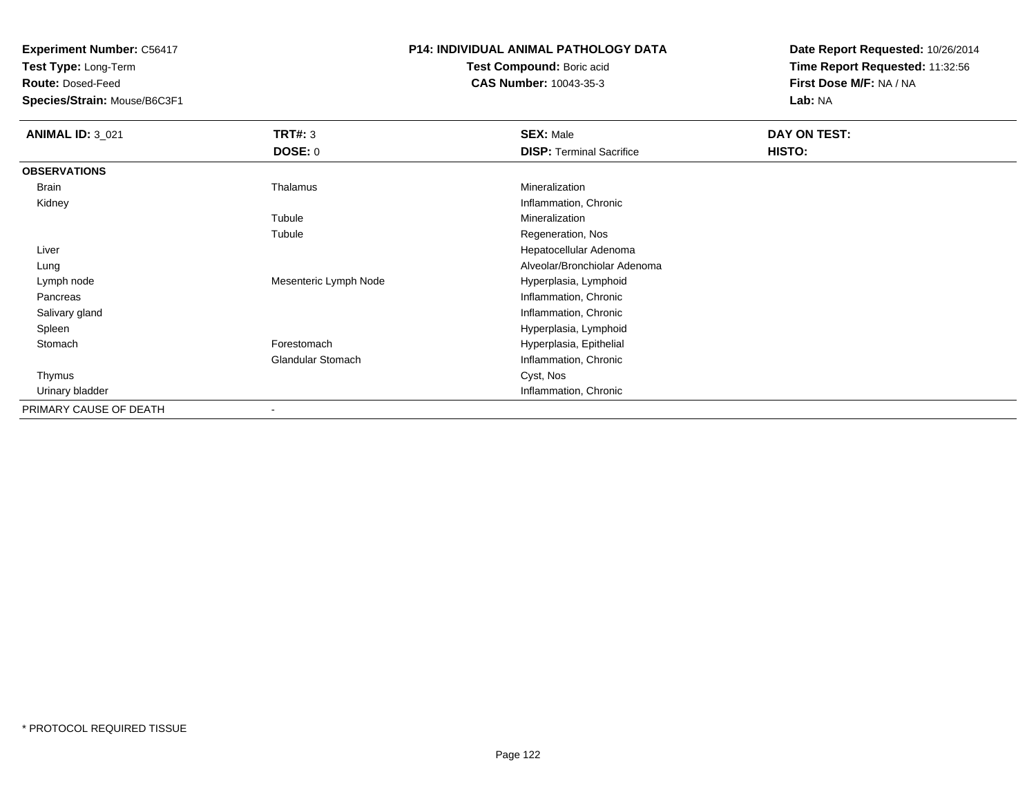**Experiment Number:** C56417
**Test Type:** Long-Term
**Route:** Dosed-Feed
**Species/Strain:** Mouse/B6C3F1

**P14: INDIVIDUAL ANIMAL PATHOLOGY DATA**
**Test Compound:** Boric acid
**CAS Number:** 10043-35-3

**Date Report Requested:** 10/26/2014
**Time Report Requested:** 11:32:56
**First Dose M/F:** NA / NA
**Lab:** NA

| **ANIMAL ID:** 3_021 | **TRT#:** 3 | **SEX:** Male | **DAY ON TEST:** |
|---|---|---|---|
| | **DOSE:** 0 | **DISP:** Terminal Sacrifice | **HISTO:** |
| **OBSERVATIONS** | | | |
| Brain | Thalamus | Mineralization | |
| Kidney | | Inflammation, Chronic | |
| | Tubule | Mineralization | |
| | Tubule | Regeneration, Nos | |
| Liver | | Hepatocellular Adenoma | |
| Lung | | Alveolar/Bronchiolar Adenoma | |
| Lymph node | Mesenteric Lymph Node | Hyperplasia, Lymphoid | |
| Pancreas | | Inflammation, Chronic | |
| Salivary gland | | Inflammation, Chronic | |
| Spleen | | Hyperplasia, Lymphoid | |
| Stomach | Forestomach | Hyperplasia, Epithelial | |
| | Glandular Stomach | Inflammation, Chronic | |
| Thymus | | Cyst, Nos | |
| Urinary bladder | | Inflammation, Chronic | |
| PRIMARY CAUSE OF DEATH | - | | |

* PROTOCOL REQUIRED TISSUE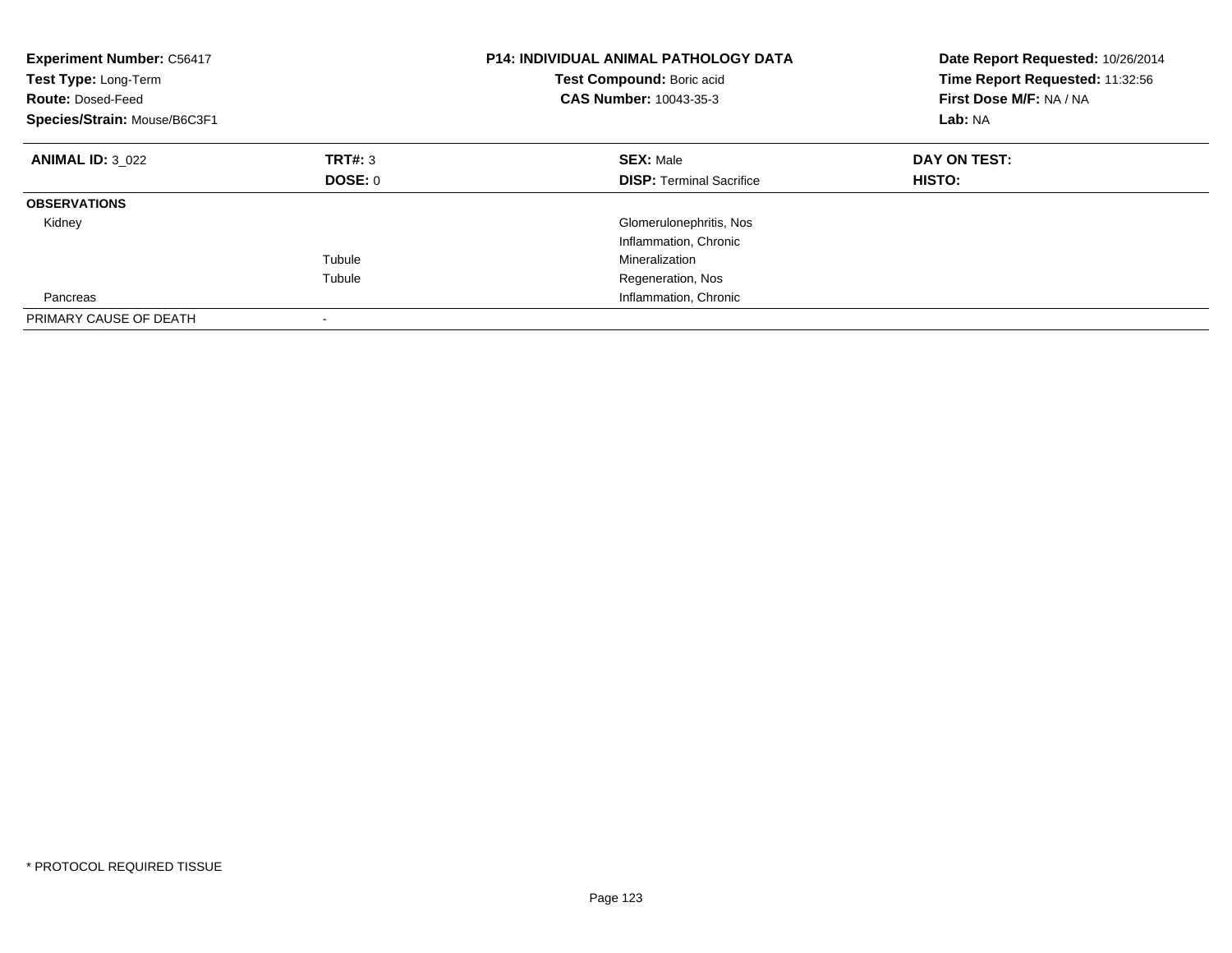| **Experiment Number:** C56417 | | **P14: INDIVIDUAL ANIMAL PATHOLOGY DATA** | **Date Report Requested:** 10/26/2014 |
|---|---|---|---|
| **Test Type:** Long-Term | | **Test Compound:** Boric acid | **Time Report Requested:** 11:32:56 |
| **Route:** Dosed-Feed | | **CAS Number:** 10043-35-3 | **First Dose M/F:** NA / NA |
| **Species/Strain:** Mouse/B6C3F1 | | | **Lab:** NA |

| **ANIMAL ID:** 3_022 | **TRT#:** 3 | **SEX:** Male | **DAY ON TEST:** |
|---|---|---|---|
| | **DOSE:** 0 | **DISP:** Terminal Sacrifice | **HISTO:** |
| **OBSERVATIONS** | | | |
| Kidney | | Glomerulonephritis, Nos | |
| | | Inflammation, Chronic | |
| | Tubule | Mineralization | |
| | Tubule | Regeneration, Nos | |
| Pancreas | | Inflammation, Chronic | |
| PRIMARY CAUSE OF DEATH | - | | |

* PROTOCOL REQUIRED TISSUE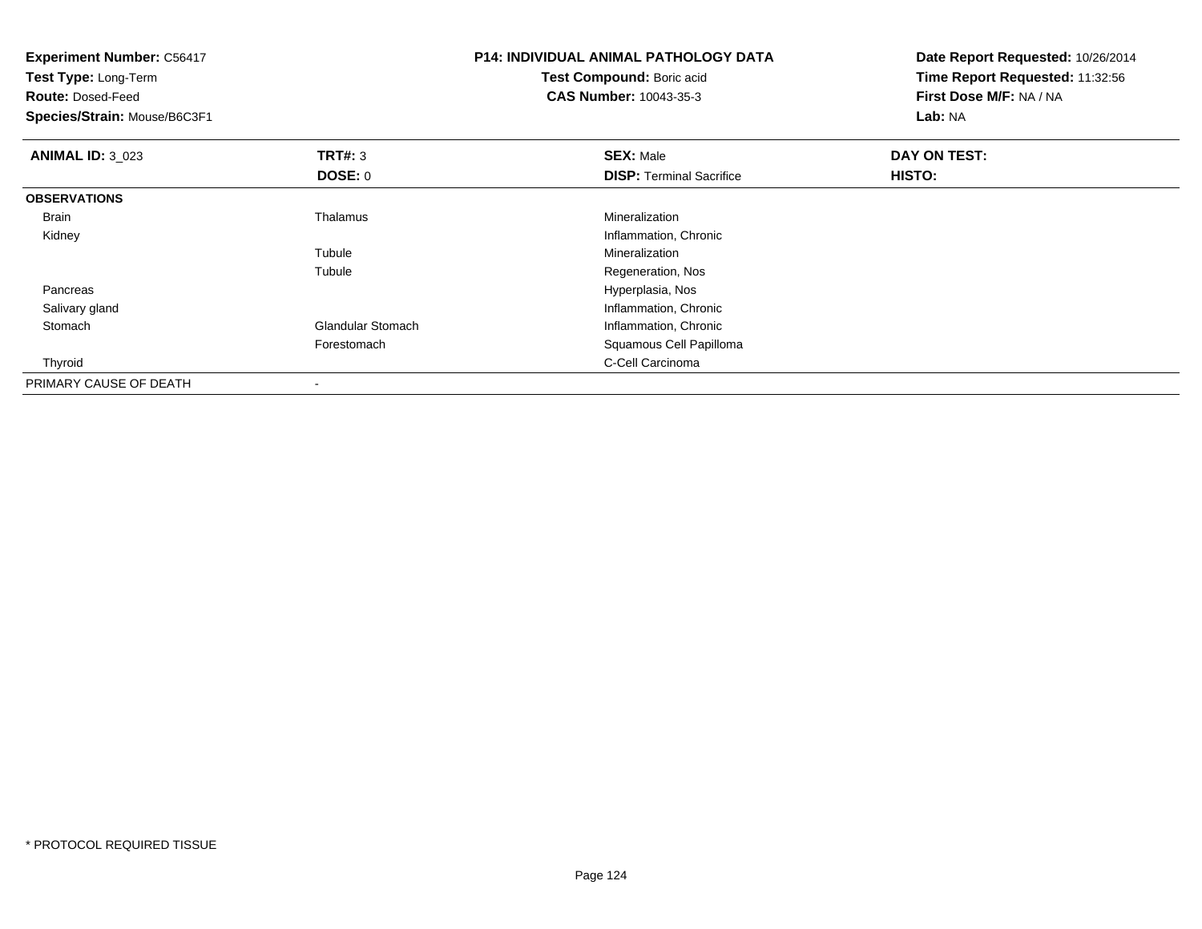**Experiment Number:** C56417
**Test Type:** Long-Term
**Route:** Dosed-Feed
**Species/Strain:** Mouse/B6C3F1

**P14: INDIVIDUAL ANIMAL PATHOLOGY DATA**
**Test Compound:** Boric acid
**CAS Number:** 10043-35-3

**Date Report Requested:** 10/26/2014
**Time Report Requested:** 11:32:56
**First Dose M/F:** NA / NA
**Lab:** NA

| **ANIMAL ID:** 3_023 | **TRT#:** 3 | **SEX:** Male | **DAY ON TEST:** |
|---|---|---|---|
| | **DOSE:** 0 | **DISP:** Terminal Sacrifice | **HISTO:** |
| **OBSERVATIONS** | | | |
| Brain | Thalamus | Mineralization | |
| Kidney | | Inflammation, Chronic | |
| | Tubule | Mineralization | |
| | Tubule | Regeneration, Nos | |
| Pancreas | | Hyperplasia, Nos | |
| Salivary gland | | Inflammation, Chronic | |
| Stomach | Glandular Stomach | Inflammation, Chronic | |
| | Forestomach | Squamous Cell Papilloma | |
| Thyroid | | C-Cell Carcinoma | |
| PRIMARY CAUSE OF DEATH | - | | |

* PROTOCOL REQUIRED TISSUE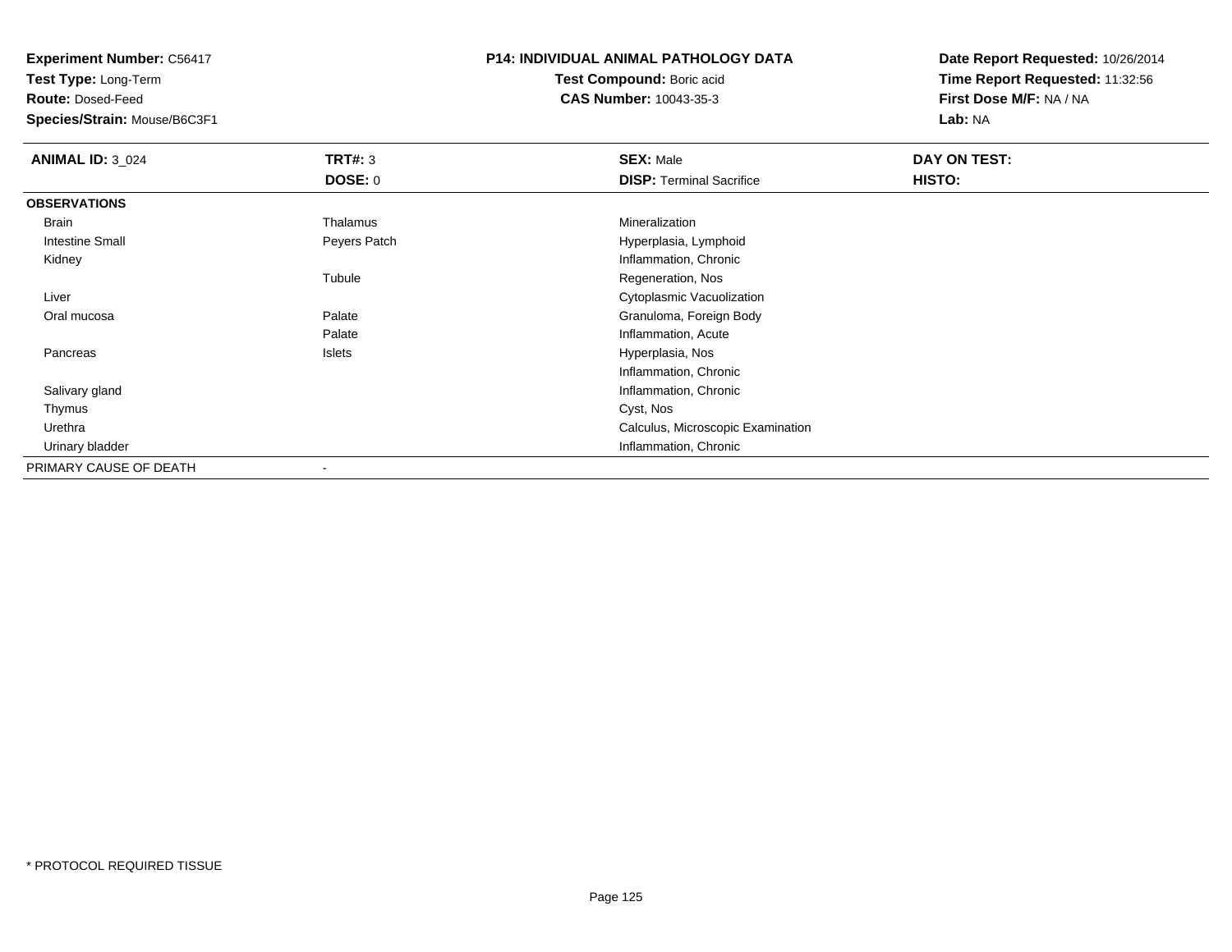**Experiment Number:** C56417
**Test Type:** Long-Term
**Route:** Dosed-Feed
**Species/Strain:** Mouse/B6C3F1

**P14: INDIVIDUAL ANIMAL PATHOLOGY DATA**
**Test Compound:** Boric acid
**CAS Number:** 10043-35-3

**Date Report Requested:** 10/26/2014
**Time Report Requested:** 11:32:56
**First Dose M/F:** NA / NA
**Lab:** NA

| **ANIMAL ID:** 3_024 | **TRT#:** 3 | **SEX:** Male | **DAY ON TEST:** |
|---|---|---|---|
| | **DOSE:** 0 | **DISP:** Terminal Sacrifice | **HISTO:** |
| **OBSERVATIONS** | | | |
| Brain | Thalamus | Mineralization | |
| Intestine Small | Peyers Patch | Hyperplasia, Lymphoid | |
| Kidney | | Inflammation, Chronic | |
| | Tubule | Regeneration, Nos | |
| Liver | | Cytoplasmic Vacuolization | |
| Oral mucosa | Palate | Granuloma, Foreign Body | |
| | Palate | Inflammation, Acute | |
| Pancreas | Islets | Hyperplasia, Nos | |
| | | Inflammation, Chronic | |
| Salivary gland | | Inflammation, Chronic | |
| Thymus | | Cyst, Nos | |
| Urethra | | Calculus, Microscopic Examination | |
| Urinary bladder | | Inflammation, Chronic | |
| PRIMARY CAUSE OF DEATH | - | | |

* PROTOCOL REQUIRED TISSUE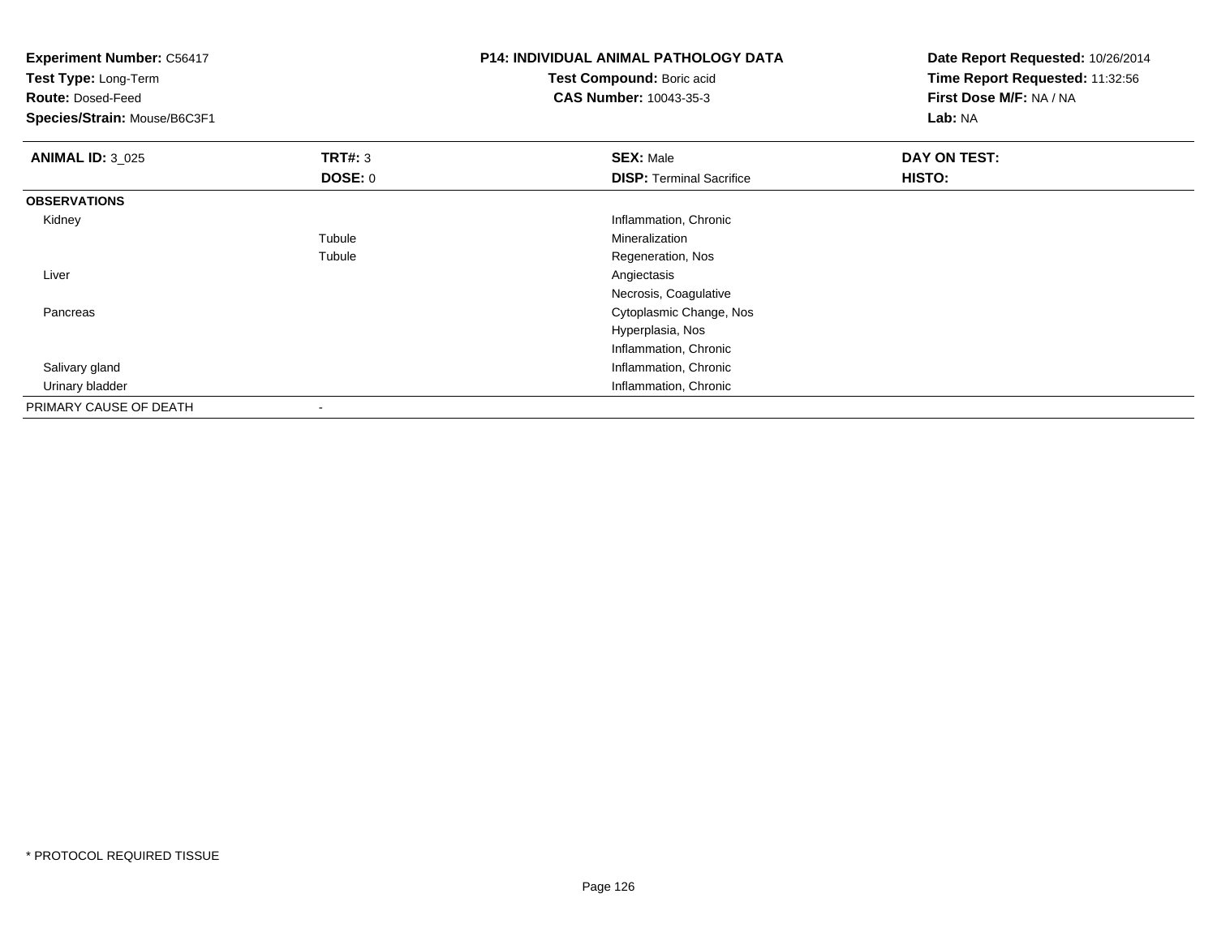**Experiment Number:** C56417
**Test Type:** Long-Term
**Route:** Dosed-Feed
**Species/Strain:** Mouse/B6C3F1

**P14: INDIVIDUAL ANIMAL PATHOLOGY DATA**
**Test Compound:** Boric acid
**CAS Number:** 10043-35-3

**Date Report Requested:** 10/26/2014
**Time Report Requested:** 11:32:56
**First Dose M/F:** NA / NA
**Lab:** NA

| **ANIMAL ID:** 3_025 | **TRT#:** 3 | **SEX:** Male | **DAY ON TEST:** |
|---|---|---|---|
| | **DOSE:** 0 | **DISP:** Terminal Sacrifice | **HISTO:** |
| **OBSERVATIONS** | | | |
| Kidney | | Inflammation, Chronic | |
| | Tubule | Mineralization | |
| | Tubule | Regeneration, Nos | |
| Liver | | Angiectasis | |
| | | Necrosis, Coagulative | |
| Pancreas | | Cytoplasmic Change, Nos | |
| | | Hyperplasia, Nos | |
| | | Inflammation, Chronic | |
| Salivary gland | | Inflammation, Chronic | |
| Urinary bladder | | Inflammation, Chronic | |
| PRIMARY CAUSE OF DEATH | - | | |

* PROTOCOL REQUIRED TISSUE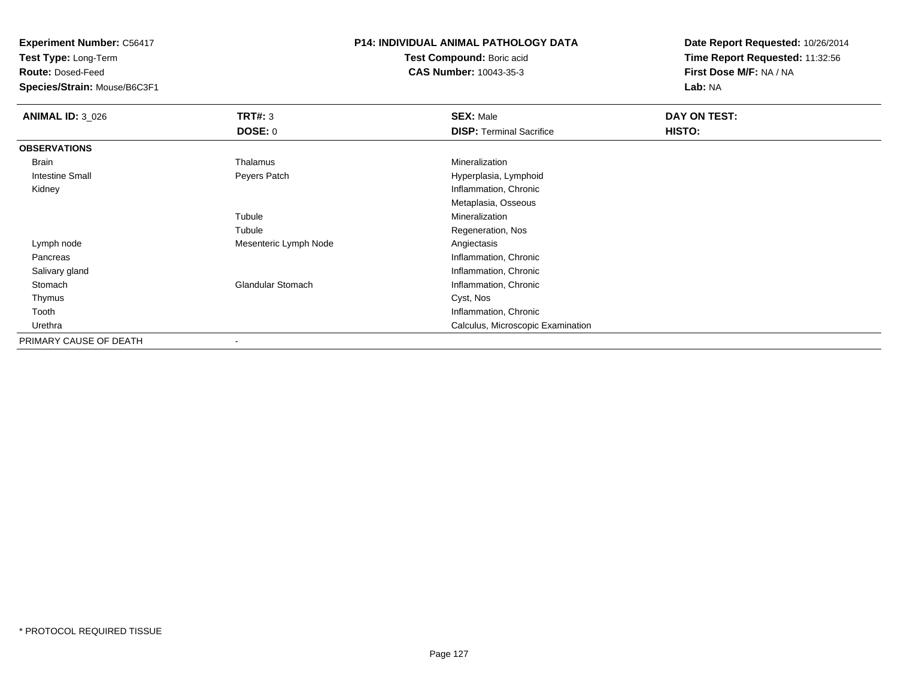**Experiment Number:** C56417
**Test Type:** Long-Term
**Route:** Dosed-Feed
**Species/Strain:** Mouse/B6C3F1

**P14: INDIVIDUAL ANIMAL PATHOLOGY DATA**
**Test Compound:** Boric acid
**CAS Number:** 10043-35-3

**Date Report Requested:** 10/26/2014
**Time Report Requested:** 11:32:56
**First Dose M/F:** NA / NA
**Lab:** NA

| **ANIMAL ID:** 3_026 | **TRT#:** 3 | **SEX:** Male | **DAY ON TEST:** |
|---|---|---|---|
| | **DOSE:** 0 | **DISP:** Terminal Sacrifice | **HISTO:** |
| **OBSERVATIONS** | | | |
| Brain | Thalamus | Mineralization | |
| Intestine Small | Peyers Patch | Hyperplasia, Lymphoid | |
| Kidney | | Inflammation, Chronic | |
| | | Metaplasia, Osseous | |
| | Tubule | Mineralization | |
| | Tubule | Regeneration, Nos | |
| Lymph node | Mesenteric Lymph Node | Angiectasis | |
| Pancreas | | Inflammation, Chronic | |
| Salivary gland | | Inflammation, Chronic | |
| Stomach | Glandular Stomach | Inflammation, Chronic | |
| Thymus | | Cyst, Nos | |
| Tooth | | Inflammation, Chronic | |
| Urethra | | Calculus, Microscopic Examination | |
| PRIMARY CAUSE OF DEATH | - | | |

* PROTOCOL REQUIRED TISSUE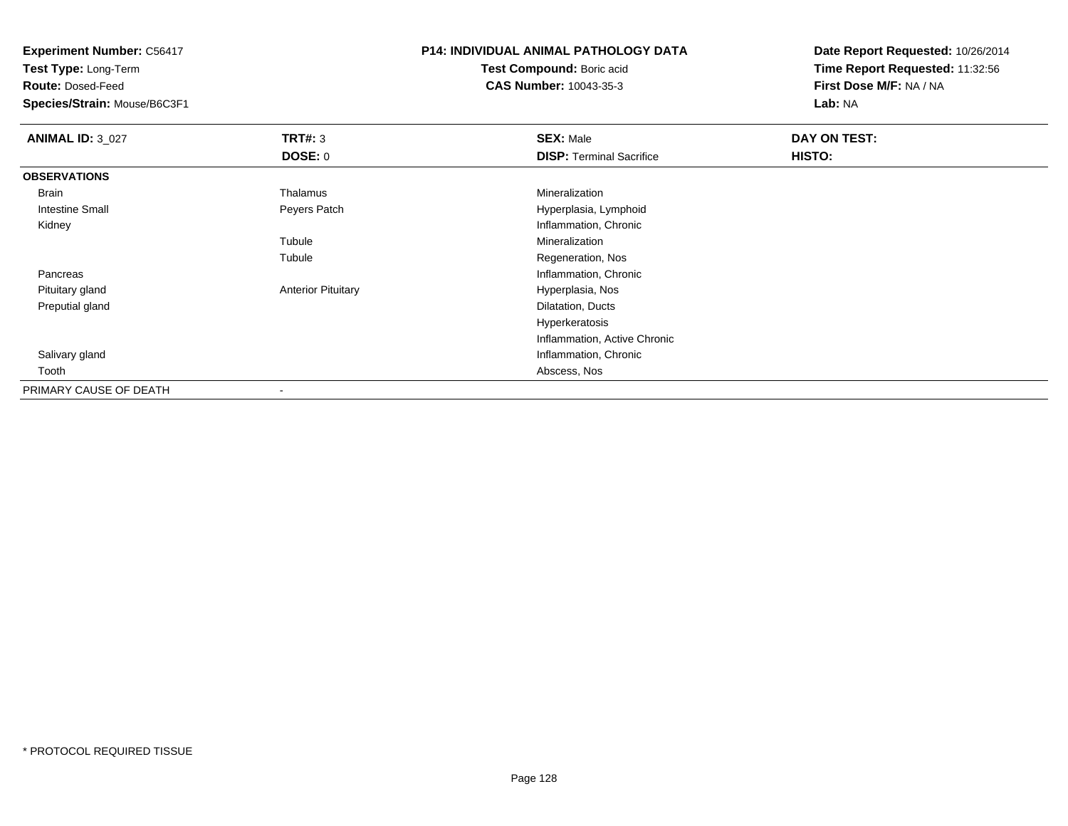**Experiment Number:** C56417
**Test Type:** Long-Term
**Route:** Dosed-Feed
**Species/Strain:** Mouse/B6C3F1

**P14: INDIVIDUAL ANIMAL PATHOLOGY DATA**
**Test Compound:** Boric acid
**CAS Number:** 10043-35-3

**Date Report Requested:** 10/26/2014
**Time Report Requested:** 11:32:56
**First Dose M/F:** NA / NA
**Lab:** NA

| **ANIMAL ID:** 3_027 | **TRT#:** 3 | **SEX:** Male | **DAY ON TEST:** |
|---|---|---|---|
| | **DOSE:** 0 | **DISP:** Terminal Sacrifice | **HISTO:** |
| **OBSERVATIONS** | | | |
| Brain | Thalamus | Mineralization | |
| Intestine Small | Peyers Patch | Hyperplasia, Lymphoid | |
| Kidney | | Inflammation, Chronic | |
| | Tubule | Mineralization | |
| | Tubule | Regeneration, Nos | |
| Pancreas | | Inflammation, Chronic | |
| Pituitary gland | Anterior Pituitary | Hyperplasia, Nos | |
| Preputial gland | | Dilatation, Ducts | |
| | | Hyperkeratosis | |
| | | Inflammation, Active Chronic | |
| Salivary gland | | Inflammation, Chronic | |
| Tooth | | Abscess, Nos | |
| PRIMARY CAUSE OF DEATH | - | | |

* PROTOCOL REQUIRED TISSUE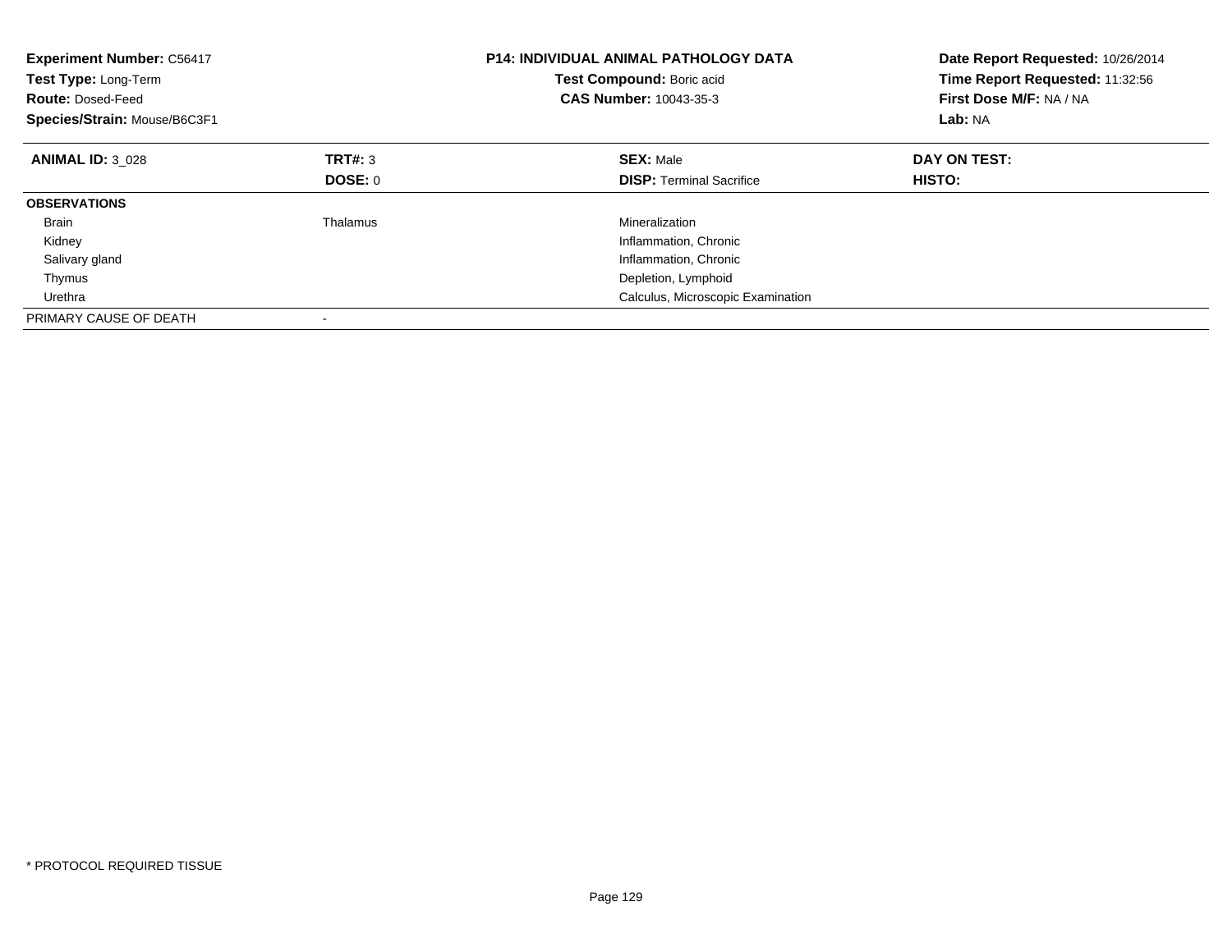**Experiment Number:** C56417
**Test Type:** Long-Term
**Route:** Dosed-Feed
**Species/Strain:** Mouse/B6C3F1

**P14: INDIVIDUAL ANIMAL PATHOLOGY DATA**
**Test Compound:** Boric acid
**CAS Number:** 10043-35-3

**Date Report Requested:** 10/26/2014
**Time Report Requested:** 11:32:56
**First Dose M/F:** NA / NA
**Lab:** NA

| **ANIMAL ID:** 3_028 | **TRT#:** 3 | **SEX:** Male | **DAY ON TEST:** |
|---|---|---|---|
| | **DOSE:** 0 | **DISP:** Terminal Sacrifice | **HISTO:** |
| **OBSERVATIONS** | | | |
| Brain | Thalamus | Mineralization | |
| Kidney | | Inflammation, Chronic | |
| Salivary gland | | Inflammation, Chronic | |
| Thymus | | Depletion, Lymphoid | |
| Urethra | | Calculus, Microscopic Examination | |
| PRIMARY CAUSE OF DEATH | - | | |

* PROTOCOL REQUIRED TISSUE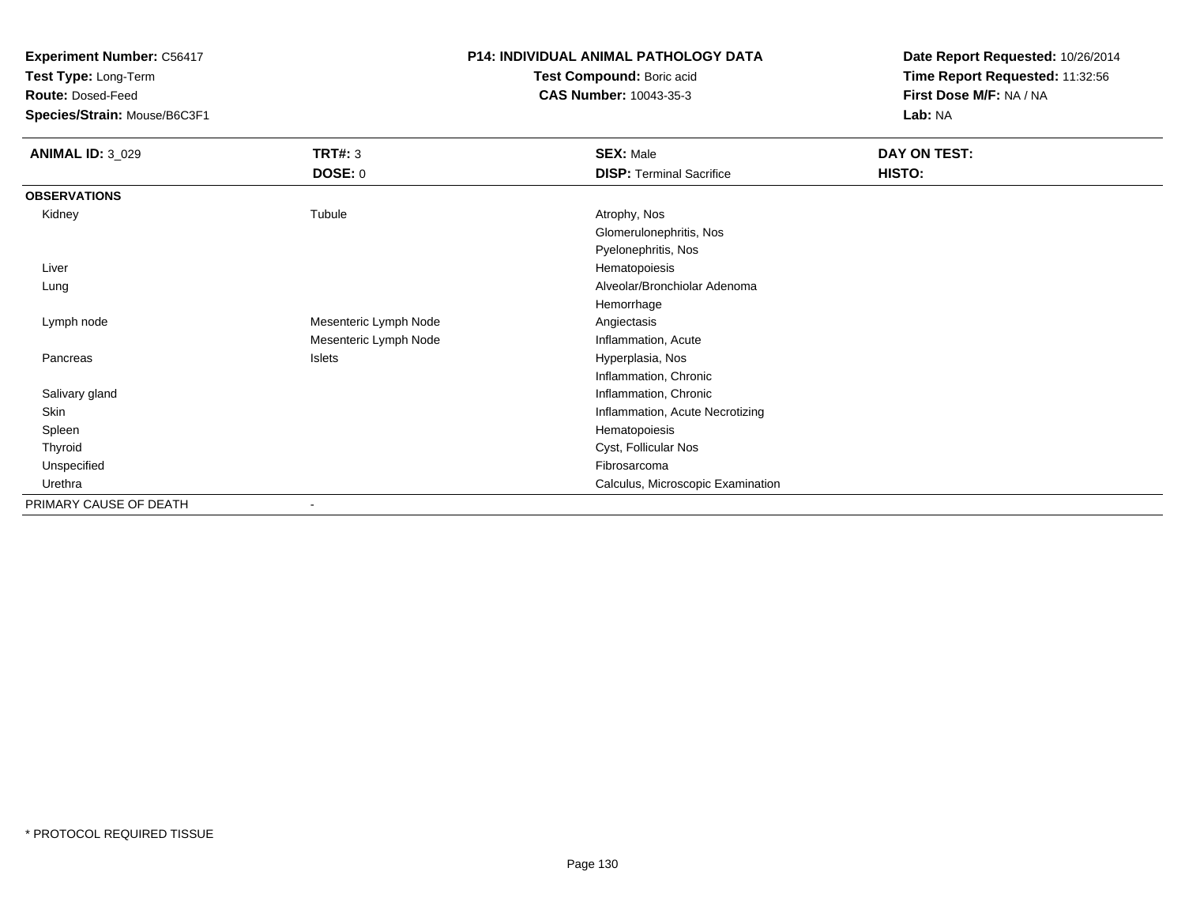**Experiment Number:** C56417
**Test Type:** Long-Term
**Route:** Dosed-Feed
**Species/Strain:** Mouse/B6C3F1

**P14: INDIVIDUAL ANIMAL PATHOLOGY DATA**
**Test Compound:** Boric acid
**CAS Number:** 10043-35-3

**Date Report Requested:** 10/26/2014
**Time Report Requested:** 11:32:56
**First Dose M/F:** NA / NA
**Lab:** NA

| **ANIMAL ID:** 3_029 | **TRT#:** 3 | **SEX:** Male | **DAY ON TEST:** |
|---|---|---|---|
| | **DOSE:** 0 | **DISP:** Terminal Sacrifice | **HISTO:** |
| **OBSERVATIONS** | | | |
| Kidney | Tubule | Atrophy, Nos | |
| | | Glomerulonephritis, Nos | |
| | | Pyelonephritis, Nos | |
| Liver | | Hematopoiesis | |
| Lung | | Alveolar/Bronchiolar Adenoma | |
| | | Hemorrhage | |
| Lymph node | Mesenteric Lymph Node | Angiectasis | |
| | Mesenteric Lymph Node | Inflammation, Acute | |
| Pancreas | Islets | Hyperplasia, Nos | |
| | | Inflammation, Chronic | |
| Salivary gland | | Inflammation, Chronic | |
| Skin | | Inflammation, Acute Necrotizing | |
| Spleen | | Hematopoiesis | |
| Thyroid | | Cyst, Follicular Nos | |
| Unspecified | | Fibrosarcoma | |
| Urethra | | Calculus, Microscopic Examination | |
| PRIMARY CAUSE OF DEATH | - | | |

* PROTOCOL REQUIRED TISSUE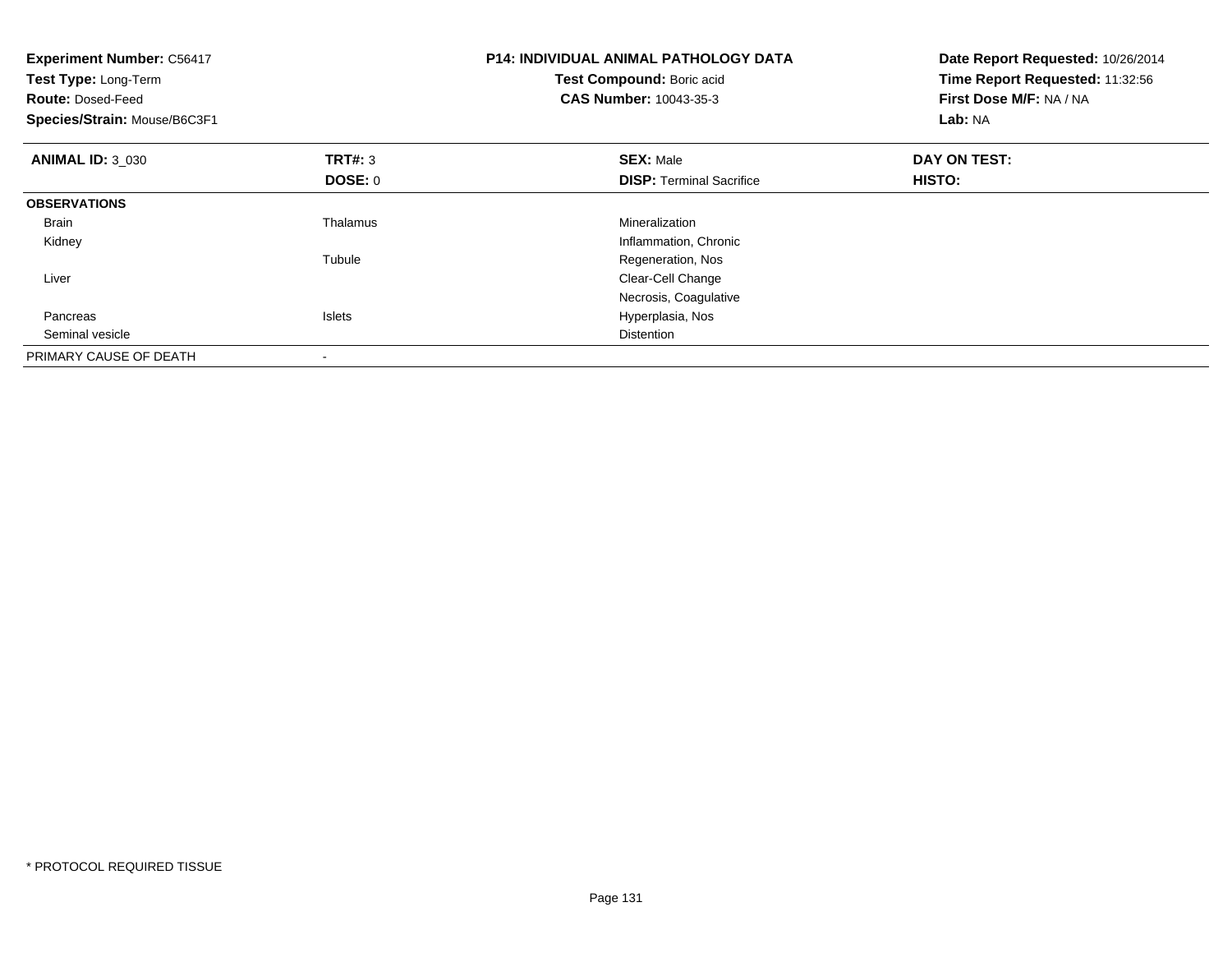**Experiment Number:** C56417
**Test Type:** Long-Term
**Route:** Dosed-Feed
**Species/Strain:** Mouse/B6C3F1

**P14: INDIVIDUAL ANIMAL PATHOLOGY DATA**
**Test Compound:** Boric acid
**CAS Number:** 10043-35-3

**Date Report Requested:** 10/26/2014
**Time Report Requested:** 11:32:56
**First Dose M/F:** NA / NA
**Lab:** NA

| **ANIMAL ID:** 3_030 | **TRT#:** 3 | **SEX:** Male | **DAY ON TEST:** |
|---|---|---|---|
| | **DOSE:** 0 | **DISP:** Terminal Sacrifice | **HISTO:** |
| **OBSERVATIONS** | | | |
| Brain | Thalamus | Mineralization | |
| Kidney | | Inflammation, Chronic | |
| | Tubule | Regeneration, Nos | |
| Liver | | Clear-Cell Change | |
| | | Necrosis, Coagulative | |
| Pancreas | Islets | Hyperplasia, Nos | |
| Seminal vesicle | | Distention | |
| PRIMARY CAUSE OF DEATH | - | | |

* PROTOCOL REQUIRED TISSUE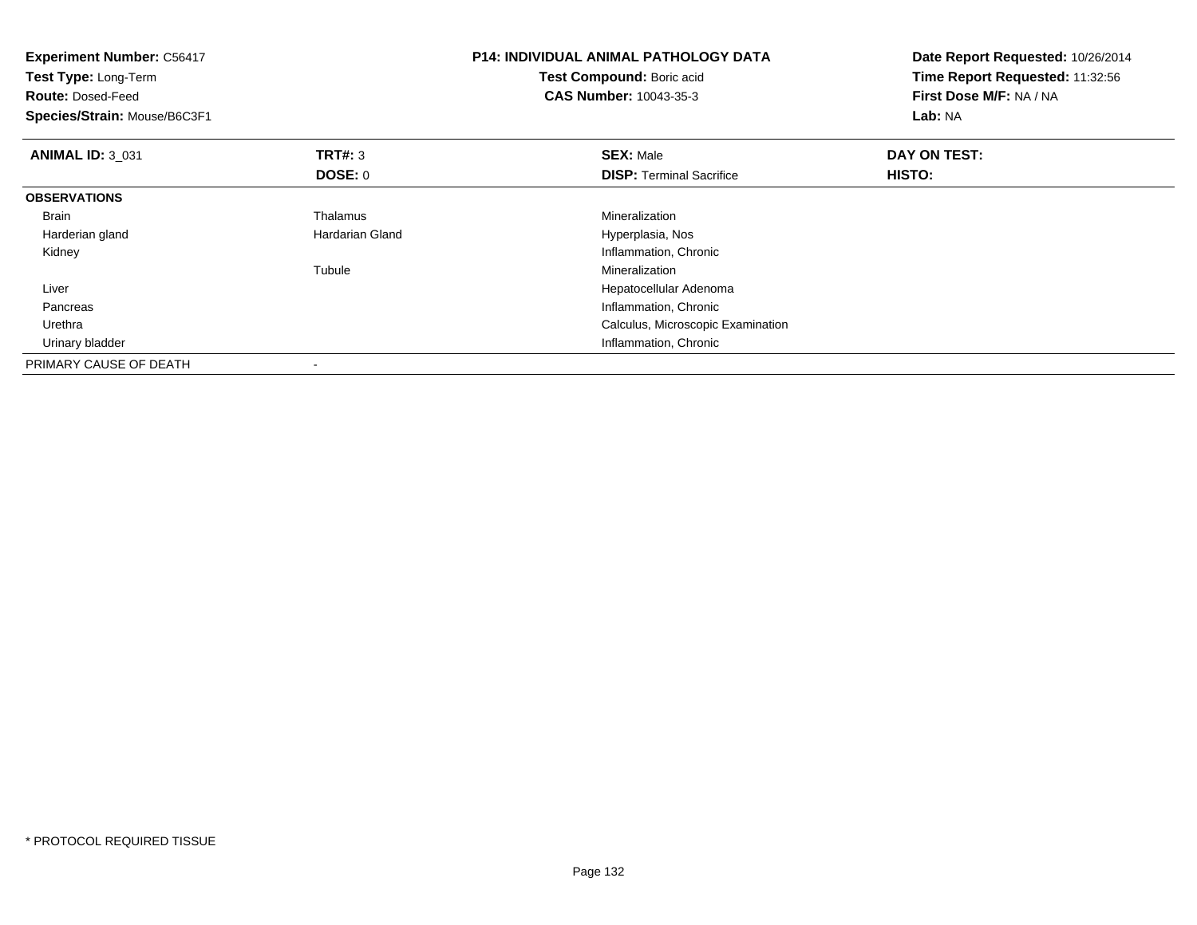**Experiment Number:** C56417
**Test Type:** Long-Term
**Route:** Dosed-Feed
**Species/Strain:** Mouse/B6C3F1

**P14: INDIVIDUAL ANIMAL PATHOLOGY DATA**
**Test Compound:** Boric acid
**CAS Number:** 10043-35-3

**Date Report Requested:** 10/26/2014
**Time Report Requested:** 11:32:56
**First Dose M/F:** NA / NA
**Lab:** NA

| **ANIMAL ID:** 3_031 | **TRT#:** 3 | **SEX:** Male | **DAY ON TEST:** |
|---|---|---|---|
| | **DOSE:** 0 | **DISP:** Terminal Sacrifice | **HISTO:** |
| **OBSERVATIONS** | | | |
| Brain | Thalamus | Mineralization | |
| Harderian gland | Hardarian Gland | Hyperplasia, Nos | |
| Kidney | | Inflammation, Chronic | |
| | Tubule | Mineralization | |
| Liver | | Hepatocellular Adenoma | |
| Pancreas | | Inflammation, Chronic | |
| Urethra | | Calculus, Microscopic Examination | |
| Urinary bladder | | Inflammation, Chronic | |
| PRIMARY CAUSE OF DEATH | - | | |

\* PROTOCOL REQUIRED TISSUE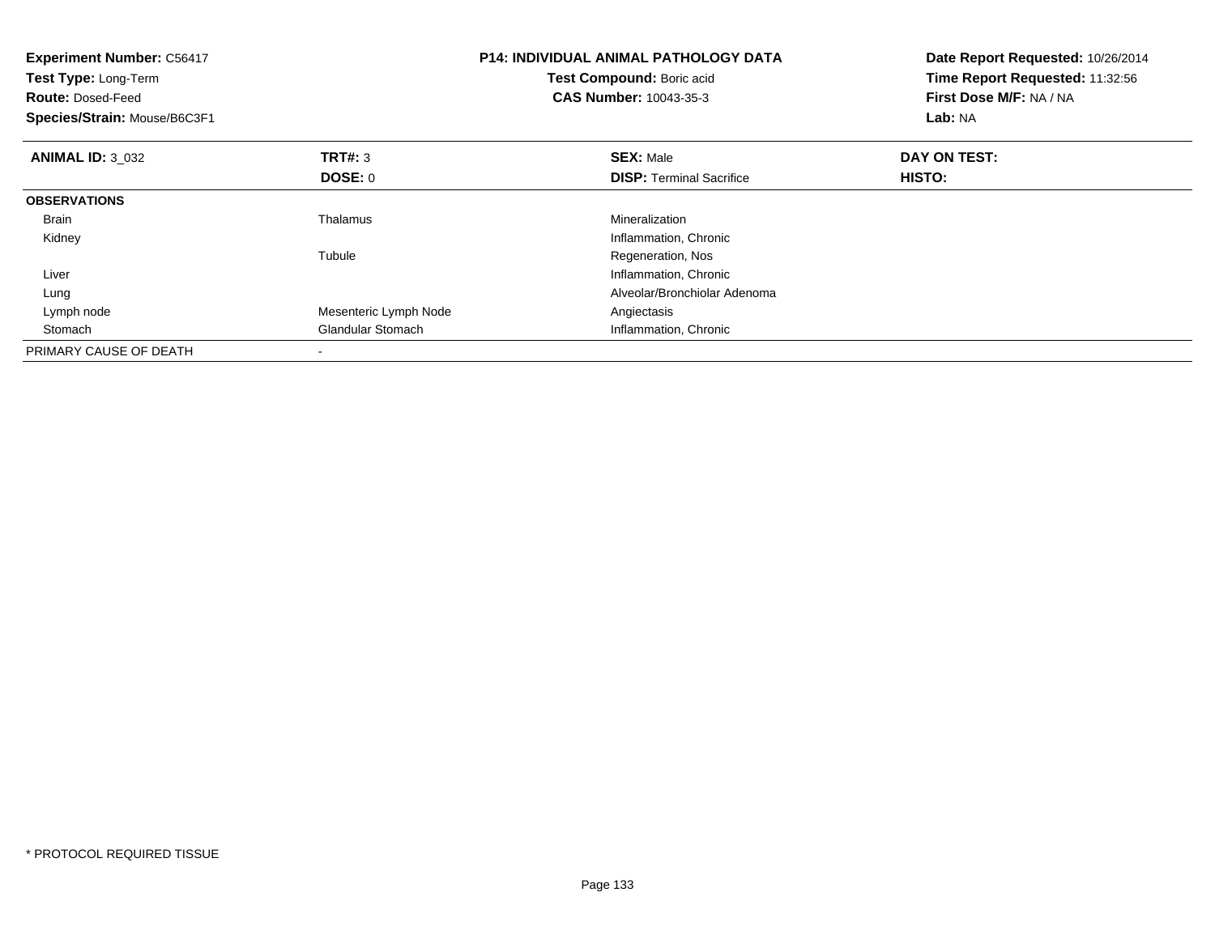**Experiment Number:** C56417
**Test Type:** Long-Term
**Route:** Dosed-Feed
**Species/Strain:** Mouse/B6C3F1

**P14: INDIVIDUAL ANIMAL PATHOLOGY DATA**
**Test Compound:** Boric acid
**CAS Number:** 10043-35-3

**Date Report Requested:** 10/26/2014
**Time Report Requested:** 11:32:56
**First Dose M/F:** NA / NA
**Lab:** NA

| **ANIMAL ID:** 3_032 | **TRT#:** 3 | **SEX:** Male | **DAY ON TEST:** |
|---|---|---|---|
| | **DOSE:** 0 | **DISP:** Terminal Sacrifice | **HISTO:** |
| **OBSERVATIONS** | | | |
| Brain | Thalamus | Mineralization | |
| Kidney | | Inflammation, Chronic | |
| | Tubule | Regeneration, Nos | |
| Liver | | Inflammation, Chronic | |
| Lung | | Alveolar/Bronchiolar Adenoma | |
| Lymph node | Mesenteric Lymph Node | Angiectasis | |
| Stomach | Glandular Stomach | Inflammation, Chronic | |
| PRIMARY CAUSE OF DEATH | - | | |

* PROTOCOL REQUIRED TISSUE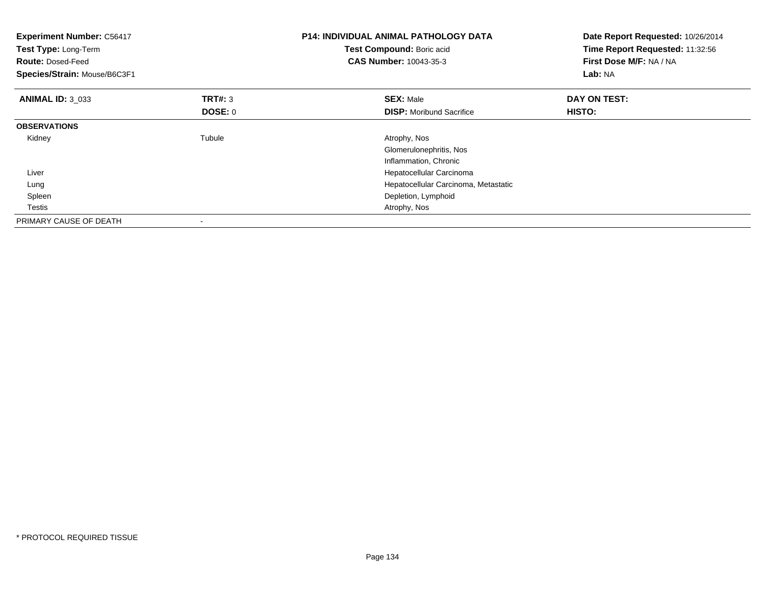**Experiment Number:** C56417
**Test Type:** Long-Term
**Route:** Dosed-Feed
**Species/Strain:** Mouse/B6C3F1

**P14: INDIVIDUAL ANIMAL PATHOLOGY DATA**
**Test Compound:** Boric acid
**CAS Number:** 10043-35-3

**Date Report Requested:** 10/26/2014
**Time Report Requested:** 11:32:56
**First Dose M/F:** NA / NA
**Lab:** NA

| **ANIMAL ID:** 3_033 | **TRT#:** 3 | **SEX:** Male | **DAY ON TEST:** |
|---|---|---|---|
| | **DOSE:** 0 | **DISP:** Moribund Sacrifice | **HISTO:** |
| **OBSERVATIONS** | | | |
| Kidney | Tubule | Atrophy, Nos | |
| | | Glomerulonephritis, Nos | |
| | | Inflammation, Chronic | |
| Liver | | Hepatocellular Carcinoma | |
| Lung | | Hepatocellular Carcinoma, Metastatic | |
| Spleen | | Depletion, Lymphoid | |
| Testis | | Atrophy, Nos | |
| PRIMARY CAUSE OF DEATH | - | | |

* PROTOCOL REQUIRED TISSUE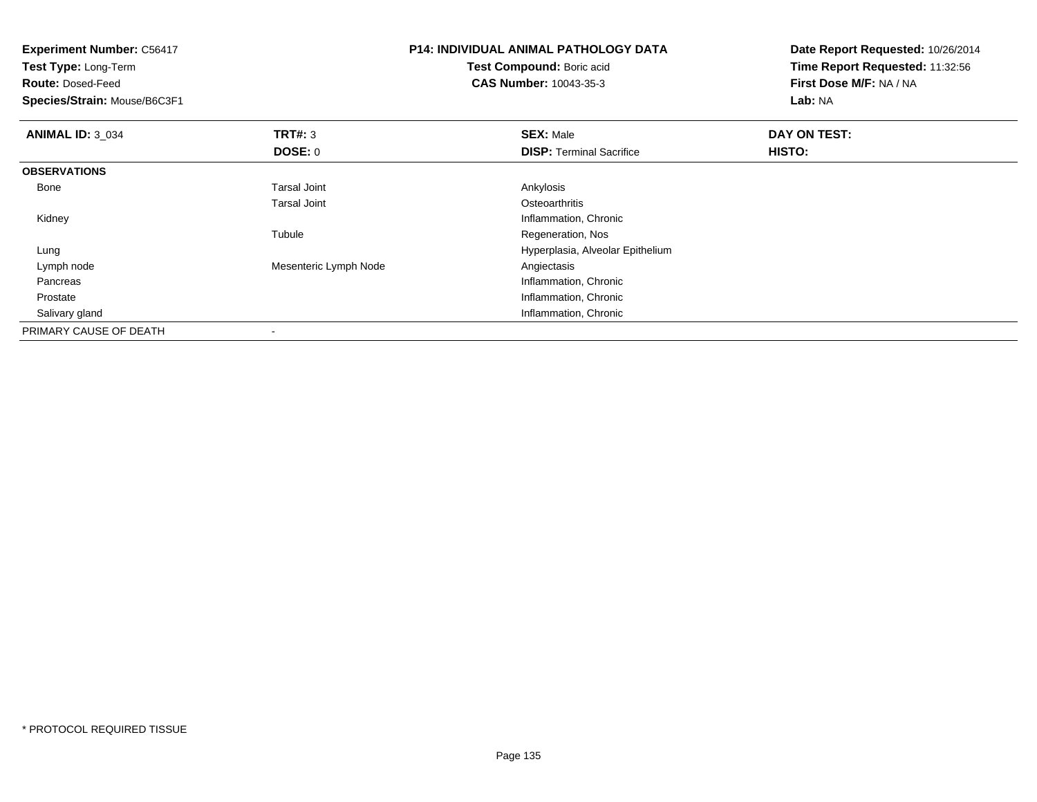**Experiment Number:** C56417
**Test Type:** Long-Term
**Route:** Dosed-Feed
**Species/Strain:** Mouse/B6C3F1

**P14: INDIVIDUAL ANIMAL PATHOLOGY DATA**
**Test Compound:** Boric acid
**CAS Number:** 10043-35-3

**Date Report Requested:** 10/26/2014
**Time Report Requested:** 11:32:56
**First Dose M/F:** NA / NA
**Lab:** NA

| **ANIMAL ID:** 3_034 | **TRT#:** 3 | **SEX:** Male | **DAY ON TEST:** |
|---|---|---|---|
| | **DOSE:** 0 | **DISP:** Terminal Sacrifice | **HISTO:** |
| **OBSERVATIONS** | | | |
| Bone | Tarsal Joint | Ankylosis | |
| | Tarsal Joint | Osteoarthritis | |
| Kidney | | Inflammation, Chronic | |
| | Tubule | Regeneration, Nos | |
| Lung | | Hyperplasia, Alveolar Epithelium | |
| Lymph node | Mesenteric Lymph Node | Angiectasis | |
| Pancreas | | Inflammation, Chronic | |
| Prostate | | Inflammation, Chronic | |
| Salivary gland | | Inflammation, Chronic | |
| PRIMARY CAUSE OF DEATH | - | | |

* PROTOCOL REQUIRED TISSUE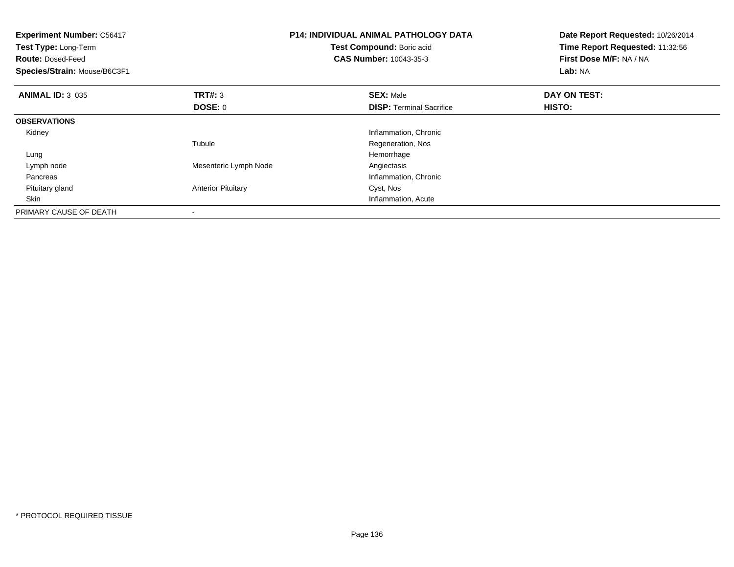**Experiment Number:** C56417
**Test Type:** Long-Term
**Route:** Dosed-Feed
**Species/Strain:** Mouse/B6C3F1

**P14: INDIVIDUAL ANIMAL PATHOLOGY DATA**
**Test Compound:** Boric acid
**CAS Number:** 10043-35-3

**Date Report Requested:** 10/26/2014
**Time Report Requested:** 11:32:56
**First Dose M/F:** NA / NA
**Lab:** NA

| **ANIMAL ID:** 3_035 | **TRT#:** 3 | **SEX:** Male | **DAY ON TEST:** |
|---|---|---|---|
| | **DOSE:** 0 | **DISP:** Terminal Sacrifice | **HISTO:** |
| **OBSERVATIONS** | | | |
| Kidney | | Inflammation, Chronic | |
| | Tubule | Regeneration, Nos | |
| Lung | | Hemorrhage | |
| Lymph node | Mesenteric Lymph Node | Angiectasis | |
| Pancreas | | Inflammation, Chronic | |
| Pituitary gland | Anterior Pituitary | Cyst, Nos | |
| Skin | | Inflammation, Acute | |
| PRIMARY CAUSE OF DEATH | - | | |

* PROTOCOL REQUIRED TISSUE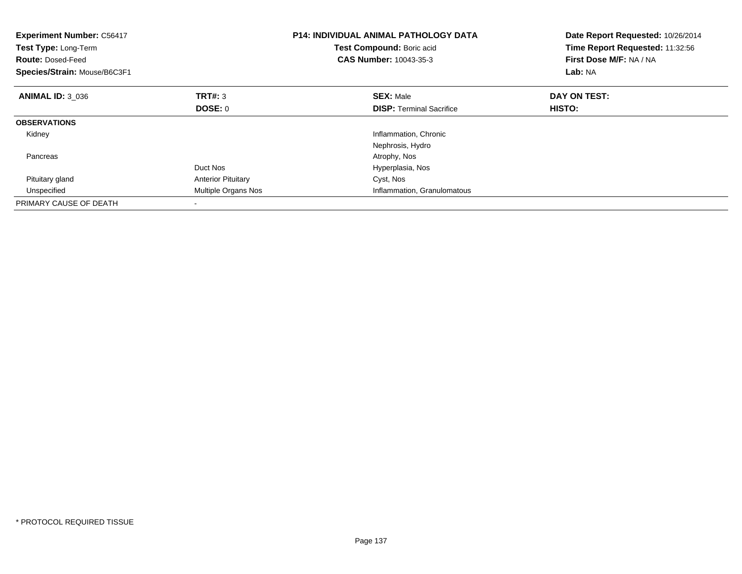**Experiment Number:** C56417
**Test Type:** Long-Term
**Route:** Dosed-Feed
**Species/Strain:** Mouse/B6C3F1

**P14: INDIVIDUAL ANIMAL PATHOLOGY DATA**
**Test Compound:** Boric acid
**CAS Number:** 10043-35-3

**Date Report Requested:** 10/26/2014
**Time Report Requested:** 11:32:56
**First Dose M/F:** NA / NA
**Lab:** NA

| **ANIMAL ID:** 3_036 | **TRT#:** 3<br>**DOSE:** 0 | **SEX:** Male<br>**DISP:** Terminal Sacrifice | **DAY ON TEST:**<br>**HISTO:** |
|---|---|---|---|
| **OBSERVATIONS** | | | |
| Kidney | | Inflammation, Chronic | |
| | | Nephrosis, Hydro | |
| Pancreas | | Atrophy, Nos | |
| | Duct Nos | Hyperplasia, Nos | |
| Pituitary gland | Anterior Pituitary | Cyst, Nos | |
| Unspecified | Multiple Organs Nos | Inflammation, Granulomatous | |
| PRIMARY CAUSE OF DEATH | - | | |

* PROTOCOL REQUIRED TISSUE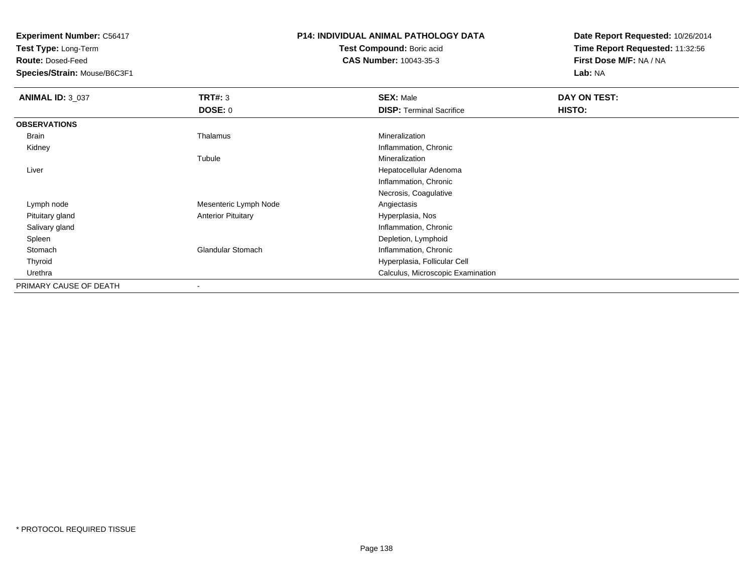**Experiment Number:** C56417
**Test Type:** Long-Term
**Route:** Dosed-Feed
**Species/Strain:** Mouse/B6C3F1

**P14: INDIVIDUAL ANIMAL PATHOLOGY DATA**
**Test Compound:** Boric acid
**CAS Number:** 10043-35-3

**Date Report Requested:** 10/26/2014
**Time Report Requested:** 11:32:56
**First Dose M/F:** NA / NA
**Lab:** NA

| **ANIMAL ID:** 3_037 | **TRT#:** 3 | **SEX:** Male | **DAY ON TEST:** |
|---|---|---|---|
| | **DOSE:** 0 | **DISP:** Terminal Sacrifice | **HISTO:** |
| **OBSERVATIONS** | | | |
| Brain | Thalamus | Mineralization | |
| Kidney | | Inflammation, Chronic | |
| | Tubule | Mineralization | |
| Liver | | Hepatocellular Adenoma | |
| | | Inflammation, Chronic | |
| | | Necrosis, Coagulative | |
| Lymph node | Mesenteric Lymph Node | Angiectasis | |
| Pituitary gland | Anterior Pituitary | Hyperplasia, Nos | |
| Salivary gland | | Inflammation, Chronic | |
| Spleen | | Depletion, Lymphoid | |
| Stomach | Glandular Stomach | Inflammation, Chronic | |
| Thyroid | | Hyperplasia, Follicular Cell | |
| Urethra | | Calculus, Microscopic Examination | |
| PRIMARY CAUSE OF DEATH | - | | |

* PROTOCOL REQUIRED TISSUE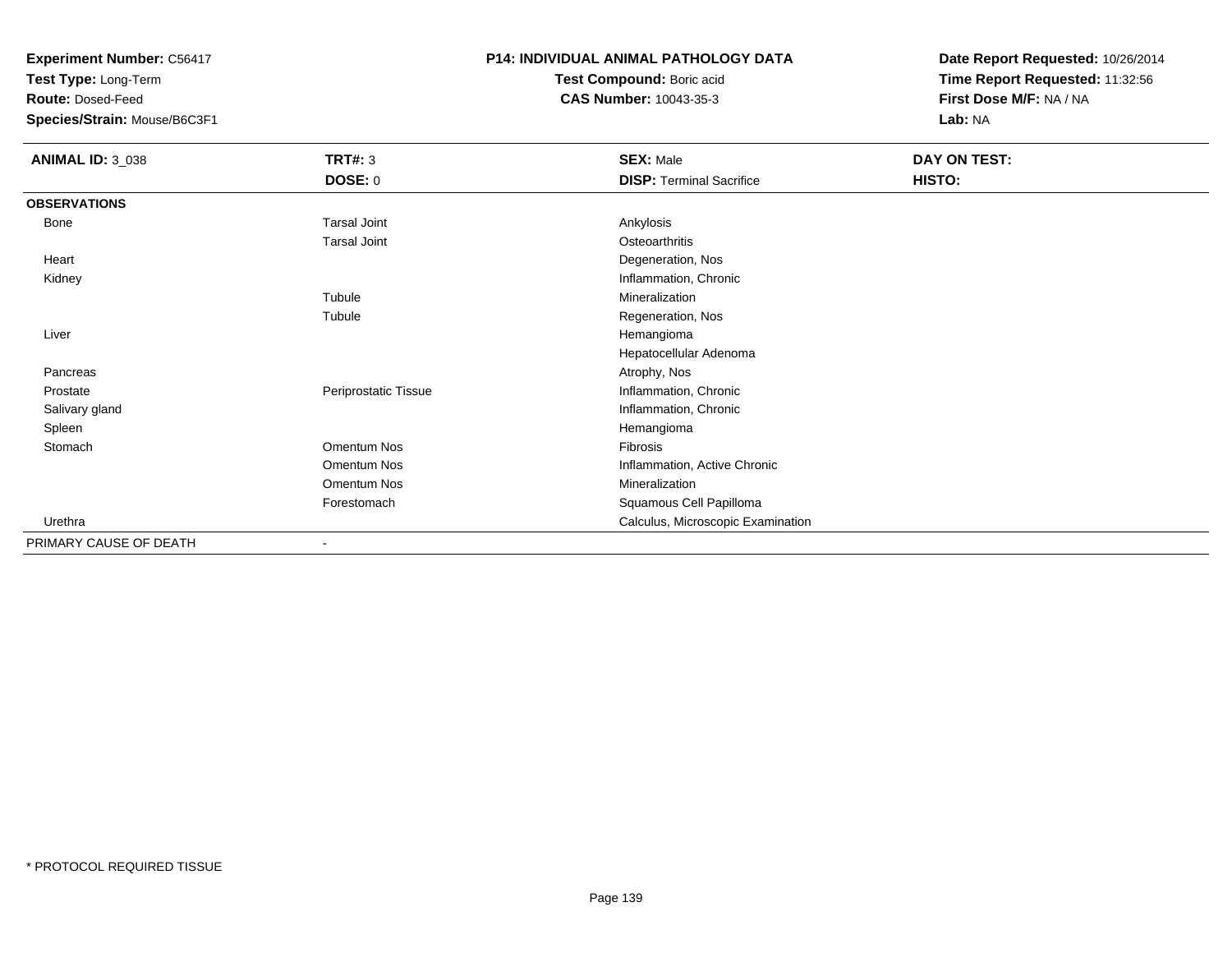**Experiment Number:** C56417
**Test Type:** Long-Term
**Route:** Dosed-Feed
**Species/Strain:** Mouse/B6C3F1

**P14: INDIVIDUAL ANIMAL PATHOLOGY DATA**
**Test Compound:** Boric acid
**CAS Number:** 10043-35-3

**Date Report Requested:** 10/26/2014
**Time Report Requested:** 11:32:56
**First Dose M/F:** NA / NA
**Lab:** NA

| ANIMAL ID: 3_038 | TRT#: 3 | SEX: Male | DAY ON TEST: |
|---|---|---|---|
| | DOSE: 0 | DISP: Terminal Sacrifice | HISTO: |
| **OBSERVATIONS** | | | |
| Bone | Tarsal Joint | Ankylosis | |
| | Tarsal Joint | Osteoarthritis | |
| Heart | | Degeneration, Nos | |
| Kidney | | Inflammation, Chronic | |
| | Tubule | Mineralization | |
| | Tubule | Regeneration, Nos | |
| Liver | | Hemangioma | |
| | | Hepatocellular Adenoma | |
| Pancreas | | Atrophy, Nos | |
| Prostate | Periprostatic Tissue | Inflammation, Chronic | |
| Salivary gland | | Inflammation, Chronic | |
| Spleen | | Hemangioma | |
| Stomach | Omentum Nos | Fibrosis | |
| | Omentum Nos | Inflammation, Active Chronic | |
| | Omentum Nos | Mineralization | |
| | Forestomach | Squamous Cell Papilloma | |
| Urethra | | Calculus, Microscopic Examination | |
| PRIMARY CAUSE OF DEATH | - | | |

\* PROTOCOL REQUIRED TISSUE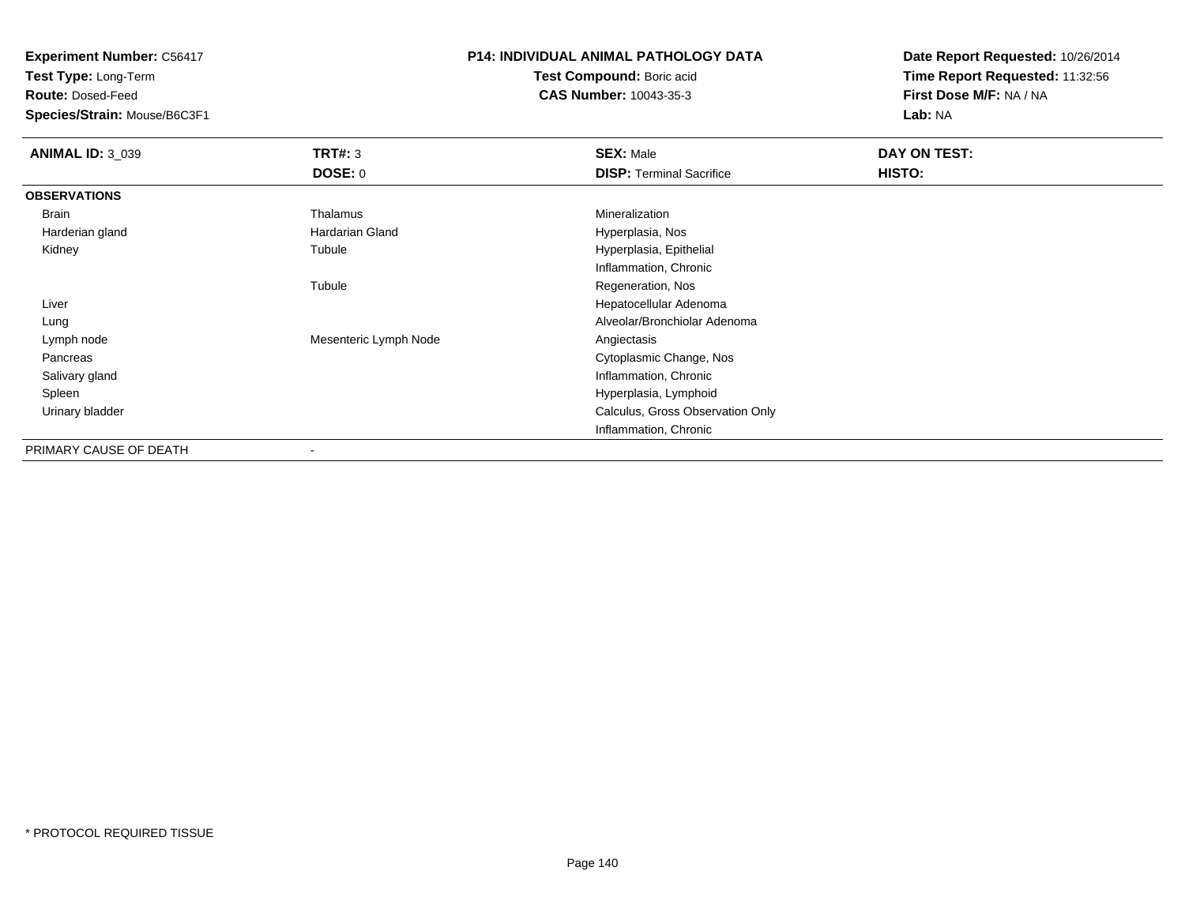**Experiment Number:** C56417
**Test Type:** Long-Term
**Route:** Dosed-Feed
**Species/Strain:** Mouse/B6C3F1

**P14: INDIVIDUAL ANIMAL PATHOLOGY DATA**
**Test Compound:** Boric acid
**CAS Number:** 10043-35-3

**Date Report Requested:** 10/26/2014
**Time Report Requested:** 11:32:56
**First Dose M/F:** NA / NA
**Lab:** NA

| **ANIMAL ID:** 3_039 | **TRT#:** 3 | **SEX:** Male | **DAY ON TEST:** |
|---|---|---|---|
| | **DOSE:** 0 | **DISP:** Terminal Sacrifice | **HISTO:** |
| **OBSERVATIONS** | | | |
| Brain | Thalamus | Mineralization | |
| Harderian gland | Hardarian Gland | Hyperplasia, Nos | |
| Kidney | Tubule | Hyperplasia, Epithelial | |
| | | Inflammation, Chronic | |
| | Tubule | Regeneration, Nos | |
| Liver | | Hepatocellular Adenoma | |
| Lung | | Alveolar/Bronchiolar Adenoma | |
| Lymph node | Mesenteric Lymph Node | Angiectasis | |
| Pancreas | | Cytoplasmic Change, Nos | |
| Salivary gland | | Inflammation, Chronic | |
| Spleen | | Hyperplasia, Lymphoid | |
| Urinary bladder | | Calculus, Gross Observation Only | |
| | | Inflammation, Chronic | |
| PRIMARY CAUSE OF DEATH | - | | |

* PROTOCOL REQUIRED TISSUE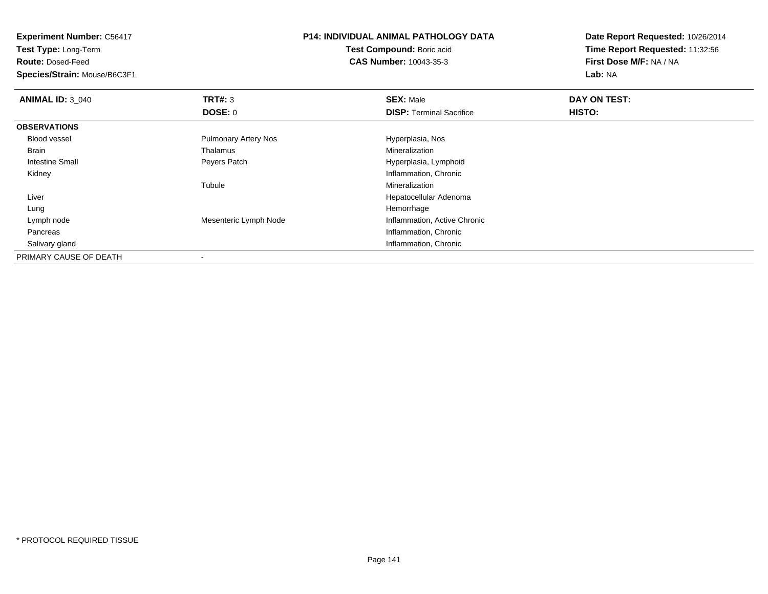**Experiment Number:** C56417
**Test Type:** Long-Term
**Route:** Dosed-Feed
**Species/Strain:** Mouse/B6C3F1

**P14: INDIVIDUAL ANIMAL PATHOLOGY DATA**
**Test Compound:** Boric acid
**CAS Number:** 10043-35-3

**Date Report Requested:** 10/26/2014
**Time Report Requested:** 11:32:56
**First Dose M/F:** NA / NA
**Lab:** NA

| **ANIMAL ID:** 3_040 | **TRT#:** 3 | **SEX:** Male | **DAY ON TEST:** |
|---|---|---|---|
| | **DOSE:** 0 | **DISP:** Terminal Sacrifice | **HISTO:** |
| **OBSERVATIONS** | | | |
| Blood vessel | Pulmonary Artery Nos | Hyperplasia, Nos | |
| Brain | Thalamus | Mineralization | |
| Intestine Small | Peyers Patch | Hyperplasia, Lymphoid | |
| Kidney | | Inflammation, Chronic | |
| | Tubule | Mineralization | |
| Liver | | Hepatocellular Adenoma | |
| Lung | | Hemorrhage | |
| Lymph node | Mesenteric Lymph Node | Inflammation, Active Chronic | |
| Pancreas | | Inflammation, Chronic | |
| Salivary gland | | Inflammation, Chronic | |
| PRIMARY CAUSE OF DEATH | - | | |

* PROTOCOL REQUIRED TISSUE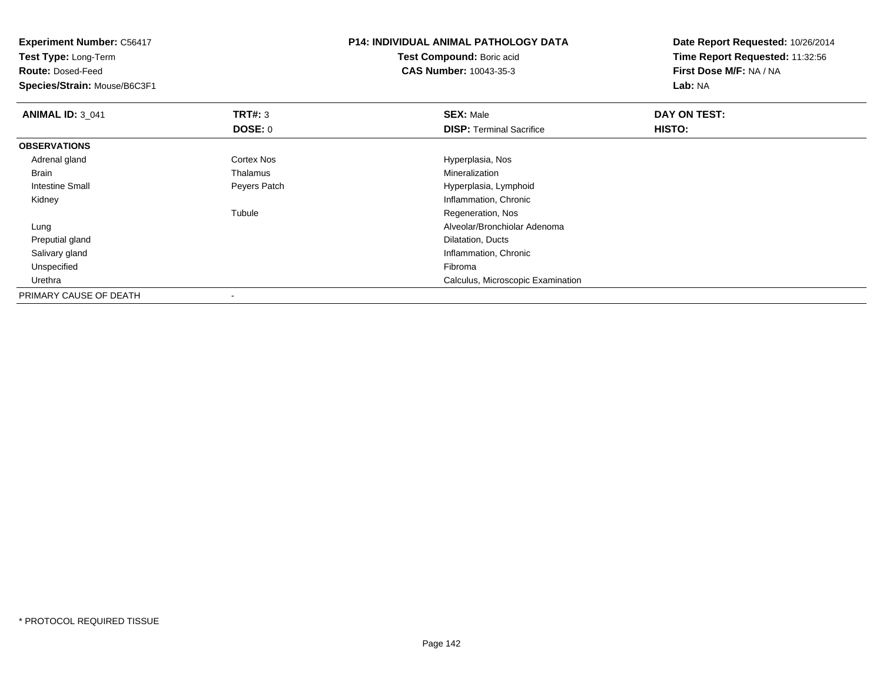**Experiment Number:** C56417
**Test Type:** Long-Term
**Route:** Dosed-Feed
**Species/Strain:** Mouse/B6C3F1

**P14: INDIVIDUAL ANIMAL PATHOLOGY DATA**
**Test Compound:** Boric acid
**CAS Number:** 10043-35-3

**Date Report Requested:** 10/26/2014
**Time Report Requested:** 11:32:56
**First Dose M/F:** NA / NA
**Lab:** NA

| **ANIMAL ID:** 3_041 | **TRT#:** 3 | **SEX:** Male | **DAY ON TEST:** |
|---|---|---|---|
| | **DOSE:** 0 | **DISP:** Terminal Sacrifice | **HISTO:** |
| **OBSERVATIONS** | | | |
| Adrenal gland | Cortex Nos | Hyperplasia, Nos | |
| Brain | Thalamus | Mineralization | |
| Intestine Small | Peyers Patch | Hyperplasia, Lymphoid | |
| Kidney | | Inflammation, Chronic | |
| | Tubule | Regeneration, Nos | |
| Lung | | Alveolar/Bronchiolar Adenoma | |
| Preputial gland | | Dilatation, Ducts | |
| Salivary gland | | Inflammation, Chronic | |
| Unspecified | | Fibroma | |
| Urethra | | Calculus, Microscopic Examination | |
| PRIMARY CAUSE OF DEATH | - | | |

* PROTOCOL REQUIRED TISSUE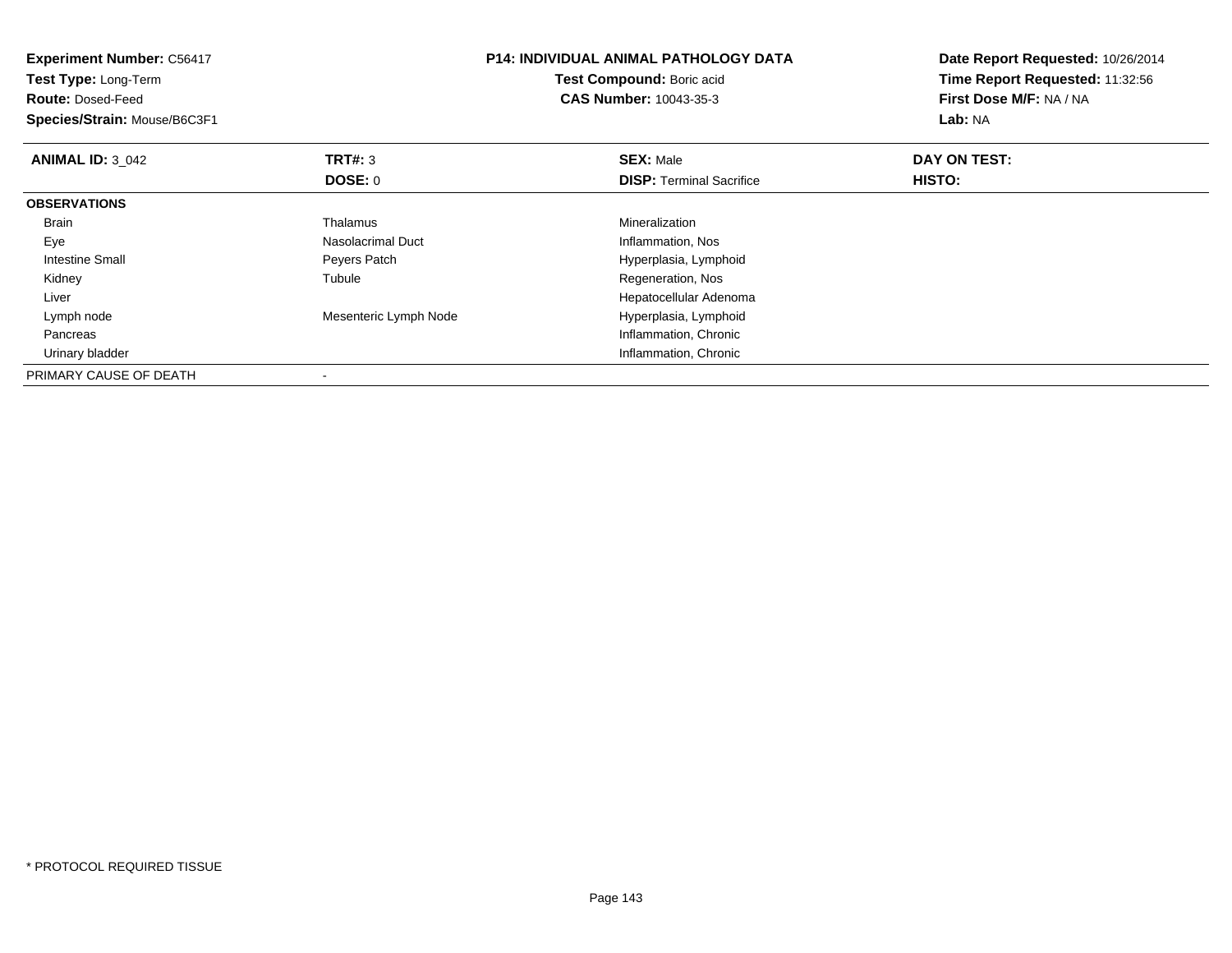**Experiment Number:** C56417
**Test Type:** Long-Term
**Route:** Dosed-Feed
**Species/Strain:** Mouse/B6C3F1

**P14: INDIVIDUAL ANIMAL PATHOLOGY DATA**
**Test Compound:** Boric acid
**CAS Number:** 10043-35-3

**Date Report Requested:** 10/26/2014
**Time Report Requested:** 11:32:56
**First Dose M/F:** NA / NA
**Lab:** NA

| **ANIMAL ID:** 3_042 | **TRT#:** 3 | **SEX:** Male | **DAY ON TEST:** |
|---|---|---|---|
| | **DOSE:** 0 | **DISP:** Terminal Sacrifice | **HISTO:** |
| **OBSERVATIONS** | | | |
| Brain | Thalamus | Mineralization | |
| Eye | Nasolacrimal Duct | Inflammation, Nos | |
| Intestine Small | Peyers Patch | Hyperplasia, Lymphoid | |
| Kidney | Tubule | Regeneration, Nos | |
| Liver | | Hepatocellular Adenoma | |
| Lymph node | Mesenteric Lymph Node | Hyperplasia, Lymphoid | |
| Pancreas | | Inflammation, Chronic | |
| Urinary bladder | | Inflammation, Chronic | |
| PRIMARY CAUSE OF DEATH | - | | |

* PROTOCOL REQUIRED TISSUE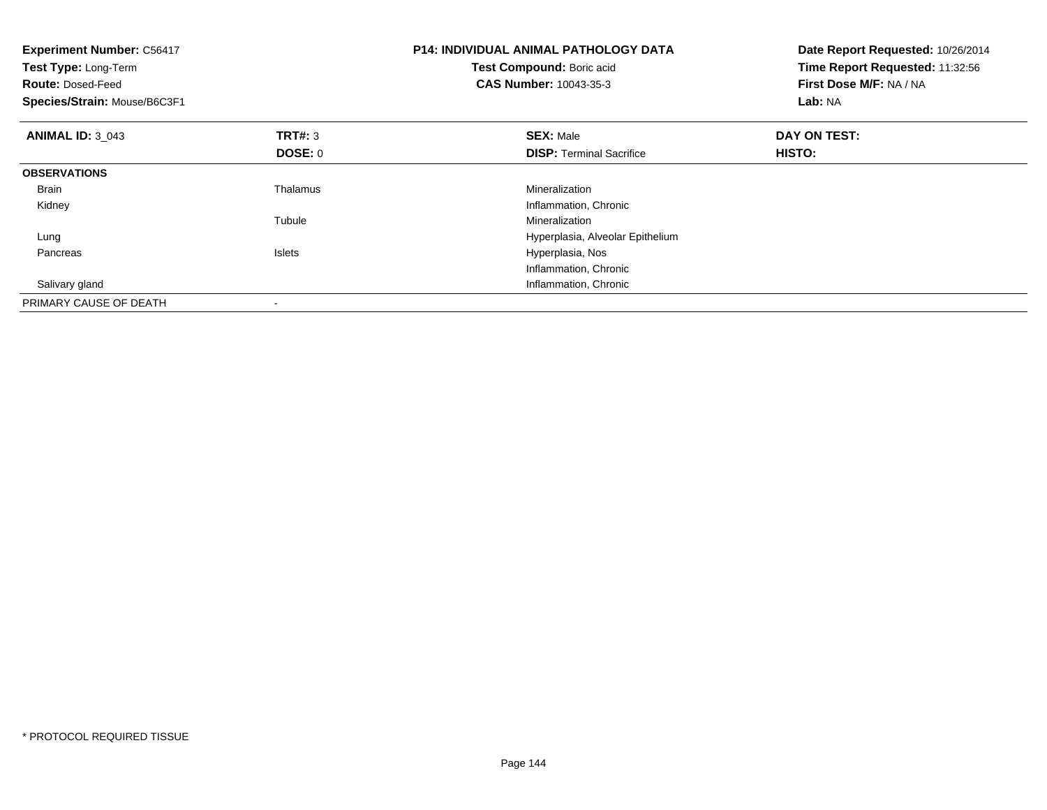**Experiment Number:** C56417
**Test Type:** Long-Term
**Route:** Dosed-Feed
**Species/Strain:** Mouse/B6C3F1

**P14: INDIVIDUAL ANIMAL PATHOLOGY DATA**
**Test Compound:** Boric acid
**CAS Number:** 10043-35-3

**Date Report Requested:** 10/26/2014
**Time Report Requested:** 11:32:56
**First Dose M/F:** NA / NA
**Lab:** NA

| **ANIMAL ID:** 3_043 | **TRT#:** 3 | **SEX:** Male | **DAY ON TEST:** |
|---|---|---|---|
| | **DOSE:** 0 | **DISP:** Terminal Sacrifice | **HISTO:** |
| **OBSERVATIONS** | | | |
| Brain | Thalamus | Mineralization | |
| Kidney | | Inflammation, Chronic | |
| | Tubule | Mineralization | |
| Lung | | Hyperplasia, Alveolar Epithelium | |
| Pancreas | Islets | Hyperplasia, Nos | |
| | | Inflammation, Chronic | |
| Salivary gland | | Inflammation, Chronic | |
| PRIMARY CAUSE OF DEATH | - | | |

* PROTOCOL REQUIRED TISSUE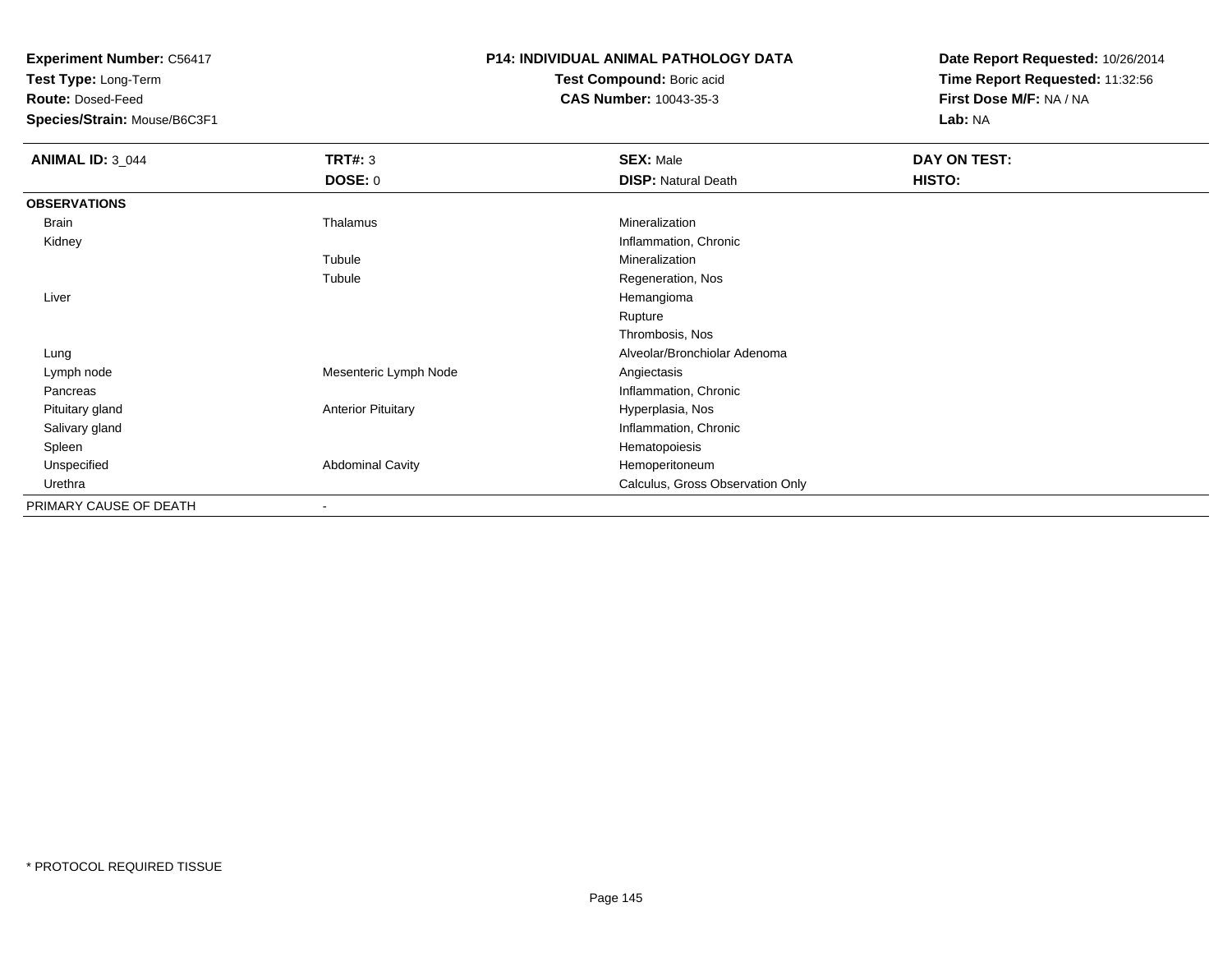**Experiment Number:** C56417
**Test Type:** Long-Term
**Route:** Dosed-Feed
**Species/Strain:** Mouse/B6C3F1

**P14: INDIVIDUAL ANIMAL PATHOLOGY DATA**
**Test Compound:** Boric acid
**CAS Number:** 10043-35-3

**Date Report Requested:** 10/26/2014
**Time Report Requested:** 11:32:56
**First Dose M/F:** NA / NA
**Lab:** NA

| **ANIMAL ID:** 3_044 | **TRT#:** 3 | **SEX:** Male | **DAY ON TEST:** |
|---|---|---|---|
| | **DOSE:** 0 | **DISP:** Natural Death | **HISTO:** |
| **OBSERVATIONS** | | | |
| Brain | Thalamus | Mineralization | |
| Kidney | | Inflammation, Chronic | |
| | Tubule | Mineralization | |
| | Tubule | Regeneration, Nos | |
| Liver | | Hemangioma | |
| | | Rupture | |
| | | Thrombosis, Nos | |
| Lung | | Alveolar/Bronchiolar Adenoma | |
| Lymph node | Mesenteric Lymph Node | Angiectasis | |
| Pancreas | | Inflammation, Chronic | |
| Pituitary gland | Anterior Pituitary | Hyperplasia, Nos | |
| Salivary gland | | Inflammation, Chronic | |
| Spleen | | Hematopoiesis | |
| Unspecified | Abdominal Cavity | Hemoperitoneum | |
| Urethra | | Calculus, Gross Observation Only | |
| PRIMARY CAUSE OF DEATH | - | | |

\* PROTOCOL REQUIRED TISSUE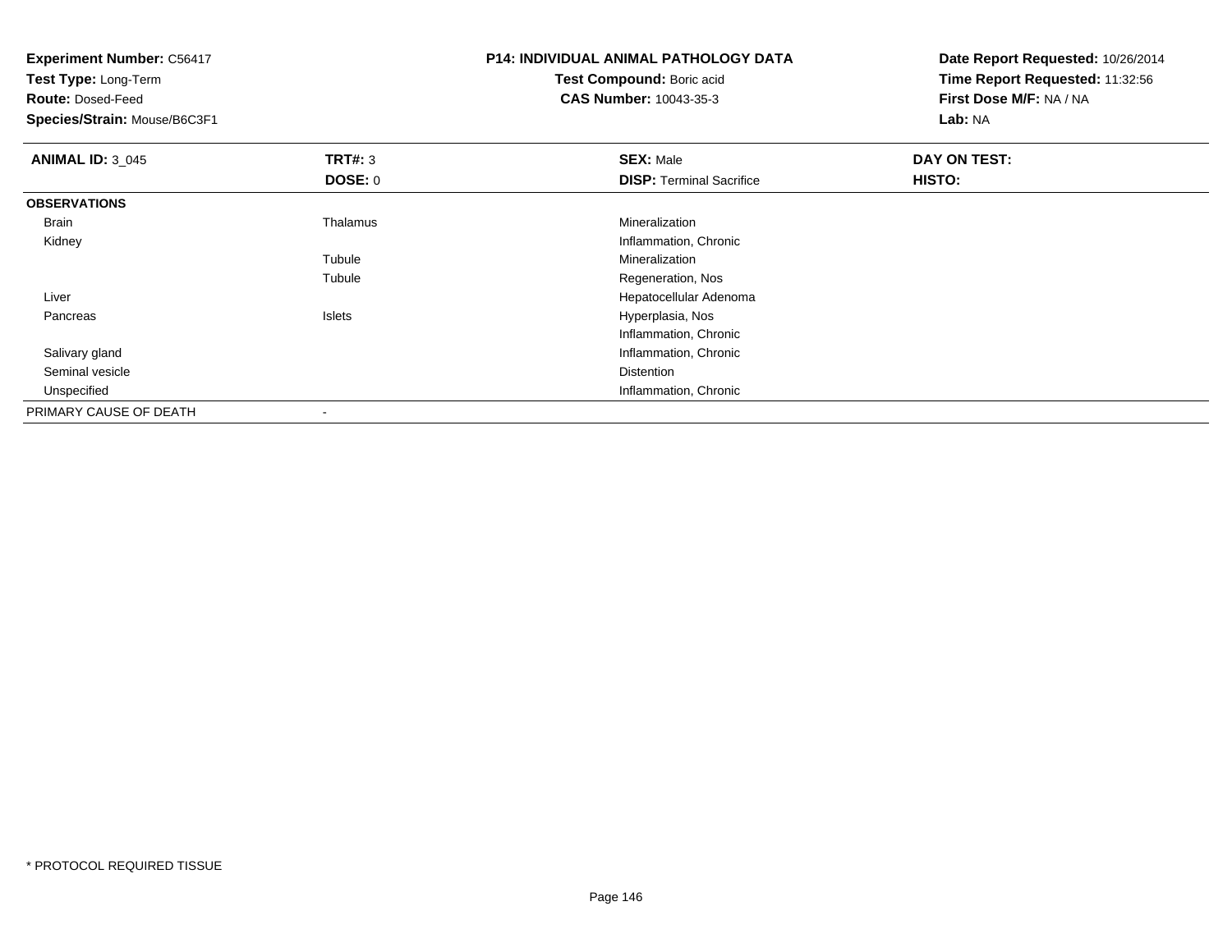**Experiment Number:** C56417
**Test Type:** Long-Term
**Route:** Dosed-Feed
**Species/Strain:** Mouse/B6C3F1

**P14: INDIVIDUAL ANIMAL PATHOLOGY DATA**
**Test Compound:** Boric acid
**CAS Number:** 10043-35-3

**Date Report Requested:** 10/26/2014
**Time Report Requested:** 11:32:56
**First Dose M/F:** NA / NA
**Lab:** NA

| **ANIMAL ID:** 3_045 | **TRT#:** 3 | **SEX:** Male | **DAY ON TEST:** |
|---|---|---|---|
| | **DOSE:** 0 | **DISP:** Terminal Sacrifice | **HISTO:** |
| **OBSERVATIONS** | | | |
| Brain | Thalamus | Mineralization | |
| Kidney | | Inflammation, Chronic | |
| | Tubule | Mineralization | |
| | Tubule | Regeneration, Nos | |
| Liver | | Hepatocellular Adenoma | |
| Pancreas | Islets | Hyperplasia, Nos | |
| | | Inflammation, Chronic | |
| Salivary gland | | Inflammation, Chronic | |
| Seminal vesicle | | Distention | |
| Unspecified | | Inflammation, Chronic | |
| PRIMARY CAUSE OF DEATH | - | | |

\* PROTOCOL REQUIRED TISSUE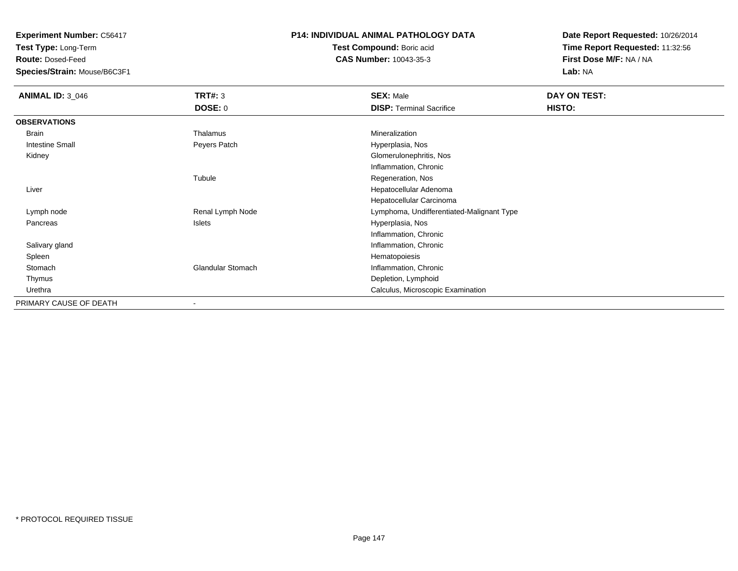**Experiment Number:** C56417
**Test Type:** Long-Term
**Route:** Dosed-Feed
**Species/Strain:** Mouse/B6C3F1

**P14: INDIVIDUAL ANIMAL PATHOLOGY DATA**
**Test Compound:** Boric acid
**CAS Number:** 10043-35-3

**Date Report Requested:** 10/26/2014
**Time Report Requested:** 11:32:56
**First Dose M/F:** NA / NA
**Lab:** NA

| **ANIMAL ID:** 3_046 | **TRT#:** 3 | **SEX:** Male | **DAY ON TEST:** |
|---|---|---|---|
| | **DOSE:** 0 | **DISP:** Terminal Sacrifice | **HISTO:** |
| **OBSERVATIONS** | | | |
| Brain | Thalamus | Mineralization | |
| Intestine Small | Peyers Patch | Hyperplasia, Nos | |
| Kidney | | Glomerulonephritis, Nos | |
| | | Inflammation, Chronic | |
| | Tubule | Regeneration, Nos | |
| Liver | | Hepatocellular Adenoma | |
| | | Hepatocellular Carcinoma | |
| Lymph node | Renal Lymph Node | Lymphoma, Undifferentiated-Malignant Type | |
| Pancreas | Islets | Hyperplasia, Nos | |
| | | Inflammation, Chronic | |
| Salivary gland | | Inflammation, Chronic | |
| Spleen | | Hematopoiesis | |
| Stomach | Glandular Stomach | Inflammation, Chronic | |
| Thymus | | Depletion, Lymphoid | |
| Urethra | | Calculus, Microscopic Examination | |
| PRIMARY CAUSE OF DEATH | - | | |

* PROTOCOL REQUIRED TISSUE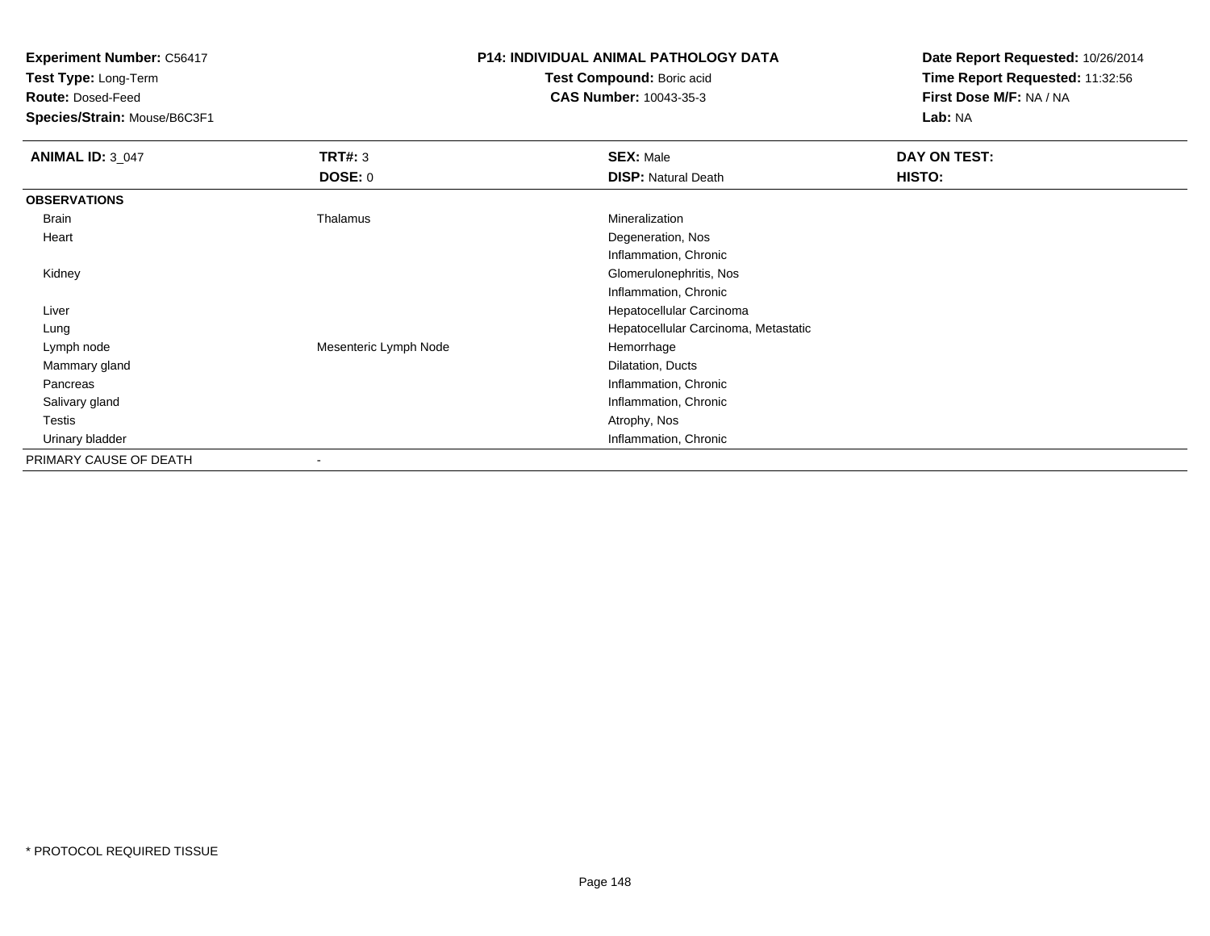**Experiment Number:** C56417
**Test Type:** Long-Term
**Route:** Dosed-Feed
**Species/Strain:** Mouse/B6C3F1

**P14: INDIVIDUAL ANIMAL PATHOLOGY DATA**
**Test Compound:** Boric acid
**CAS Number:** 10043-35-3

**Date Report Requested:** 10/26/2014
**Time Report Requested:** 11:32:56
**First Dose M/F:** NA / NA
**Lab:** NA

| **ANIMAL ID:** 3_047 | **TRT#:** 3 | **SEX:** Male | **DAY ON TEST:** |
|---|---|---|---|
| | **DOSE:** 0 | **DISP:** Natural Death | **HISTO:** |
| **OBSERVATIONS** | | | |
| Brain | Thalamus | Mineralization | |
| Heart | | Degeneration, Nos | |
| | | Inflammation, Chronic | |
| Kidney | | Glomerulonephritis, Nos | |
| | | Inflammation, Chronic | |
| Liver | | Hepatocellular Carcinoma | |
| Lung | | Hepatocellular Carcinoma, Metastatic | |
| Lymph node | Mesenteric Lymph Node | Hemorrhage | |
| Mammary gland | | Dilatation, Ducts | |
| Pancreas | | Inflammation, Chronic | |
| Salivary gland | | Inflammation, Chronic | |
| Testis | | Atrophy, Nos | |
| Urinary bladder | | Inflammation, Chronic | |
| PRIMARY CAUSE OF DEATH | - | | |

* PROTOCOL REQUIRED TISSUE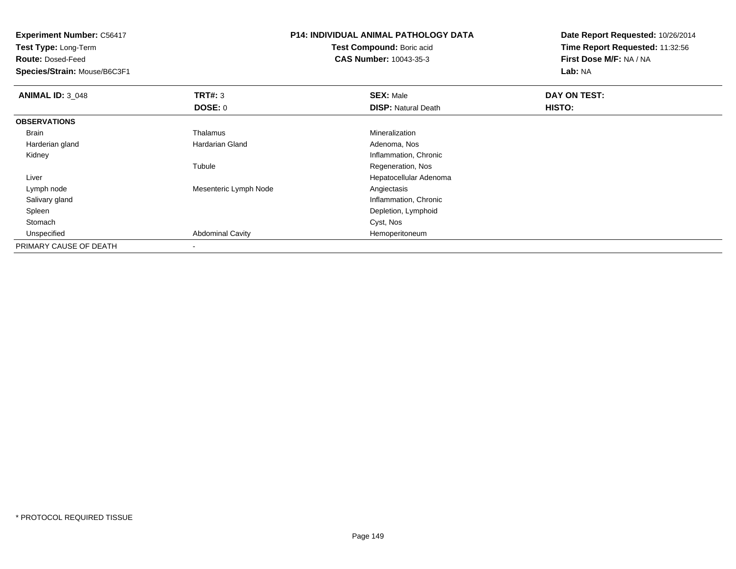**Experiment Number:** C56417
**Test Type:** Long-Term
**Route:** Dosed-Feed
**Species/Strain:** Mouse/B6C3F1

**P14: INDIVIDUAL ANIMAL PATHOLOGY DATA**
**Test Compound:** Boric acid
**CAS Number:** 10043-35-3

**Date Report Requested:** 10/26/2014
**Time Report Requested:** 11:32:56
**First Dose M/F:** NA / NA
**Lab:** NA

| **ANIMAL ID:** 3_048 | **TRT#:** 3 | **SEX:** Male | **DAY ON TEST:** |
|---|---|---|---|
| | **DOSE:** 0 | **DISP:** Natural Death | **HISTO:** |
| **OBSERVATIONS** | | | |
| Brain | Thalamus | Mineralization | |
| Harderian gland | Hardarian Gland | Adenoma, Nos | |
| Kidney | | Inflammation, Chronic | |
| | Tubule | Regeneration, Nos | |
| Liver | | Hepatocellular Adenoma | |
| Lymph node | Mesenteric Lymph Node | Angiectasis | |
| Salivary gland | | Inflammation, Chronic | |
| Spleen | | Depletion, Lymphoid | |
| Stomach | | Cyst, Nos | |
| Unspecified | Abdominal Cavity | Hemoperitoneum | |
| PRIMARY CAUSE OF DEATH | - | | |

* PROTOCOL REQUIRED TISSUE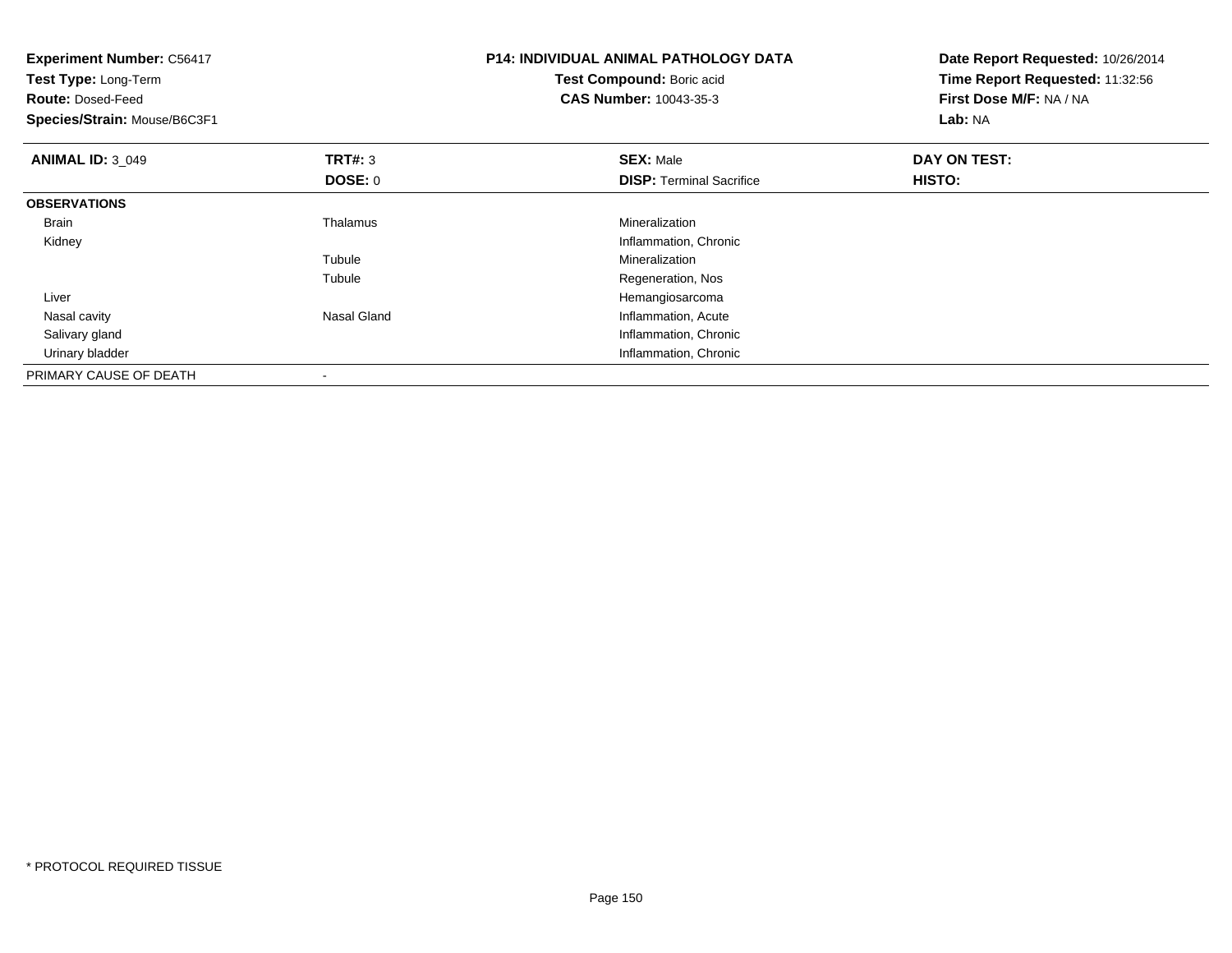**Experiment Number:** C56417
**Test Type:** Long-Term
**Route:** Dosed-Feed
**Species/Strain:** Mouse/B6C3F1

**P14: INDIVIDUAL ANIMAL PATHOLOGY DATA**
**Test Compound:** Boric acid
**CAS Number:** 10043-35-3

**Date Report Requested:** 10/26/2014
**Time Report Requested:** 11:32:56
**First Dose M/F:** NA / NA
**Lab:** NA

| **ANIMAL ID:** 3_049 | **TRT#:** 3 | **SEX:** Male | **DAY ON TEST:** |
|---|---|---|---|
| | **DOSE:** 0 | **DISP:** Terminal Sacrifice | **HISTO:** |
| **OBSERVATIONS** | | | |
| Brain | Thalamus | Mineralization | |
| Kidney | | Inflammation, Chronic | |
| | Tubule | Mineralization | |
| | Tubule | Regeneration, Nos | |
| Liver | | Hemangiosarcoma | |
| Nasal cavity | Nasal Gland | Inflammation, Acute | |
| Salivary gland | | Inflammation, Chronic | |
| Urinary bladder | | Inflammation, Chronic | |
| PRIMARY CAUSE OF DEATH | - | | |

\* PROTOCOL REQUIRED TISSUE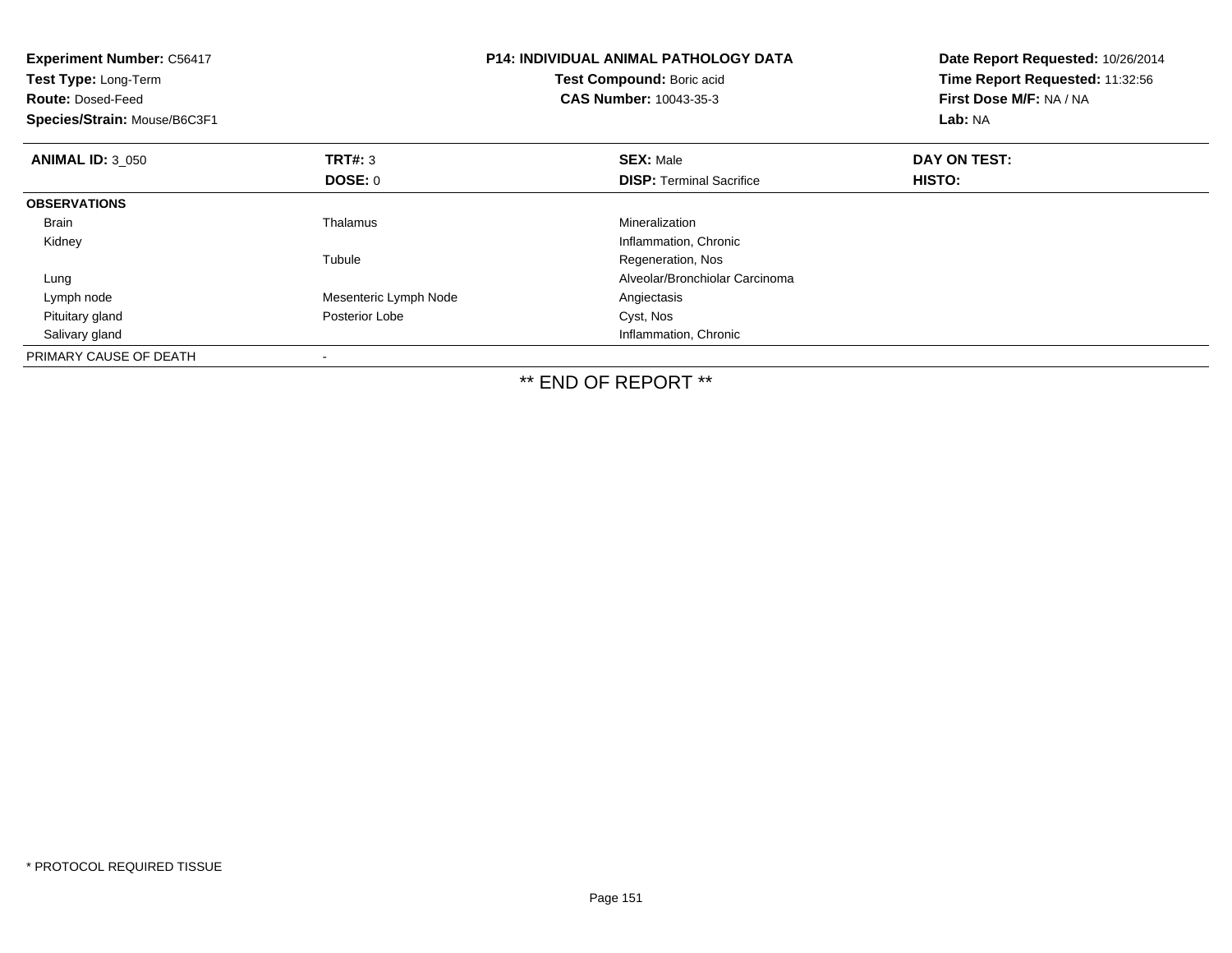**Experiment Number:** C56417
**Test Type:** Long-Term
**Route:** Dosed-Feed
**Species/Strain:** Mouse/B6C3F1

**P14: INDIVIDUAL ANIMAL PATHOLOGY DATA**
**Test Compound:** Boric acid
**CAS Number:** 10043-35-3

**Date Report Requested:** 10/26/2014
**Time Report Requested:** 11:32:56
**First Dose M/F:** NA / NA
**Lab:** NA

| **ANIMAL ID:** 3_050 | **TRT#:** 3 | **SEX:** Male | **DAY ON TEST:** |
|---|---|---|---|
| | **DOSE:** 0 | **DISP:** Terminal Sacrifice | **HISTO:** |
| **OBSERVATIONS** | | | |
| Brain | Thalamus | Mineralization | |
| Kidney | | Inflammation, Chronic | |
| | Tubule | Regeneration, Nos | |
| Lung | | Alveolar/Bronchiolar Carcinoma | |
| Lymph node | Mesenteric Lymph Node | Angiectasis | |
| Pituitary gland | Posterior Lobe | Cyst, Nos | |
| Salivary gland | | Inflammation, Chronic | |
| PRIMARY CAUSE OF DEATH | - | | |

** END OF REPORT **

* PROTOCOL REQUIRED TISSUE